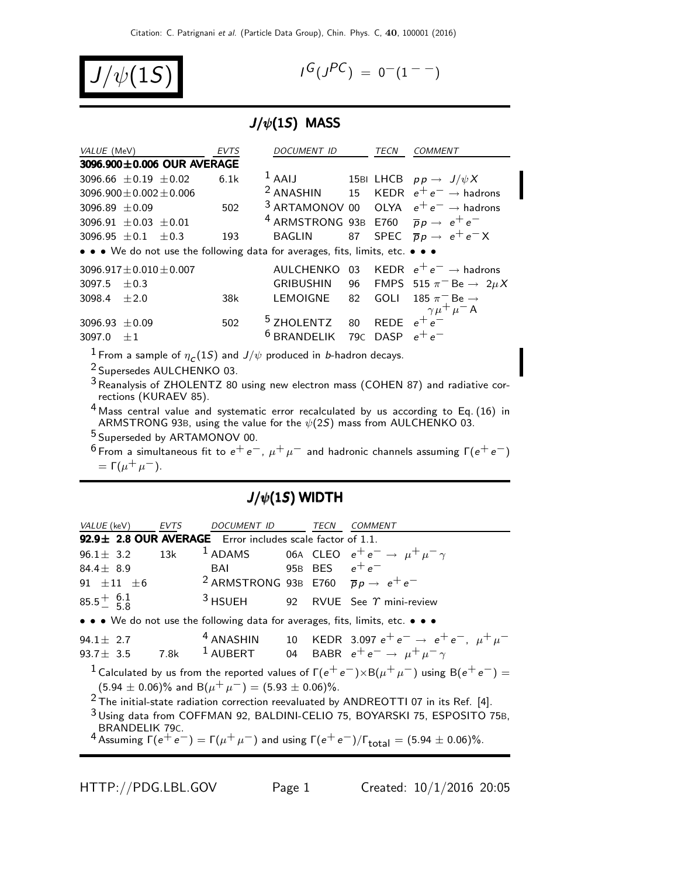# $J/\psi(1S)$

$I^G(J^{PC}) = 0^-(1^{--})$

## $J/\psi(1S)$ MASS

| VALUE (MeV) | EVTS | DOCUMENT ID | | TECN | COMMENT |
|---|---|---|---|---|---|
| **3096.900±0.006 OUR AVERAGE** | | | | | |
| 3096.66 ±0.19 ±0.02 | 6.1k | [1] AAIJ | 15BI | LHCB | $pp \to J/\psi X$ |
| 3096.900±0.002±0.006 | | [2] ANASHIN | 15 | KEDR | $e^+e^- \to$ hadrons |
| 3096.89 ±0.09 | 502 | [3] ARTAMONOV | 00 | OLYA | $e^+e^- \to$ hadrons |
| 3096.91 ±0.03 ±0.01 | | [4] ARMSTRONG | 93B | E760 | $\overline{p}p \to e^+e^-$ |
| 3096.95 ±0.1 ±0.3 | 193 | BAGLIN | 87 | SPEC | $\overline{p}p \to e^+e^- X$ |
| • • • We do not use the following data for averages, fits, limits, etc. • • • | | | | | |
| 3096.917±0.010±0.007 | | AULCHENKO | 03 | KEDR | $e^+e^- \to$ hadrons |
| 3097.5 ±0.3 | | GRIBUSHIN | 96 | FMPS | 515 $\pi^-$ Be $\to 2\mu X$ |
| 3098.4 ±2.0 | 38k | LEMOIGNE | 82 | GOLI | 185 $\pi^-$ Be $\to \gamma\mu^+\mu^-$ A |
| 3096.93 ±0.09 | 502 | [5] ZHOLENTZ | 80 | REDE | $e^+e^-$ |
| 3097.0 ±1 | | [6] BRANDELIK | 79C | DASP | $e^+e^-$ |

[1] From a sample of $\eta_c(1S)$ and $J/\psi$ produced in $b$-hadron decays.

[2] Supersedes AULCHENKO 03.

[3] Reanalysis of ZHOLENTZ 80 using new electron mass (COHEN 87) and radiative corrections (KURAEV 85).

[4] Mass central value and systematic error recalculated by us according to Eq. (16) in ARMSTRONG 93B, using the value for the $\psi(2S)$ mass from AULCHENKO 03.

[5] Superseded by ARTAMONOV 00.

[6] From a simultaneous fit to $e^+e^-$, $\mu^+\mu^-$ and hadronic channels assuming $\Gamma(e^+e^-) = \Gamma(\mu^+\mu^-)$.

## $J/\psi(1S)$ WIDTH

| VALUE (keV) | EVTS | DOCUMENT ID | | TECN | COMMENT |
|---|---|---|---|---|---|
| **92.9± 2.8 OUR AVERAGE** Error includes scale factor of 1.1. | | | | | |
| 96.1± 3.2 | 13k | [1] ADAMS | 06A | CLEO | $e^+e^- \to \mu^+\mu^-\gamma$ |
| 84.4± 8.9 | | BAI | 95B | BES | $e^+e^-$ |
| 91 ±11 ±6 | | [2] ARMSTRONG | 93B | E760 | $\overline{p}p \to e^+e^-$ |
| $85.5^{+6.1}_{-5.8}$ | | [3] HSUEH | 92 | RVUE | See $\Upsilon$ mini-review |
| • • • We do not use the following data for averages, fits, limits, etc. • • • | | | | | |
| 94.1± 2.7 | | [4] ANASHIN | 10 | KEDR | 3.097 $e^+e^- \to e^+e^-$, $\mu^+\mu^-$ |
| 93.7± 3.5 | 7.8k | [1] AUBERT | 04 | BABR | $e^+e^- \to \mu^+\mu^-\gamma$ |

[1] Calculated by us from the reported values of $\Gamma(e^+e^-)\times B(\mu^+\mu^-)$ using $B(e^+e^-) = (5.94 \pm 0.06)\%$ and $B(\mu^+\mu^-) = (5.93 \pm 0.06)\%$.

[2] The initial-state radiation correction reevaluated by ANDREOTTI 07 in its Ref. [4].

[3] Using data from COFFMAN 92, BALDINI-CELIO 75, BOYARSKI 75, ESPOSITO 75B, BRANDELIK 79C.

[4] Assuming $\Gamma(e^+e^-) = \Gamma(\mu^+\mu^-)$ and using $\Gamma(e^+e^-)/\Gamma_{total} = (5.94 \pm 0.06)\%$.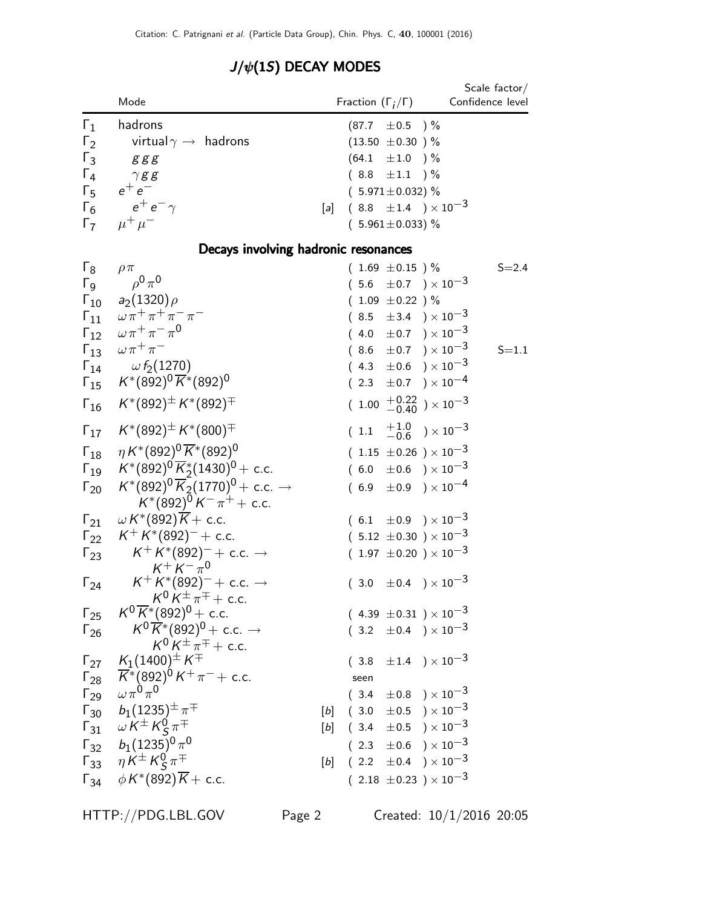## $J/\psi(1S)$ DECAY MODES

| | Mode | | Fraction ($\Gamma_i/\Gamma$) | Scale factor/ Confidence level |
|---|---|---|---|---|
| $\Gamma_1$ | hadrons | | $(87.7 \pm 0.5)$ % | |
| $\Gamma_2$ | virtual$\gamma \rightarrow$ hadrons | | $(13.50 \pm 0.30)$ % | |
| $\Gamma_3$ | $ggg$ | | $(64.1 \pm 1.0)$ % | |
| $\Gamma_4$ | $\gamma gg$ | | $(8.8 \pm 1.1)$ % | |
| $\Gamma_5$ | $e^+e^-$ | | $(5.971 \pm 0.032)$ % | |
| $\Gamma_6$ | $e^+e^-\gamma$ | [a] | $(8.8 \pm 1.4) \times 10^{-3}$ | |
| $\Gamma_7$ | $\mu^+\mu^-$ | | $(5.961 \pm 0.033)$ % | |
| | **Decays involving hadronic resonances** | | | |
| $\Gamma_8$ | $\rho\pi$ | | $(1.69 \pm 0.15)$ % | S=2.4 |
| $\Gamma_9$ | $\rho^0\pi^0$ | | $(5.6 \pm 0.7) \times 10^{-3}$ | |
| $\Gamma_{10}$ | $a_2(1320)\rho$ | | $(1.09 \pm 0.22)$ % | |
| $\Gamma_{11}$ | $\omega\pi^+\pi^+\pi^-\pi^-$ | | $(8.5 \pm 3.4) \times 10^{-3}$ | |
| $\Gamma_{12}$ | $\omega\pi^+\pi^-\pi^0$ | | $(4.0 \pm 0.7) \times 10^{-3}$ | |
| $\Gamma_{13}$ | $\omega\pi^+\pi^-$ | | $(8.6 \pm 0.7) \times 10^{-3}$ | S=1.1 |
| $\Gamma_{14}$ | $\omega f_2(1270)$ | | $(4.3 \pm 0.6) \times 10^{-3}$ | |
| $\Gamma_{15}$ | $K^*(892)^0\overline{K}^*(892)^0$ | | $(2.3 \pm 0.7) \times 10^{-4}$ | |
| $\Gamma_{16}$ | $K^*(892)^\pm K^*(892)^\mp$ | | $(1.00 {}^{+0.22}_{-0.40}) \times 10^{-3}$ | |
| $\Gamma_{17}$ | $K^*(892)^\pm K^*(800)^\mp$ | | $(1.1 {}^{+1.0}_{-0.6}) \times 10^{-3}$ | |
| $\Gamma_{18}$ | $\eta K^*(892)^0\overline{K}^*(892)^0$ | | $(1.15 \pm 0.26) \times 10^{-3}$ | |
| $\Gamma_{19}$ | $K^*(892)^0\overline{K}^*_2(1430)^0 +$ c.c. | | $(6.0 \pm 0.6) \times 10^{-3}$ | |
| $\Gamma_{20}$ | $K^*(892)^0\overline{K}_2(1770)^0 +$ c.c. $\rightarrow$ $K^*(892)^0K^-\pi^+ +$ c.c. | | $(6.9 \pm 0.9) \times 10^{-4}$ | |
| $\Gamma_{21}$ | $\omega K^*(892)\overline{K} +$ c.c. | | $(6.1 \pm 0.9) \times 10^{-3}$ | |
| $\Gamma_{22}$ | $K^+K^*(892)^- +$ c.c. | | $(5.12 \pm 0.30) \times 10^{-3}$ | |
| $\Gamma_{23}$ | $K^+K^*(892)^- +$ c.c. $\rightarrow$ $K^+K^-\pi^0$ | | $(1.97 \pm 0.20) \times 10^{-3}$ | |
| $\Gamma_{24}$ | $K^+K^*(892)^- +$ c.c. $\rightarrow$ $K^0K^\pm\pi^\mp +$ c.c. | | $(3.0 \pm 0.4) \times 10^{-3}$ | |
| $\Gamma_{25}$ | $K^0\overline{K}^*(892)^0 +$ c.c. | | $(4.39 \pm 0.31) \times 10^{-3}$ | |
| $\Gamma_{26}$ | $K^0\overline{K}^*(892)^0 +$ c.c. $\rightarrow$ $K^0K^\pm\pi^\mp +$ c.c. | | $(3.2 \pm 0.4) \times 10^{-3}$ | |
| $\Gamma_{27}$ | $K_1(1400)^\pm K^\mp$ | | $(3.8 \pm 1.4) \times 10^{-3}$ | |
| $\Gamma_{28}$ | $\overline{K}^*(892)^0K^+\pi^- +$ c.c. | | seen | |
| $\Gamma_{29}$ | $\omega\pi^0\pi^0$ | | $(3.4 \pm 0.8) \times 10^{-3}$ | |
| $\Gamma_{30}$ | $b_1(1235)^\pm\pi^\mp$ | [b] | $(3.0 \pm 0.5) \times 10^{-3}$ | |
| $\Gamma_{31}$ | $\omega K^\pm K^0_S\pi^\mp$ | [b] | $(3.4 \pm 0.5) \times 10^{-3}$ | |
| $\Gamma_{32}$ | $b_1(1235)^0\pi^0$ | | $(2.3 \pm 0.6) \times 10^{-3}$ | |
| $\Gamma_{33}$ | $\eta K^\pm K^0_S\pi^\mp$ | [b] | $(2.2 \pm 0.4) \times 10^{-3}$ | |
| $\Gamma_{34}$ | $\phi K^*(892)\overline{K} +$ c.c. | | $(2.18 \pm 0.23) \times 10^{-3}$ | |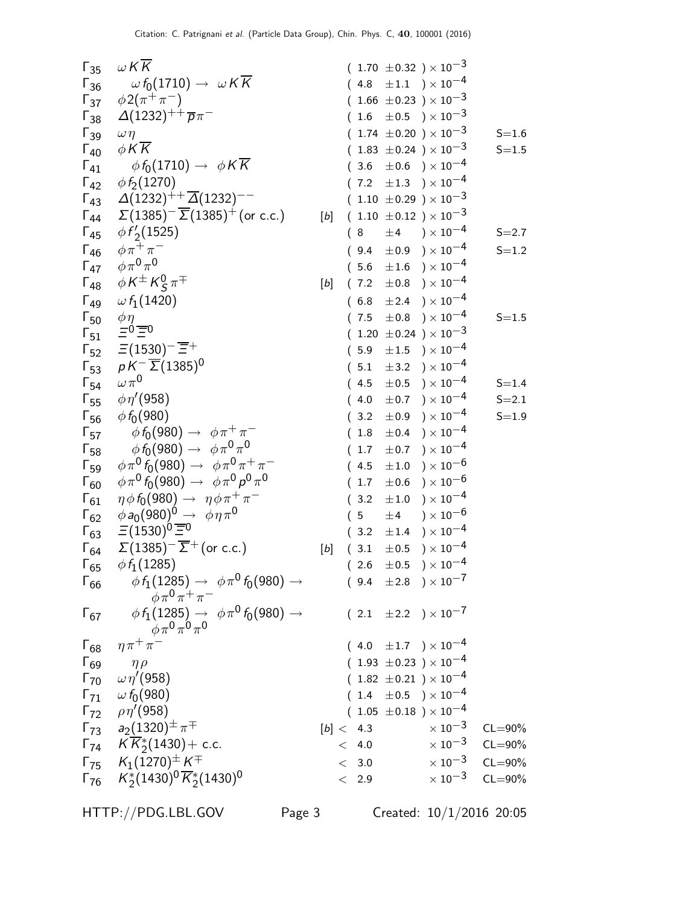| | | | | | |
|---|---|---|---|---|---|
| $\Gamma_{35}$ | $\omega K \overline{K}$ | | $(1.70 \pm 0.32) \times 10^{-3}$ | | |
| $\Gamma_{36}$ | $\omega f_0(1710) \rightarrow \omega K \overline{K}$ | | $(4.8 \pm 1.1) \times 10^{-4}$ | | |
| $\Gamma_{37}$ | $\phi 2(\pi^+ \pi^-)$ | | $(1.66 \pm 0.23) \times 10^{-3}$ | | |
| $\Gamma_{38}$ | $\Delta(1232)^{++} \overline{p} \pi^-$ | | $(1.6 \pm 0.5) \times 10^{-3}$ | | |
| $\Gamma_{39}$ | $\omega \eta$ | | $(1.74 \pm 0.20) \times 10^{-3}$ | S=1.6 | |
| $\Gamma_{40}$ | $\phi K \overline{K}$ | | $(1.83 \pm 0.24) \times 10^{-3}$ | S=1.5 | |
| $\Gamma_{41}$ | $\phi f_0(1710) \rightarrow \phi K \overline{K}$ | | $(3.6 \pm 0.6) \times 10^{-4}$ | | |
| $\Gamma_{42}$ | $\phi f_2(1270)$ | | $(7.2 \pm 1.3) \times 10^{-4}$ | | |
| $\Gamma_{43}$ | $\Delta(1232)^{++} \overline{\Delta}(1232)^{--}$ | | $(1.10 \pm 0.29) \times 10^{-3}$ | | |
| $\Gamma_{44}$ | $\Sigma(1385)^- \overline{\Sigma}(1385)^+$ (or c.c.) | [b] | $(1.10 \pm 0.12) \times 10^{-3}$ | | |
| $\Gamma_{45}$ | $\phi f'_2(1525)$ | | $(8 \pm 4) \times 10^{-4}$ | S=2.7 | |
| $\Gamma_{46}$ | $\phi \pi^+ \pi^-$ | | $(9.4 \pm 0.9) \times 10^{-4}$ | S=1.2 | |
| $\Gamma_{47}$ | $\phi \pi^0 \pi^0$ | | $(5.6 \pm 1.6) \times 10^{-4}$ | | |
| $\Gamma_{48}$ | $\phi K^\pm K^0_S \pi^\mp$ | [b] | $(7.2 \pm 0.8) \times 10^{-4}$ | | |
| $\Gamma_{49}$ | $\omega f_1(1420)$ | | $(6.8 \pm 2.4) \times 10^{-4}$ | | |
| $\Gamma_{50}$ | $\phi \eta$ | | $(7.5 \pm 0.8) \times 10^{-4}$ | S=1.5 | |
| $\Gamma_{51}$ | $\Xi^0 \overline{\Xi}^0$ | | $(1.20 \pm 0.24) \times 10^{-3}$ | | |
| $\Gamma_{52}$ | $\Xi(1530)^- \overline{\Xi}^+$ | | $(5.9 \pm 1.5) \times 10^{-4}$ | | |
| $\Gamma_{53}$ | $p K^- \overline{\Sigma}(1385)^0$ | | $(5.1 \pm 3.2) \times 10^{-4}$ | | |
| $\Gamma_{54}$ | $\omega \pi^0$ | | $(4.5 \pm 0.5) \times 10^{-4}$ | S=1.4 | |
| $\Gamma_{55}$ | $\phi \eta'(958)$ | | $(4.0 \pm 0.7) \times 10^{-4}$ | S=2.1 | |
| $\Gamma_{56}$ | $\phi f_0(980)$ | | $(3.2 \pm 0.9) \times 10^{-4}$ | S=1.9 | |
| $\Gamma_{57}$ | $\phi f_0(980) \rightarrow \phi \pi^+ \pi^-$ | | $(1.8 \pm 0.4) \times 10^{-4}$ | | |
| $\Gamma_{58}$ | $\phi f_0(980) \rightarrow \phi \pi^0 \pi^0$ | | $(1.7 \pm 0.7) \times 10^{-4}$ | | |
| $\Gamma_{59}$ | $\phi \pi^0 f_0(980) \rightarrow \phi \pi^0 \pi^+ \pi^-$ | | $(4.5 \pm 1.0) \times 10^{-6}$ | | |
| $\Gamma_{60}$ | $\phi \pi^0 f_0(980) \rightarrow \phi \pi^0 p^0 \pi^0$ | | $(1.7 \pm 0.6) \times 10^{-6}$ | | |
| $\Gamma_{61}$ | $\eta \phi f_0(980) \rightarrow \eta \phi \pi^+ \pi^-$ | | $(3.2 \pm 1.0) \times 10^{-4}$ | | |
| $\Gamma_{62}$ | $\phi a_0(980)^0 \rightarrow \phi \eta \pi^0$ | | $(5 \pm 4) \times 10^{-6}$ | | |
| $\Gamma_{63}$ | $\Xi(1530)^0 \overline{\Xi}^0$ | | $(3.2 \pm 1.4) \times 10^{-4}$ | | |
| $\Gamma_{64}$ | $\Sigma(1385)^- \overline{\Sigma}^+$ (or c.c.) | [b] | $(3.1 \pm 0.5) \times 10^{-4}$ | | |
| $\Gamma_{65}$ | $\phi f_1(1285)$ | | $(2.6 \pm 0.5) \times 10^{-4}$ | | |
| $\Gamma_{66}$ | $\phi f_1(1285) \rightarrow \phi \pi^0 f_0(980) \rightarrow \phi \pi^0 \pi^+ \pi^-$ | | $(9.4 \pm 2.8) \times 10^{-7}$ | | |
| $\Gamma_{67}$ | $\phi f_1(1285) \rightarrow \phi \pi^0 f_0(980) \rightarrow \phi \pi^0 \pi^0 \pi^0$ | | $(2.1 \pm 2.2) \times 10^{-7}$ | | |
| $\Gamma_{68}$ | $\eta \pi^+ \pi^-$ | | $(4.0 \pm 1.7) \times 10^{-4}$ | | |
| $\Gamma_{69}$ | $\eta \rho$ | | $(1.93 \pm 0.23) \times 10^{-4}$ | | |
| $\Gamma_{70}$ | $\omega \eta'(958)$ | | $(1.82 \pm 0.21) \times 10^{-4}$ | | |
| $\Gamma_{71}$ | $\omega f_0(980)$ | | $(1.4 \pm 0.5) \times 10^{-4}$ | | |
| $\Gamma_{72}$ | $\rho \eta'(958)$ | | $(1.05 \pm 0.18) \times 10^{-4}$ | | |
| $\Gamma_{73}$ | $a_2(1320)^\pm \pi^\mp$ | [b] | $< 4.3 \times 10^{-3}$ | CL=90% | |
| $\Gamma_{74}$ | $K \overline{K}^*_2(1430)+$ c.c. | | $< 4.0 \times 10^{-3}$ | CL=90% | |
| $\Gamma_{75}$ | $K_1(1270)^\pm K^\mp$ | | $< 3.0 \times 10^{-3}$ | CL=90% | |
| $\Gamma_{76}$ | $K^*_2(1430)^0 \overline{K}^*_2(1430)^0$ | | $< 2.9 \times 10^{-3}$ | CL=90% | |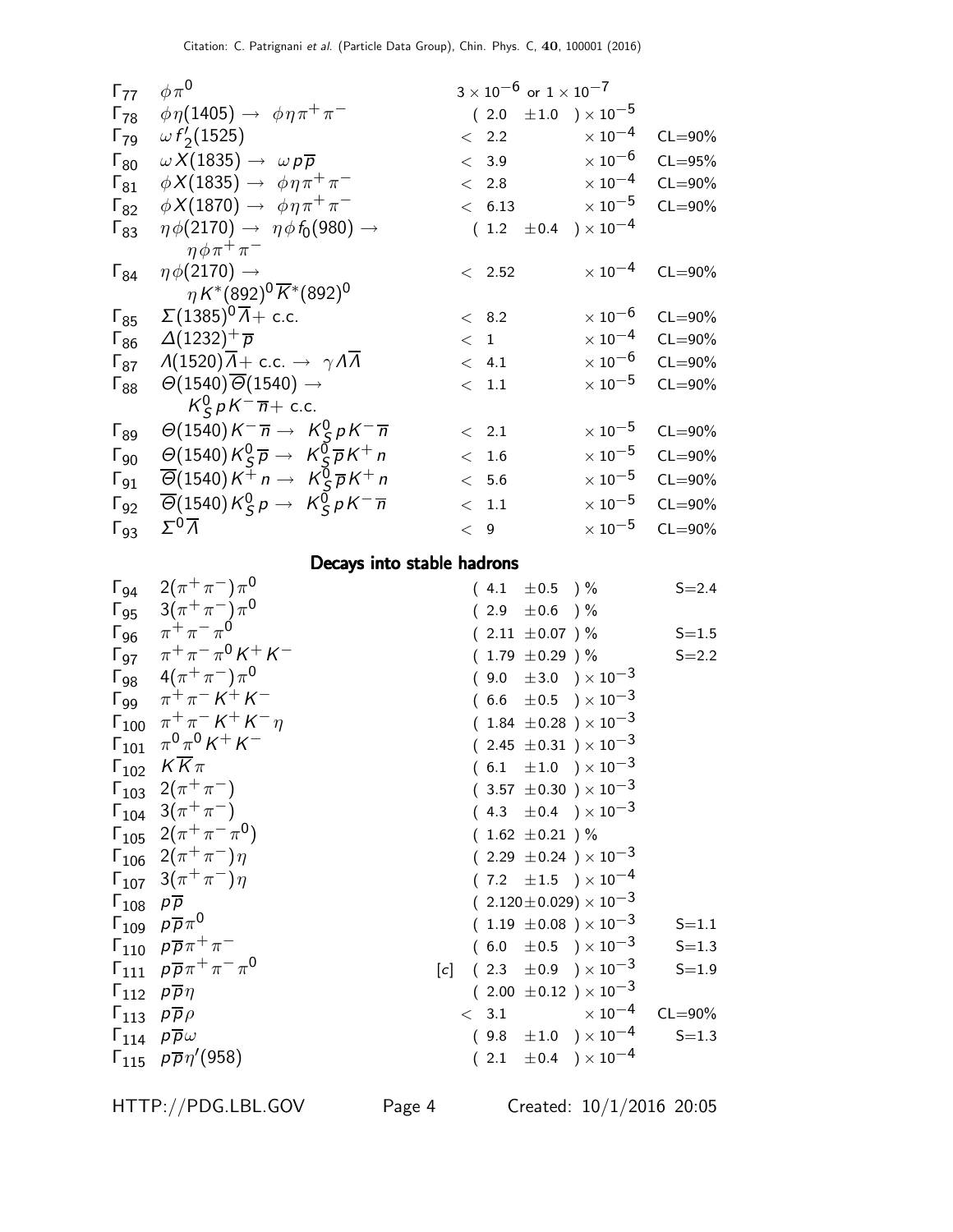| | | | | |
|---|---|---|---|---|
| $\Gamma_{77}$ | $\phi\pi^0$ | $3\times10^{-6}$ or $1\times10^{-7}$ | | |
| $\Gamma_{78}$ | $\phi\eta(1405) \to \phi\eta\pi^+\pi^-$ | $(2.0 \pm1.0) \times10^{-5}$ | | |
| $\Gamma_{79}$ | $\omega f_2'(1525)$ | $< 2.2 \times10^{-4}$ | CL=90% | |
| $\Gamma_{80}$ | $\omega X(1835) \to \omega p\overline{p}$ | $< 3.9 \times10^{-6}$ | CL=95% | |
| $\Gamma_{81}$ | $\phi X(1835) \to \phi\eta\pi^+\pi^-$ | $< 2.8 \times10^{-4}$ | CL=90% | |
| $\Gamma_{82}$ | $\phi X(1870) \to \phi\eta\pi^+\pi^-$ | $< 6.13 \times10^{-5}$ | CL=90% | |
| $\Gamma_{83}$ | $\eta\phi(2170) \to \eta\phi f_0(980) \to \eta\phi\pi^+\pi^-$ | $(1.2 \pm0.4) \times10^{-4}$ | | |
| $\Gamma_{84}$ | $\eta\phi(2170) \to \eta K^*(892)^0\overline{K}^*(892)^0$ | $< 2.52 \times10^{-4}$ | CL=90% | |
| $\Gamma_{85}$ | $\Sigma(1385)^0\overline{\Lambda}+$ c.c. | $< 8.2 \times10^{-6}$ | CL=90% | |
| $\Gamma_{86}$ | $\Delta(1232)^+\overline{p}$ | $< 1 \times10^{-4}$ | CL=90% | |
| $\Gamma_{87}$ | $\Lambda(1520)\overline{\Lambda}+$ c.c. $\to \gamma\Lambda\overline{\Lambda}$ | $< 4.1 \times10^{-6}$ | CL=90% | |
| $\Gamma_{88}$ | $\Theta(1540)\overline{\Theta}(1540) \to K_S^0 pK^-\overline{n}+$ c.c. | $< 1.1 \times10^{-5}$ | CL=90% | |
| $\Gamma_{89}$ | $\Theta(1540)K^-\overline{n} \to K_S^0 pK^-\overline{n}$ | $< 2.1 \times10^{-5}$ | CL=90% | |
| $\Gamma_{90}$ | $\Theta(1540)K_S^0\overline{p} \to K_S^0\overline{p}K^+n$ | $< 1.6 \times10^{-5}$ | CL=90% | |
| $\Gamma_{91}$ | $\overline{\Theta}(1540)K^+n \to K_S^0\overline{p}K^+n$ | $< 5.6 \times10^{-5}$ | CL=90% | |
| $\Gamma_{92}$ | $\overline{\Theta}(1540)K_S^0 p \to K_S^0 pK^-\overline{n}$ | $< 1.1 \times10^{-5}$ | CL=90% | |
| $\Gamma_{93}$ | $\Sigma^0\overline{\Lambda}$ | $< 9 \times10^{-5}$ | CL=90% | |

## Decays into stable hadrons

| | | | | |
|---|---|---|---|---|
| $\Gamma_{94}$ | $2(\pi^+\pi^-)\pi^0$ | | $(4.1 \pm0.5)$ % | S=2.4 |
| $\Gamma_{95}$ | $3(\pi^+\pi^-)\pi^0$ | | $(2.9 \pm0.6)$ % | |
| $\Gamma_{96}$ | $\pi^+\pi^-\pi^0$ | | $(2.11 \pm0.07)$ % | S=1.5 |
| $\Gamma_{97}$ | $\pi^+\pi^-\pi^0K^+K^-$ | | $(1.79 \pm0.29)$ % | S=2.2 |
| $\Gamma_{98}$ | $4(\pi^+\pi^-)\pi^0$ | | $(9.0 \pm3.0) \times10^{-3}$ | |
| $\Gamma_{99}$ | $\pi^+\pi^-K^+K^-$ | | $(6.6 \pm0.5) \times10^{-3}$ | |
| $\Gamma_{100}$ | $\pi^+\pi^-K^+K^-\eta$ | | $(1.84 \pm0.28) \times10^{-3}$ | |
| $\Gamma_{101}$ | $\pi^0\pi^0K^+K^-$ | | $(2.45 \pm0.31) \times10^{-3}$ | |
| $\Gamma_{102}$ | $K\overline{K}\pi$ | | $(6.1 \pm1.0) \times10^{-3}$ | |
| $\Gamma_{103}$ | $2(\pi^+\pi^-)$ | | $(3.57 \pm0.30) \times10^{-3}$ | |
| $\Gamma_{104}$ | $3(\pi^+\pi^-)$ | | $(4.3 \pm0.4) \times10^{-3}$ | |
| $\Gamma_{105}$ | $2(\pi^+\pi^-\pi^0)$ | | $(1.62 \pm0.21)$ % | |
| $\Gamma_{106}$ | $2(\pi^+\pi^-)\eta$ | | $(2.29 \pm0.24) \times10^{-3}$ | |
| $\Gamma_{107}$ | $3(\pi^+\pi^-)\eta$ | | $(7.2 \pm1.5) \times10^{-4}$ | |
| $\Gamma_{108}$ | $p\overline{p}$ | | $(2.120\pm0.029) \times10^{-3}$ | |
| $\Gamma_{109}$ | $p\overline{p}\pi^0$ | | $(1.19 \pm0.08) \times10^{-3}$ | S=1.1 |
| $\Gamma_{110}$ | $p\overline{p}\pi^+\pi^-$ | | $(6.0 \pm0.5) \times10^{-3}$ | S=1.3 |
| $\Gamma_{111}$ | $p\overline{p}\pi^+\pi^-\pi^0$ | [c] | $(2.3 \pm0.9) \times10^{-3}$ | S=1.9 |
| $\Gamma_{112}$ | $p\overline{p}\eta$ | | $(2.00 \pm0.12) \times10^{-3}$ | |
| $\Gamma_{113}$ | $p\overline{p}\rho$ | | $< 3.1 \times10^{-4}$ | CL=90% |
| $\Gamma_{114}$ | $p\overline{p}\omega$ | | $(9.8 \pm1.0) \times10^{-4}$ | S=1.3 |
| $\Gamma_{115}$ | $p\overline{p}\eta'(958)$ | | $(2.1 \pm0.4) \times10^{-4}$ | |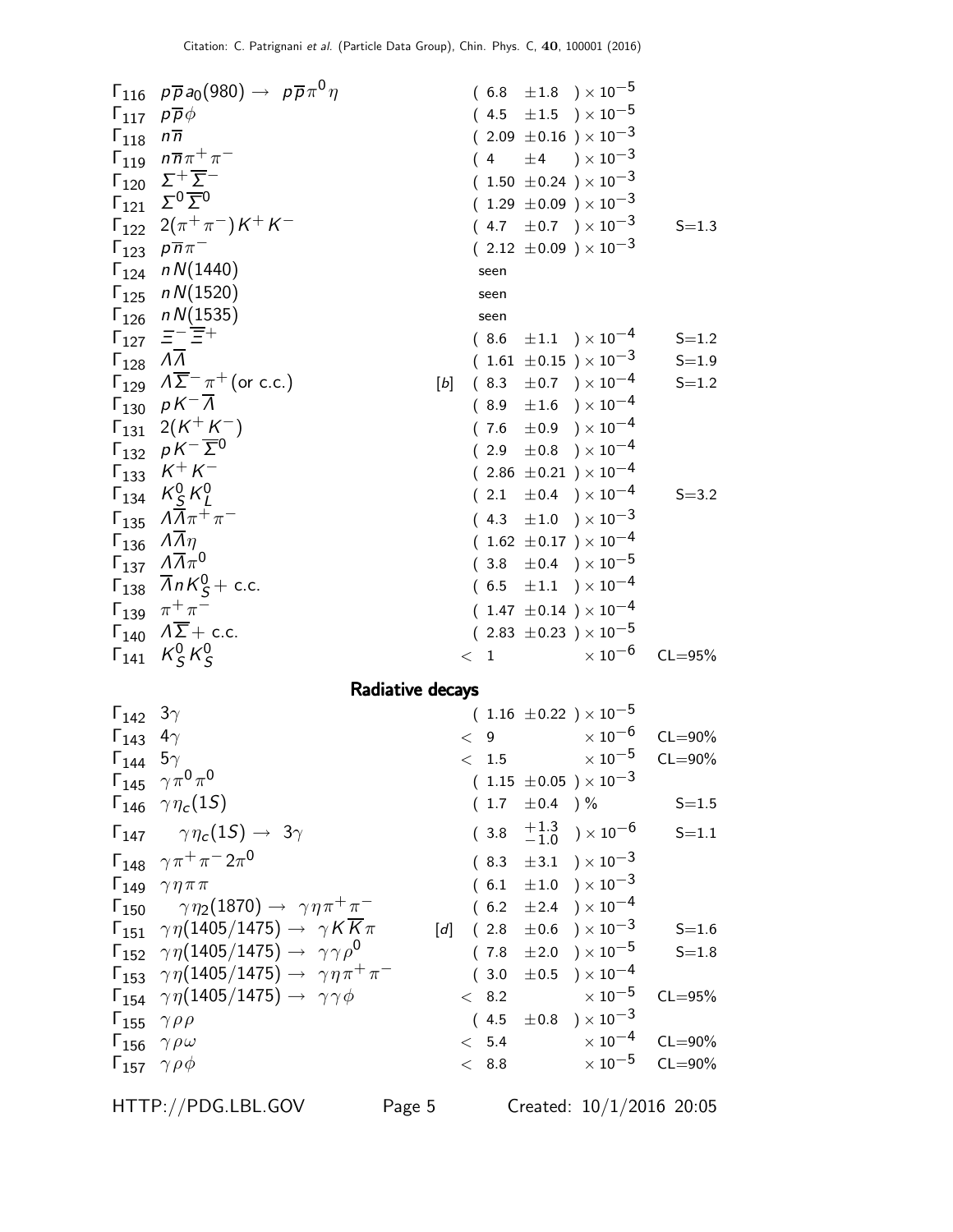| | | | | |
|---|---|---|---|---|
| $\Gamma_{116}$ | $p\overline{p}a_0(980) \to \ p\overline{p}\pi^0\eta$ | | $(6.8 \pm 1.8) \times 10^{-5}$ | |
| $\Gamma_{117}$ | $p\overline{p}\phi$ | | $(4.5 \pm 1.5) \times 10^{-5}$ | |
| $\Gamma_{118}$ | $n\overline{n}$ | | $(2.09 \pm 0.16) \times 10^{-3}$ | |
| $\Gamma_{119}$ | $n\overline{n}\pi^+\pi^-$ | | $(4 \pm 4) \times 10^{-3}$ | |
| $\Gamma_{120}$ | $\Sigma^+\overline{\Sigma}^-$ | | $(1.50 \pm 0.24) \times 10^{-3}$ | |
| $\Gamma_{121}$ | $\Sigma^0\overline{\Sigma}^0$ | | $(1.29 \pm 0.09) \times 10^{-3}$ | |
| $\Gamma_{122}$ | $2(\pi^+\pi^-)K^+K^-$ | | $(4.7 \pm 0.7) \times 10^{-3}$ | S=1.3 |
| $\Gamma_{123}$ | $p\overline{n}\pi^-$ | | $(2.12 \pm 0.09) \times 10^{-3}$ | |
| $\Gamma_{124}$ | $nN(1440)$ | | seen | |
| $\Gamma_{125}$ | $nN(1520)$ | | seen | |
| $\Gamma_{126}$ | $nN(1535)$ | | seen | |
| $\Gamma_{127}$ | $\Xi^-\overline{\Xi}^+$ | | $(8.6 \pm 1.1) \times 10^{-4}$ | S=1.2 |
| $\Gamma_{128}$ | $\Lambda\overline{\Lambda}$ | | $(1.61 \pm 0.15) \times 10^{-3}$ | S=1.9 |
| $\Gamma_{129}$ | $\Lambda\overline{\Sigma}^-\pi^+$ (or c.c.) | [b] | $(8.3 \pm 0.7) \times 10^{-4}$ | S=1.2 |
| $\Gamma_{130}$ | $pK^-\overline{\Lambda}$ | | $(8.9 \pm 1.6) \times 10^{-4}$ | |
| $\Gamma_{131}$ | $2(K^+K^-)$ | | $(7.6 \pm 0.9) \times 10^{-4}$ | |
| $\Gamma_{132}$ | $pK^-\overline{\Sigma}^0$ | | $(2.9 \pm 0.8) \times 10^{-4}$ | |
| $\Gamma_{133}$ | $K^+K^-$ | | $(2.86 \pm 0.21) \times 10^{-4}$ | |
| $\Gamma_{134}$ | $K^0_S K^0_L$ | | $(2.1 \pm 0.4) \times 10^{-4}$ | S=3.2 |
| $\Gamma_{135}$ | $\Lambda\overline{\Lambda}\pi^+\pi^-$ | | $(4.3 \pm 1.0) \times 10^{-3}$ | |
| $\Gamma_{136}$ | $\Lambda\overline{\Lambda}\eta$ | | $(1.62 \pm 0.17) \times 10^{-4}$ | |
| $\Gamma_{137}$ | $\Lambda\overline{\Lambda}\pi^0$ | | $(3.8 \pm 0.4) \times 10^{-5}$ | |
| $\Gamma_{138}$ | $\overline{\Lambda}nK^0_S$ + c.c. | | $(6.5 \pm 1.1) \times 10^{-4}$ | |
| $\Gamma_{139}$ | $\pi^+\pi^-$ | | $(1.47 \pm 0.14) \times 10^{-4}$ | |
| $\Gamma_{140}$ | $\Lambda\overline{\Sigma}$ + c.c. | | $(2.83 \pm 0.23) \times 10^{-5}$ | |
| $\Gamma_{141}$ | $K^0_S K^0_S$ | | $< 1 \times 10^{-6}$ | CL=95% |

## Radiative decays

| | | | | |
|---|---|---|---|---|
| $\Gamma_{142}$ | $3\gamma$ | | $(1.16 \pm 0.22) \times 10^{-5}$ | |
| $\Gamma_{143}$ | $4\gamma$ | | $< 9 \times 10^{-6}$ | CL=90% |
| $\Gamma_{144}$ | $5\gamma$ | | $< 1.5 \times 10^{-5}$ | CL=90% |
| $\Gamma_{145}$ | $\gamma\pi^0\pi^0$ | | $(1.15 \pm 0.05) \times 10^{-3}$ | |
| $\Gamma_{146}$ | $\gamma\eta_c(1S)$ | | $(1.7 \pm 0.4)$ % | S=1.5 |
| $\Gamma_{147}$ | $\gamma\eta_c(1S) \to \ 3\gamma$ | | $(3.8\ ^{+1.3}_{-1.0}) \times 10^{-6}$ | S=1.1 |
| $\Gamma_{148}$ | $\gamma\pi^+\pi^- 2\pi^0$ | | $(8.3 \pm 3.1) \times 10^{-3}$ | |
| $\Gamma_{149}$ | $\gamma\eta\pi\pi$ | | $(6.1 \pm 1.0) \times 10^{-3}$ | |
| $\Gamma_{150}$ | $\gamma\eta_2(1870) \to \ \gamma\eta\pi^+\pi^-$ | | $(6.2 \pm 2.4) \times 10^{-4}$ | |
| $\Gamma_{151}$ | $\gamma\eta(1405/1475) \to \ \gamma K\overline{K}\pi$ | [d] | $(2.8 \pm 0.6) \times 10^{-3}$ | S=1.6 |
| $\Gamma_{152}$ | $\gamma\eta(1405/1475) \to \ \gamma\gamma\rho^0$ | | $(7.8 \pm 2.0) \times 10^{-5}$ | S=1.8 |
| $\Gamma_{153}$ | $\gamma\eta(1405/1475) \to \ \gamma\eta\pi^+\pi^-$ | | $(3.0 \pm 0.5) \times 10^{-4}$ | |
| $\Gamma_{154}$ | $\gamma\eta(1405/1475) \to \ \gamma\gamma\phi$ | | $< 8.2 \times 10^{-5}$ | CL=95% |
| $\Gamma_{155}$ | $\gamma\rho\rho$ | | $(4.5 \pm 0.8) \times 10^{-3}$ | |
| $\Gamma_{156}$ | $\gamma\rho\omega$ | | $< 5.4 \times 10^{-4}$ | CL=90% |
| $\Gamma_{157}$ | $\gamma\rho\phi$ | | $< 8.8 \times 10^{-5}$ | CL=90% |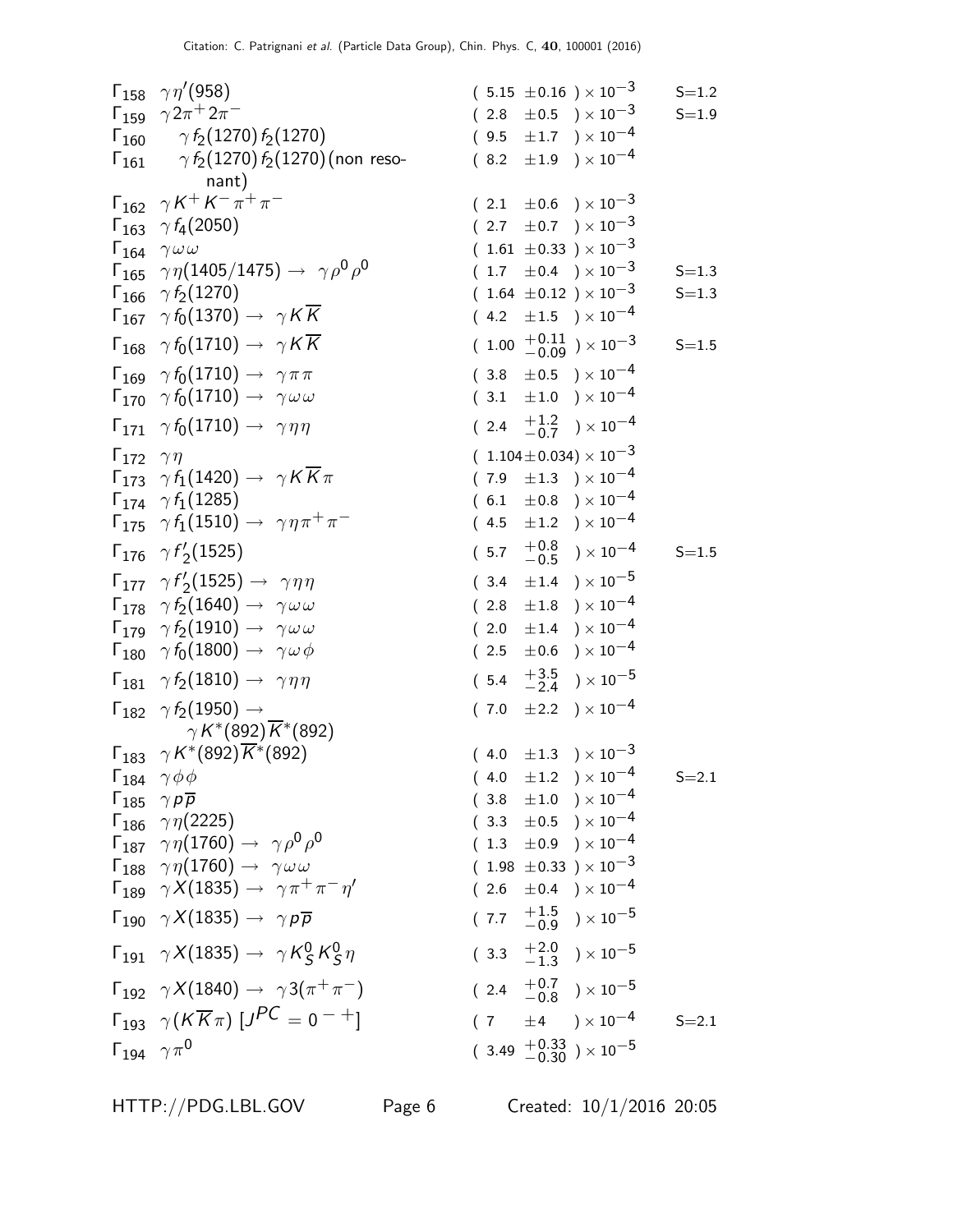| | | | |
|---|---|---|---|
| $\Gamma_{158}$ | $\gamma \eta'(958)$ | $(5.15 \pm 0.16) \times 10^{-3}$ | S=1.2 |
| $\Gamma_{159}$ | $\gamma 2\pi^+ 2\pi^-$ | $(2.8 \pm 0.5) \times 10^{-3}$ | S=1.9 |
| $\Gamma_{160}$ | $\gamma f_2(1270) f_2(1270)$ | $(9.5 \pm 1.7) \times 10^{-4}$ | |
| $\Gamma_{161}$ | $\gamma f_2(1270) f_2(1270)$(non resonant) | $(8.2 \pm 1.9) \times 10^{-4}$ | |
| $\Gamma_{162}$ | $\gamma K^+ K^- \pi^+ \pi^-$ | $(2.1 \pm 0.6) \times 10^{-3}$ | |
| $\Gamma_{163}$ | $\gamma f_4(2050)$ | $(2.7 \pm 0.7) \times 10^{-3}$ | |
| $\Gamma_{164}$ | $\gamma \omega \omega$ | $(1.61 \pm 0.33) \times 10^{-3}$ | |
| $\Gamma_{165}$ | $\gamma \eta(1405/1475) \rightarrow \gamma \rho^0 \rho^0$ | $(1.7 \pm 0.4) \times 10^{-3}$ | S=1.3 |
| $\Gamma_{166}$ | $\gamma f_2(1270)$ | $(1.64 \pm 0.12) \times 10^{-3}$ | S=1.3 |
| $\Gamma_{167}$ | $\gamma f_0(1370) \rightarrow \gamma K \overline{K}$ | $(4.2 \pm 1.5) \times 10^{-4}$ | |
| $\Gamma_{168}$ | $\gamma f_0(1710) \rightarrow \gamma K \overline{K}$ | $(1.00 {}^{+0.11}_{-0.09}) \times 10^{-3}$ | S=1.5 |
| $\Gamma_{169}$ | $\gamma f_0(1710) \rightarrow \gamma \pi \pi$ | $(3.8 \pm 0.5) \times 10^{-4}$ | |
| $\Gamma_{170}$ | $\gamma f_0(1710) \rightarrow \gamma \omega \omega$ | $(3.1 \pm 1.0) \times 10^{-4}$ | |
| $\Gamma_{171}$ | $\gamma f_0(1710) \rightarrow \gamma \eta \eta$ | $(2.4 {}^{+1.2}_{-0.7}) \times 10^{-4}$ | |
| $\Gamma_{172}$ | $\gamma \eta$ | $(1.104 \pm 0.034) \times 10^{-3}$ | |
| $\Gamma_{173}$ | $\gamma f_1(1420) \rightarrow \gamma K \overline{K} \pi$ | $(7.9 \pm 1.3) \times 10^{-4}$ | |
| $\Gamma_{174}$ | $\gamma f_1(1285)$ | $(6.1 \pm 0.8) \times 10^{-4}$ | |
| $\Gamma_{175}$ | $\gamma f_1(1510) \rightarrow \gamma \eta \pi^+ \pi^-$ | $(4.5 \pm 1.2) \times 10^{-4}$ | |
| $\Gamma_{176}$ | $\gamma f'_2(1525)$ | $(5.7 {}^{+0.8}_{-0.5}) \times 10^{-4}$ | S=1.5 |
| $\Gamma_{177}$ | $\gamma f'_2(1525) \rightarrow \gamma \eta \eta$ | $(3.4 \pm 1.4) \times 10^{-5}$ | |
| $\Gamma_{178}$ | $\gamma f_2(1640) \rightarrow \gamma \omega \omega$ | $(2.8 \pm 1.8) \times 10^{-4}$ | |
| $\Gamma_{179}$ | $\gamma f_2(1910) \rightarrow \gamma \omega \omega$ | $(2.0 \pm 1.4) \times 10^{-4}$ | |
| $\Gamma_{180}$ | $\gamma f_0(1800) \rightarrow \gamma \omega \phi$ | $(2.5 \pm 0.6) \times 10^{-4}$ | |
| $\Gamma_{181}$ | $\gamma f_2(1810) \rightarrow \gamma \eta \eta$ | $(5.4 {}^{+3.5}_{-2.4}) \times 10^{-5}$ | |
| $\Gamma_{182}$ | $\gamma f_2(1950) \rightarrow \gamma K^*(892) \overline{K}^*(892)$ | $(7.0 \pm 2.2) \times 10^{-4}$ | |
| $\Gamma_{183}$ | $\gamma K^*(892) \overline{K}^*(892)$ | $(4.0 \pm 1.3) \times 10^{-3}$ | |
| $\Gamma_{184}$ | $\gamma \phi \phi$ | $(4.0 \pm 1.2) \times 10^{-4}$ | S=2.1 |
| $\Gamma_{185}$ | $\gamma p \overline{p}$ | $(3.8 \pm 1.0) \times 10^{-4}$ | |
| $\Gamma_{186}$ | $\gamma \eta(2225)$ | $(3.3 \pm 0.5) \times 10^{-4}$ | |
| $\Gamma_{187}$ | $\gamma \eta(1760) \rightarrow \gamma \rho^0 \rho^0$ | $(1.3 \pm 0.9) \times 10^{-4}$ | |
| $\Gamma_{188}$ | $\gamma \eta(1760) \rightarrow \gamma \omega \omega$ | $(1.98 \pm 0.33) \times 10^{-3}$ | |
| $\Gamma_{189}$ | $\gamma X(1835) \rightarrow \gamma \pi^+ \pi^- \eta'$ | $(2.6 \pm 0.4) \times 10^{-4}$ | |
| $\Gamma_{190}$ | $\gamma X(1835) \rightarrow \gamma p \overline{p}$ | $(7.7 {}^{+1.5}_{-0.9}) \times 10^{-5}$ | |
| $\Gamma_{191}$ | $\gamma X(1835) \rightarrow \gamma K^0_S K^0_S \eta$ | $(3.3 {}^{+2.0}_{-1.3}) \times 10^{-5}$ | |
| $\Gamma_{192}$ | $\gamma X(1840) \rightarrow \gamma 3(\pi^+ \pi^-)$ | $(2.4 {}^{+0.7}_{-0.8}) \times 10^{-5}$ | |
| $\Gamma_{193}$ | $\gamma (K \overline{K} \pi)$ $[J^{PC} = 0^{-+}]$ | $(7 \pm 4) \times 10^{-4}$ | S=2.1 |
| $\Gamma_{194}$ | $\gamma \pi^0$ | $(3.49 {}^{+0.33}_{-0.30}) \times 10^{-5}$ | |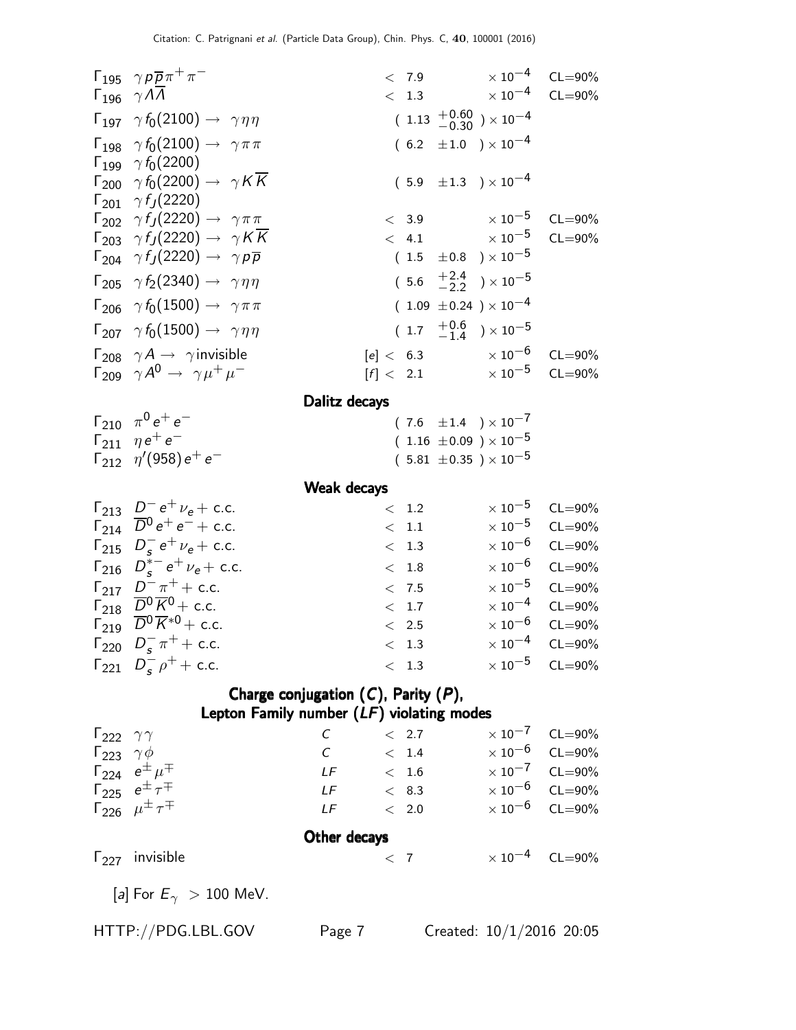| | | | | |
|---|---|---|---|---|
| $\Gamma_{195}$ | $\gamma p \overline{p} \pi^+ \pi^-$ | | $< 7.9 \times 10^{-4}$ | CL=90% |
| $\Gamma_{196}$ | $\gamma \Lambda \overline{\Lambda}$ | | $< 1.3 \times 10^{-4}$ | CL=90% |
| $\Gamma_{197}$ | $\gamma f_0(2100) \rightarrow \gamma \eta \eta$ | | $( 1.13 \ ^{+0.60}_{-0.30} ) \times 10^{-4}$ | |
| $\Gamma_{198}$ | $\gamma f_0(2100) \rightarrow \gamma \pi \pi$ | | $( 6.2 \pm 1.0 ) \times 10^{-4}$ | |
| $\Gamma_{199}$ | $\gamma f_0(2200)$ | | | |
| $\Gamma_{200}$ | $\gamma f_0(2200) \rightarrow \gamma K \overline{K}$ | | $( 5.9 \pm 1.3 ) \times 10^{-4}$ | |
| $\Gamma_{201}$ | $\gamma f_J(2220)$ | | | |
| $\Gamma_{202}$ | $\gamma f_J(2220) \rightarrow \gamma \pi \pi$ | | $< 3.9 \times 10^{-5}$ | CL=90% |
| $\Gamma_{203}$ | $\gamma f_J(2220) \rightarrow \gamma K \overline{K}$ | | $< 4.1 \times 10^{-5}$ | CL=90% |
| $\Gamma_{204}$ | $\gamma f_J(2220) \rightarrow \gamma p \overline{p}$ | | $( 1.5 \pm 0.8 ) \times 10^{-5}$ | |
| $\Gamma_{205}$ | $\gamma f_2(2340) \rightarrow \gamma \eta \eta$ | | $( 5.6 \ ^{+2.4}_{-2.2} ) \times 10^{-5}$ | |
| $\Gamma_{206}$ | $\gamma f_0(1500) \rightarrow \gamma \pi \pi$ | | $( 1.09 \pm 0.24 ) \times 10^{-4}$ | |
| $\Gamma_{207}$ | $\gamma f_0(1500) \rightarrow \gamma \eta \eta$ | | $( 1.7 \ ^{+0.6}_{-1.4} ) \times 10^{-5}$ | |
| $\Gamma_{208}$ | $\gamma A \rightarrow \gamma$invisible | [e] | $< 6.3 \times 10^{-6}$ | CL=90% |
| $\Gamma_{209}$ | $\gamma A^0 \rightarrow \gamma \mu^+ \mu^-$ | [f] | $< 2.1 \times 10^{-5}$ | CL=90% |

## Dalitz decays

| | | | |
|---|---|---|---|
| $\Gamma_{210}$ | $\pi^0 e^+ e^-$ | $( 7.6 \pm 1.4 ) \times 10^{-7}$ | |
| $\Gamma_{211}$ | $\eta e^+ e^-$ | $( 1.16 \pm 0.09 ) \times 10^{-5}$ | |
| $\Gamma_{212}$ | $\eta'(958) e^+ e^-$ | $( 5.81 \pm 0.35 ) \times 10^{-5}$ | |

## Weak decays

| | | | |
|---|---|---|---|
| $\Gamma_{213}$ | $D^- e^+ \nu_e$ + c.c. | $< 1.2 \times 10^{-5}$ | CL=90% |
| $\Gamma_{214}$ | $\overline{D}^0 e^+ e^-$ + c.c. | $< 1.1 \times 10^{-5}$ | CL=90% |
| $\Gamma_{215}$ | $D_s^- e^+ \nu_e$ + c.c. | $< 1.3 \times 10^{-6}$ | CL=90% |
| $\Gamma_{216}$ | $D_s^{*-} e^+ \nu_e$ + c.c. | $< 1.8 \times 10^{-6}$ | CL=90% |
| $\Gamma_{217}$ | $D^- \pi^+$ + c.c. | $< 7.5 \times 10^{-5}$ | CL=90% |
| $\Gamma_{218}$ | $\overline{D}^0 \overline{K}^0$ + c.c. | $< 1.7 \times 10^{-4}$ | CL=90% |
| $\Gamma_{219}$ | $\overline{D}^0 \overline{K}^{*0}$ + c.c. | $< 2.5 \times 10^{-6}$ | CL=90% |
| $\Gamma_{220}$ | $D_s^- \pi^+$ + c.c. | $< 1.3 \times 10^{-4}$ | CL=90% |
| $\Gamma_{221}$ | $D_s^- \rho^+$ + c.c. | $< 1.3 \times 10^{-5}$ | CL=90% |

## Charge conjugation (*C*), Parity (*P*), Lepton Family number (*LF*) violating modes

| | | | | |
|---|---|---|---|---|
| $\Gamma_{222}$ | $\gamma \gamma$ | *C* | $< 2.7 \times 10^{-7}$ | CL=90% |
| $\Gamma_{223}$ | $\gamma \phi$ | *C* | $< 1.4 \times 10^{-6}$ | CL=90% |
| $\Gamma_{224}$ | $e^{\pm} \mu^{\mp}$ | *LF* | $< 1.6 \times 10^{-7}$ | CL=90% |
| $\Gamma_{225}$ | $e^{\pm} \tau^{\mp}$ | *LF* | $< 8.3 \times 10^{-6}$ | CL=90% |
| $\Gamma_{226}$ | $\mu^{\pm} \tau^{\mp}$ | *LF* | $< 2.0 \times 10^{-6}$ | CL=90% |

## Other decays

| | | | |
|---|---|---|---|
| $\Gamma_{227}$ | invisible | $< 7 \times 10^{-4}$ | CL=90% |

[a] For $E_\gamma > 100$ MeV.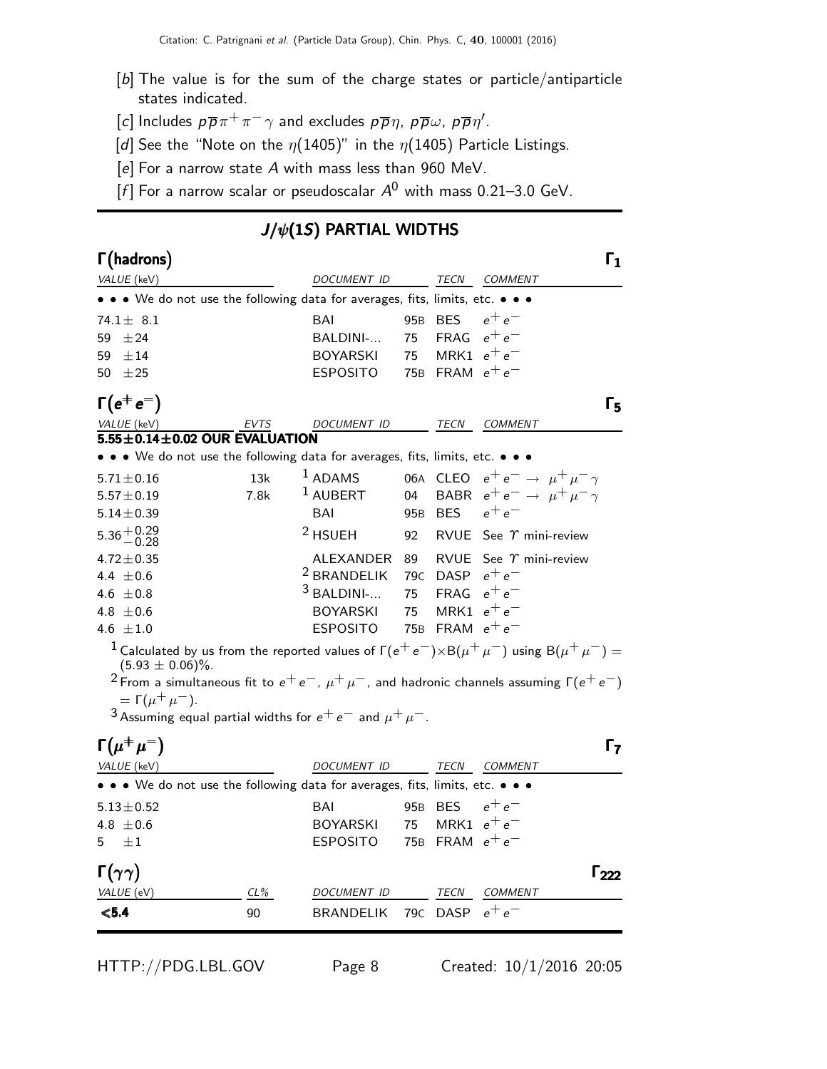[b] The value is for the sum of the charge states or particle/antiparticle states indicated.

[c] Includes $p\overline{p}\pi^+\pi^-\gamma$ and excludes $p\overline{p}\eta$, $p\overline{p}\omega$, $p\overline{p}\eta'$.

[d] See the "Note on the $\eta(1405)$" in the $\eta(1405)$ Particle Listings.

[e] For a narrow state $A$ with mass less than 960 MeV.

[f] For a narrow scalar or pseudoscalar $A^0$ with mass 0.21–3.0 GeV.

## $J/\psi(1S)$ PARTIAL WIDTHS

### $\Gamma$(hadrons) $\qquad\qquad\qquad\qquad$ $\Gamma_1$

| VALUE (keV) | DOCUMENT ID | | TECN | COMMENT |
|---|---|---|---|---|
| • • • We do not use the following data for averages, fits, limits, etc. • • • | | | | |
| $74.1 \pm 8.1$ | BAI | 95B | BES | $e^+e^-$ |
| $59 \pm 24$ | BALDINI-... | 75 | FRAG | $e^+e^-$ |
| $59 \pm 14$ | BOYARSKI | 75 | MRK1 | $e^+e^-$ |
| $50 \pm 25$ | ESPOSITO | 75B | FRAM | $e^+e^-$ |

### $\Gamma(e^+e^-)$ $\qquad\qquad\qquad\qquad$ $\Gamma_5$

| VALUE (keV) | EVTS | DOCUMENT ID | | TECN | COMMENT |
|---|---|---|---|---|---|
| **$5.55 \pm 0.14 \pm 0.02$ OUR EVALUATION** | | | | | |
| • • • We do not use the following data for averages, fits, limits, etc. • • • | | | | | |
| $5.71 \pm 0.16$ | 13k | [1] ADAMS | 06A | CLEO | $e^+e^- \to \mu^+\mu^-\gamma$ |
| $5.57 \pm 0.19$ | 7.8k | [1] AUBERT | 04 | BABR | $e^+e^- \to \mu^+\mu^-\gamma$ |
| $5.14 \pm 0.39$ | | BAI | 95B | BES | $e^+e^-$ |
| $5.36^{+0.29}_{-0.28}$ | | [2] HSUEH | 92 | RVUE | See $\Upsilon$ mini-review |
| $4.72 \pm 0.35$ | | ALEXANDER | 89 | RVUE | See $\Upsilon$ mini-review |
| $4.4 \pm 0.6$ | | [2] BRANDELIK | 79C | DASP | $e^+e^-$ |
| $4.6 \pm 0.8$ | | [3] BALDINI-... | 75 | FRAG | $e^+e^-$ |
| $4.8 \pm 0.6$ | | BOYARSKI | 75 | MRK1 | $e^+e^-$ |
| $4.6 \pm 1.0$ | | ESPOSITO | 75B | FRAM | $e^+e^-$ |

[1] Calculated by us from the reported values of $\Gamma(e^+e^-) \times B(\mu^+\mu^-)$ using $B(\mu^+\mu^-) = (5.93 \pm 0.06)\%$.

[2] From a simultaneous fit to $e^+e^-$, $\mu^+\mu^-$, and hadronic channels assuming $\Gamma(e^+e^-) = \Gamma(\mu^+\mu^-)$.

[3] Assuming equal partial widths for $e^+e^-$ and $\mu^+\mu^-$.

### $\Gamma(\mu^+\mu^-)$ $\qquad\qquad\qquad\qquad$ $\Gamma_7$

| VALUE (keV) | DOCUMENT ID | | TECN | COMMENT |
|---|---|---|---|---|
| • • • We do not use the following data for averages, fits, limits, etc. • • • | | | | |
| $5.13 \pm 0.52$ | BAI | 95B | BES | $e^+e^-$ |
| $4.8 \pm 0.6$ | BOYARSKI | 75 | MRK1 | $e^+e^-$ |
| $5 \pm 1$ | ESPOSITO | 75B | FRAM | $e^+e^-$ |

### $\Gamma(\gamma\gamma)$ $\qquad\qquad\qquad\qquad$ $\Gamma_{222}$

| VALUE (eV) | CL% | DOCUMENT ID | | TECN | COMMENT |
|---|---|---|---|---|---|
| **<5.4** | 90 | BRANDELIK | 79C | DASP | $e^+e^-$ |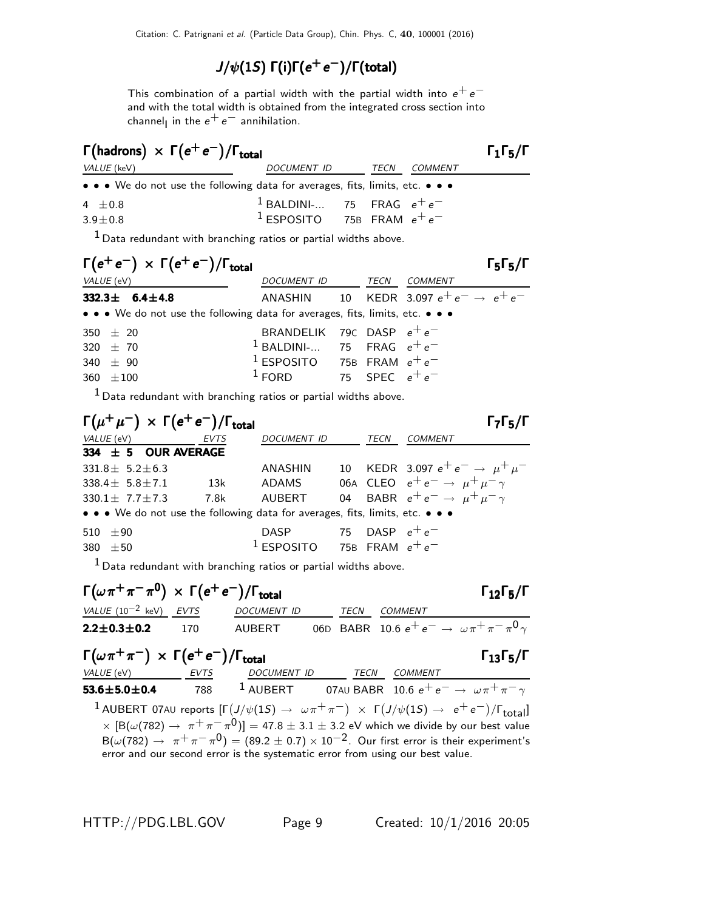# $J/\psi(1S)$ $\Gamma(i)\Gamma(e^+e^-)/\Gamma(\text{total})$

This combination of a partial width with the partial width into $e^+e^-$ and with the total width is obtained from the integrated cross section into channel$_I$ in the $e^+e^-$ annihilation.

### $\Gamma(\text{hadrons}) \times \Gamma(e^+e^-)/\Gamma_{\text{total}}$ $\qquad \Gamma_1\Gamma_5/\Gamma$

| VALUE (keV) | DOCUMENT ID | | TECN | COMMENT |
|---|---|---|---|---|
| • • • We do not use the following data for averages, fits, limits, etc. • • • | | | | |
| $4 \pm 0.8$ | [1] BALDINI-... | 75 | FRAG | $e^+e^-$ |
| $3.9 \pm 0.8$ | [1] ESPOSITO | 75B | FRAM | $e^+e^-$ |

[1] Data redundant with branching ratios or partial widths above.

### $\Gamma(e^+e^-) \times \Gamma(e^+e^-)/\Gamma_{\text{total}}$ $\qquad \Gamma_5\Gamma_5/\Gamma$

| VALUE (eV) | DOCUMENT ID | | TECN | COMMENT |
|---|---|---|---|---|
| **332.3± 6.4±4.8** | ANASHIN | 10 | KEDR | 3.097 $e^+e^- \to e^+e^-$ |
| • • • We do not use the following data for averages, fits, limits, etc. • • • | | | | |
| $350 \pm 20$ | BRANDELIK | 79C | DASP | $e^+e^-$ |
| $320 \pm 70$ | [1] BALDINI-... | 75 | FRAG | $e^+e^-$ |
| $340 \pm 90$ | [1] ESPOSITO | 75B | FRAM | $e^+e^-$ |
| $360 \pm 100$ | [1] FORD | 75 | SPEC | $e^+e^-$ |

[1] Data redundant with branching ratios or partial widths above.

### $\Gamma(\mu^+\mu^-) \times \Gamma(e^+e^-)/\Gamma_{\text{total}}$ $\qquad \Gamma_7\Gamma_5/\Gamma$

| VALUE (eV) | EVTS | DOCUMENT ID | | TECN | COMMENT |
|---|---|---|---|---|---|
| **334 ± 5 OUR AVERAGE** | | | | | |
| $331.8 \pm 5.2 \pm 6.3$ | | ANASHIN | 10 | KEDR | 3.097 $e^+e^- \to \mu^+\mu^-$ |
| $338.4 \pm 5.8 \pm 7.1$ | 13k | ADAMS | 06A | CLEO | $e^+e^- \to \mu^+\mu^-\gamma$ |
| $330.1 \pm 7.7 \pm 7.3$ | 7.8k | AUBERT | 04 | BABR | $e^+e^- \to \mu^+\mu^-\gamma$ |
| • • • We do not use the following data for averages, fits, limits, etc. • • • | | | | | |
| $510 \pm 90$ | | DASP | 75 | DASP | $e^+e^-$ |
| $380 \pm 50$ | | [1] ESPOSITO | 75B | FRAM | $e^+e^-$ |

[1] Data redundant with branching ratios or partial widths above.

### $\Gamma(\omega\pi^+\pi^-\pi^0) \times \Gamma(e^+e^-)/\Gamma_{\text{total}}$ $\qquad \Gamma_{12}\Gamma_5/\Gamma$

| VALUE ($10^{-2}$ keV) | EVTS | DOCUMENT ID | | TECN | COMMENT |
|---|---|---|---|---|---|
| **2.2±0.3±0.2** | 170 | AUBERT | 06D | BABR | 10.6 $e^+e^- \to \omega\pi^+\pi^-\pi^0\gamma$ |

### $\Gamma(\omega\pi^+\pi^-) \times \Gamma(e^+e^-)/\Gamma_{\text{total}}$ $\qquad \Gamma_{13}\Gamma_5/\Gamma$

| VALUE (eV) | EVTS | DOCUMENT ID | | TECN | COMMENT |
|---|---|---|---|---|---|
| **53.6±5.0±0.4** | 788 | [1] AUBERT | 07AU | BABR | 10.6 $e^+e^- \to \omega\pi^+\pi^-\gamma$ |

[1] AUBERT 07AU reports $[\Gamma(J/\psi(1S) \to \omega\pi^+\pi^-) \times \Gamma(J/\psi(1S) \to e^+e^-)/\Gamma_{\text{total}}] \times [B(\omega(782) \to \pi^+\pi^-\pi^0)] = 47.8 \pm 3.1 \pm 3.2$ eV which we divide by our best value $B(\omega(782) \to \pi^+\pi^-\pi^0) = (89.2 \pm 0.7) \times 10^{-2}$. Our first error is their experiment's error and our second error is the systematic error from using our best value.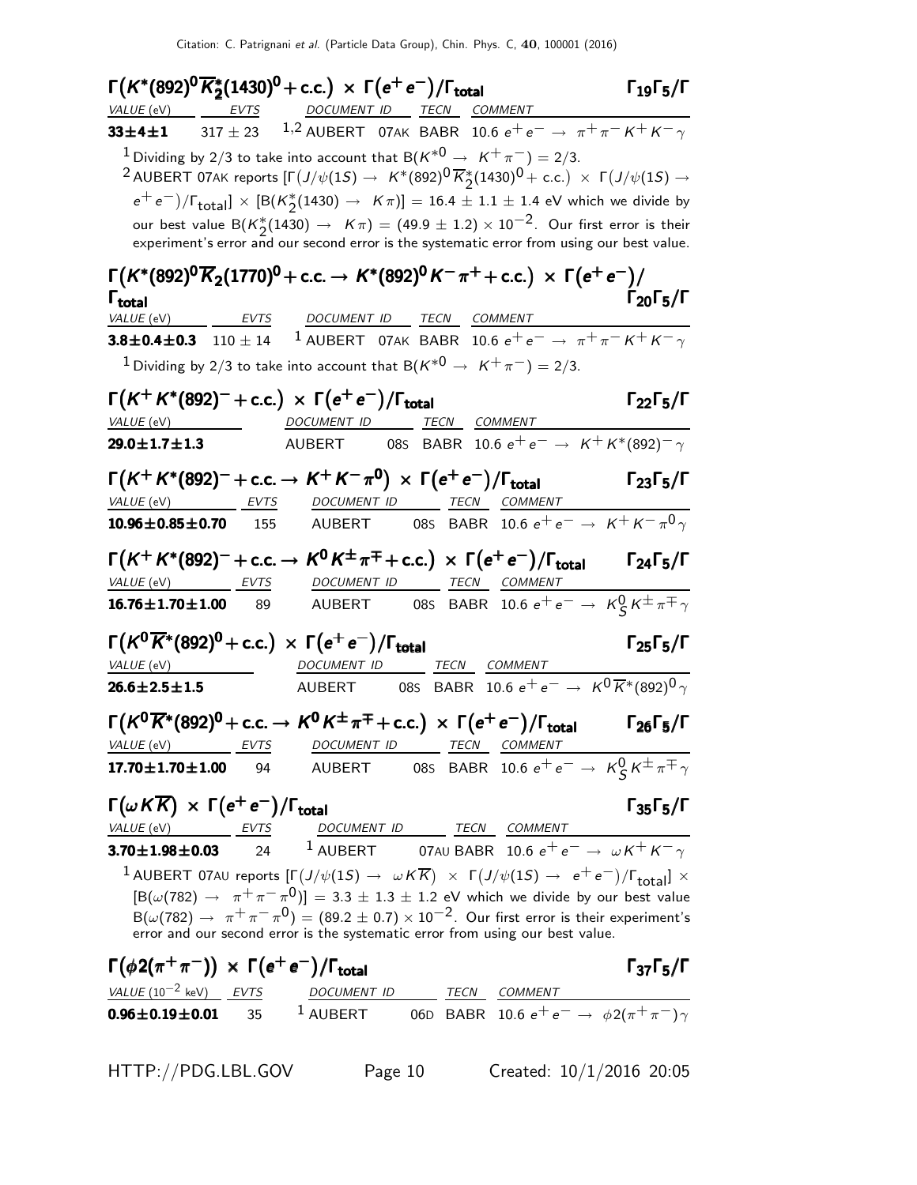### $\Gamma\big(K^*(892)^0\overline{K}{}^*_2(1430)^0 + \text{c.c.}\big) \times \Gamma\big(e^+e^-\big)/\Gamma_{\text{total}}$ $\qquad\Gamma_{19}\Gamma_5/\Gamma$

| VALUE (eV) | EVTS | DOCUMENT ID | TECN | COMMENT |
|---|---|---|---|---|
| **33±4±1** | 317 ± 23 | [1,2] AUBERT 07AK | BABR | 10.6 $e^+e^- \to \pi^+\pi^-K^+K^-\gamma$ |

[1] Dividing by 2/3 to take into account that $B(K^{*0} \to K^+\pi^-) = 2/3$.

[2] AUBERT 07AK reports $[\Gamma\big(J/\psi(1S) \to K^*(892)^0\overline{K}{}^*_2(1430)^0 + \text{c.c.}\big) \times \Gamma\big(J/\psi(1S) \to e^+e^-\big)/\Gamma_{\text{total}}] \times [B(K^*_2(1430) \to K\pi)] = 16.4 \pm 1.1 \pm 1.4$ eV which we divide by our best value $B(K^*_2(1430) \to K\pi) = (49.9 \pm 1.2) \times 10^{-2}$. Our first error is their experiment's error and our second error is the systematic error from using our best value.

### $\Gamma\big(K^*(892)^0\overline{K}_2(1770)^0 + \text{c.c.} \to K^*(892)^0K^-\pi^+ + \text{c.c.}\big) \times \Gamma\big(e^+e^-\big)/\Gamma_{\text{total}}$ $\qquad\Gamma_{20}\Gamma_5/\Gamma$

| VALUE (eV) | EVTS | DOCUMENT ID | TECN | COMMENT |
|---|---|---|---|---|
| **3.8±0.4±0.3** | 110 ± 14 | [1] AUBERT 07AK | BABR | 10.6 $e^+e^- \to \pi^+\pi^-K^+K^-\gamma$ |

[1] Dividing by 2/3 to take into account that $B(K^{*0} \to K^+\pi^-) = 2/3$.

### $\Gamma\big(K^+K^*(892)^- + \text{c.c.}\big) \times \Gamma\big(e^+e^-\big)/\Gamma_{\text{total}}$ $\qquad\Gamma_{22}\Gamma_5/\Gamma$

| VALUE (eV) | DOCUMENT ID | TECN | COMMENT |
|---|---|---|---|
| **29.0±1.7±1.3** | AUBERT 08S | BABR | 10.6 $e^+e^- \to K^+K^*(892)^-\gamma$ |

### $\Gamma\big(K^+K^*(892)^- + \text{c.c.} \to K^+K^-\pi^0\big) \times \Gamma\big(e^+e^-\big)/\Gamma_{\text{total}}$ $\qquad\Gamma_{23}\Gamma_5/\Gamma$

| VALUE (eV) | EVTS | DOCUMENT ID | TECN | COMMENT |
|---|---|---|---|---|
| **10.96±0.85±0.70** | 155 | AUBERT 08S | BABR | 10.6 $e^+e^- \to K^+K^-\pi^0\gamma$ |

### $\Gamma\big(K^+K^*(892)^- + \text{c.c.} \to K^0K^\pm\pi^\mp + \text{c.c.}\big) \times \Gamma\big(e^+e^-\big)/\Gamma_{\text{total}}$ $\qquad\Gamma_{24}\Gamma_5/\Gamma$

| VALUE (eV) | EVTS | DOCUMENT ID | TECN | COMMENT |
|---|---|---|---|---|
| **16.76±1.70±1.00** | 89 | AUBERT 08S | BABR | 10.6 $e^+e^- \to K^0_SK^\pm\pi^\mp\gamma$ |

### $\Gamma\big(K^0\overline{K}{}^*(892)^0 + \text{c.c.}\big) \times \Gamma\big(e^+e^-\big)/\Gamma_{\text{total}}$ $\qquad\Gamma_{25}\Gamma_5/\Gamma$

| VALUE (eV) | DOCUMENT ID | TECN | COMMENT |
|---|---|---|---|
| **26.6±2.5±1.5** | AUBERT 08S | BABR | 10.6 $e^+e^- \to K^0\overline{K}{}^*(892)^0\gamma$ |

### $\Gamma\big(K^0\overline{K}{}^*(892)^0 + \text{c.c.} \to K^0K^\pm\pi^\mp + \text{c.c.}\big) \times \Gamma\big(e^+e^-\big)/\Gamma_{\text{total}}$ $\qquad\Gamma_{26}\Gamma_5/\Gamma$

| VALUE (eV) | EVTS | DOCUMENT ID | TECN | COMMENT |
|---|---|---|---|---|
| **17.70±1.70±1.00** | 94 | AUBERT 08S | BABR | 10.6 $e^+e^- \to K^0_SK^\pm\pi^\mp\gamma$ |

### $\Gamma\big(\omega K\overline{K}\big) \times \Gamma\big(e^+e^-\big)/\Gamma_{\text{total}}$ $\qquad\Gamma_{35}\Gamma_5/\Gamma$

| VALUE (eV) | EVTS | DOCUMENT ID | TECN | COMMENT |
|---|---|---|---|---|
| **3.70±1.98±0.03** | 24 | [1] AUBERT 07AU | BABR | 10.6 $e^+e^- \to \omega K^+K^-\gamma$ |

[1] AUBERT 07AU reports $[\Gamma\big(J/\psi(1S) \to \omega K\overline{K}\big) \times \Gamma\big(J/\psi(1S) \to e^+e^-\big)/\Gamma_{\text{total}}] \times [B(\omega(782) \to \pi^+\pi^-\pi^0)] = 3.3 \pm 1.3 \pm 1.2$ eV which we divide by our best value $B(\omega(782) \to \pi^+\pi^-\pi^0) = (89.2 \pm 0.7) \times 10^{-2}$. Our first error is their experiment's error and our second error is the systematic error from using our best value.

### $\Gamma\big(\phi 2(\pi^+\pi^-)\big) \times \Gamma\big(e^+e^-\big)/\Gamma_{\text{total}}$ $\qquad\Gamma_{37}\Gamma_5/\Gamma$

| VALUE ($10^{-2}$ keV) | EVTS | DOCUMENT ID | TECN | COMMENT |
|---|---|---|---|---|
| **0.96±0.19±0.01** | 35 | [1] AUBERT 06D | BABR | 10.6 $e^+e^- \to \phi 2(\pi^+\pi^-)\gamma$ |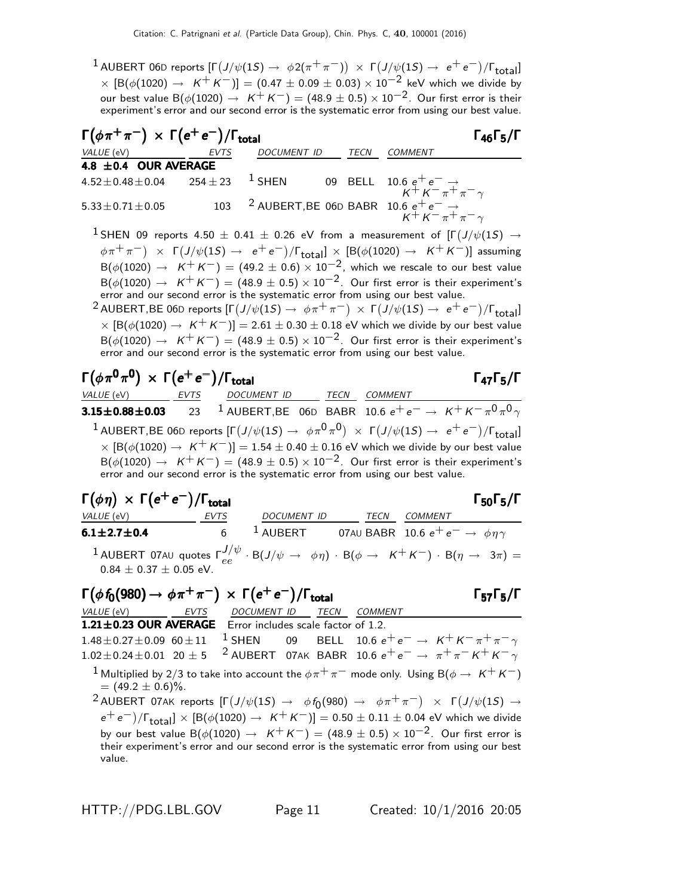[1] AUBERT 06D reports $[\Gamma(J/\psi(1S) \rightarrow \phi 2(\pi^+\pi^-)) \times \Gamma(J/\psi(1S) \rightarrow e^+e^-)/\Gamma_{\text{total}}] \times [B(\phi(1020) \rightarrow K^+K^-)] = (0.47 \pm 0.09 \pm 0.03) \times 10^{-2}$ keV which we divide by our best value $B(\phi(1020) \rightarrow K^+K^-) = (48.9 \pm 0.5) \times 10^{-2}$. Our first error is their experiment's error and our second error is the systematic error from using our best value.

## $\Gamma(\phi\pi^+\pi^-) \times \Gamma(e^+e^-)/\Gamma_{\text{total}}$ — $\Gamma_{46}\Gamma_5/\Gamma$

| VALUE (eV) | EVTS | DOCUMENT ID | | TECN | COMMENT |
|---|---|---|---|---|---|
| **4.8 ±0.4 OUR AVERAGE** | | | | | |
| $4.52 \pm 0.48 \pm 0.04$ | $254 \pm 23$ | [1] SHEN | 09 | BELL | $10.6\ e^+e^- \rightarrow K^+K^-\pi^+\pi^-\gamma$ |
| $5.33 \pm 0.71 \pm 0.05$ | 103 | [2] AUBERT,BE | 06D | BABR | $10.6\ e^+e^- \rightarrow K^+K^-\pi^+\pi^-\gamma$ |

[1] SHEN 09 reports $4.50 \pm 0.41 \pm 0.26$ eV from a measurement of $[\Gamma(J/\psi(1S) \rightarrow \phi\pi^+\pi^-) \times \Gamma(J/\psi(1S) \rightarrow e^+e^-)/\Gamma_{\text{total}}] \times [B(\phi(1020) \rightarrow K^+K^-)]$ assuming $B(\phi(1020) \rightarrow K^+K^-) = (49.2 \pm 0.6) \times 10^{-2}$, which we rescale to our best value $B(\phi(1020) \rightarrow K^+K^-) = (48.9 \pm 0.5) \times 10^{-2}$. Our first error is their experiment's error and our second error is the systematic error from using our best value.

[2] AUBERT,BE 06D reports $[\Gamma(J/\psi(1S) \rightarrow \phi\pi^+\pi^-) \times \Gamma(J/\psi(1S) \rightarrow e^+e^-)/\Gamma_{\text{total}}] \times [B(\phi(1020) \rightarrow K^+K^-)] = 2.61 \pm 0.30 \pm 0.18$ eV which we divide by our best value $B(\phi(1020) \rightarrow K^+K^-) = (48.9 \pm 0.5) \times 10^{-2}$. Our first error is their experiment's error and our second error is the systematic error from using our best value.

## $\Gamma(\phi\pi^0\pi^0) \times \Gamma(e^+e^-)/\Gamma_{\text{total}}$ — $\Gamma_{47}\Gamma_5/\Gamma$

| VALUE (eV) | EVTS | DOCUMENT ID | | TECN | COMMENT |
|---|---|---|---|---|---|
| **$3.15 \pm 0.88 \pm 0.03$** | 23 | [1] AUBERT,BE | 06D | BABR | $10.6\ e^+e^- \rightarrow K^+K^-\pi^0\pi^0\gamma$ |

[1] AUBERT,BE 06D reports $[\Gamma(J/\psi(1S) \rightarrow \phi\pi^0\pi^0) \times \Gamma(J/\psi(1S) \rightarrow e^+e^-)/\Gamma_{\text{total}}] \times [B(\phi(1020) \rightarrow K^+K^-)] = 1.54 \pm 0.40 \pm 0.16$ eV which we divide by our best value $B(\phi(1020) \rightarrow K^+K^-) = (48.9 \pm 0.5) \times 10^{-2}$. Our first error is their experiment's error and our second error is the systematic error from using our best value.

## $\Gamma(\phi\eta) \times \Gamma(e^+e^-)/\Gamma_{\text{total}}$ — $\Gamma_{50}\Gamma_5/\Gamma$

| VALUE (eV) | EVTS | DOCUMENT ID | | TECN | COMMENT |
|---|---|---|---|---|---|
| **$6.1 \pm 2.7 \pm 0.4$** | 6 | [1] AUBERT | 07AU | BABR | $10.6\ e^+e^- \rightarrow \phi\eta\gamma$ |

[1] AUBERT 07AU quotes $\Gamma_{ee}^{J/\psi} \cdot B(J/\psi \rightarrow \phi\eta) \cdot B(\phi \rightarrow K^+K^-) \cdot B(\eta \rightarrow 3\pi) = 0.84 \pm 0.37 \pm 0.05$ eV.

## $\Gamma(\phi f_0(980) \rightarrow \phi\pi^+\pi^-) \times \Gamma(e^+e^-)/\Gamma_{\text{total}}$ — $\Gamma_{57}\Gamma_5/\Gamma$

| VALUE (eV) | EVTS | DOCUMENT ID | | TECN | COMMENT |
|---|---|---|---|---|---|
| **1.21±0.23 OUR AVERAGE** | Error includes scale factor of 1.2. | | | | |
| $1.48 \pm 0.27 \pm 0.09$ | $60 \pm 11$ | [1] SHEN | 09 | BELL | $10.6\ e^+e^- \rightarrow K^+K^-\pi^+\pi^-\gamma$ |
| $1.02 \pm 0.24 \pm 0.01$ | $20 \pm 5$ | [2] AUBERT | 07AK | BABR | $10.6\ e^+e^- \rightarrow \pi^+\pi^-K^+K^-\gamma$ |

[1] Multiplied by 2/3 to take into account the $\phi\pi^+\pi^-$ mode only. Using $B(\phi \rightarrow K^+K^-) = (49.2 \pm 0.6)\%$.

[2] AUBERT 07AK reports $[\Gamma(J/\psi(1S) \rightarrow \phi f_0(980) \rightarrow \phi\pi^+\pi^-) \times \Gamma(J/\psi(1S) \rightarrow e^+e^-)/\Gamma_{\text{total}}] \times [B(\phi(1020) \rightarrow K^+K^-)] = 0.50 \pm 0.11 \pm 0.04$ eV which we divide by our best value $B(\phi(1020) \rightarrow K^+K^-) = (48.9 \pm 0.5) \times 10^{-2}$. Our first error is their experiment's error and our second error is the systematic error from using our best value.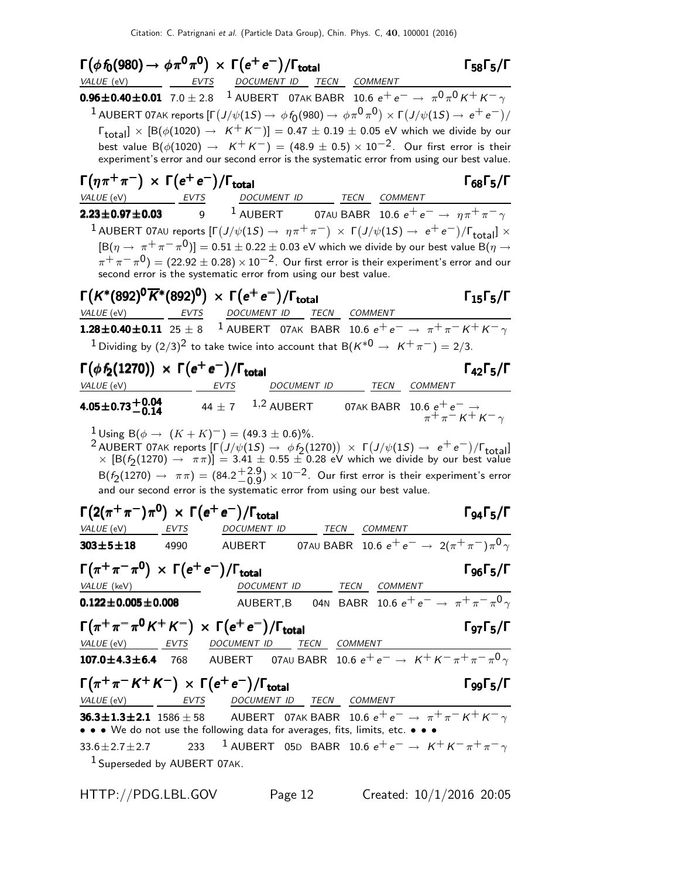### $\Gamma(\phi f_0(980) \to \phi \pi^0 \pi^0) \times \Gamma(e^+e^-)/\Gamma_{total}$ $\Gamma_{58}\Gamma_5/\Gamma$

| VALUE (eV) | EVTS | DOCUMENT ID | TECN | COMMENT |
|---|---|---|---|---|
| **0.96±0.40±0.01** | 7.0 ± 2.8 | [1] AUBERT 07AK | BABR | 10.6 $e^+e^- \to \pi^0\pi^0 K^+K^-\gamma$ |

[1] AUBERT 07AK reports $[\Gamma(J/\psi(1S) \to \phi f_0(980) \to \phi\pi^0\pi^0) \times \Gamma(J/\psi(1S) \to e^+e^-)/\Gamma_{total}] \times [B(\phi(1020) \to K^+K^-)] = 0.47 \pm 0.19 \pm 0.05$ eV which we divide by our best value $B(\phi(1020) \to K^+K^-) = (48.9 \pm 0.5) \times 10^{-2}$. Our first error is their experiment's error and our second error is the systematic error from using our best value.

### $\Gamma(\eta\pi^+\pi^-) \times \Gamma(e^+e^-)/\Gamma_{total}$ $\Gamma_{68}\Gamma_5/\Gamma$

| VALUE (eV) | EVTS | DOCUMENT ID | TECN | COMMENT |
|---|---|---|---|---|
| **2.23±0.97±0.03** | 9 | [1] AUBERT 07AU | BABR | 10.6 $e^+e^- \to \eta\pi^+\pi^-\gamma$ |

[1] AUBERT 07AU reports $[\Gamma(J/\psi(1S) \to \eta\pi^+\pi^-) \times \Gamma(J/\psi(1S) \to e^+e^-)/\Gamma_{total}] \times [B(\eta \to \pi^+\pi^-\pi^0)] = 0.51 \pm 0.22 \pm 0.03$ eV which we divide by our best value $B(\eta \to \pi^+\pi^-\pi^0) = (22.92 \pm 0.28) \times 10^{-2}$. Our first error is their experiment's error and our second error is the systematic error from using our best value.

### $\Gamma(K^*(892)^0 \overline{K}^*(892)^0) \times \Gamma(e^+e^-)/\Gamma_{total}$ $\Gamma_{15}\Gamma_5/\Gamma$

| VALUE (eV) | EVTS | DOCUMENT ID | TECN | COMMENT |
|---|---|---|---|---|
| **1.28±0.40±0.11** | 25 ± 8 | [1] AUBERT 07AK | BABR | 10.6 $e^+e^- \to \pi^+\pi^-K^+K^-\gamma$ |

[1] Dividing by $(2/3)^2$ to take twice into account that $B(K^{*0} \to K^+\pi^-) = 2/3$.

### $\Gamma(\phi f_2(1270)) \times \Gamma(e^+e^-)/\Gamma_{total}$ $\Gamma_{42}\Gamma_5/\Gamma$

| VALUE (eV) | EVTS | DOCUMENT ID | TECN | COMMENT |
|---|---|---|---|---|
| **4.05±0.73$^{+0.04}_{-0.14}$** | 44 ± 7 | [1,2] AUBERT 07AK | BABR | 10.6 $e^+e^- \to \pi^+\pi^-K^+K^-\gamma$ |

[1] Using $B(\phi \to (K+K)^-) = (49.3 \pm 0.6)\%$.

[2] AUBERT 07AK reports $[\Gamma(J/\psi(1S) \to \phi f_2(1270)) \times \Gamma(J/\psi(1S) \to e^+e^-)/\Gamma_{total}] \times [B(f_2(1270) \to \pi\pi)] = 3.41 \pm 0.55 \pm 0.28$ eV which we divide by our best value $B(f_2(1270) \to \pi\pi) = (84.2^{+2.9}_{-0.9}) \times 10^{-2}$. Our first error is their experiment's error and our second error is the systematic error from using our best value.

### $\Gamma(2(\pi^+\pi^-)\pi^0) \times \Gamma(e^+e^-)/\Gamma_{total}$ $\Gamma_{94}\Gamma_5/\Gamma$

| VALUE (eV) | EVTS | DOCUMENT ID | TECN | COMMENT |
|---|---|---|---|---|
| **303±5±18** | 4990 | AUBERT 07AU | BABR | 10.6 $e^+e^- \to 2(\pi^+\pi^-)\pi^0\gamma$ |

### $\Gamma(\pi^+\pi^-\pi^0) \times \Gamma(e^+e^-)/\Gamma_{total}$ $\Gamma_{96}\Gamma_5/\Gamma$

| VALUE (keV) | DOCUMENT ID | TECN | COMMENT |
|---|---|---|---|
| **0.122±0.005±0.008** | AUBERT,B 04N | BABR | 10.6 $e^+e^- \to \pi^+\pi^-\pi^0\gamma$ |

### $\Gamma(\pi^+\pi^-\pi^0 K^+K^-) \times \Gamma(e^+e^-)/\Gamma_{total}$ $\Gamma_{97}\Gamma_5/\Gamma$

| VALUE (eV) | EVTS | DOCUMENT ID | TECN | COMMENT |
|---|---|---|---|---|
| **107.0±4.3±6.4** | 768 | AUBERT 07AU | BABR | 10.6 $e^+e^- \to K^+K^-\pi^+\pi^-\pi^0\gamma$ |

### $\Gamma(\pi^+\pi^-K^+K^-) \times \Gamma(e^+e^-)/\Gamma_{total}$ $\Gamma_{99}\Gamma_5/\Gamma$

| VALUE (eV) | EVTS | DOCUMENT ID | TECN | COMMENT |
|---|---|---|---|---|
| **36.3±1.3±2.1** | 1586 ± 58 | AUBERT 07AK | BABR | 10.6 $e^+e^- \to \pi^+\pi^-K^+K^-\gamma$ |
| • • • We do not use the following data for averages, fits, limits, etc. • • • | | | | |
| 33.6±2.7±2.7 | 233 | [1] AUBERT 05D | BABR | 10.6 $e^+e^- \to K^+K^-\pi^+\pi^-\gamma$ |

[1] Superseded by AUBERT 07AK.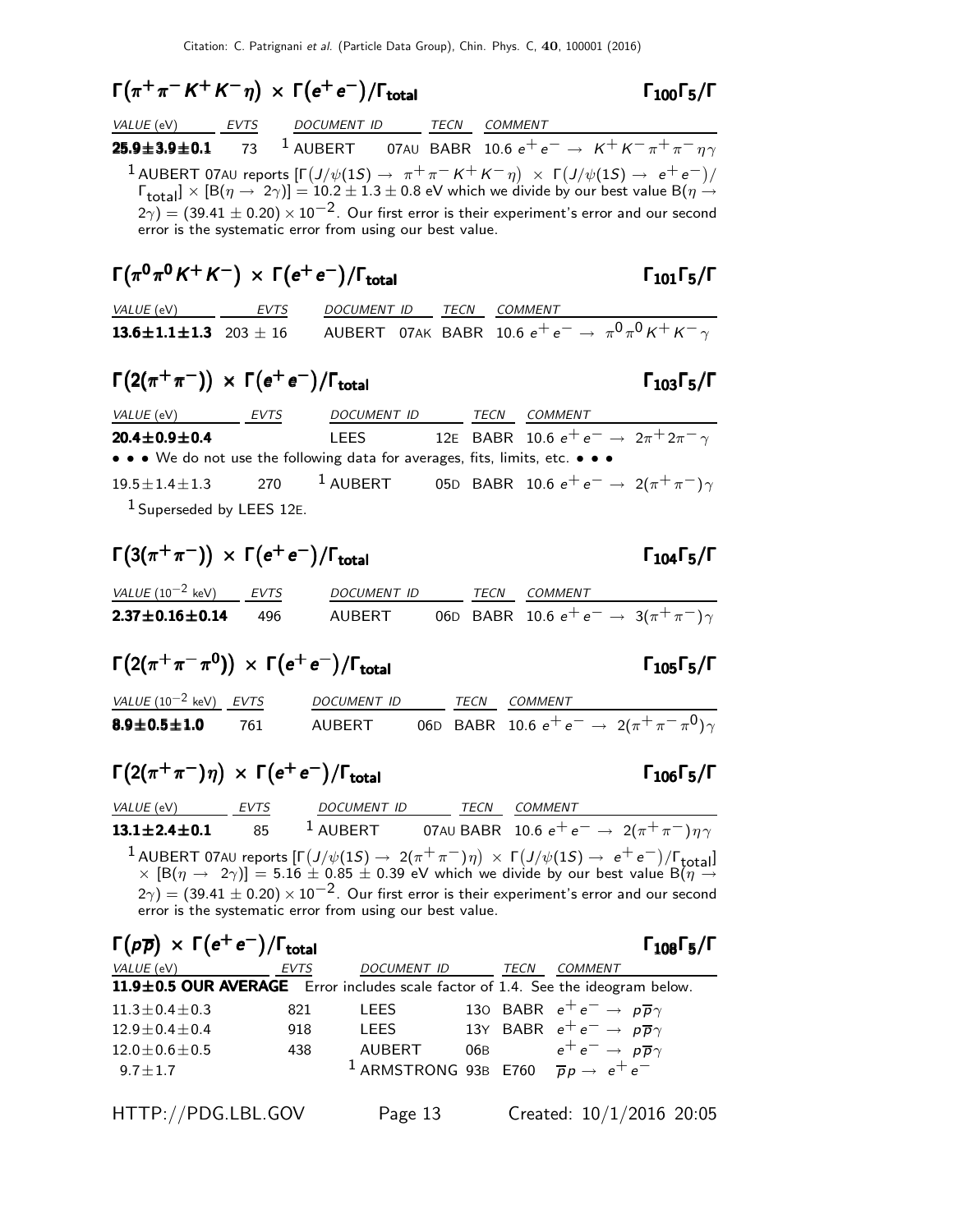Citation: C. Patrignani et al. (Particle Data Group), Chin. Phys. C, **40**, 100001 (2016)

### $\Gamma(\pi^+\pi^- K^+ K^- \eta) \times \Gamma(e^+e^-)/\Gamma_{\text{total}}$ $\Gamma_{100}\Gamma_5/\Gamma$

| VALUE (eV) | EVTS | DOCUMENT ID | | TECN | COMMENT |
|---|---|---|---|---|---|
| **25.9±3.9±0.1** | 73 | [1] AUBERT | 07AU | BABR | 10.6 $e^+e^- \to K^+K^-\pi^+\pi^-\eta\gamma$ |

[1] AUBERT 07AU reports $[\Gamma(J/\psi(1S) \to \pi^+\pi^- K^+ K^- \eta) \times \Gamma(J/\psi(1S) \to e^+e^-)/\Gamma_{\text{total}}] \times [B(\eta \to 2\gamma)] = 10.2 \pm 1.3 \pm 0.8$ eV which we divide by our best value $B(\eta \to 2\gamma) = (39.41 \pm 0.20) \times 10^{-2}$. Our first error is their experiment's error and our second error is the systematic error from using our best value.

### $\Gamma(\pi^0\pi^0 K^+ K^-) \times \Gamma(e^+e^-)/\Gamma_{\text{total}}$ $\Gamma_{101}\Gamma_5/\Gamma$

| VALUE (eV) | EVTS | DOCUMENT ID | | TECN | COMMENT |
|---|---|---|---|---|---|
| **13.6±1.1±1.3** | 203 ± 16 | AUBERT | 07AK | BABR | 10.6 $e^+e^- \to \pi^0\pi^0 K^+K^-\gamma$ |

### $\Gamma(2(\pi^+\pi^-)) \times \Gamma(e^+e^-)/\Gamma_{\text{total}}$ $\Gamma_{103}\Gamma_5/\Gamma$

| VALUE (eV) | EVTS | DOCUMENT ID | | TECN | COMMENT |
|---|---|---|---|---|---|
| **20.4±0.9±0.4** | | LEES | 12E | BABR | 10.6 $e^+e^- \to 2\pi^+2\pi^-\gamma$ |
| • • • We do not use the following data for averages, fits, limits, etc. • • • | | | | | |
| 19.5±1.4±1.3 | 270 | [1] AUBERT | 05D | BABR | 10.6 $e^+e^- \to 2(\pi^+\pi^-)\gamma$ |

[1] Superseded by LEES 12E.

### $\Gamma(3(\pi^+\pi^-)) \times \Gamma(e^+e^-)/\Gamma_{\text{total}}$ $\Gamma_{104}\Gamma_5/\Gamma$

| VALUE ($10^{-2}$ keV) | EVTS | DOCUMENT ID | | TECN | COMMENT |
|---|---|---|---|---|---|
| **2.37±0.16±0.14** | 496 | AUBERT | 06D | BABR | 10.6 $e^+e^- \to 3(\pi^+\pi^-)\gamma$ |

### $\Gamma(2(\pi^+\pi^-\pi^0)) \times \Gamma(e^+e^-)/\Gamma_{\text{total}}$ $\Gamma_{105}\Gamma_5/\Gamma$

| VALUE ($10^{-2}$ keV) | EVTS | DOCUMENT ID | | TECN | COMMENT |
|---|---|---|---|---|---|
| **8.9±0.5±1.0** | 761 | AUBERT | 06D | BABR | 10.6 $e^+e^- \to 2(\pi^+\pi^-\pi^0)\gamma$ |

### $\Gamma(2(\pi^+\pi^-)\eta) \times \Gamma(e^+e^-)/\Gamma_{\text{total}}$ $\Gamma_{106}\Gamma_5/\Gamma$

| VALUE (eV) | EVTS | DOCUMENT ID | | TECN | COMMENT |
|---|---|---|---|---|---|
| **13.1±2.4±0.1** | 85 | [1] AUBERT | 07AU | BABR | 10.6 $e^+e^- \to 2(\pi^+\pi^-)\eta\gamma$ |

[1] AUBERT 07AU reports $[\Gamma(J/\psi(1S) \to 2(\pi^+\pi^-)\eta) \times \Gamma(J/\psi(1S) \to e^+e^-)/\Gamma_{\text{total}}] \times [B(\eta \to 2\gamma)] = 5.16 \pm 0.85 \pm 0.39$ eV which we divide by our best value $B(\eta \to 2\gamma) = (39.41 \pm 0.20) \times 10^{-2}$. Our first error is their experiment's error and our second error is the systematic error from using our best value.

### $\Gamma(p\overline{p}) \times \Gamma(e^+e^-)/\Gamma_{\text{total}}$ $\Gamma_{108}\Gamma_5/\Gamma$

| VALUE (eV) | EVTS | DOCUMENT ID | | TECN | COMMENT |
|---|---|---|---|---|---|
| **11.9±0.5 OUR AVERAGE** | Error includes scale factor of 1.4. See the ideogram below. | | | | |
| 11.3±0.4±0.3 | 821 | LEES | 13O | BABR | $e^+e^- \to p\overline{p}\gamma$ |
| 12.9±0.4±0.4 | 918 | LEES | 13Y | BABR | $e^+e^- \to p\overline{p}\gamma$ |
| 12.0±0.6±0.5 | 438 | AUBERT | 06B | | $e^+e^- \to p\overline{p}\gamma$ |
| 9.7±1.7 | | [1] ARMSTRONG | 93B | E760 | $\overline{p}p \to e^+e^-$ |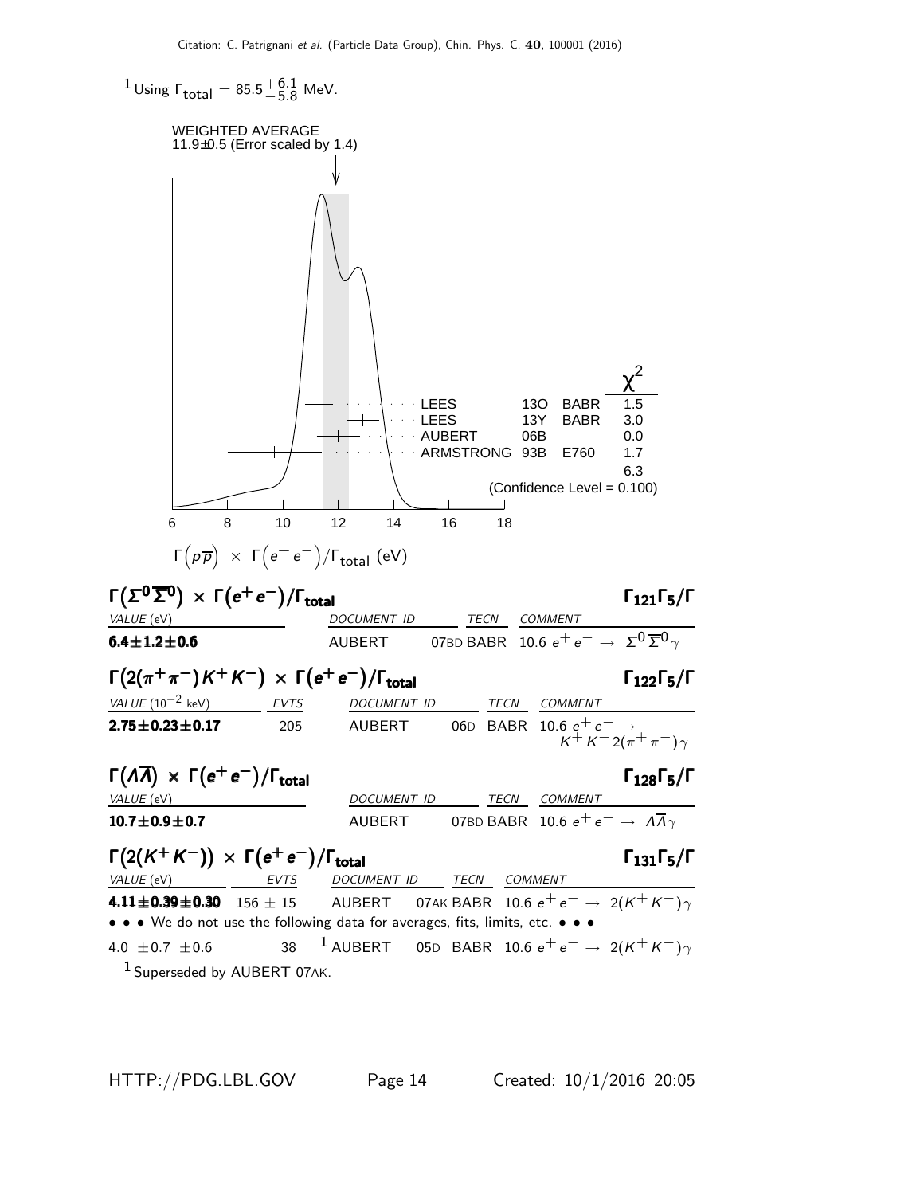[1] Using $\Gamma_{total} = 85.5^{+6.1}_{-5.8}$ MeV.

WEIGHTED AVERAGE
11.9±0.5 (Error scaled by 1.4)

$\chi^2$

LEES 13O BABR 1.5
LEES 13Y BABR 3.0
AUBERT 06B 0.0
ARMSTRONG 93B E760 1.7

6.3
(Confidence Level = 0.100)

6 8 10 12 14 16 18

$\Gamma\left(p\overline{p}\right) \times \Gamma\left(e^+e^-\right)/\Gamma_{total}$ (eV)

### $\Gamma(\Sigma^0\overline{\Sigma}^0) \times \Gamma(e^+e^-)/\Gamma_{total}$ — $\Gamma_{121}\Gamma_5/\Gamma$

| VALUE (eV) | DOCUMENT ID | TECN | COMMENT |
|---|---|---|---|
| **6.4±1.2±0.6** | AUBERT 07BD | BABR | 10.6 $e^+e^- \to \Sigma^0\overline{\Sigma}^0\gamma$ |

### $\Gamma(2(\pi^+\pi^-)K^+K^-) \times \Gamma(e^+e^-)/\Gamma_{total}$ — $\Gamma_{122}\Gamma_5/\Gamma$

| VALUE ($10^{-2}$ keV) | EVTS | DOCUMENT ID | TECN | COMMENT |
|---|---|---|---|---|
| **2.75±0.23±0.17** | 205 | AUBERT 06D | BABR | 10.6 $e^+e^- \to K^+K^-2(\pi^+\pi^-)\gamma$ |

### $\Gamma(\Lambda\overline{\Lambda}) \times \Gamma(e^+e^-)/\Gamma_{total}$ — $\Gamma_{128}\Gamma_5/\Gamma$

| VALUE (eV) | DOCUMENT ID | TECN | COMMENT |
|---|---|---|---|
| **10.7±0.9±0.7** | AUBERT 07BD | BABR | 10.6 $e^+e^- \to \Lambda\overline{\Lambda}\gamma$ |

### $\Gamma(2(K^+K^-)) \times \Gamma(e^+e^-)/\Gamma_{total}$ — $\Gamma_{131}\Gamma_5/\Gamma$

| VALUE (eV) | EVTS | DOCUMENT ID | TECN | COMMENT |
|---|---|---|---|---|
| **4.11±0.39±0.30** | 156 ± 15 | AUBERT 07AK | BABR | 10.6 $e^+e^- \to 2(K^+K^-)\gamma$ |
| • • • We do not use the following data for averages, fits, limits, etc. • • • | | | | |
| 4.0 ±0.7 ±0.6 | 38 | [1] AUBERT 05D | BABR | 10.6 $e^+e^- \to 2(K^+K^-)\gamma$ |

[1] Superseded by AUBERT 07AK.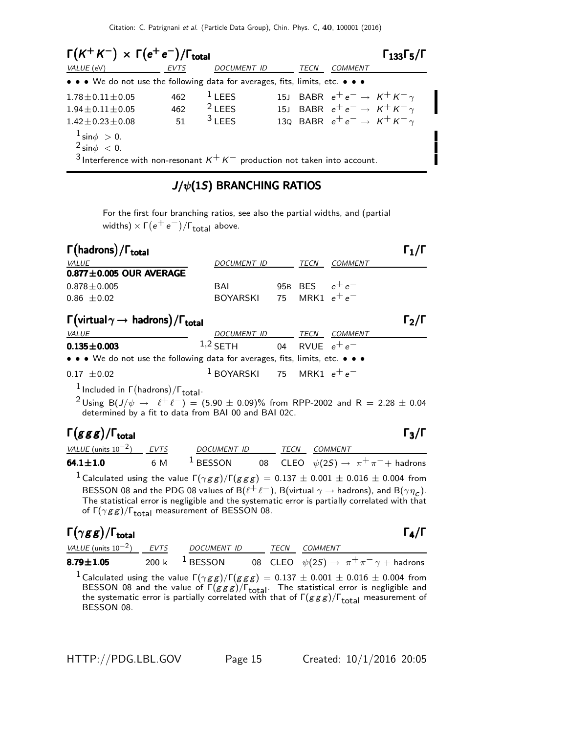### $\Gamma(K^+K^-) \times \Gamma(e^+e^-)/\Gamma_{total}$ $\Gamma_{133}\Gamma_5/\Gamma$

| VALUE (eV) | EVTS | DOCUMENT ID | | TECN | COMMENT |
|---|---|---|---|---|---|
| • • • We do not use the following data for averages, fits, limits, etc. • • • | | | | | |
| $1.78 \pm 0.11 \pm 0.05$ | 462 | [1] LEES | 15J | BABR | $e^+e^- \to K^+K^-\gamma$ |
| $1.94 \pm 0.11 \pm 0.05$ | 462 | [2] LEES | 15J | BABR | $e^+e^- \to K^+K^-\gamma$ |
| $1.42 \pm 0.23 \pm 0.08$ | 51 | [3] LEES | 13Q | BABR | $e^+e^- \to K^+K^-\gamma$ |

[1] $\sin\phi > 0$.
[2] $\sin\phi < 0$.
[3] Interference with non-resonant $K^+K^-$ production not taken into account.

## $J/\psi(1S)$ BRANCHING RATIOS

For the first four branching ratios, see also the partial widths, and (partial widths) $\times\, \Gamma(e^+e^-)/\Gamma_{total}$ above.

### $\Gamma(\text{hadrons})/\Gamma_{total}$ $\Gamma_1/\Gamma$

| VALUE | DOCUMENT ID | | TECN | COMMENT |
|---|---|---|---|---|
| **$0.877 \pm 0.005$ OUR AVERAGE** | | | | |
| $0.878 \pm 0.005$ | BAI | 95B | BES | $e^+e^-$ |
| $0.86 \pm 0.02$ | BOYARSKI | 75 | MRK1 | $e^+e^-$ |

### $\Gamma(\text{virtual}\,\gamma \to \text{hadrons})/\Gamma_{total}$ $\Gamma_2/\Gamma$

| VALUE | DOCUMENT ID | | TECN | COMMENT |
|---|---|---|---|---|
| **$0.135 \pm 0.003$** | [1,2] SETH | 04 | RVUE | $e^+e^-$ |
| • • • We do not use the following data for averages, fits, limits, etc. • • • | | | | |
| $0.17 \pm 0.02$ | [1] BOYARSKI | 75 | MRK1 | $e^+e^-$ |

[1] Included in $\Gamma(\text{hadrons})/\Gamma_{total}$.
[2] Using $B(J/\psi \to \ell^+\ell^-) = (5.90 \pm 0.09)\%$ from RPP-2002 and $R = 2.28 \pm 0.04$ determined by a fit to data from BAI 00 and BAI 02C.

### $\Gamma(ggg)/\Gamma_{total}$ $\Gamma_3/\Gamma$

| VALUE (units $10^{-2}$) | EVTS | DOCUMENT ID | | TECN | COMMENT |
|---|---|---|---|---|---|
| **$64.1 \pm 1.0$** | 6 M | [1] BESSON | 08 | CLEO | $\psi(2S) \to \pi^+\pi^- +$ hadrons |

[1] Calculated using the value $\Gamma(\gamma gg)/\Gamma(ggg) = 0.137 \pm 0.001 \pm 0.016 \pm 0.004$ from BESSON 08 and the PDG 08 values of $B(\ell^+\ell^-)$, B(virtual $\gamma \to$ hadrons), and $B(\gamma\eta_c)$. The statistical error is negligible and the systematic error is partially correlated with that of $\Gamma(\gamma gg)/\Gamma_{total}$ measurement of BESSON 08.

### $\Gamma(\gamma gg)/\Gamma_{total}$ $\Gamma_4/\Gamma$

| VALUE (units $10^{-2}$) | EVTS | DOCUMENT ID | | TECN | COMMENT |
|---|---|---|---|---|---|
| **$8.79 \pm 1.05$** | 200 k | [1] BESSON | 08 | CLEO | $\psi(2S) \to \pi^+\pi^-\gamma +$ hadrons |

[1] Calculated using the value $\Gamma(\gamma gg)/\Gamma(ggg) = 0.137 \pm 0.001 \pm 0.016 \pm 0.004$ from BESSON 08 and the value of $\Gamma(ggg)/\Gamma_{total}$. The statistical error is negligible and the systematic error is partially correlated with that of $\Gamma(ggg)/\Gamma_{total}$ measurement of BESSON 08.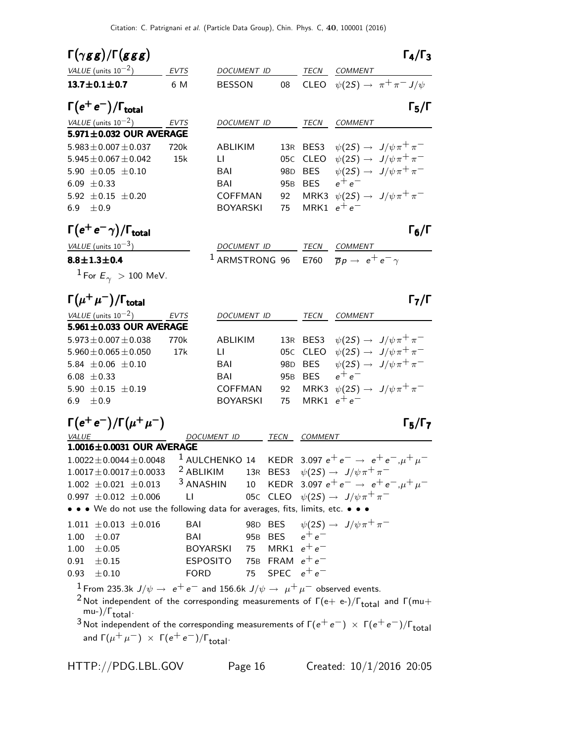## $\Gamma(\gamma g g)/\Gamma(g g g)$ $\qquad\qquad$ $\Gamma_4/\Gamma_3$

| VALUE (units $10^{-2}$) | EVTS | DOCUMENT ID | | TECN | COMMENT |
|---|---|---|---|---|---|
| **13.7±0.1±0.7** | 6 M | BESSON | 08 | CLEO | $\psi(2S) \to \pi^+\pi^- J/\psi$ |

## $\Gamma(e^+e^-)/\Gamma_{\text{total}}$ $\qquad\qquad$ $\Gamma_5/\Gamma$

| VALUE (units $10^{-2}$) | EVTS | DOCUMENT ID | | TECN | COMMENT |
|---|---|---|---|---|---|
| **5.971±0.032 OUR AVERAGE** | | | | | |
| 5.983±0.007±0.037 | 720k | ABLIKIM | 13R | BES3 | $\psi(2S) \to J/\psi\pi^+\pi^-$ |
| 5.945±0.067±0.042 | 15k | LI | 05C | CLEO | $\psi(2S) \to J/\psi\pi^+\pi^-$ |
| 5.90 ±0.05 ±0.10 | | BAI | 98D | BES | $\psi(2S) \to J/\psi\pi^+\pi^-$ |
| 6.09 ±0.33 | | BAI | 95B | BES | $e^+e^-$ |
| 5.92 ±0.15 ±0.20 | | COFFMAN | 92 | MRK3 | $\psi(2S) \to J/\psi\pi^+\pi^-$ |
| 6.9 ±0.9 | | BOYARSKI | 75 | MRK1 | $e^+e^-$ |

## $\Gamma(e^+e^-\gamma)/\Gamma_{\text{total}}$ $\qquad\qquad$ $\Gamma_6/\Gamma$

| VALUE (units $10^{-3}$) | DOCUMENT ID | | TECN | COMMENT |
|---|---|---|---|---|
| **8.8±1.3±0.4** | [1] ARMSTRONG | 96 | E760 | $\overline{p}p \to e^+e^-\gamma$ |

[1] For $E_\gamma > 100$ MeV.

## $\Gamma(\mu^+\mu^-)/\Gamma_{\text{total}}$ $\qquad\qquad$ $\Gamma_7/\Gamma$

| VALUE (units $10^{-2}$) | EVTS | DOCUMENT ID | | TECN | COMMENT |
|---|---|---|---|---|---|
| **5.961±0.033 OUR AVERAGE** | | | | | |
| 5.973±0.007±0.038 | 770k | ABLIKIM | 13R | BES3 | $\psi(2S) \to J/\psi\pi^+\pi^-$ |
| 5.960±0.065±0.050 | 17k | LI | 05C | CLEO | $\psi(2S) \to J/\psi\pi^+\pi^-$ |
| 5.84 ±0.06 ±0.10 | | BAI | 98D | BES | $\psi(2S) \to J/\psi\pi^+\pi^-$ |
| 6.08 ±0.33 | | BAI | 95B | BES | $e^+e^-$ |
| 5.90 ±0.15 ±0.19 | | COFFMAN | 92 | MRK3 | $\psi(2S) \to J/\psi\pi^+\pi^-$ |
| 6.9 ±0.9 | | BOYARSKI | 75 | MRK1 | $e^+e^-$ |

## $\Gamma(e^+e^-)/\Gamma(\mu^+\mu^-)$ $\qquad\qquad$ $\Gamma_5/\Gamma_7$

| VALUE | DOCUMENT ID | | TECN | COMMENT |
|---|---|---|---|---|
| **1.0016±0.0031 OUR AVERAGE** | | | | |
| 1.0022±0.0044±0.0048 | [1] AULCHENKO | 14 | KEDR | 3.097 $e^+e^- \to e^+e^-,\mu^+\mu^-$ |
| 1.0017±0.0017±0.0033 | [2] ABLIKIM | 13R | BES3 | $\psi(2S) \to J/\psi\pi^+\pi^-$ |
| 1.002 ±0.021 ±0.013 | [3] ANASHIN | 10 | KEDR | 3.097 $e^+e^- \to e^+e^-,\mu^+\mu^-$ |
| 0.997 ±0.012 ±0.006 | LI | 05C | CLEO | $\psi(2S) \to J/\psi\pi^+\pi^-$ |
| • • • We do not use the following data for averages, fits, limits, etc. • • • | | | | |
| 1.011 ±0.013 ±0.016 | BAI | 98D | BES | $\psi(2S) \to J/\psi\pi^+\pi^-$ |
| 1.00 ±0.07 | BAI | 95B | BES | $e^+e^-$ |
| 1.00 ±0.05 | BOYARSKI | 75 | MRK1 | $e^+e^-$ |
| 0.91 ±0.15 | ESPOSITO | 75B | FRAM | $e^+e^-$ |
| 0.93 ±0.10 | FORD | 75 | SPEC | $e^+e^-$ |

[1] From 235.3k $J/\psi \to e^+e^-$ and 156.6k $J/\psi \to \mu^+\mu^-$ observed events.

[2] Not independent of the corresponding measurements of $\Gamma$(e+ e-)/$\Gamma_{\text{total}}$ and $\Gamma$(mu+ mu-)/$\Gamma_{\text{total}}$.

[3] Not independent of the corresponding measurements of $\Gamma(e^+e^-) \times \Gamma(e^+e^-)/\Gamma_{\text{total}}$ and $\Gamma(\mu^+\mu^-) \times \Gamma(e^+e^-)/\Gamma_{\text{total}}$.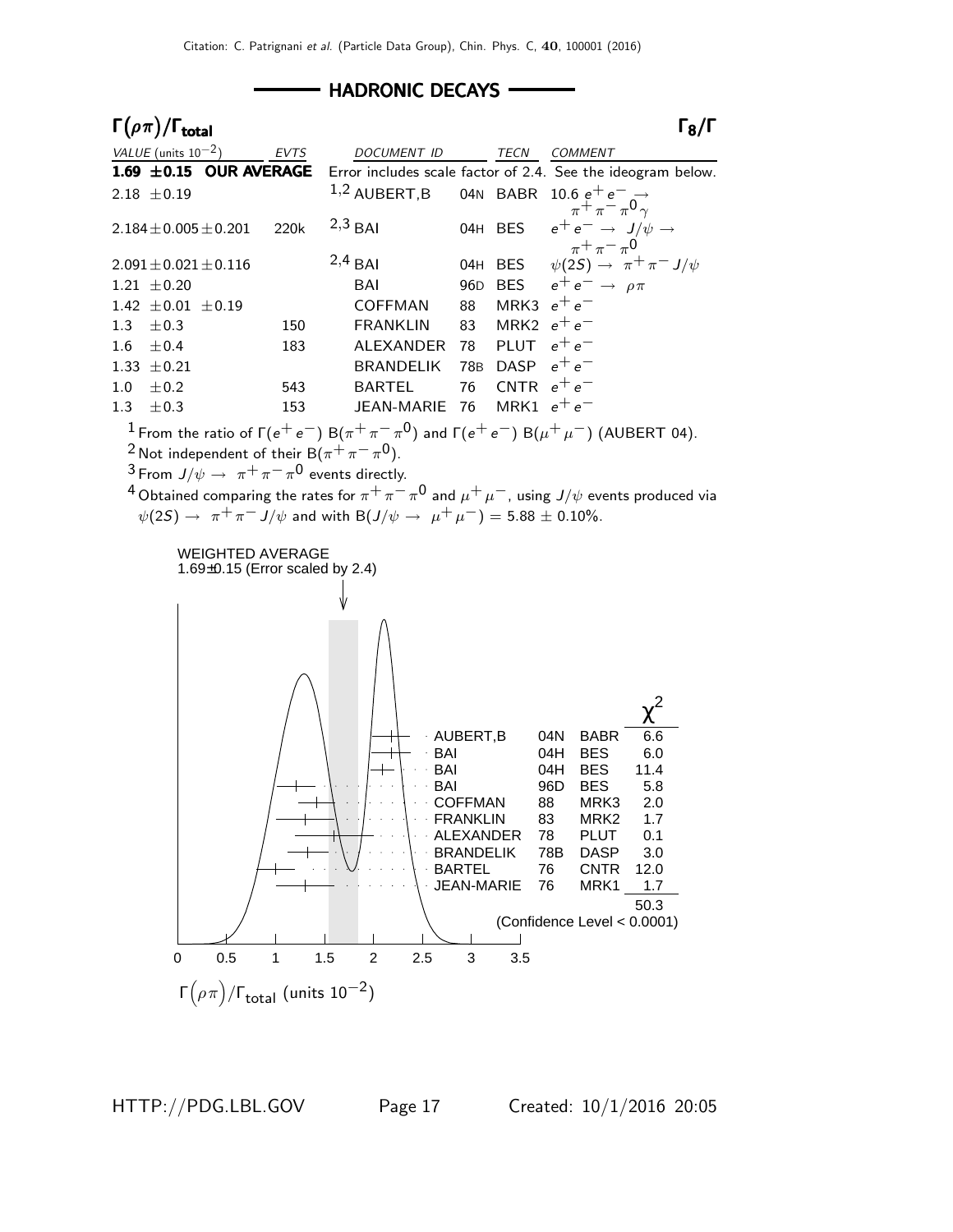## HADRONIC DECAYS

### $\Gamma(\rho\pi)/\Gamma_{\text{total}}$ $\Gamma_8/\Gamma$

| VALUE (units $10^{-2}$) | EVTS | DOCUMENT ID | | TECN | COMMENT |
|---|---|---|---|---|---|
| **1.69 ±0.15 OUR AVERAGE** | | Error includes scale factor of 2.4. See the ideogram below. | | | |
| 2.18 ±0.19 | | [1,2] AUBERT,B | 04N | BABR | 10.6 $e^+e^- \rightarrow \pi^+\pi^-\pi^0\gamma$ |
| 2.184±0.005±0.201 | 220k | [2,3] BAI | 04H | BES | $e^+e^- \rightarrow J/\psi \rightarrow \pi^+\pi^-\pi^0$ |
| 2.091±0.021±0.116 | | [2,4] BAI | 04H | BES | $\psi(2S) \rightarrow \pi^+\pi^- J/\psi$ |
| 1.21 ±0.20 | | BAI | 96D | BES | $e^+e^- \rightarrow \rho\pi$ |
| 1.42 ±0.01 ±0.19 | | COFFMAN | 88 | MRK3 | $e^+e^-$ |
| 1.3 ±0.3 | 150 | FRANKLIN | 83 | MRK2 | $e^+e^-$ |
| 1.6 ±0.4 | 183 | ALEXANDER | 78 | PLUT | $e^+e^-$ |
| 1.33 ±0.21 | | BRANDELIK | 78B | DASP | $e^+e^-$ |
| 1.0 ±0.2 | 543 | BARTEL | 76 | CNTR | $e^+e^-$ |
| 1.3 ±0.3 | 153 | JEAN-MARIE | 76 | MRK1 | $e^+e^-$ |

[1] From the ratio of $\Gamma(e^+e^-)$ B$(\pi^+\pi^-\pi^0)$ and $\Gamma(e^+e^-)$ B$(\mu^+\mu^-)$ (AUBERT 04).

[2] Not independent of their B$(\pi^+\pi^-\pi^0)$.

[3] From $J/\psi \rightarrow \pi^+\pi^-\pi^0$ events directly.

[4] Obtained comparing the rates for $\pi^+\pi^-\pi^0$ and $\mu^+\mu^-$, using $J/\psi$ events produced via $\psi(2S) \rightarrow \pi^+\pi^- J/\psi$ and with B$(J/\psi \rightarrow \mu^+\mu^-) = 5.88 \pm 0.10\%$.

WEIGHTED AVERAGE
1.69±0.15 (Error scaled by 2.4)

$\chi^2$
AUBERT,B 04N BABR 6.6
BAI 04H BES 6.0
BAI 04H BES 11.4
BAI 96D BES 5.8
COFFMAN 88 MRK3 2.0
FRANKLIN 83 MRK2 1.7
ALEXANDER 78 PLUT 0.1
BRANDELIK 78B DASP 3.0
BARTEL 76 CNTR 12.0
JEAN-MARIE 76 MRK1 1.7
50.3
(Confidence Level < 0.0001)

0 0.5 1 1.5 2 2.5 3 3.5

$\Gamma(\rho\pi)/\Gamma_{\text{total}}$ (units $10^{-2}$)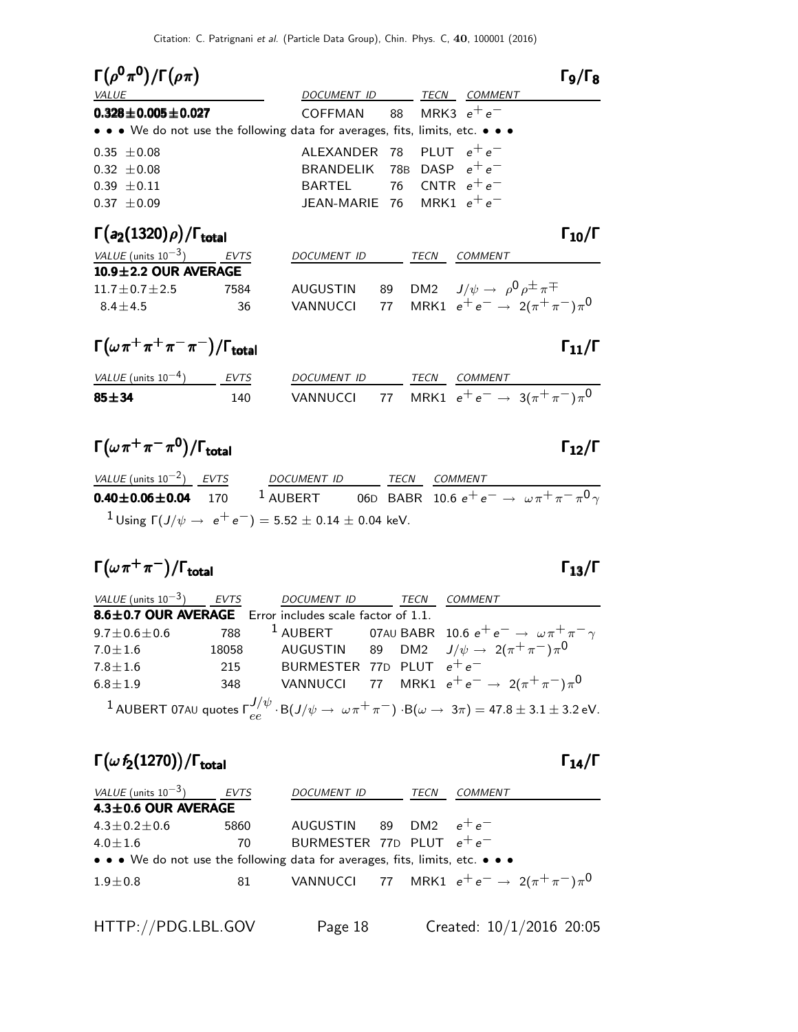### $\Gamma(\rho^0\pi^0)/\Gamma(\rho\pi)$ — $\Gamma_9/\Gamma_8$

| VALUE | DOCUMENT ID | | TECN | COMMENT |
|---|---|---|---|---|
| **0.328±0.005±0.027** | COFFMAN | 88 | MRK3 | $e^+e^-$ |
| • • • We do not use the following data for averages, fits, limits, etc. • • • | | | | |
| 0.35 ±0.08 | ALEXANDER | 78 | PLUT | $e^+e^-$ |
| 0.32 ±0.08 | BRANDELIK | 78B | DASP | $e^+e^-$ |
| 0.39 ±0.11 | BARTEL | 76 | CNTR | $e^+e^-$ |
| 0.37 ±0.09 | JEAN-MARIE | 76 | MRK1 | $e^+e^-$ |

### $\Gamma(a_2(1320)\rho)/\Gamma_{total}$ — $\Gamma_{10}/\Gamma$

| VALUE (units $10^{-3}$) | EVTS | DOCUMENT ID | | TECN | COMMENT |
|---|---|---|---|---|---|
| **10.9±2.2 OUR AVERAGE** | | | | | |
| 11.7±0.7±2.5 | 7584 | AUGUSTIN | 89 | DM2 | $J/\psi \rightarrow \rho^0\rho^\pm\pi^\mp$ |
| 8.4±4.5 | 36 | VANNUCCI | 77 | MRK1 | $e^+e^- \rightarrow 2(\pi^+\pi^-)\pi^0$ |

### $\Gamma(\omega\pi^+\pi^+\pi^-\pi^-)/\Gamma_{total}$ — $\Gamma_{11}/\Gamma$

| VALUE (units $10^{-4}$) | EVTS | DOCUMENT ID | | TECN | COMMENT |
|---|---|---|---|---|---|
| **85±34** | 140 | VANNUCCI | 77 | MRK1 | $e^+e^- \rightarrow 3(\pi^+\pi^-)\pi^0$ |

### $\Gamma(\omega\pi^+\pi^-\pi^0)/\Gamma_{total}$ — $\Gamma_{12}/\Gamma$

| VALUE (units $10^{-2}$) | EVTS | DOCUMENT ID | | TECN | COMMENT |
|---|---|---|---|---|---|
| **0.40±0.06±0.04** | 170 | [1] AUBERT | 06D | BABR | 10.6 $e^+e^- \rightarrow \omega\pi^+\pi^-\pi^0\gamma$ |

[1] Using $\Gamma(J/\psi \rightarrow e^+e^-) = 5.52 \pm 0.14 \pm 0.04$ keV.

### $\Gamma(\omega\pi^+\pi^-)/\Gamma_{total}$ — $\Gamma_{13}/\Gamma$

| VALUE (units $10^{-3}$) | EVTS | DOCUMENT ID | | TECN | COMMENT |
|---|---|---|---|---|---|
| **8.6±0.7 OUR AVERAGE** | | Error includes scale factor of 1.1. | | | |
| 9.7±0.6±0.6 | 788 | [1] AUBERT | 07AU | BABR | 10.6 $e^+e^- \rightarrow \omega\pi^+\pi^-\gamma$ |
| 7.0±1.6 | 18058 | AUGUSTIN | 89 | DM2 | $J/\psi \rightarrow 2(\pi^+\pi^-)\pi^0$ |
| 7.8±1.6 | 215 | BURMESTER | 77D | PLUT | $e^+e^-$ |
| 6.8±1.9 | 348 | VANNUCCI | 77 | MRK1 | $e^+e^- \rightarrow 2(\pi^+\pi^-)\pi^0$ |

[1] AUBERT 07AU quotes $\Gamma^{J/\psi}_{ee} \cdot B(J/\psi \rightarrow \omega\pi^+\pi^-) \cdot B(\omega \rightarrow 3\pi) = 47.8 \pm 3.1 \pm 3.2$ eV.

### $\Gamma(\omega f_2(1270))/\Gamma_{total}$ — $\Gamma_{14}/\Gamma$

| VALUE (units $10^{-3}$) | EVTS | DOCUMENT ID | | TECN | COMMENT |
|---|---|---|---|---|---|
| **4.3±0.6 OUR AVERAGE** | | | | | |
| 4.3±0.2±0.6 | 5860 | AUGUSTIN | 89 | DM2 | $e^+e^-$ |
| 4.0±1.6 | 70 | BURMESTER | 77D | PLUT | $e^+e^-$ |
| • • • We do not use the following data for averages, fits, limits, etc. • • • | | | | | |
| 1.9±0.8 | 81 | VANNUCCI | 77 | MRK1 | $e^+e^- \rightarrow 2(\pi^+\pi^-)\pi^0$ |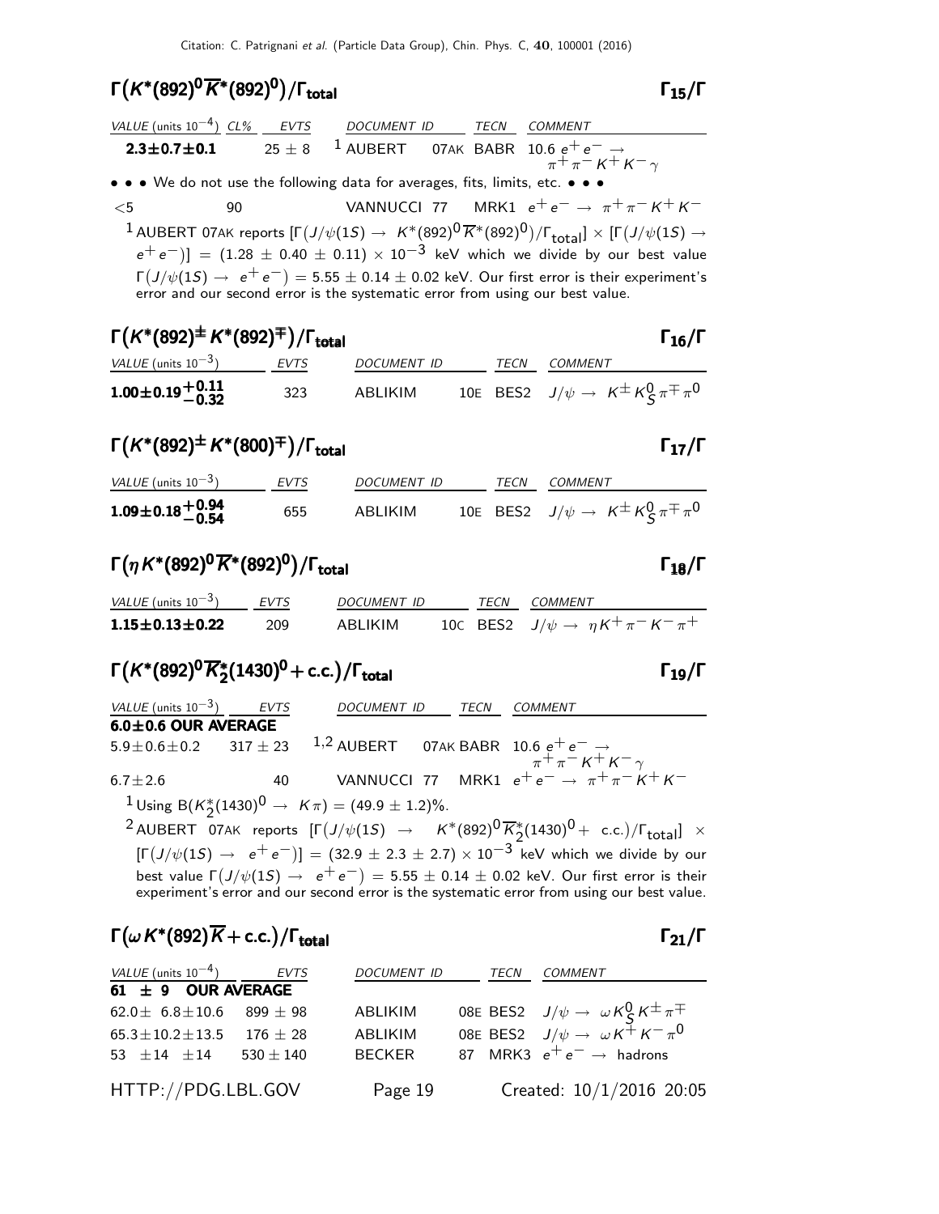## $\Gamma(K^*(892)^0 \overline{K}^*(892)^0)/\Gamma_{\text{total}}$ $\Gamma_{15}/\Gamma$

| VALUE (units $10^{-4}$) | CL% | EVTS | DOCUMENT ID | | TECN | COMMENT |
|---|---|---|---|---|---|---|
| **2.3±0.7±0.1** | | 25 ± 8 | [1] AUBERT | 07AK | BABR | 10.6 $e^+e^- \rightarrow \pi^+\pi^-K^+K^-\gamma$ |
| • • • We do not use the following data for averages, fits, limits, etc. • • • | | | | | | |
| <5 | 90 | | VANNUCCI | 77 | MRK1 | $e^+e^- \rightarrow \pi^+\pi^-K^+K^-$ |

[1] AUBERT 07AK reports $[\Gamma(J/\psi(1S) \rightarrow K^*(892)^0\overline{K}^*(892)^0)/\Gamma_{\text{total}}] \times [\Gamma(J/\psi(1S) \rightarrow e^+e^-)] = (1.28 \pm 0.40 \pm 0.11) \times 10^{-3}$ keV which we divide by our best value $\Gamma(J/\psi(1S) \rightarrow e^+e^-) = 5.55 \pm 0.14 \pm 0.02$ keV. Our first error is their experiment's error and our second error is the systematic error from using our best value.

## $\Gamma(K^*(892)^\pm K^*(892)^\mp)/\Gamma_{\text{total}}$ $\Gamma_{16}/\Gamma$

| VALUE (units $10^{-3}$) | EVTS | DOCUMENT ID | | TECN | COMMENT |
|---|---|---|---|---|---|
| **$1.00\pm0.19^{+0.11}_{-0.32}$** | 323 | ABLIKIM | 10E | BES2 | $J/\psi \rightarrow K^\pm K^0_S \pi^\mp \pi^0$ |

## $\Gamma(K^*(892)^\pm K^*(800)^\mp)/\Gamma_{\text{total}}$ $\Gamma_{17}/\Gamma$

| VALUE (units $10^{-3}$) | EVTS | DOCUMENT ID | | TECN | COMMENT |
|---|---|---|---|---|---|
| **$1.09\pm0.18^{+0.94}_{-0.54}$** | 655 | ABLIKIM | 10E | BES2 | $J/\psi \rightarrow K^\pm K^0_S \pi^\mp \pi^0$ |

## $\Gamma(\eta K^*(892)^0 \overline{K}^*(892)^0)/\Gamma_{\text{total}}$ $\Gamma_{18}/\Gamma$

| VALUE (units $10^{-3}$) | EVTS | DOCUMENT ID | | TECN | COMMENT |
|---|---|---|---|---|---|
| **1.15±0.13±0.22** | 209 | ABLIKIM | 10C | BES2 | $J/\psi \rightarrow \eta K^+\pi^-K^-\pi^+$ |

## $\Gamma(K^*(892)^0 \overline{K}^*_2(1430)^0 + \text{c.c.})/\Gamma_{\text{total}}$ $\Gamma_{19}/\Gamma$

| VALUE (units $10^{-3}$) | EVTS | DOCUMENT ID | | TECN | COMMENT |
|---|---|---|---|---|---|
| **6.0±0.6 OUR AVERAGE** | | | | | |
| 5.9±0.6±0.2 | 317 ± 23 | [1,2] AUBERT | 07AK | BABR | 10.6 $e^+e^- \rightarrow \pi^+\pi^-K^+K^-\gamma$ |
| 6.7±2.6 | 40 | VANNUCCI | 77 | MRK1 | $e^+e^- \rightarrow \pi^+\pi^-K^+K^-$ |

[1] Using $B(K^*_2(1430)^0 \rightarrow K\pi) = (49.9 \pm 1.2)\%$.

[2] AUBERT 07AK reports $[\Gamma(J/\psi(1S) \rightarrow K^*(892)^0\overline{K}^*_2(1430)^0 + \text{c.c.})/\Gamma_{\text{total}}] \times [\Gamma(J/\psi(1S) \rightarrow e^+e^-)] = (32.9 \pm 2.3 \pm 2.7) \times 10^{-3}$ keV which we divide by our best value $\Gamma(J/\psi(1S) \rightarrow e^+e^-) = 5.55 \pm 0.14 \pm 0.02$ keV. Our first error is their experiment's error and our second error is the systematic error from using our best value.

## $\Gamma(\omega K^*(892)\overline{K} + \text{c.c.})/\Gamma_{\text{total}}$ $\Gamma_{21}/\Gamma$

| VALUE (units $10^{-4}$) | EVTS | DOCUMENT ID | | TECN | COMMENT |
|---|---|---|---|---|---|
| **61 ± 9 OUR AVERAGE** | | | | | |
| 62.0± 6.8±10.6 | 899 ± 98 | ABLIKIM | 08E | BES2 | $J/\psi \rightarrow \omega K^0_S K^\pm \pi^\mp$ |
| 65.3±10.2±13.5 | 176 ± 28 | ABLIKIM | 08E | BES2 | $J/\psi \rightarrow \omega K^+K^-\pi^0$ |
| 53 ±14 ±14 | 530 ± 140 | BECKER | 87 | MRK3 | $e^+e^- \rightarrow$ hadrons |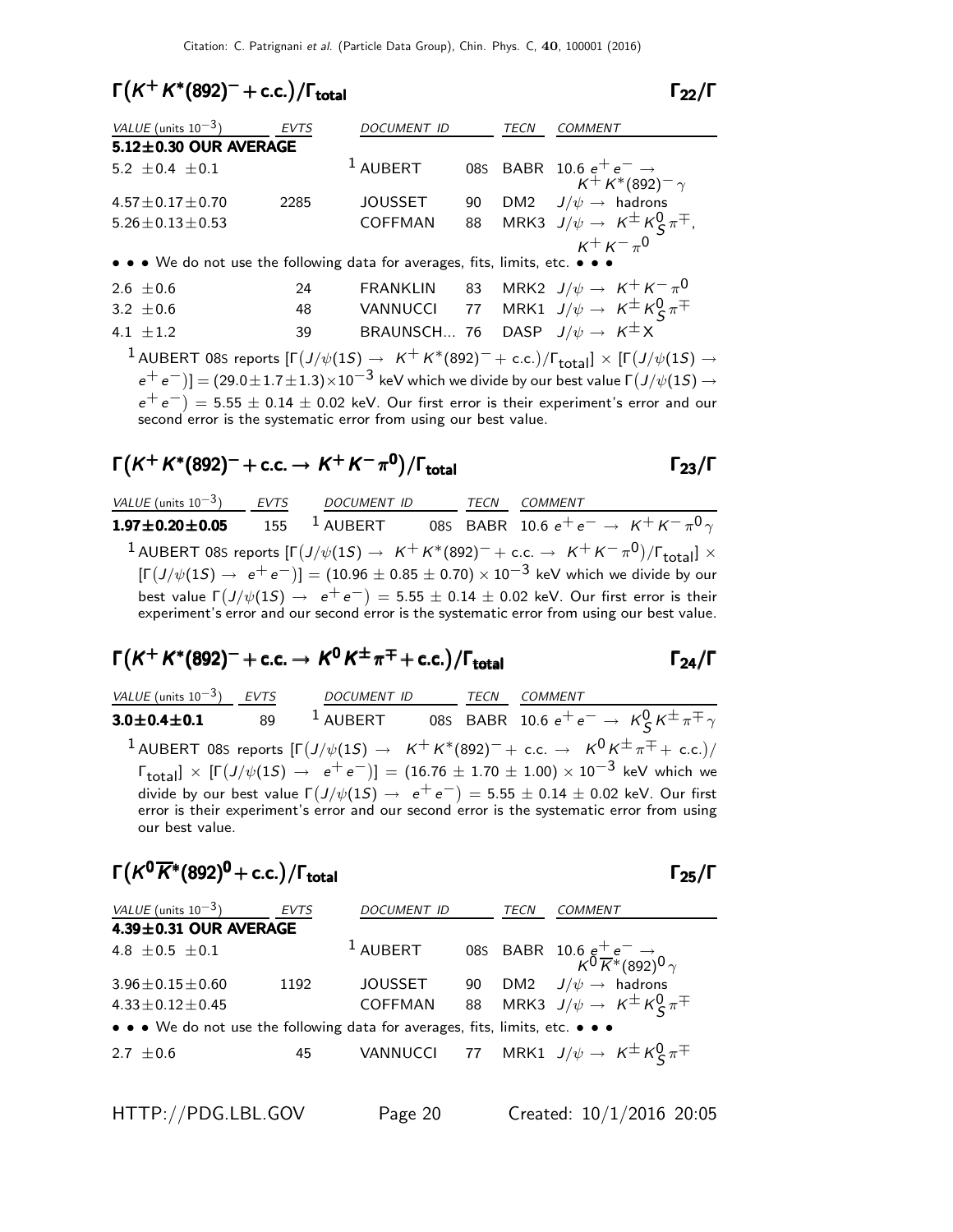### $\Gamma\big(K^+ K^*(892)^- + \text{c.c.}\big)/\Gamma_{\text{total}}$ — $\Gamma_{22}/\Gamma$

| VALUE (units $10^{-3}$) | EVTS | DOCUMENT ID | | TECN | COMMENT |
|---|---|---|---|---|---|
| **5.12±0.30 OUR AVERAGE** | | | | | |
| 5.2 ±0.4 ±0.1 | | [1] AUBERT | 08S | BABR | 10.6 $e^+e^- \rightarrow K^+ K^*(892)^- \gamma$ |
| 4.57±0.17±0.70 | 2285 | JOUSSET | 90 | DM2 | $J/\psi \rightarrow$ hadrons |
| 5.26±0.13±0.53 | | COFFMAN | 88 | MRK3 | $J/\psi \rightarrow K^\pm K^0_S \pi^\mp$, $K^+ K^- \pi^0$ |
| • • • We do not use the following data for averages, fits, limits, etc. • • • | | | | | |
| 2.6 ±0.6 | 24 | FRANKLIN | 83 | MRK2 | $J/\psi \rightarrow K^+ K^- \pi^0$ |
| 3.2 ±0.6 | 48 | VANNUCCI | 77 | MRK1 | $J/\psi \rightarrow K^\pm K^0_S \pi^\mp$ |
| 4.1 ±1.2 | 39 | BRAUNSCH... | 76 | DASP | $J/\psi \rightarrow K^\pm X$ |

[1] AUBERT 08S reports $[\Gamma\big(J/\psi(1S) \rightarrow K^+ K^*(892)^- + \text{c.c.}\big)/\Gamma_{\text{total}}] \times [\Gamma\big(J/\psi(1S) \rightarrow e^+e^-\big)] = (29.0 \pm 1.7 \pm 1.3) \times 10^{-3}$ keV which we divide by our best value $\Gamma\big(J/\psi(1S) \rightarrow e^+e^-\big) = 5.55 \pm 0.14 \pm 0.02$ keV. Our first error is their experiment's error and our second error is the systematic error from using our best value.

### $\Gamma\big(K^+ K^*(892)^- + \text{c.c.} \rightarrow K^+ K^- \pi^0\big)/\Gamma_{\text{total}}$ — $\Gamma_{23}/\Gamma$

| VALUE (units $10^{-3}$) | EVTS | DOCUMENT ID | | TECN | COMMENT |
|---|---|---|---|---|---|
| **1.97±0.20±0.05** | 155 | [1] AUBERT | 08S | BABR | 10.6 $e^+e^- \rightarrow K^+ K^- \pi^0 \gamma$ |

[1] AUBERT 08S reports $[\Gamma\big(J/\psi(1S) \rightarrow K^+ K^*(892)^- + \text{c.c.} \rightarrow K^+ K^- \pi^0\big)/\Gamma_{\text{total}}] \times [\Gamma\big(J/\psi(1S) \rightarrow e^+e^-\big)] = (10.96 \pm 0.85 \pm 0.70) \times 10^{-3}$ keV which we divide by our best value $\Gamma\big(J/\psi(1S) \rightarrow e^+e^-\big) = 5.55 \pm 0.14 \pm 0.02$ keV. Our first error is their experiment's error and our second error is the systematic error from using our best value.

### $\Gamma\big(K^+ K^*(892)^- + \text{c.c.} \rightarrow K^0 K^\pm \pi^\mp + \text{c.c.}\big)/\Gamma_{\text{total}}$ — $\Gamma_{24}/\Gamma$

| VALUE (units $10^{-3}$) | EVTS | DOCUMENT ID | | TECN | COMMENT |
|---|---|---|---|---|---|
| **3.0±0.4±0.1** | 89 | [1] AUBERT | 08S | BABR | 10.6 $e^+e^- \rightarrow K^0_S K^\pm \pi^\mp \gamma$ |

[1] AUBERT 08S reports $[\Gamma\big(J/\psi(1S) \rightarrow K^+ K^*(892)^- + \text{c.c.} \rightarrow K^0 K^\pm \pi^\mp + \text{c.c.}\big)/\Gamma_{\text{total}}] \times [\Gamma\big(J/\psi(1S) \rightarrow e^+e^-\big)] = (16.76 \pm 1.70 \pm 1.00) \times 10^{-3}$ keV which we divide by our best value $\Gamma\big(J/\psi(1S) \rightarrow e^+e^-\big) = 5.55 \pm 0.14 \pm 0.02$ keV. Our first error is their experiment's error and our second error is the systematic error from using our best value.

### $\Gamma\big(K^0 \overline{K}^*(892)^0 + \text{c.c.}\big)/\Gamma_{\text{total}}$ — $\Gamma_{25}/\Gamma$

| VALUE (units $10^{-3}$) | EVTS | DOCUMENT ID | | TECN | COMMENT |
|---|---|---|---|---|---|
| **4.39±0.31 OUR AVERAGE** | | | | | |
| 4.8 ±0.5 ±0.1 | | [1] AUBERT | 08S | BABR | 10.6 $e^+e^- \rightarrow K^0 \overline{K}^*(892)^0 \gamma$ |
| 3.96±0.15±0.60 | 1192 | JOUSSET | 90 | DM2 | $J/\psi \rightarrow$ hadrons |
| 4.33±0.12±0.45 | | COFFMAN | 88 | MRK3 | $J/\psi \rightarrow K^\pm K^0_S \pi^\mp$ |
| • • • We do not use the following data for averages, fits, limits, etc. • • • | | | | | |
| 2.7 ±0.6 | 45 | VANNUCCI | 77 | MRK1 | $J/\psi \rightarrow K^\pm K^0_S \pi^\mp$ |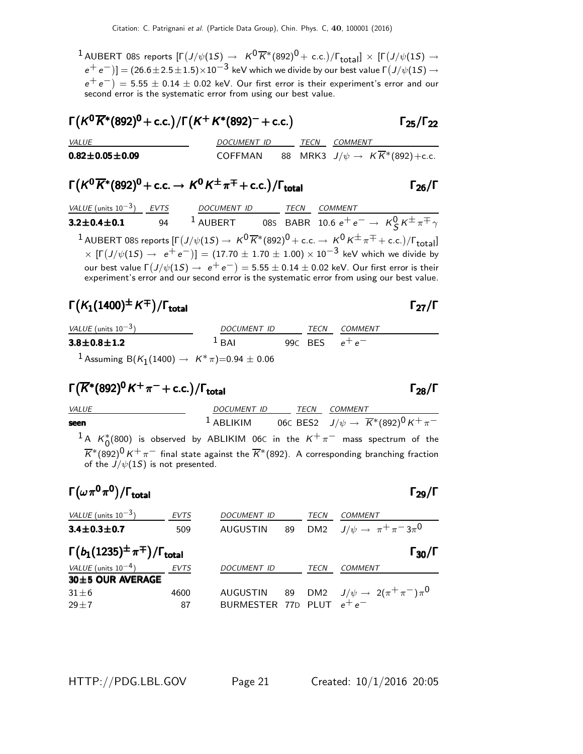[1] AUBERT 08S reports $[\Gamma(J/\psi(1S) \rightarrow K^0 \overline{K}^*(892)^0 + \text{c.c.})/\Gamma_{\text{total}}] \times [\Gamma(J/\psi(1S) \rightarrow e^+e^-)] = (26.6 \pm 2.5 \pm 1.5) \times 10^{-3}$ keV which we divide by our best value $\Gamma(J/\psi(1S) \rightarrow e^+e^-) = 5.55 \pm 0.14 \pm 0.02$ keV. Our first error is their experiment's error and our second error is the systematic error from using our best value.

## $\Gamma(K^0\overline{K}^*(892)^0 + \text{c.c.})/\Gamma(K^+K^*(892)^- + \text{c.c.})$ $\Gamma_{25}/\Gamma_{22}$

| VALUE | DOCUMENT ID | | TECN | COMMENT |
|---|---|---|---|---|
| **$0.82 \pm 0.05 \pm 0.09$** | COFFMAN | 88 | MRK3 | $J/\psi \rightarrow K\overline{K}^*(892)$+c.c. |

## $\Gamma(K^0\overline{K}^*(892)^0 + \text{c.c.} \rightarrow K^0K^\pm\pi^\mp + \text{c.c.})/\Gamma_{\text{total}}$ $\Gamma_{26}/\Gamma$

| VALUE (units $10^{-3}$) | EVTS | DOCUMENT ID | | TECN | COMMENT |
|---|---|---|---|---|---|
| **$3.2 \pm 0.4 \pm 0.1$** | 94 | [1] AUBERT | 08S | BABR | 10.6 $e^+e^- \rightarrow K^0_S K^\pm\pi^\mp\gamma$ |

[1] AUBERT 08S reports $[\Gamma(J/\psi(1S) \rightarrow K^0\overline{K}^*(892)^0 + \text{c.c.} \rightarrow K^0K^\pm\pi^\mp + \text{c.c.})/\Gamma_{\text{total}}] \times [\Gamma(J/\psi(1S) \rightarrow e^+e^-)] = (17.70 \pm 1.70 \pm 1.00) \times 10^{-3}$ keV which we divide by our best value $\Gamma(J/\psi(1S) \rightarrow e^+e^-) = 5.55 \pm 0.14 \pm 0.02$ keV. Our first error is their experiment's error and our second error is the systematic error from using our best value.

## $\Gamma(K_1(1400)^\pm K^\mp)/\Gamma_{\text{total}}$ $\Gamma_{27}/\Gamma$

| VALUE (units $10^{-3}$) | DOCUMENT ID | | TECN | COMMENT |
|---|---|---|---|---|
| **$3.8 \pm 0.8 \pm 1.2$** | [1] BAI | 99C | BES | $e^+e^-$ |

[1] Assuming $B(K_1(1400) \rightarrow K^*\pi) = 0.94 \pm 0.06$

## $\Gamma(\overline{K}^*(892)^0K^+\pi^- + \text{c.c.})/\Gamma_{\text{total}}$ $\Gamma_{28}/\Gamma$

| VALUE | DOCUMENT ID | | TECN | COMMENT |
|---|---|---|---|---|
| **seen** | [1] ABLIKIM | 06C | BES2 | $J/\psi \rightarrow \overline{K}^*(892)^0K^+\pi^-$ |

[1] A $K^*_0(800)$ is observed by ABLIKIM 06C in the $K^+\pi^-$ mass spectrum of the $\overline{K}^*(892)^0K^+\pi^-$ final state against the $\overline{K}^*(892)$. A corresponding branching fraction of the $J/\psi(1S)$ is not presented.

## $\Gamma(\omega\pi^0\pi^0)/\Gamma_{\text{total}}$ $\Gamma_{29}/\Gamma$

| VALUE (units $10^{-3}$) | EVTS | DOCUMENT ID | | TECN | COMMENT |
|---|---|---|---|---|---|
| **$3.4 \pm 0.3 \pm 0.7$** | 509 | AUGUSTIN | 89 | DM2 | $J/\psi \rightarrow \pi^+\pi^-3\pi^0$ |

## $\Gamma(b_1(1235)^\pm\pi^\mp)/\Gamma_{\text{total}}$ $\Gamma_{30}/\Gamma$

| VALUE (units $10^{-4}$) | EVTS | DOCUMENT ID | | TECN | COMMENT |
|---|---|---|---|---|---|
| **$30 \pm 5$ OUR AVERAGE** | | | | | |
| $31 \pm 6$ | 4600 | AUGUSTIN | 89 | DM2 | $J/\psi \rightarrow 2(\pi^+\pi^-)\pi^0$ |
| $29 \pm 7$ | 87 | BURMESTER | 77D | PLUT | $e^+e^-$ |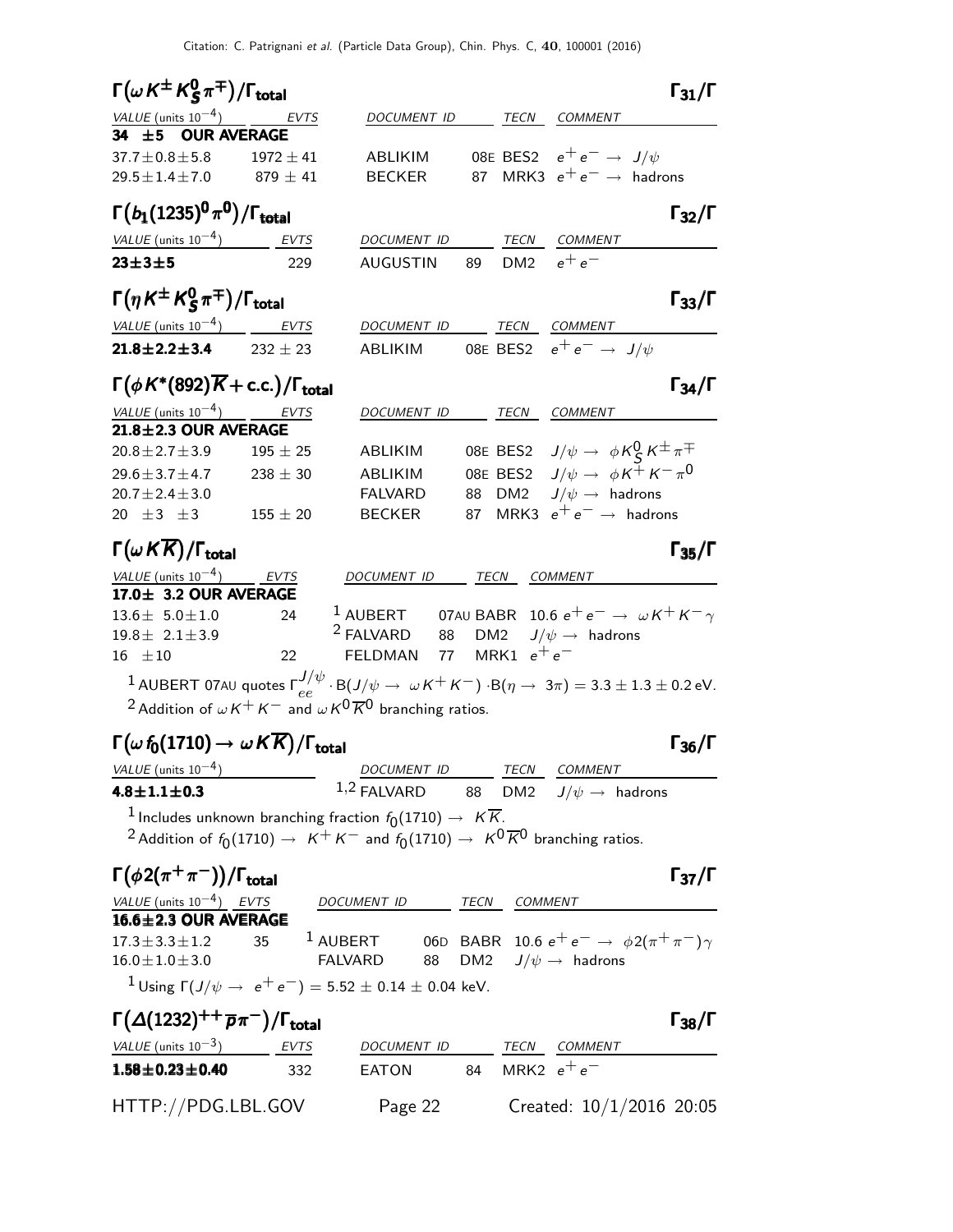## $\Gamma(\omega K^{\pm} K^0_S \pi^{\mp})/\Gamma_{\text{total}}$ $\Gamma_{31}/\Gamma$

| VALUE (units $10^{-4}$) | EVTS | DOCUMENT ID | | TECN | COMMENT |
|---|---|---|---|---|---|
| **34 ±5 OUR AVERAGE** | | | | | |
| $37.7 \pm 0.8 \pm 5.8$ | $1972 \pm 41$ | ABLIKIM | 08E | BES2 | $e^+e^- \rightarrow J/\psi$ |
| $29.5 \pm 1.4 \pm 7.0$ | $879 \pm 41$ | BECKER | 87 | MRK3 | $e^+e^- \rightarrow$ hadrons |

## $\Gamma(b_1(1235)^0 \pi^0)/\Gamma_{\text{total}}$ $\Gamma_{32}/\Gamma$

| VALUE (units $10^{-4}$) | EVTS | DOCUMENT ID | | TECN | COMMENT |
|---|---|---|---|---|---|
| **$23 \pm 3 \pm 5$** | 229 | AUGUSTIN | 89 | DM2 | $e^+e^-$ |

## $\Gamma(\eta K^{\pm} K^0_S \pi^{\mp})/\Gamma_{\text{total}}$ $\Gamma_{33}/\Gamma$

| VALUE (units $10^{-4}$) | EVTS | DOCUMENT ID | | TECN | COMMENT |
|---|---|---|---|---|---|
| **$21.8 \pm 2.2 \pm 3.4$** | $232 \pm 23$ | ABLIKIM | 08E | BES2 | $e^+e^- \rightarrow J/\psi$ |

## $\Gamma(\phi K^*(892)\overline{K} + \text{c.c.})/\Gamma_{\text{total}}$ $\Gamma_{34}/\Gamma$

| VALUE (units $10^{-4}$) | EVTS | DOCUMENT ID | | TECN | COMMENT |
|---|---|---|---|---|---|
| **21.8±2.3 OUR AVERAGE** | | | | | |
| $20.8 \pm 2.7 \pm 3.9$ | $195 \pm 25$ | ABLIKIM | 08E | BES2 | $J/\psi \rightarrow \phi K^0_S K^{\pm} \pi^{\mp}$ |
| $29.6 \pm 3.7 \pm 4.7$ | $238 \pm 30$ | ABLIKIM | 08E | BES2 | $J/\psi \rightarrow \phi K^+ K^- \pi^0$ |
| $20.7 \pm 2.4 \pm 3.0$ | | FALVARD | 88 | DM2 | $J/\psi \rightarrow$ hadrons |
| $20 \pm 3 \pm 3$ | $155 \pm 20$ | BECKER | 87 | MRK3 | $e^+e^- \rightarrow$ hadrons |

## $\Gamma(\omega K \overline{K})/\Gamma_{\text{total}}$ $\Gamma_{35}/\Gamma$

| VALUE (units $10^{-4}$) | EVTS | DOCUMENT ID | | TECN | COMMENT |
|---|---|---|---|---|---|
| **17.0± 3.2 OUR AVERAGE** | | | | | |
| $13.6 \pm 5.0 \pm 1.0$ | 24 | [1] AUBERT | 07AU | BABR | $10.6\ e^+e^- \rightarrow \omega K^+ K^- \gamma$ |
| $19.8 \pm 2.1 \pm 3.9$ | | [2] FALVARD | 88 | DM2 | $J/\psi \rightarrow$ hadrons |
| $16 \pm 10$ | 22 | FELDMAN | 77 | MRK1 | $e^+e^-$ |

[1] AUBERT 07AU quotes $\Gamma^{J/\psi}_{ee} \cdot \text{B}(J/\psi \rightarrow \omega K^+ K^-) \cdot \text{B}(\eta \rightarrow 3\pi) = 3.3 \pm 1.3 \pm 0.2$ eV.

[2] Addition of $\omega K^+ K^-$ and $\omega K^0 \overline{K}{}^0$ branching ratios.

## $\Gamma(\omega f_0(1710) \rightarrow \omega K \overline{K})/\Gamma_{\text{total}}$ $\Gamma_{36}/\Gamma$

| VALUE (units $10^{-4}$) | DOCUMENT ID | | TECN | COMMENT |
|---|---|---|---|---|
| **$4.8 \pm 1.1 \pm 0.3$** | [1,2] FALVARD | 88 | DM2 | $J/\psi \rightarrow$ hadrons |

[1] Includes unknown branching fraction $f_0(1710) \rightarrow K\overline{K}$.

[2] Addition of $f_0(1710) \rightarrow K^+K^-$ and $f_0(1710) \rightarrow K^0\overline{K}{}^0$ branching ratios.

## $\Gamma(\phi 2(\pi^+\pi^-))/\Gamma_{\text{total}}$ $\Gamma_{37}/\Gamma$

| VALUE (units $10^{-4}$) | EVTS | DOCUMENT ID | | TECN | COMMENT |
|---|---|---|---|---|---|
| **16.6±2.3 OUR AVERAGE** | | | | | |
| $17.3 \pm 3.3 \pm 1.2$ | 35 | [1] AUBERT | 06D | BABR | $10.6\ e^+e^- \rightarrow \phi 2(\pi^+\pi^-)\gamma$ |
| $16.0 \pm 1.0 \pm 3.0$ | | FALVARD | 88 | DM2 | $J/\psi \rightarrow$ hadrons |

[1] Using $\Gamma(J/\psi \rightarrow e^+e^-) = 5.52 \pm 0.14 \pm 0.04$ keV.

## $\Gamma(\Delta(1232)^{++}\overline{p}\pi^-)/\Gamma_{\text{total}}$ $\Gamma_{38}/\Gamma$

| VALUE (units $10^{-3}$) | EVTS | DOCUMENT ID | | TECN | COMMENT |
|---|---|---|---|---|---|
| **$1.58 \pm 0.23 \pm 0.40$** | 332 | EATON | 84 | MRK2 | $e^+e^-$ |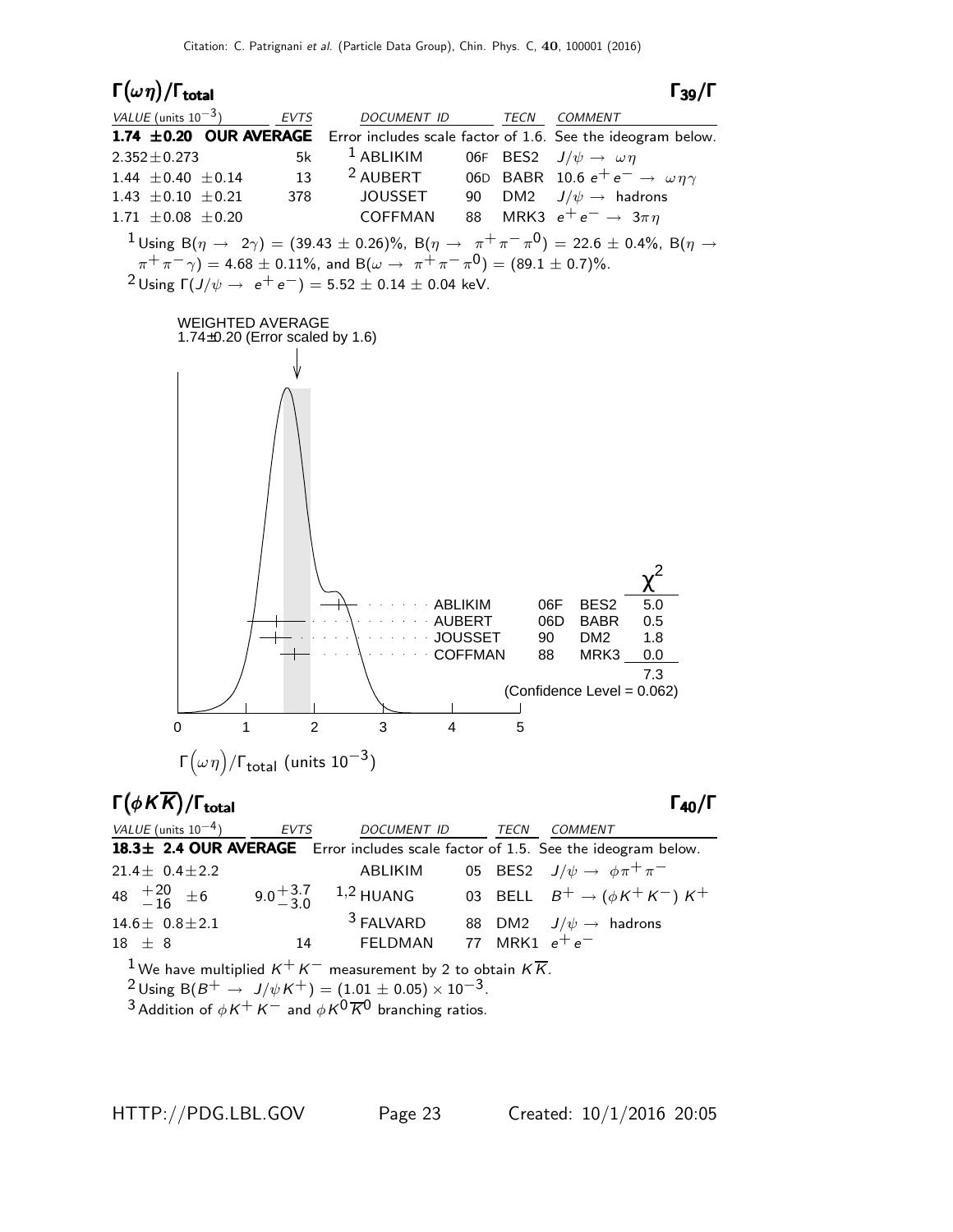## $\Gamma(\omega\eta)/\Gamma_{\text{total}}$ $\Gamma_{39}/\Gamma$

| VALUE (units $10^{-3}$) | EVTS | DOCUMENT ID | | TECN | COMMENT |
|---|---|---|---|---|---|
| **1.74 ±0.20 OUR AVERAGE** | | Error includes scale factor of 1.6. See the ideogram below. | | | |
| $2.352\pm0.273$ | 5k | [1] ABLIKIM | 06F | BES2 | $J/\psi \to \omega\eta$ |
| $1.44 \pm0.40 \pm0.14$ | 13 | [2] AUBERT | 06D | BABR | $10.6\ e^+e^- \to \omega\eta\gamma$ |
| $1.43 \pm0.10 \pm0.21$ | 378 | JOUSSET | 90 | DM2 | $J/\psi \to$ hadrons |
| $1.71 \pm0.08 \pm0.20$ | | COFFMAN | 88 | MRK3 | $e^+e^- \to 3\pi\eta$ |

[1] Using $B(\eta \to 2\gamma) = (39.43 \pm 0.26)\%$, $B(\eta \to \pi^+\pi^-\pi^0) = 22.6 \pm 0.4\%$, $B(\eta \to \pi^+\pi^-\gamma) = 4.68 \pm 0.11\%$, and $B(\omega \to \pi^+\pi^-\pi^0) = (89.1 \pm 0.7)\%$.

[2] Using $\Gamma(J/\psi \to e^+e^-) = 5.52 \pm 0.14 \pm 0.04$ keV.

WEIGHTED AVERAGE
1.74±0.20 (Error scaled by 1.6)

$\chi^2$

ABLIKIM 06F BES2 5.0
AUBERT 06D BABR 0.5
JOUSSET 90 DM2 1.8
COFFMAN 88 MRK3 0.0
7.3
(Confidence Level = 0.062)

0 1 2 3 4 5

$\Gamma(\omega\eta)/\Gamma_{\text{total}}$ (units $10^{-3}$)

## $\Gamma(\phi K\overline{K})/\Gamma_{\text{total}}$ $\Gamma_{40}/\Gamma$

| VALUE (units $10^{-4}$) | EVTS | DOCUMENT ID | | TECN | COMMENT |
|---|---|---|---|---|---|
| **18.3± 2.4 OUR AVERAGE** | | Error includes scale factor of 1.5. See the ideogram below. | | | |
| $21.4\pm 0.4\pm2.2$ | | ABLIKIM | 05 | BES2 | $J/\psi \to \phi\pi^+\pi^-$ |
| $48\ ^{+20}_{-16}\ \pm6$ | $9.0^{+3.7}_{-3.0}$ | [1,2] HUANG | 03 | BELL | $B^+ \to (\phi K^+K^-)K^+$ |
| $14.6\pm 0.8\pm2.1$ | | [3] FALVARD | 88 | DM2 | $J/\psi \to$ hadrons |
| $18 \pm 8$ | 14 | FELDMAN | 77 | MRK1 | $e^+e^-$ |

[1] We have multiplied $K^+K^-$ measurement by 2 to obtain $K\overline{K}$.

[2] Using $B(B^+ \to J/\psi K^+) = (1.01 \pm 0.05) \times 10^{-3}$.

[3] Addition of $\phi K^+K^-$ and $\phi K^0\overline{K}^0$ branching ratios.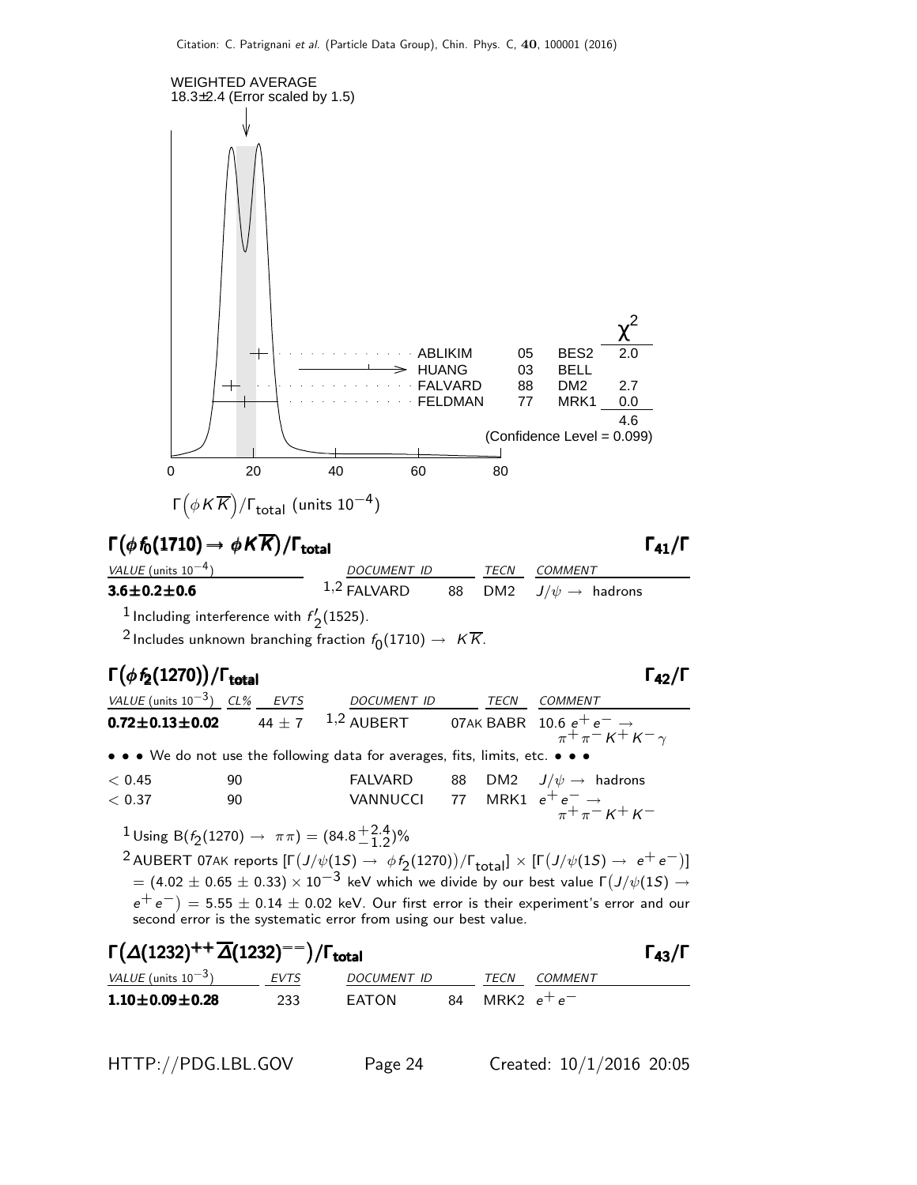WEIGHTED AVERAGE
18.3±2.4 (Error scaled by 1.5)

$\chi^2$

ABLIKIM 05 BES2 2.0
HUANG 03 BELL
FALVARD 88 DM2 2.7
FELDMAN 77 MRK1 0.0
4.6
(Confidence Level = 0.099)

0 20 40 60 80

$\Gamma\left(\phi K\overline{K}\right)/\Gamma_{\rm total}$ (units $10^{-4}$)

## $\Gamma(\phi f_0(1710) \to \phi K\overline{K})/\Gamma_{\rm total}$ — $\Gamma_{41}/\Gamma$

| VALUE (units $10^{-4}$) | DOCUMENT ID | | TECN | COMMENT |
|---|---|---|---|---|
| **3.6±0.2±0.6** | [1,2] FALVARD | 88 | DM2 | $J/\psi \to$ hadrons |

[1] Including interference with $f_2'(1525)$.

[2] Includes unknown branching fraction $f_0(1710) \to K\overline{K}$.

## $\Gamma(\phi f_2(1270))/\Gamma_{\rm total}$ — $\Gamma_{42}/\Gamma$

| VALUE (units $10^{-3}$) | CL% | EVTS | DOCUMENT ID | | TECN | COMMENT |
|---|---|---|---|---|---|---|
| **0.72±0.13±0.02** | | 44 ± 7 | [1,2] AUBERT | 07AK | BABR | 10.6 $e^+e^- \to \pi^+\pi^- K^+K^-\gamma$ |
| • • • We do not use the following data for averages, fits, limits, etc. • • • | | | | | | |
| < 0.45 | 90 | | FALVARD | 88 | DM2 | $J/\psi \to$ hadrons |
| < 0.37 | 90 | | VANNUCCI | 77 | MRK1 | $e^+e^- \to \pi^+\pi^- K^+K^-$ |

[1] Using $B(f_2(1270) \to \pi\pi) = (84.8^{+2.4}_{-1.2})$%

[2] AUBERT 07AK reports $[\Gamma(J/\psi(1S) \to \phi f_2(1270))/\Gamma_{\rm total}] \times [\Gamma(J/\psi(1S) \to e^+e^-)] = (4.02 \pm 0.65 \pm 0.33) \times 10^{-3}$ keV which we divide by our best value $\Gamma(J/\psi(1S) \to e^+e^-) = 5.55 \pm 0.14 \pm 0.02$ keV. Our first error is their experiment's error and our second error is the systematic error from using our best value.

## $\Gamma(\Delta(1232)^{++}\overline{\Delta}(1232)^{--})/\Gamma_{\rm total}$ — $\Gamma_{43}/\Gamma$

| VALUE (units $10^{-3}$) | EVTS | DOCUMENT ID | | TECN | COMMENT |
|---|---|---|---|---|---|
| **1.10±0.09±0.28** | 233 | EATON | 84 | MRK2 | $e^+e^-$ |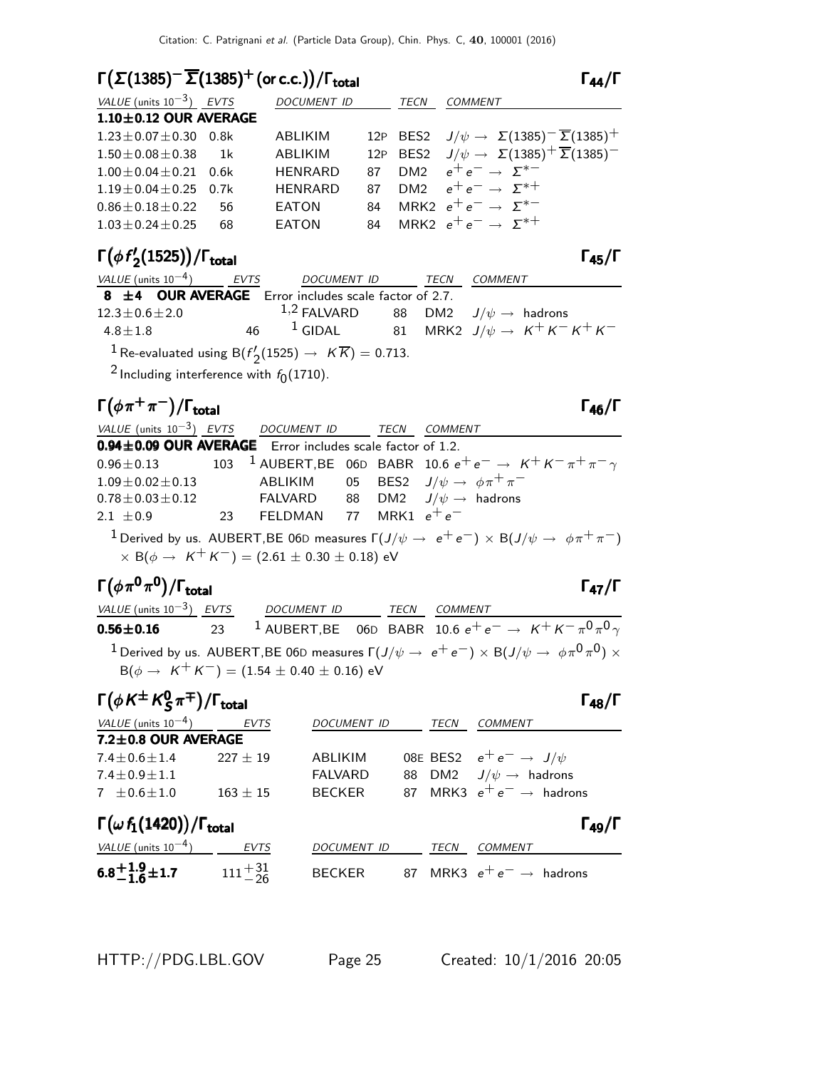## $\Gamma(\Sigma(1385)^- \overline{\Sigma}(1385)^+ \text{(or c.c.)})/\Gamma_{total}$ $\Gamma_{44}/\Gamma$

| VALUE (units $10^{-3}$) | EVTS | DOCUMENT ID | | TECN | COMMENT |
|---|---|---|---|---|---|
| **1.10±0.12 OUR AVERAGE** | | | | | |
| $1.23\pm0.07\pm0.30$ | 0.8k | ABLIKIM | 12P | BES2 | $J/\psi \rightarrow \Sigma(1385)^- \overline{\Sigma}(1385)^+$ |
| $1.50\pm0.08\pm0.38$ | 1k | ABLIKIM | 12P | BES2 | $J/\psi \rightarrow \Sigma(1385)^+ \overline{\Sigma}(1385)^-$ |
| $1.00\pm0.04\pm0.21$ | 0.6k | HENRARD | 87 | DM2 | $e^+e^- \rightarrow \Sigma^{*-}$ |
| $1.19\pm0.04\pm0.25$ | 0.7k | HENRARD | 87 | DM2 | $e^+e^- \rightarrow \Sigma^{*+}$ |
| $0.86\pm0.18\pm0.22$ | 56 | EATON | 84 | MRK2 | $e^+e^- \rightarrow \Sigma^{*-}$ |
| $1.03\pm0.24\pm0.25$ | 68 | EATON | 84 | MRK2 | $e^+e^- \rightarrow \Sigma^{*+}$ |

## $\Gamma(\phi f_2'(1525))/\Gamma_{total}$ $\Gamma_{45}/\Gamma$

| VALUE (units $10^{-4}$) | EVTS | DOCUMENT ID | | TECN | COMMENT |
|---|---|---|---|---|---|
| **8 ±4 OUR AVERAGE** | Error includes scale factor of 2.7. | | | | |
| $12.3\pm0.6\pm2.0$ | | [1,2] FALVARD | 88 | DM2 | $J/\psi \rightarrow$ hadrons |
| $4.8\pm1.8$ | 46 | [1] GIDAL | 81 | MRK2 | $J/\psi \rightarrow K^+K^-K^+K^-$ |

[1] Re-evaluated using $B(f_2'(1525) \rightarrow K\overline{K}) = 0.713$.

[2] Including interference with $f_0(1710)$.

## $\Gamma(\phi\pi^+\pi^-)/\Gamma_{total}$ $\Gamma_{46}/\Gamma$

| VALUE (units $10^{-3}$) | EVTS | DOCUMENT ID | | TECN | COMMENT |
|---|---|---|---|---|---|
| **0.94±0.09 OUR AVERAGE** | Error includes scale factor of 1.2. | | | | |
| $0.96\pm0.13$ | 103 | [1] AUBERT,BE | 06D | BABR | $10.6\ e^+e^- \rightarrow K^+K^-\pi^+\pi^-\gamma$ |
| $1.09\pm0.02\pm0.13$ | | ABLIKIM | 05 | BES2 | $J/\psi \rightarrow \phi\pi^+\pi^-$ |
| $0.78\pm0.03\pm0.12$ | | FALVARD | 88 | DM2 | $J/\psi \rightarrow$ hadrons |
| $2.1\ \pm0.9$ | 23 | FELDMAN | 77 | MRK1 | $e^+e^-$ |

[1] Derived by us. AUBERT,BE 06D measures $\Gamma(J/\psi \rightarrow e^+e^-) \times B(J/\psi \rightarrow \phi\pi^+\pi^-) \times B(\phi \rightarrow K^+K^-) = (2.61 \pm 0.30 \pm 0.18)$ eV

## $\Gamma(\phi\pi^0\pi^0)/\Gamma_{total}$ $\Gamma_{47}/\Gamma$

| VALUE (units $10^{-3}$) | EVTS | DOCUMENT ID | | TECN | COMMENT |
|---|---|---|---|---|---|
| **0.56±0.16** | 23 | [1] AUBERT,BE | 06D | BABR | $10.6\ e^+e^- \rightarrow K^+K^-\pi^0\pi^0\gamma$ |

[1] Derived by us. AUBERT,BE 06D measures $\Gamma(J/\psi \rightarrow e^+e^-) \times B(J/\psi \rightarrow \phi\pi^0\pi^0) \times B(\phi \rightarrow K^+K^-) = (1.54 \pm 0.40 \pm 0.16)$ eV

## $\Gamma(\phi K^\pm K_S^0 \pi^\mp)/\Gamma_{total}$ $\Gamma_{48}/\Gamma$

| VALUE (units $10^{-4}$) | EVTS | DOCUMENT ID | | TECN | COMMENT |
|---|---|---|---|---|---|
| **7.2±0.8 OUR AVERAGE** | | | | | |
| $7.4\pm0.6\pm1.4$ | $227\pm19$ | ABLIKIM | 08E | BES2 | $e^+e^- \rightarrow J/\psi$ |
| $7.4\pm0.9\pm1.1$ | | FALVARD | 88 | DM2 | $J/\psi \rightarrow$ hadrons |
| $7\ \pm0.6\pm1.0$ | $163\pm15$ | BECKER | 87 | MRK3 | $e^+e^- \rightarrow$ hadrons |

## $\Gamma(\omega f_1(1420))/\Gamma_{total}$ $\Gamma_{49}/\Gamma$

| VALUE (units $10^{-4}$) | EVTS | DOCUMENT ID | | TECN | COMMENT |
|---|---|---|---|---|---|
| $\mathbf{6.8^{+1.9}_{-1.6}\pm1.7}$ | $111^{+31}_{-26}$ | BECKER | 87 | MRK3 | $e^+e^- \rightarrow$ hadrons |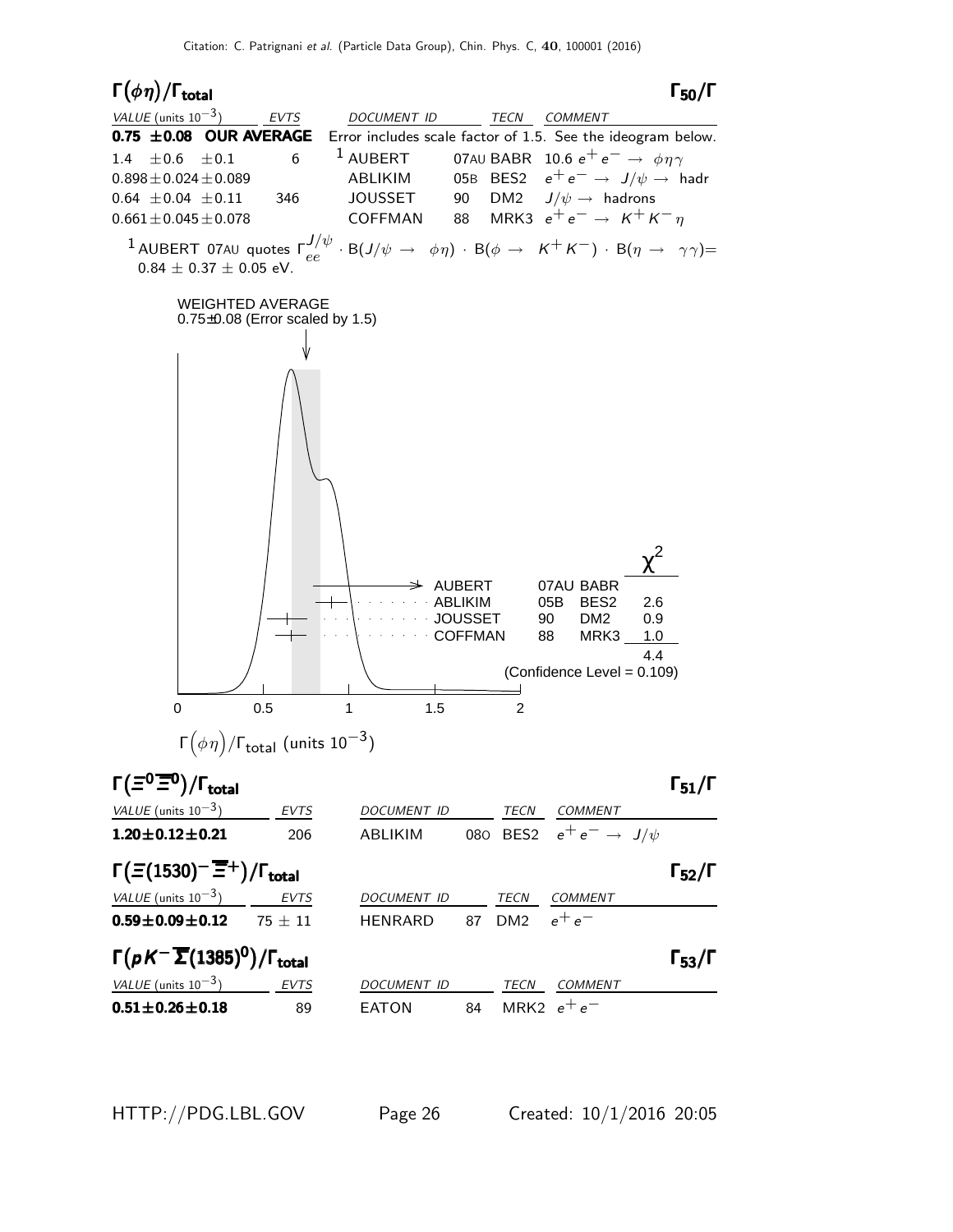Citation: C. Patrignani *et al.* (Particle Data Group), Chin. Phys. C, **40**, 100001 (2016)

## $\Gamma(\phi\eta)/\Gamma_{total}$ $\Gamma_{50}/\Gamma$

| VALUE (units $10^{-3}$) | EVTS | DOCUMENT ID | | TECN | COMMENT |
|---|---|---|---|---|---|
| **0.75 ±0.08 OUR AVERAGE** | | Error includes scale factor of 1.5. See the ideogram below. | | | |
| 1.4 ±0.6 ±0.1 | 6 | [1] AUBERT | 07AU | BABR | 10.6 $e^+e^- \rightarrow \phi\eta\gamma$ |
| 0.898±0.024±0.089 | | ABLIKIM | 05B | BES2 | $e^+e^- \rightarrow J/\psi \rightarrow$ hadr |
| 0.64 ±0.04 ±0.11 | 346 | JOUSSET | 90 | DM2 | $J/\psi \rightarrow$ hadrons |
| 0.661±0.045±0.078 | | COFFMAN | 88 | MRK3 | $e^+e^- \rightarrow K^+K^-\eta$ |

[1] AUBERT 07AU quotes $\Gamma_{ee}^{J/\psi} \cdot$ B($J/\psi \rightarrow \phi\eta$) $\cdot$ B($\phi \rightarrow K^+K^-$) $\cdot$ B($\eta \rightarrow \gamma\gamma$)= $0.84 \pm 0.37 \pm 0.05$ eV.

WEIGHTED AVERAGE
0.75±0.08 (Error scaled by 1.5)

$\chi^2$
AUBERT 07AU BABR
ABLIKIM 05B BES2 2.6
JOUSSET 90 DM2 0.9
COFFMAN 88 MRK3 1.0
4.4
(Confidence Level = 0.109)

0 0.5 1 1.5 2

$\Gamma(\phi\eta)/\Gamma_{total}$ (units $10^{-3}$)

## $\Gamma(\Xi^0\overline{\Xi}^0)/\Gamma_{total}$ $\Gamma_{51}/\Gamma$

| VALUE (units $10^{-3}$) | EVTS | DOCUMENT ID | | TECN | COMMENT |
|---|---|---|---|---|---|
| **1.20±0.12±0.21** | 206 | ABLIKIM | 08O | BES2 | $e^+e^- \rightarrow J/\psi$ |

## $\Gamma(\Xi(1530)^-\overline{\Xi}^+)/\Gamma_{total}$ $\Gamma_{52}/\Gamma$

| VALUE (units $10^{-3}$) | EVTS | DOCUMENT ID | | TECN | COMMENT |
|---|---|---|---|---|---|
| **0.59±0.09±0.12** | 75 ± 11 | HENRARD | 87 | DM2 | $e^+e^-$ |

## $\Gamma(pK^-\overline{\Sigma}(1385)^0)/\Gamma_{total}$ $\Gamma_{53}/\Gamma$

| VALUE (units $10^{-3}$) | EVTS | DOCUMENT ID | | TECN | COMMENT |
|---|---|---|---|---|---|
| **0.51±0.26±0.18** | 89 | EATON | 84 | MRK2 | $e^+e^-$ |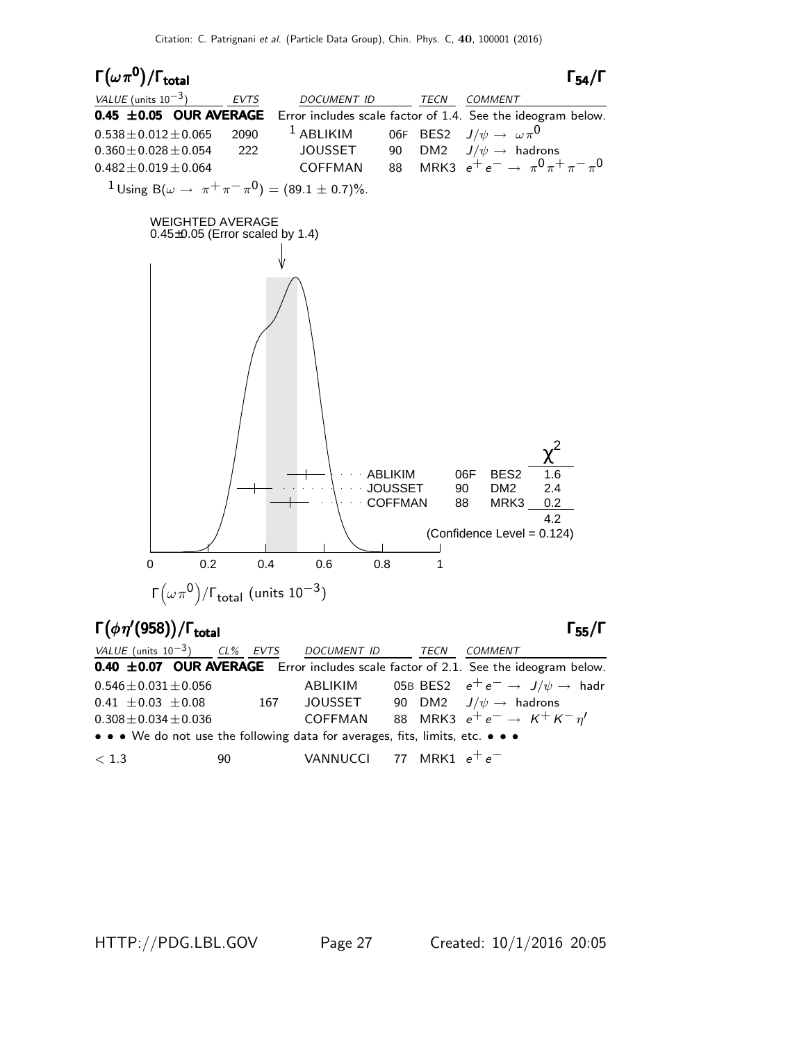## $\Gamma(\omega\pi^0)/\Gamma_{total}$ $\Gamma_{54}/\Gamma$

| VALUE (units $10^{-3}$) | EVTS | DOCUMENT ID | | TECN | COMMENT |
|---|---|---|---|---|---|
| **0.45 ±0.05 OUR AVERAGE** | | Error includes scale factor of 1.4. See the ideogram below. | | | |
| $0.538 \pm 0.012 \pm 0.065$ | 2090 | [1] ABLIKIM | 06F | BES2 | $J/\psi \rightarrow \omega\pi^0$ |
| $0.360 \pm 0.028 \pm 0.054$ | 222 | JOUSSET | 90 | DM2 | $J/\psi \rightarrow$ hadrons |
| $0.482 \pm 0.019 \pm 0.064$ | | COFFMAN | 88 | MRK3 | $e^+e^- \rightarrow \pi^0\pi^+\pi^-\pi^0$ |

[1] Using $B(\omega \rightarrow \pi^+\pi^-\pi^0) = (89.1 \pm 0.7)\%$.

WEIGHTED AVERAGE
0.45±0.05 (Error scaled by 1.4)

$\chi^2$

ABLIKIM 06F BES2 1.6
JOUSSET 90 DM2 2.4
COFFMAN 88 MRK3 0.2
4.2
(Confidence Level = 0.124)

0 0.2 0.4 0.6 0.8 1

$\Gamma\left(\omega\pi^0\right)/\Gamma_{total}$ (units $10^{-3}$)

## $\Gamma(\phi\eta'(958))/\Gamma_{total}$ $\Gamma_{55}/\Gamma$

| VALUE (units $10^{-3}$) | CL% | EVTS | DOCUMENT ID | | TECN | COMMENT |
|---|---|---|---|---|---|---|
| **0.40 ±0.07 OUR AVERAGE** | | | Error includes scale factor of 2.1. See the ideogram below. | | | |
| $0.546 \pm 0.031 \pm 0.056$ | | | ABLIKIM | 05B | BES2 | $e^+e^- \rightarrow J/\psi \rightarrow$ hadr |
| $0.41 \pm 0.03 \pm 0.08$ | | 167 | JOUSSET | 90 | DM2 | $J/\psi \rightarrow$ hadrons |
| $0.308 \pm 0.034 \pm 0.036$ | | | COFFMAN | 88 | MRK3 | $e^+e^- \rightarrow K^+K^-\eta'$ |
| • • • We do not use the following data for averages, fits, limits, etc. • • • | | | | | | |
| $< 1.3$ | 90 | | VANNUCCI | 77 | MRK1 | $e^+e^-$ |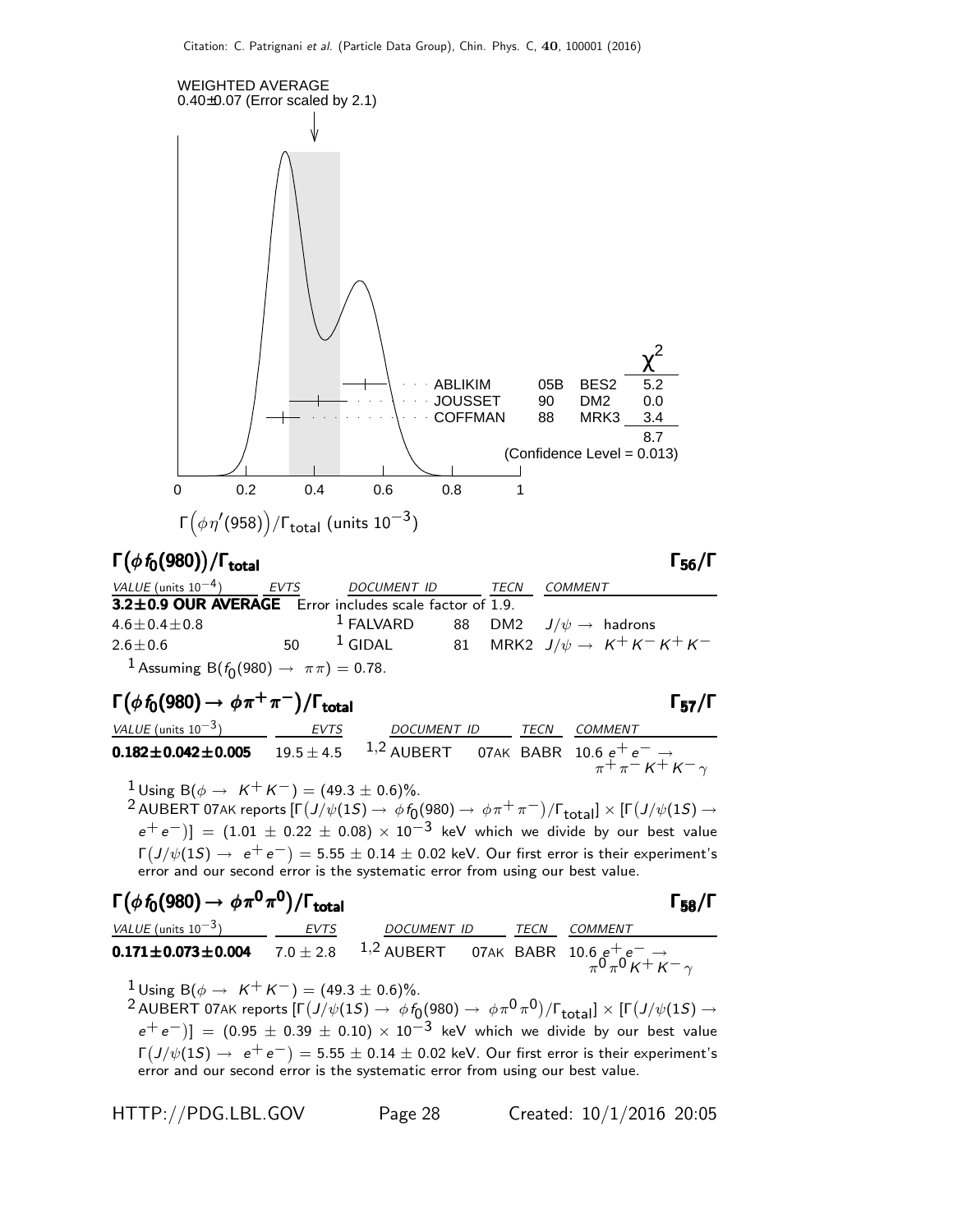WEIGHTED AVERAGE
0.40±0.07 (Error scaled by 2.1)

ABLIKIM 05B BES2 5.2
JOUSSET 90 DM2 0.0
COFFMAN 88 MRK3 3.4

$\chi^2$

8.7
(Confidence Level = 0.013)

0 0.2 0.4 0.6 0.8 1

$\Gamma(\phi\eta'(958))/\Gamma_{\text{total}}$ (units $10^{-3}$)

## $\Gamma(\phi f_0(980))/\Gamma_{\text{total}}$ $\Gamma_{56}/\Gamma$

| VALUE (units $10^{-4}$) | EVTS | DOCUMENT ID | | TECN | COMMENT |
|---|---|---|---|---|---|
| **3.2±0.9 OUR AVERAGE** | Error includes scale factor of 1.9. | | | | |
| $4.6\pm0.4\pm0.8$ | | [1] FALVARD | 88 | DM2 | $J/\psi \to$ hadrons |
| $2.6\pm0.6$ | 50 | [1] GIDAL | 81 | MRK2 | $J/\psi \to K^+K^-K^+K^-$ |

[1] Assuming $B(f_0(980) \to \pi\pi) = 0.78$.

## $\Gamma(\phi f_0(980) \to \phi\pi^+\pi^-)/\Gamma_{\text{total}}$ $\Gamma_{57}/\Gamma$

| VALUE (units $10^{-3}$) | EVTS | DOCUMENT ID | | TECN | COMMENT |
|---|---|---|---|---|---|
| **0.182±0.042±0.005** | $19.5\pm4.5$ | [1,2] AUBERT | 07AK | BABR | $10.6\ e^+e^- \to \pi^+\pi^-K^+K^-\gamma$ |

[1] Using $B(\phi \to K^+K^-) = (49.3 \pm 0.6)\%$.

[2] AUBERT 07AK reports $[\Gamma(J/\psi(1S) \to \phi f_0(980) \to \phi\pi^+\pi^-)/\Gamma_{\text{total}}] \times [\Gamma(J/\psi(1S) \to e^+e^-)] = (1.01 \pm 0.22 \pm 0.08) \times 10^{-3}$ keV which we divide by our best value $\Gamma(J/\psi(1S) \to e^+e^-) = 5.55 \pm 0.14 \pm 0.02$ keV. Our first error is their experiment's error and our second error is the systematic error from using our best value.

## $\Gamma(\phi f_0(980) \to \phi\pi^0\pi^0)/\Gamma_{\text{total}}$ $\Gamma_{58}/\Gamma$

| VALUE (units $10^{-3}$) | EVTS | DOCUMENT ID | | TECN | COMMENT |
|---|---|---|---|---|---|
| **0.171±0.073±0.004** | $7.0\pm2.8$ | [1,2] AUBERT | 07AK | BABR | $10.6\ e^+e^- \to \pi^0\pi^0K^+K^-\gamma$ |

[1] Using $B(\phi \to K^+K^-) = (49.3 \pm 0.6)\%$.

[2] AUBERT 07AK reports $[\Gamma(J/\psi(1S) \to \phi f_0(980) \to \phi\pi^0\pi^0)/\Gamma_{\text{total}}] \times [\Gamma(J/\psi(1S) \to e^+e^-)] = (0.95 \pm 0.39 \pm 0.10) \times 10^{-3}$ keV which we divide by our best value $\Gamma(J/\psi(1S) \to e^+e^-) = 5.55 \pm 0.14 \pm 0.02$ keV. Our first error is their experiment's error and our second error is the systematic error from using our best value.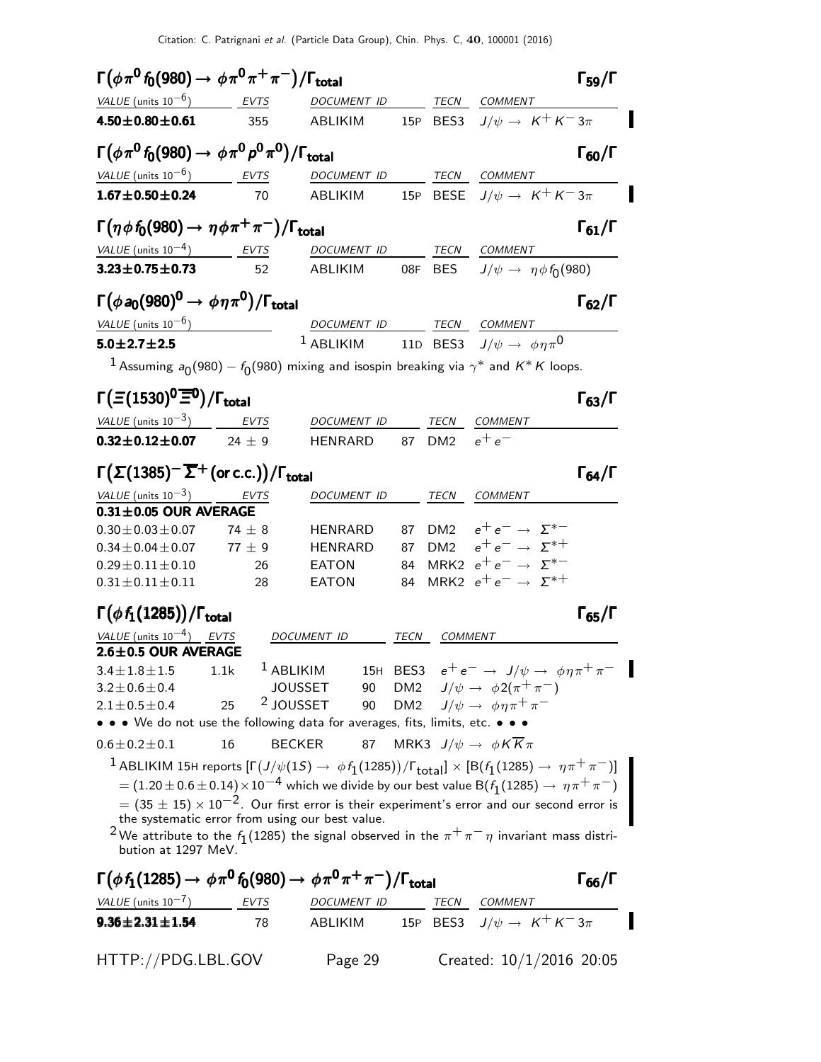### $\Gamma(\phi \pi^0 f_0(980) \to \phi \pi^0 \pi^+ \pi^-)/\Gamma_{total}$ — $\Gamma_{59}/\Gamma$

| VALUE (units $10^{-6}$) | EVTS | DOCUMENT ID | | TECN | COMMENT |
|---|---|---|---|---|---|
| **4.50±0.80±0.61** | 355 | ABLIKIM | 15P | BES3 | $J/\psi \to K^+ K^- 3\pi$ |

### $\Gamma(\phi \pi^0 f_0(980) \to \phi \pi^0 p^0 \pi^0)/\Gamma_{total}$ — $\Gamma_{60}/\Gamma$

| VALUE (units $10^{-6}$) | EVTS | DOCUMENT ID | | TECN | COMMENT |
|---|---|---|---|---|---|
| **1.67±0.50±0.24** | 70 | ABLIKIM | 15P | BESE | $J/\psi \to K^+ K^- 3\pi$ |

### $\Gamma(\eta \phi f_0(980) \to \eta \phi \pi^+ \pi^-)/\Gamma_{total}$ — $\Gamma_{61}/\Gamma$

| VALUE (units $10^{-4}$) | EVTS | DOCUMENT ID | | TECN | COMMENT |
|---|---|---|---|---|---|
| **3.23±0.75±0.73** | 52 | ABLIKIM | 08F | BES | $J/\psi \to \eta \phi f_0(980)$ |

### $\Gamma(\phi a_0(980)^0 \to \phi \eta \pi^0)/\Gamma_{total}$ — $\Gamma_{62}/\Gamma$

| VALUE (units $10^{-6}$) | DOCUMENT ID | | TECN | COMMENT |
|---|---|---|---|---|
| **5.0±2.7±2.5** | [1] ABLIKIM | 11D | BES3 | $J/\psi \to \phi \eta \pi^0$ |

[1] Assuming $a_0(980) - f_0(980)$ mixing and isospin breaking via $\gamma^*$ and $K^* K$ loops.

### $\Gamma(\Xi(1530)^0 \overline{\Xi}^0)/\Gamma_{total}$ — $\Gamma_{63}/\Gamma$

| VALUE (units $10^{-3}$) | EVTS | DOCUMENT ID | | TECN | COMMENT |
|---|---|---|---|---|---|
| **0.32±0.12±0.07** | 24 ± 9 | HENRARD | 87 | DM2 | $e^+ e^-$ |

### $\Gamma(\Sigma(1385)^- \overline{\Sigma}^+ \text{(or c.c.)})/\Gamma_{total}$ — $\Gamma_{64}/\Gamma$

| VALUE (units $10^{-3}$) | EVTS | DOCUMENT ID | | TECN | COMMENT |
|---|---|---|---|---|---|
| **0.31±0.05 OUR AVERAGE** | | | | | |
| 0.30±0.03±0.07 | 74 ± 8 | HENRARD | 87 | DM2 | $e^+ e^- \to \Sigma^{*-}$ |
| 0.34±0.04±0.07 | 77 ± 9 | HENRARD | 87 | DM2 | $e^+ e^- \to \Sigma^{*+}$ |
| 0.29±0.11±0.10 | 26 | EATON | 84 | MRK2 | $e^+ e^- \to \Sigma^{*-}$ |
| 0.31±0.11±0.11 | 28 | EATON | 84 | MRK2 | $e^+ e^- \to \Sigma^{*+}$ |

### $\Gamma(\phi f_1(1285))/\Gamma_{total}$ — $\Gamma_{65}/\Gamma$

| VALUE (units $10^{-4}$) | EVTS | DOCUMENT ID | | TECN | COMMENT |
|---|---|---|---|---|---|
| **2.6±0.5 OUR AVERAGE** | | | | | |
| 3.4±1.8±1.5 | 1.1k | [1] ABLIKIM | 15H | BES3 | $e^+ e^- \to J/\psi \to \phi \eta \pi^+ \pi^-$ |
| 3.2±0.6±0.4 | | JOUSSET | 90 | DM2 | $J/\psi \to \phi 2(\pi^+ \pi^-)$ |
| 2.1±0.5±0.4 | 25 | [2] JOUSSET | 90 | DM2 | $J/\psi \to \phi \eta \pi^+ \pi^-$ |
| • • • We do not use the following data for averages, fits, limits, etc. • • • | | | | | |
| 0.6±0.2±0.1 | 16 | BECKER | 87 | MRK3 | $J/\psi \to \phi K \overline{K} \pi$ |

[1] ABLIKIM 15H reports $[\Gamma(J/\psi(1S) \to \phi f_1(1285))/\Gamma_{total}] \times [B(f_1(1285) \to \eta \pi^+ \pi^-)] = (1.20 \pm 0.6 \pm 0.14) \times 10^{-4}$ which we divide by our best value $B(f_1(1285) \to \eta \pi^+ \pi^-) = (35 \pm 15) \times 10^{-2}$. Our first error is their experiment's error and our second error is the systematic error from using our best value.

[2] We attribute to the $f_1(1285)$ the signal observed in the $\pi^+ \pi^- \eta$ invariant mass distribution at 1297 MeV.

### $\Gamma(\phi f_1(1285) \to \phi \pi^0 f_0(980) \to \phi \pi^0 \pi^+ \pi^-)/\Gamma_{total}$ — $\Gamma_{66}/\Gamma$

| VALUE (units $10^{-7}$) | EVTS | DOCUMENT ID | | TECN | COMMENT |
|---|---|---|---|---|---|
| **9.36±2.31±1.54** | 78 | ABLIKIM | 15P | BES3 | $J/\psi \to K^+ K^- 3\pi$ |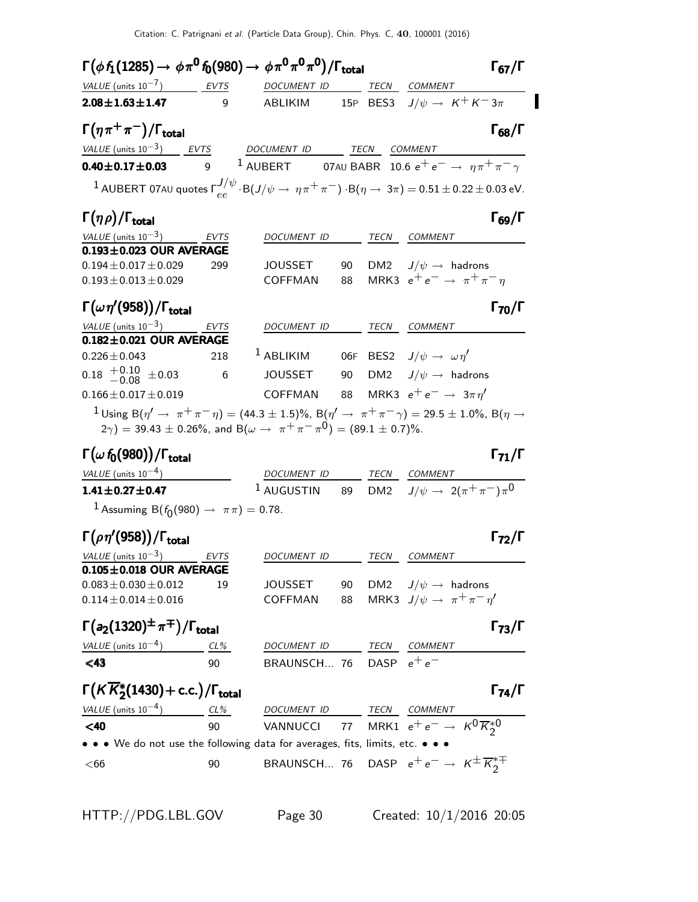### $\Gamma(\phi f_1(1285) \to \phi \pi^0 f_0(980) \to \phi \pi^0 \pi^0 \pi^0)/\Gamma_{\text{total}}$ — $\Gamma_{67}/\Gamma$

| VALUE (units $10^{-7}$) | EVTS | DOCUMENT ID | | TECN | COMMENT |
|---|---|---|---|---|---|
| **2.08±1.63±1.47** | 9 | ABLIKIM | 15P | BES3 | $J/\psi \to K^+ K^- 3\pi$ |

### $\Gamma(\eta \pi^+ \pi^-)/\Gamma_{\text{total}}$ — $\Gamma_{68}/\Gamma$

| VALUE (units $10^{-3}$) | EVTS | DOCUMENT ID | | TECN | COMMENT |
|---|---|---|---|---|---|
| **0.40±0.17±0.03** | 9 | [1] AUBERT | 07AU | BABR | 10.6 $e^+ e^- \to \eta \pi^+ \pi^- \gamma$ |

[1] AUBERT 07AU quotes $\Gamma_{ee}^{J/\psi} \cdot B(J/\psi \to \eta \pi^+ \pi^-) \cdot B(\eta \to 3\pi) = 0.51 \pm 0.22 \pm 0.03$ eV.

### $\Gamma(\eta \rho)/\Gamma_{\text{total}}$ — $\Gamma_{69}/\Gamma$

| VALUE (units $10^{-3}$) | EVTS | DOCUMENT ID | | TECN | COMMENT |
|---|---|---|---|---|---|
| **0.193±0.023 OUR AVERAGE** | | | | | |
| 0.194±0.017±0.029 | 299 | JOUSSET | 90 | DM2 | $J/\psi \to$ hadrons |
| 0.193±0.013±0.029 | | COFFMAN | 88 | MRK3 | $e^+ e^- \to \pi^+ \pi^- \eta$ |

### $\Gamma(\omega \eta'(958))/\Gamma_{\text{total}}$ — $\Gamma_{70}/\Gamma$

| VALUE (units $10^{-3}$) | EVTS | DOCUMENT ID | | TECN | COMMENT |
|---|---|---|---|---|---|
| **0.182±0.021 OUR AVERAGE** | | | | | |
| 0.226±0.043 | 218 | [1] ABLIKIM | 06F | BES2 | $J/\psi \to \omega \eta'$ |
| $0.18\ ^{+0.10}_{-0.08} \pm 0.03$ | 6 | JOUSSET | 90 | DM2 | $J/\psi \to$ hadrons |
| 0.166±0.017±0.019 | | COFFMAN | 88 | MRK3 | $e^+ e^- \to 3\pi \eta'$ |

[1] Using $B(\eta' \to \pi^+ \pi^- \eta) = (44.3 \pm 1.5)\%$, $B(\eta' \to \pi^+ \pi^- \gamma) = 29.5 \pm 1.0\%$, $B(\eta \to 2\gamma) = 39.43 \pm 0.26\%$, and $B(\omega \to \pi^+ \pi^- \pi^0) = (89.1 \pm 0.7)\%$.

### $\Gamma(\omega f_0(980))/\Gamma_{\text{total}}$ — $\Gamma_{71}/\Gamma$

| VALUE (units $10^{-4}$) | DOCUMENT ID | | TECN | COMMENT |
|---|---|---|---|---|
| **1.41±0.27±0.47** | [1] AUGUSTIN | 89 | DM2 | $J/\psi \to 2(\pi^+ \pi^-)\pi^0$ |

[1] Assuming $B(f_0(980) \to \pi \pi) = 0.78$.

### $\Gamma(\rho \eta'(958))/\Gamma_{\text{total}}$ — $\Gamma_{72}/\Gamma$

| VALUE (units $10^{-3}$) | EVTS | DOCUMENT ID | | TECN | COMMENT |
|---|---|---|---|---|---|
| **0.105±0.018 OUR AVERAGE** | | | | | |
| 0.083±0.030±0.012 | 19 | JOUSSET | 90 | DM2 | $J/\psi \to$ hadrons |
| 0.114±0.014±0.016 | | COFFMAN | 88 | MRK3 | $J/\psi \to \pi^+ \pi^- \eta'$ |

### $\Gamma(a_2(1320)^{\pm} \pi^{\mp})/\Gamma_{\text{total}}$ — $\Gamma_{73}/\Gamma$

| VALUE (units $10^{-4}$) | CL% | DOCUMENT ID | | TECN | COMMENT |
|---|---|---|---|---|---|
| **<43** | 90 | BRAUNSCH... | 76 | DASP | $e^+ e^-$ |

### $\Gamma(K \overline{K}_2^*(1430) + \text{c.c.})/\Gamma_{\text{total}}$ — $\Gamma_{74}/\Gamma$

| VALUE (units $10^{-4}$) | CL% | DOCUMENT ID | | TECN | COMMENT |
|---|---|---|---|---|---|
| **<40** | 90 | VANNUCCI | 77 | MRK1 | $e^+ e^- \to K^0 \overline{K}_2^{*0}$ |
| • • • We do not use the following data for averages, fits, limits, etc. • • • | | | | | |
| <66 | 90 | BRAUNSCH... | 76 | DASP | $e^+ e^- \to K^{\pm} \overline{K}_2^{*\mp}$ |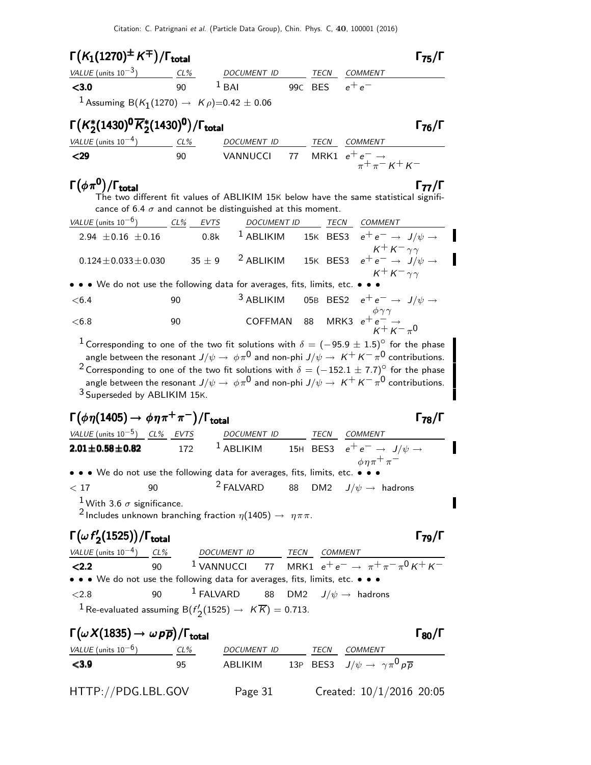### $\Gamma(K_1(1270)^{\pm} K^{\mp})/\Gamma_{\text{total}}$ $\Gamma_{75}/\Gamma$

| VALUE (units $10^{-3}$) | CL% | DOCUMENT ID | | TECN | COMMENT |
|---|---|---|---|---|---|
| **<3.0** | 90 | [1] BAI | 99C | BES | $e^+ e^-$ |

[1] Assuming $B(K_1(1270) \to K\rho)=0.42 \pm 0.06$

### $\Gamma(K_2^*(1430)^0 \overline{K}_2^*(1430)^0)/\Gamma_{\text{total}}$ $\Gamma_{76}/\Gamma$

| VALUE (units $10^{-4}$) | CL% | DOCUMENT ID | | TECN | COMMENT |
|---|---|---|---|---|---|
| **<29** | 90 | VANNUCCI | 77 | MRK1 | $e^+ e^- \to \pi^+ \pi^- K^+ K^-$ |

### $\Gamma(\phi\pi^0)/\Gamma_{\text{total}}$ $\Gamma_{77}/\Gamma$

The two different fit values of ABLIKIM 15K below have the same statistical significance of 6.4 $\sigma$ and cannot be distinguished at this moment.

| VALUE (units $10^{-6}$) | CL% | EVTS | DOCUMENT ID | | TECN | COMMENT |
|---|---|---|---|---|---|---|
| $2.94 \pm 0.16 \pm 0.16$ | | 0.8k | [1] ABLIKIM | 15K | BES3 | $e^+ e^- \to J/\psi \to K^+ K^- \gamma\gamma$ |
| $0.124 \pm 0.033 \pm 0.030$ | | $35 \pm 9$ | [2] ABLIKIM | 15K | BES3 | $e^+ e^- \to J/\psi \to K^+ K^- \gamma\gamma$ |
| • • • We do not use the following data for averages, fits, limits, etc. • • • | | | | | | |
| $<6.4$ | 90 | | [3] ABLIKIM | 05B | BES2 | $e^+ e^- \to J/\psi \to \phi\gamma\gamma$ |
| $<6.8$ | 90 | | COFFMAN | 88 | MRK3 | $e^+ e^- \to K^+ K^- \pi^0$ |

[1] Corresponding to one of the two fit solutions with $\delta = (-95.9 \pm 1.5)^\circ$ for the phase angle between the resonant $J/\psi \to \phi\pi^0$ and non-phi $J/\psi \to K^+ K^- \pi^0$ contributions.
[2] Corresponding to one of the two fit solutions with $\delta = (-152.1 \pm 7.7)^\circ$ for the phase angle between the resonant $J/\psi \to \phi\pi^0$ and non-phi $J/\psi \to K^+ K^- \pi^0$ contributions.
[3] Superseded by ABLIKIM 15K.

### $\Gamma(\phi\eta(1405) \to \phi\eta\pi^+\pi^-)/\Gamma_{\text{total}}$ $\Gamma_{78}/\Gamma$

| VALUE (units $10^{-5}$) | CL% | EVTS | DOCUMENT ID | | TECN | COMMENT |
|---|---|---|---|---|---|---|
| **$2.01 \pm 0.58 \pm 0.82$** | | 172 | [1] ABLIKIM | 15H | BES3 | $e^+ e^- \to J/\psi \to \phi\eta\pi^+\pi^-$ |
| • • • We do not use the following data for averages, fits, limits, etc. • • • | | | | | | |
| $< 17$ | 90 | | [2] FALVARD | 88 | DM2 | $J/\psi \to$ hadrons |

[1] With 3.6 $\sigma$ significance.
[2] Includes unknown branching fraction $\eta(1405) \to \eta\pi\pi$.

### $\Gamma(\omega f_2'(1525))/\Gamma_{\text{total}}$ $\Gamma_{79}/\Gamma$

| VALUE (units $10^{-4}$) | CL% | DOCUMENT ID | | TECN | COMMENT |
|---|---|---|---|---|---|
| **<2.2** | 90 | [1] VANNUCCI | 77 | MRK1 | $e^+ e^- \to \pi^+ \pi^- \pi^0 K^+ K^-$ |
| • • • We do not use the following data for averages, fits, limits, etc. • • • | | | | | |
| $<2.8$ | 90 | [1] FALVARD | 88 | DM2 | $J/\psi \to$ hadrons |

[1] Re-evaluated assuming $B(f_2'(1525) \to K\overline{K}) = 0.713$.

### $\Gamma(\omega X(1835) \to \omega p\overline{p})/\Gamma_{\text{total}}$ $\Gamma_{80}/\Gamma$

| VALUE (units $10^{-6}$) | CL% | DOCUMENT ID | | TECN | COMMENT |
|---|---|---|---|---|---|
| **<3.9** | 95 | ABLIKIM | 13P | BES3 | $J/\psi \to \gamma\pi^0 p\overline{p}$ |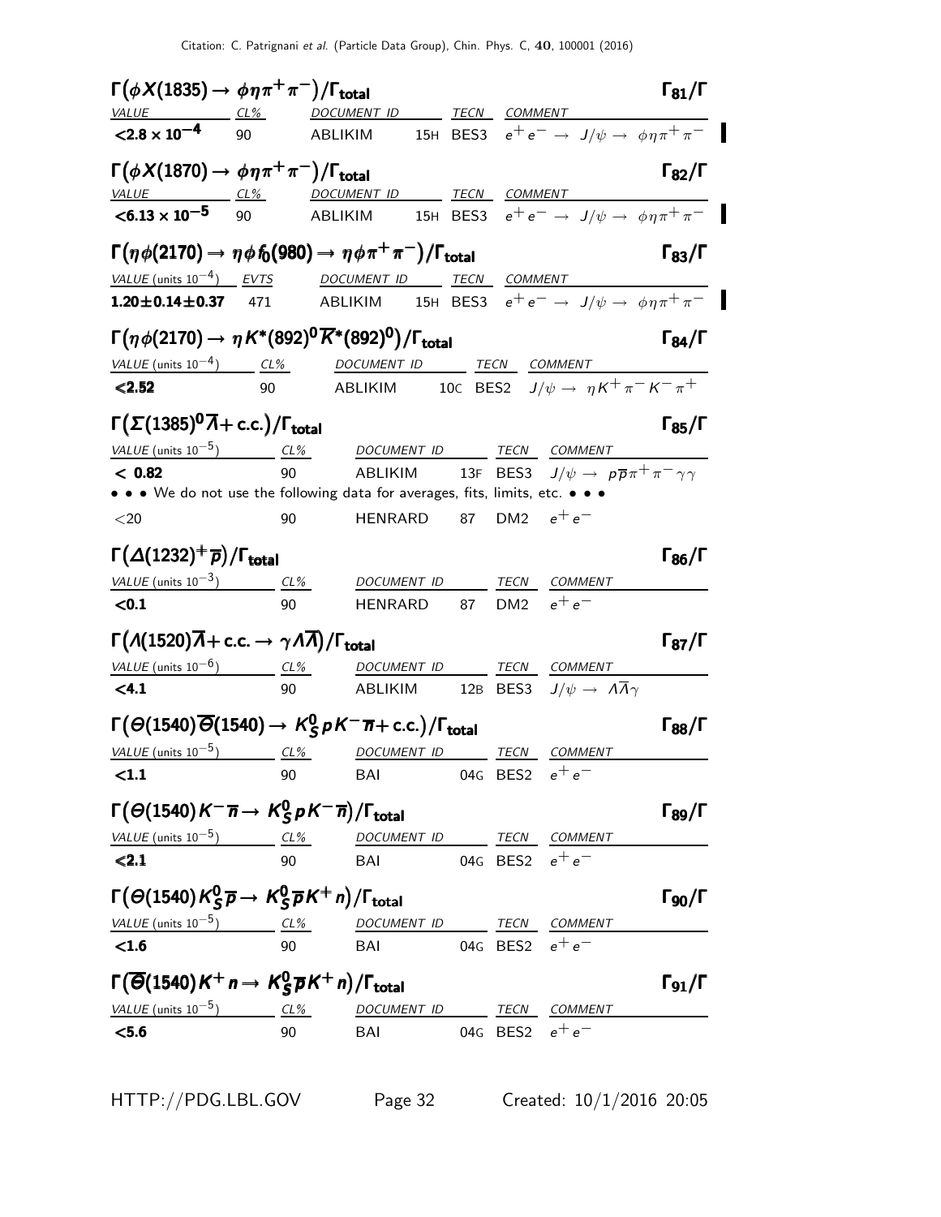### $\Gamma\left(\phi X(1835) \to \phi\eta\pi^+\pi^-\right)/\Gamma_{\text{total}}$ $\qquad\Gamma_{81}/\Gamma$

| VALUE | CL% | DOCUMENT ID | | TECN | COMMENT |
|---|---|---|---|---|---|
| $<2.8 \times 10^{-4}$ | 90 | ABLIKIM | 15H | BES3 | $e^+e^- \to J/\psi \to \phi\eta\pi^+\pi^-$ |

### $\Gamma\left(\phi X(1870) \to \phi\eta\pi^+\pi^-\right)/\Gamma_{\text{total}}$ $\qquad\Gamma_{82}/\Gamma$

| VALUE | CL% | DOCUMENT ID | | TECN | COMMENT |
|---|---|---|---|---|---|
| $<6.13 \times 10^{-5}$ | 90 | ABLIKIM | 15H | BES3 | $e^+e^- \to J/\psi \to \phi\eta\pi^+\pi^-$ |

### $\Gamma\left(\eta\phi(2170) \to \eta\phi f_0(980) \to \eta\phi\pi^+\pi^-\right)/\Gamma_{\text{total}}$ $\qquad\Gamma_{83}/\Gamma$

| VALUE (units $10^{-4}$) | EVTS | DOCUMENT ID | | TECN | COMMENT |
|---|---|---|---|---|---|
| **1.20±0.14±0.37** | 471 | ABLIKIM | 15H | BES3 | $e^+e^- \to J/\psi \to \phi\eta\pi^+\pi^-$ |

### $\Gamma\left(\eta\phi(2170) \to \eta K^*(892)^0 \overline{K}^*(892)^0\right)/\Gamma_{\text{total}}$ $\qquad\Gamma_{84}/\Gamma$

| VALUE (units $10^{-4}$) | CL% | DOCUMENT ID | | TECN | COMMENT |
|---|---|---|---|---|---|
| **<2.52** | 90 | ABLIKIM | 10C | BES2 | $J/\psi \to \eta K^+\pi^-K^-\pi^+$ |

### $\Gamma\left(\Sigma(1385)^0\overline{\Lambda} + \text{c.c.}\right)/\Gamma_{\text{total}}$ $\qquad\Gamma_{85}/\Gamma$

| VALUE (units $10^{-5}$) | CL% | DOCUMENT ID | | TECN | COMMENT |
|---|---|---|---|---|---|
| **< 0.82** | 90 | ABLIKIM | 13F | BES3 | $J/\psi \to p\overline{p}\pi^+\pi^-\gamma\gamma$ |
| • • • We do not use the following data for averages, fits, limits, etc. • • • | | | | | |
| $<20$ | 90 | HENRARD | 87 | DM2 | $e^+e^-$ |

### $\Gamma\left(\Delta(1232)^+\overline{p}\right)/\Gamma_{\text{total}}$ $\qquad\Gamma_{86}/\Gamma$

| VALUE (units $10^{-3}$) | CL% | DOCUMENT ID | | TECN | COMMENT |
|---|---|---|---|---|---|
| **<0.1** | 90 | HENRARD | 87 | DM2 | $e^+e^-$ |

### $\Gamma\left(\Lambda(1520)\overline{\Lambda} + \text{c.c.} \to \gamma\Lambda\overline{\Lambda}\right)/\Gamma_{\text{total}}$ $\qquad\Gamma_{87}/\Gamma$

| VALUE (units $10^{-6}$) | CL% | DOCUMENT ID | | TECN | COMMENT |
|---|---|---|---|---|---|
| **<4.1** | 90 | ABLIKIM | 12B | BES3 | $J/\psi \to \Lambda\overline{\Lambda}\gamma$ |

### $\Gamma\left(\Theta(1540)\overline{\Theta}(1540) \to K^0_S pK^-\overline{n} + \text{c.c.}\right)/\Gamma_{\text{total}}$ $\qquad\Gamma_{88}/\Gamma$

| VALUE (units $10^{-5}$) | CL% | DOCUMENT ID | | TECN | COMMENT |
|---|---|---|---|---|---|
| **<1.1** | 90 | BAI | 04G | BES2 | $e^+e^-$ |

### $\Gamma\left(\Theta(1540)K^-\overline{n} \to K^0_S pK^-\overline{n}\right)/\Gamma_{\text{total}}$ $\qquad\Gamma_{89}/\Gamma$

| VALUE (units $10^{-5}$) | CL% | DOCUMENT ID | | TECN | COMMENT |
|---|---|---|---|---|---|
| **<2.1** | 90 | BAI | 04G | BES2 | $e^+e^-$ |

### $\Gamma\left(\Theta(1540)K^0_S\overline{p} \to K^0_S\overline{p}K^+n\right)/\Gamma_{\text{total}}$ $\qquad\Gamma_{90}/\Gamma$

| VALUE (units $10^{-5}$) | CL% | DOCUMENT ID | | TECN | COMMENT |
|---|---|---|---|---|---|
| **<1.6** | 90 | BAI | 04G | BES2 | $e^+e^-$ |

### $\Gamma\left(\overline{\Theta}(1540)K^+n \to K^0_S\overline{p}K^+n\right)/\Gamma_{\text{total}}$ $\qquad\Gamma_{91}/\Gamma$

| VALUE (units $10^{-5}$) | CL% | DOCUMENT ID | | TECN | COMMENT |
|---|---|---|---|---|---|
| **<5.6** | 90 | BAI | 04G | BES2 | $e^+e^-$ |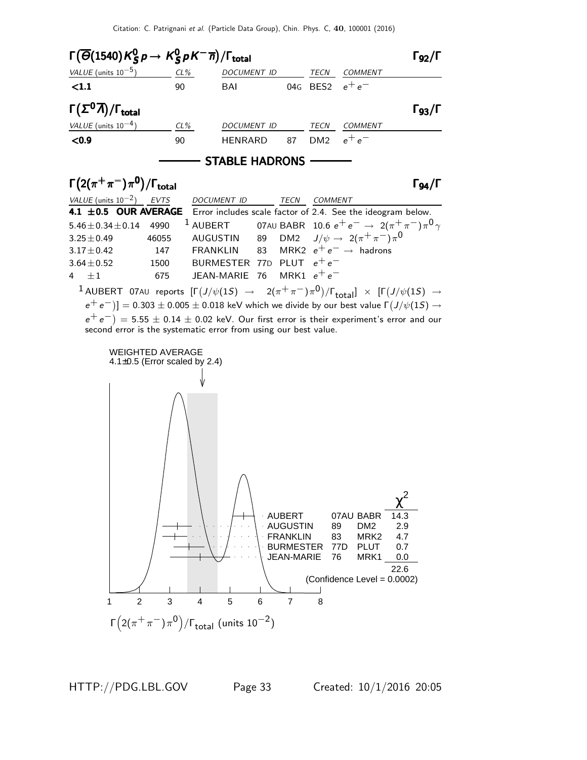### $\Gamma\left(\overline{\Theta}(1540) K^0_S p \to K^0_S p K^- \overline{n}\right)/\Gamma_{\text{total}}$ $\Gamma_{92}/\Gamma$

| VALUE (units $10^{-5}$) | CL% | DOCUMENT ID | | TECN | COMMENT |
|---|---|---|---|---|---|
| **<1.1** | 90 | BAI | 04G | BES2 | $e^+ e^-$ |

### $\Gamma\left(\Sigma^0 \overline{\Lambda}\right)/\Gamma_{\text{total}}$ $\Gamma_{93}/\Gamma$

| VALUE (units $10^{-4}$) | CL% | DOCUMENT ID | | TECN | COMMENT |
|---|---|---|---|---|---|
| **<0.9** | 90 | HENRARD | 87 | DM2 | $e^+ e^-$ |

## STABLE HADRONS

### $\Gamma\left(2(\pi^+\pi^-)\pi^0\right)/\Gamma_{\text{total}}$ $\Gamma_{94}/\Gamma$

| VALUE (units $10^{-2}$) | EVTS | DOCUMENT ID | | TECN | COMMENT |
|---|---|---|---|---|---|
| **4.1 ±0.5 OUR AVERAGE** | | Error includes scale factor of 2.4. See the ideogram below. | | | |
| $5.46 \pm 0.34 \pm 0.14$ | 4990 | [1] AUBERT | 07AU | BABR | $10.6\ e^+ e^- \to 2(\pi^+\pi^-)\pi^0 \gamma$ |
| $3.25 \pm 0.49$ | 46055 | AUGUSTIN | 89 | DM2 | $J/\psi \to 2(\pi^+\pi^-)\pi^0$ |
| $3.17 \pm 0.42$ | 147 | FRANKLIN | 83 | MRK2 | $e^+ e^- \to$ hadrons |
| $3.64 \pm 0.52$ | 1500 | BURMESTER | 77D | PLUT | $e^+ e^-$ |
| $4 \quad \pm 1$ | 675 | JEAN-MARIE | 76 | MRK1 | $e^+ e^-$ |

[1] AUBERT 07AU reports $[\Gamma(J/\psi(1S) \to 2(\pi^+\pi^-)\pi^0)/\Gamma_{\text{total}}] \times [\Gamma(J/\psi(1S) \to e^+ e^-)] = 0.303 \pm 0.005 \pm 0.018$ keV which we divide by our best value $\Gamma(J/\psi(1S) \to e^+ e^-) = 5.55 \pm 0.14 \pm 0.02$ keV. Our first error is their experiment's error and our second error is the systematic error from using our best value.

WEIGHTED AVERAGE
4.1±0.5 (Error scaled by 2.4)

$\chi^2$
AUBERT 07AU BABR 14.3
AUGUSTIN 89 DM2 2.9
FRANKLIN 83 MRK2 4.7
BURMESTER 77D PLUT 0.7
JEAN-MARIE 76 MRK1 0.0
22.6
(Confidence Level = 0.0002)

1 2 3 4 5 6 7 8

$\Gamma\left(2(\pi^+\pi^-)\pi^0\right)/\Gamma_{\text{total}}$ (units $10^{-2}$)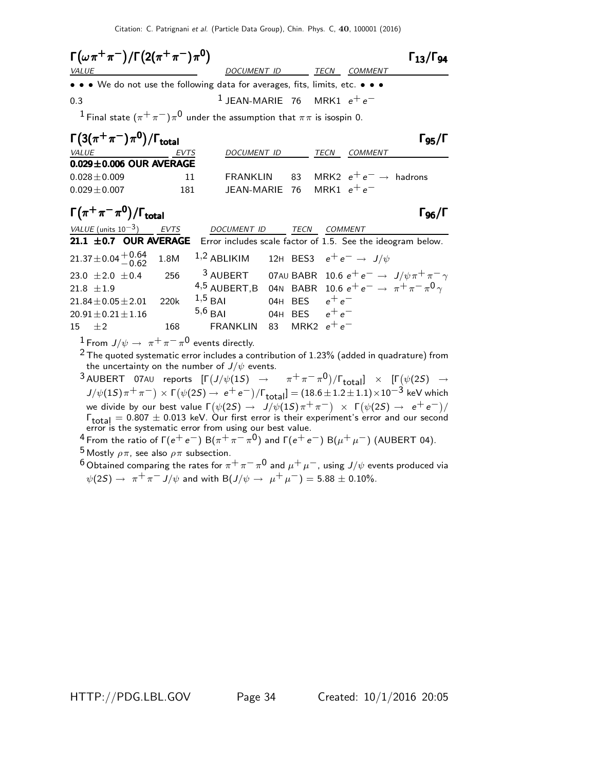### $\Gamma(\omega\pi^+\pi^-)/\Gamma(2(\pi^+\pi^-)\pi^0)$ — $\Gamma_{13}/\Gamma_{94}$

| VALUE | DOCUMENT ID | | TECN | COMMENT |
|---|---|---|---|---|
| • • • We do not use the following data for averages, fits, limits, etc. • • • | | | | |
| 0.3 | [1] JEAN-MARIE | 76 | MRK1 | $e^+e^-$ |

[1] Final state $(\pi^+\pi^-)\pi^0$ under the assumption that $\pi\pi$ is isospin 0.

### $\Gamma(3(\pi^+\pi^-)\pi^0)/\Gamma_{\text{total}}$ — $\Gamma_{95}/\Gamma$

| VALUE | EVTS | DOCUMENT ID | | TECN | COMMENT |
|---|---|---|---|---|---|
| **0.029±0.006 OUR AVERAGE** | | | | | |
| 0.028±0.009 | 11 | FRANKLIN | 83 | MRK2 | $e^+e^- \to$ hadrons |
| 0.029±0.007 | 181 | JEAN-MARIE | 76 | MRK1 | $e^+e^-$ |

### $\Gamma(\pi^+\pi^-\pi^0)/\Gamma_{\text{total}}$ — $\Gamma_{96}/\Gamma$

| VALUE (units $10^{-3}$) | EVTS | DOCUMENT ID | | TECN | COMMENT |
|---|---|---|---|---|---|
| **21.1 ±0.7 OUR AVERAGE** | | Error includes scale factor of 1.5. See the ideogram below. | | | |
| $21.37\pm0.04^{+0.64}_{-0.62}$ | 1.8M | [1,2] ABLIKIM | 12H | BES3 | $e^+e^- \to J/\psi$ |
| 23.0 ±2.0 ±0.4 | 256 | [3] AUBERT | 07AU | BABR | 10.6 $e^+e^- \to J/\psi\pi^+\pi^-\gamma$ |
| 21.8 ±1.9 | | [4,5] AUBERT,B | 04N | BABR | 10.6 $e^+e^- \to \pi^+\pi^-\pi^0\gamma$ |
| 21.84±0.05±2.01 | 220k | [1,5] BAI | 04H | BES | $e^+e^-$ |
| 20.91±0.21±1.16 | | [5,6] BAI | 04H | BES | $e^+e^-$ |
| 15 ±2 | 168 | FRANKLIN | 83 | MRK2 | $e^+e^-$ |

[1] From $J/\psi \to \pi^+\pi^-\pi^0$ events directly.

[2] The quoted systematic error includes a contribution of 1.23% (added in quadrature) from the uncertainty on the number of $J/\psi$ events.

[3] AUBERT 07AU reports $[\Gamma(J/\psi(1S) \to \pi^+\pi^-\pi^0)/\Gamma_{\text{total}}] \times [\Gamma(\psi(2S) \to J/\psi(1S)\pi^+\pi^-) \times \Gamma(\psi(2S) \to e^+e^-)/\Gamma_{\text{total}}] = (18.6\pm1.2\pm1.1)\times10^{-3}$ keV which we divide by our best value $\Gamma(\psi(2S) \to J/\psi(1S)\pi^+\pi^-) \times \Gamma(\psi(2S) \to e^+e^-)/\Gamma_{\text{total}} = 0.807 \pm 0.013$ keV. Our first error is their experiment's error and our second error is the systematic error from using our best value.

[4] From the ratio of $\Gamma(e^+e^-)$ B$(\pi^+\pi^-\pi^0)$ and $\Gamma(e^+e^-)$ B$(\mu^+\mu^-)$ (AUBERT 04).

[5] Mostly $\rho\pi$, see also $\rho\pi$ subsection.

[6] Obtained comparing the rates for $\pi^+\pi^-\pi^0$ and $\mu^+\mu^-$, using $J/\psi$ events produced via $\psi(2S) \to \pi^+\pi^- J/\psi$ and with B$(J/\psi \to \mu^+\mu^-) = 5.88 \pm 0.10\%$.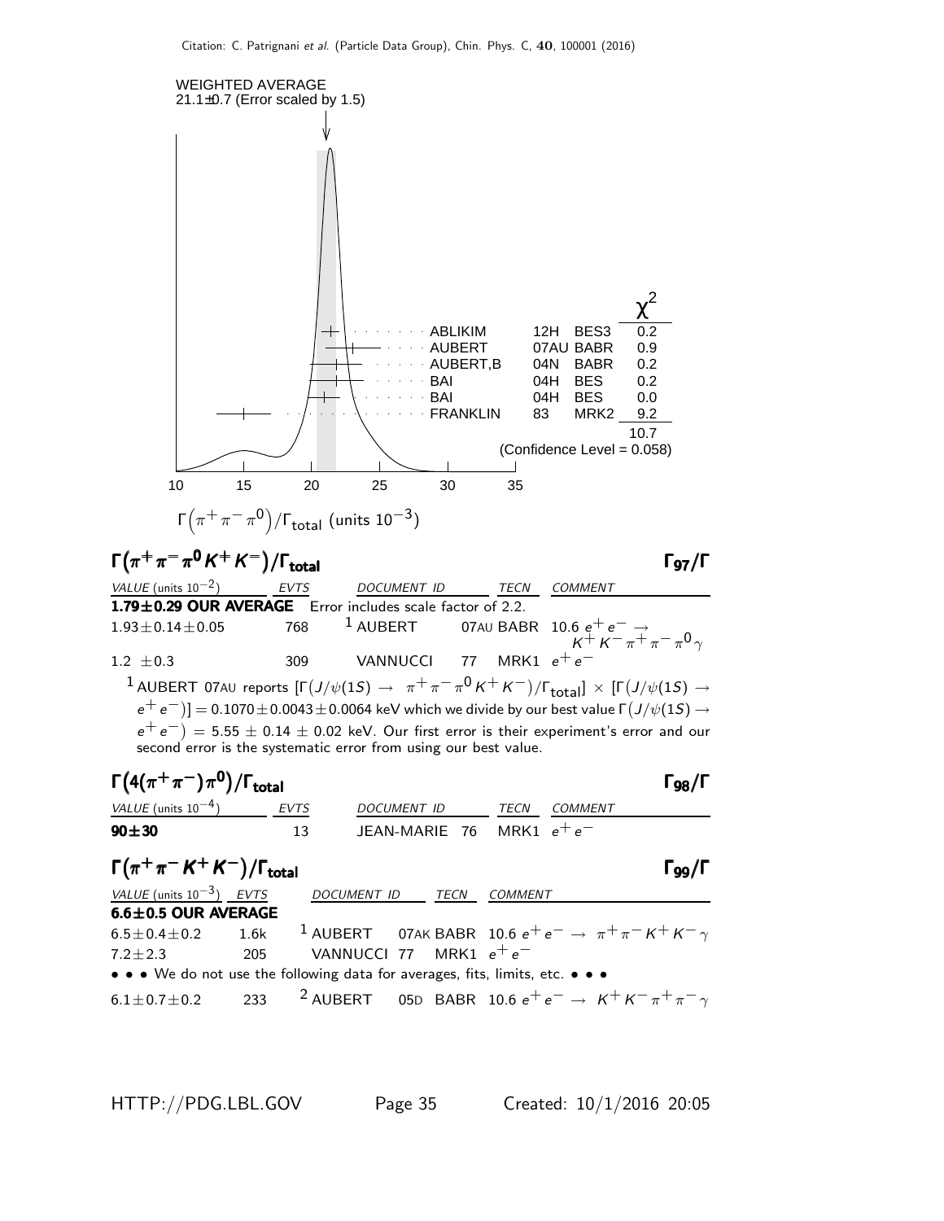WEIGHTED AVERAGE
21.1±0.7 (Error scaled by 1.5)

$\chi^2$

ABLIKIM 12H BES3 0.2
AUBERT 07AU BABR 0.9
AUBERT,B 04N BABR 0.2
BAI 04H BES 0.2
BAI 04H BES 0.0
FRANKLIN 83 MRK2 9.2

10.7
(Confidence Level = 0.058)

10 15 20 25 30 35

$\Gamma\left(\pi^+\pi^-\pi^0\right)/\Gamma_{\text{total}}$ (units $10^{-3}$)

## $\Gamma\left(\pi^+\pi^-\pi^0 K^+ K^-\right)/\Gamma_{\text{total}}$ $\Gamma_{97}/\Gamma$

| VALUE (units $10^{-2}$) | EVTS | DOCUMENT ID | | TECN | COMMENT |
|---|---|---|---|---|---|
| **1.79±0.29 OUR AVERAGE** | Error includes scale factor of 2.2. | | | | |
| $1.93\pm0.14\pm0.05$ | 768 | [1] AUBERT | 07AU | BABR | 10.6 $e^+e^- \rightarrow K^+K^-\pi^+\pi^-\pi^0\gamma$ |
| $1.2\ \pm0.3$ | 309 | VANNUCCI | 77 | MRK1 | $e^+e^-$ |

[1] AUBERT 07AU reports $[\Gamma(J/\psi(1S) \rightarrow \pi^+\pi^-\pi^0 K^+K^-)/\Gamma_{\text{total}}] \times [\Gamma(J/\psi(1S) \rightarrow e^+e^-)] = 0.1070\pm0.0043\pm0.0064$ keV which we divide by our best value $\Gamma(J/\psi(1S) \rightarrow e^+e^-) = 5.55 \pm 0.14 \pm 0.02$ keV. Our first error is their experiment's error and our second error is the systematic error from using our best value.

## $\Gamma\left(4(\pi^+\pi^-)\pi^0\right)/\Gamma_{\text{total}}$ $\Gamma_{98}/\Gamma$

| VALUE (units $10^{-4}$) | EVTS | DOCUMENT ID | | TECN | COMMENT |
|---|---|---|---|---|---|
| **90±30** | 13 | JEAN-MARIE | 76 | MRK1 | $e^+e^-$ |

## $\Gamma\left(\pi^+\pi^- K^+ K^-\right)/\Gamma_{\text{total}}$ $\Gamma_{99}/\Gamma$

| VALUE (units $10^{-3}$) | EVTS | DOCUMENT ID | | TECN | COMMENT |
|---|---|---|---|---|---|
| **6.6±0.5 OUR AVERAGE** | | | | | |
| $6.5\pm0.4\pm0.2$ | 1.6k | [1] AUBERT | 07AK | BABR | 10.6 $e^+e^- \rightarrow \pi^+\pi^-K^+K^-\gamma$ |
| $7.2\pm2.3$ | 205 | VANNUCCI | 77 | MRK1 | $e^+e^-$ |
| • • • We do not use the following data for averages, fits, limits, etc. • • • | | | | | |
| $6.1\pm0.7\pm0.2$ | 233 | [2] AUBERT | 05D | BABR | 10.6 $e^+e^- \rightarrow K^+K^-\pi^+\pi^-\gamma$ |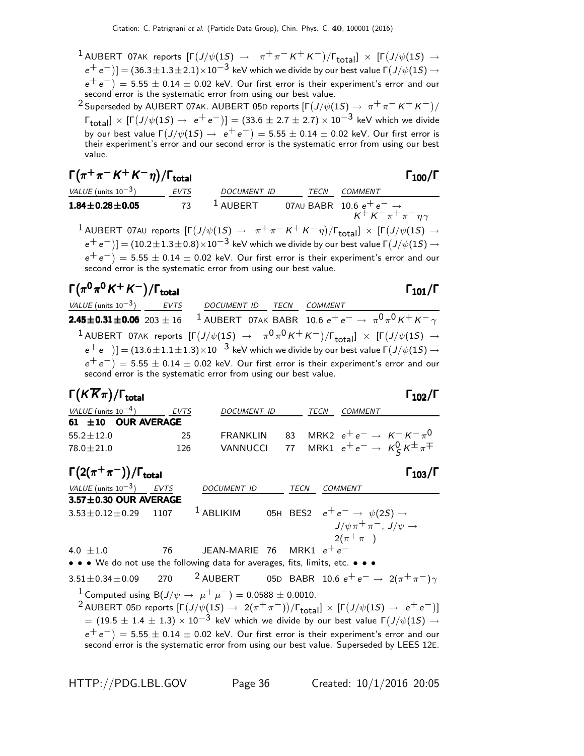[1] AUBERT 07AK reports $[\Gamma(J/\psi(1S) \rightarrow \pi^+\pi^- K^+ K^-)/\Gamma_{total}] \times [\Gamma(J/\psi(1S) \rightarrow e^+e^-)] = (36.3 \pm 1.3 \pm 2.1) \times 10^{-3}$ keV which we divide by our best value $\Gamma(J/\psi(1S) \rightarrow e^+e^-) = 5.55 \pm 0.14 \pm 0.02$ keV. Our first error is their experiment's error and our second error is the systematic error from using our best value.

[2] Superseded by AUBERT 07AK. AUBERT 05D reports $[\Gamma(J/\psi(1S) \rightarrow \pi^+\pi^- K^+ K^-)/\Gamma_{total}] \times [\Gamma(J/\psi(1S) \rightarrow e^+e^-)] = (33.6 \pm 2.7 \pm 2.7) \times 10^{-3}$ keV which we divide by our best value $\Gamma(J/\psi(1S) \rightarrow e^+e^-) = 5.55 \pm 0.14 \pm 0.02$ keV. Our first error is their experiment's error and our second error is the systematic error from using our best value.

## $\Gamma(\pi^+\pi^- K^+ K^- \eta)/\Gamma_{total}$ — $\Gamma_{100}/\Gamma$

| VALUE (units $10^{-3}$) | EVTS | DOCUMENT ID | TECN | COMMENT |
|---|---|---|---|---|
| **1.84±0.28±0.05** | 73 | [1] AUBERT 07AU | BABR | 10.6 $e^+e^- \rightarrow K^+K^-\pi^+\pi^-\eta\gamma$ |

[1] AUBERT 07AU reports $[\Gamma(J/\psi(1S) \rightarrow \pi^+\pi^- K^+ K^- \eta)/\Gamma_{total}] \times [\Gamma(J/\psi(1S) \rightarrow e^+e^-)] = (10.2 \pm 1.3 \pm 0.8) \times 10^{-3}$ keV which we divide by our best value $\Gamma(J/\psi(1S) \rightarrow e^+e^-) = 5.55 \pm 0.14 \pm 0.02$ keV. Our first error is their experiment's error and our second error is the systematic error from using our best value.

## $\Gamma(\pi^0\pi^0 K^+ K^-)/\Gamma_{total}$ — $\Gamma_{101}/\Gamma$

| VALUE (units $10^{-3}$) | EVTS | DOCUMENT ID | TECN | COMMENT |
|---|---|---|---|---|
| **2.45±0.31±0.06** | 203 ± 16 | [1] AUBERT 07AK | BABR | 10.6 $e^+e^- \rightarrow \pi^0\pi^0 K^+K^-\gamma$ |

[1] AUBERT 07AK reports $[\Gamma(J/\psi(1S) \rightarrow \pi^0\pi^0 K^+ K^-)/\Gamma_{total}] \times [\Gamma(J/\psi(1S) \rightarrow e^+e^-)] = (13.6 \pm 1.1 \pm 1.3) \times 10^{-3}$ keV which we divide by our best value $\Gamma(J/\psi(1S) \rightarrow e^+e^-) = 5.55 \pm 0.14 \pm 0.02$ keV. Our first error is their experiment's error and our second error is the systematic error from using our best value.

## $\Gamma(K\overline{K}\pi)/\Gamma_{total}$ — $\Gamma_{102}/\Gamma$

| VALUE (units $10^{-4}$) | EVTS | DOCUMENT ID | | TECN | COMMENT |
|---|---|---|---|---|---|
| **61 ±10 OUR AVERAGE** | | | | | |
| 55.2±12.0 | 25 | FRANKLIN | 83 | MRK2 | $e^+e^- \rightarrow K^+K^-\pi^0$ |
| 78.0±21.0 | 126 | VANNUCCI | 77 | MRK1 | $e^+e^- \rightarrow K^0_S K^\pm \pi^\mp$ |

## $\Gamma(2(\pi^+\pi^-))/\Gamma_{total}$ — $\Gamma_{103}/\Gamma$

| VALUE (units $10^{-3}$) | EVTS | DOCUMENT ID | | TECN | COMMENT |
|---|---|---|---|---|---|
| **3.57±0.30 OUR AVERAGE** | | | | | |
| 3.53±0.12±0.29 | 1107 | [1] ABLIKIM | 05H | BES2 | $e^+e^- \rightarrow \psi(2S) \rightarrow J/\psi\pi^+\pi^-,\ J/\psi \rightarrow 2(\pi^+\pi^-)$ |
| 4.0 ±1.0 | 76 | JEAN-MARIE | 76 | MRK1 | $e^+e^-$ |
| • • • We do not use the following data for averages, fits, limits, etc. • • • | | | | | |
| 3.51±0.34±0.09 | 270 | [2] AUBERT | 05D | BABR | 10.6 $e^+e^- \rightarrow 2(\pi^+\pi^-)\gamma$ |

[1] Computed using $B(J/\psi \rightarrow \mu^+\mu^-) = 0.0588 \pm 0.0010$.

[2] AUBERT 05D reports $[\Gamma(J/\psi(1S) \rightarrow 2(\pi^+\pi^-))/\Gamma_{total}] \times [\Gamma(J/\psi(1S) \rightarrow e^+e^-)] = (19.5 \pm 1.4 \pm 1.3) \times 10^{-3}$ keV which we divide by our best value $\Gamma(J/\psi(1S) \rightarrow e^+e^-) = 5.55 \pm 0.14 \pm 0.02$ keV. Our first error is their experiment's error and our second error is the systematic error from using our best value. Superseded by LEES 12E.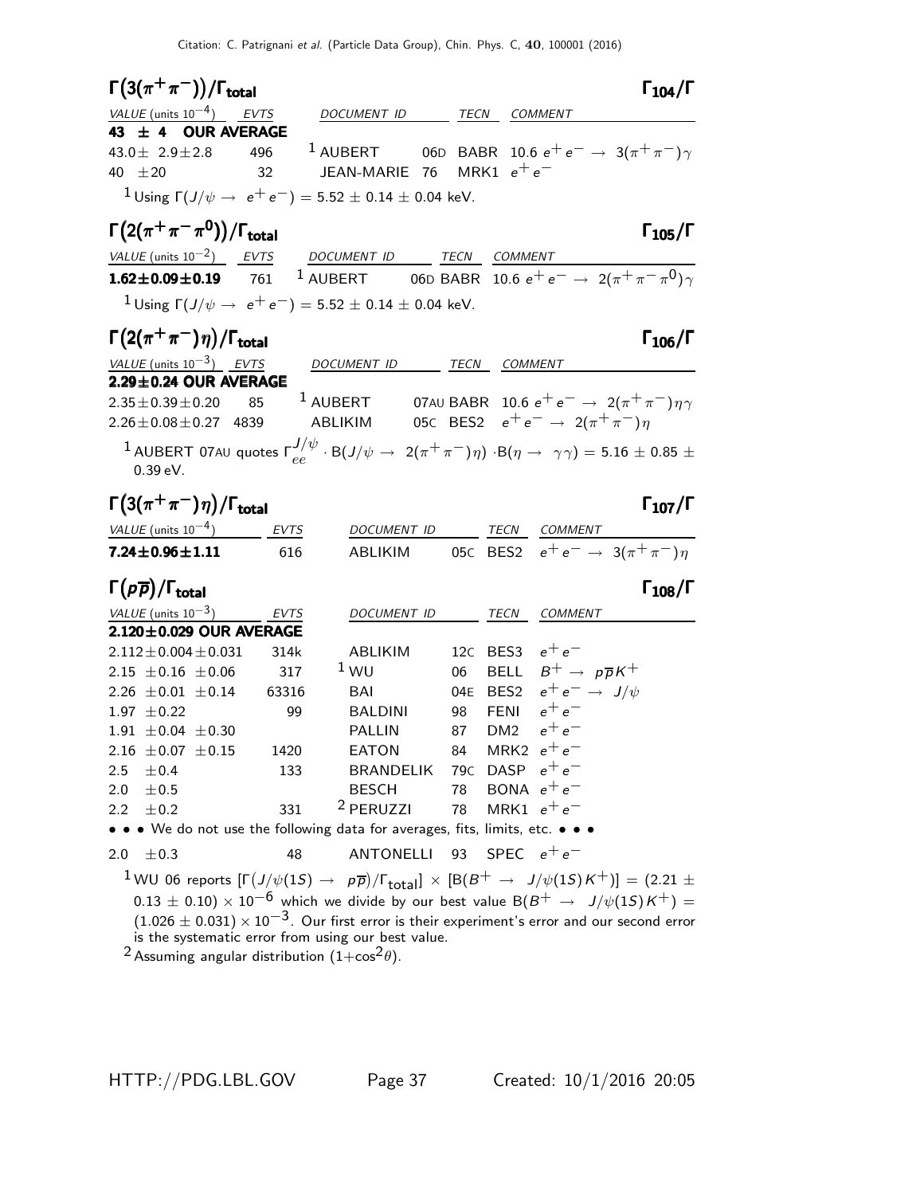## $\Gamma(3(\pi^+\pi^-))/\Gamma_{\text{total}}$ $\Gamma_{104}/\Gamma$

| VALUE (units $10^{-4}$) | EVTS | DOCUMENT ID | | TECN | COMMENT |
|---|---|---|---|---|---|
| **43 ± 4 OUR AVERAGE** | | | | | |
| $43.0 \pm 2.9 \pm 2.8$ | 496 | [1] AUBERT | 06D | BABR | $10.6\ e^+e^- \rightarrow 3(\pi^+\pi^-)\gamma$ |
| $40 \pm 20$ | 32 | JEAN-MARIE | 76 | MRK1 | $e^+e^-$ |

[1] Using $\Gamma(J/\psi \rightarrow e^+e^-) = 5.52 \pm 0.14 \pm 0.04$ keV.

## $\Gamma(2(\pi^+\pi^-\pi^0))/\Gamma_{\text{total}}$ $\Gamma_{105}/\Gamma$

| VALUE (units $10^{-2}$) | EVTS | DOCUMENT ID | | TECN | COMMENT |
|---|---|---|---|---|---|
| **$1.62 \pm 0.09 \pm 0.19$** | 761 | [1] AUBERT | 06D | BABR | $10.6\ e^+e^- \rightarrow 2(\pi^+\pi^-\pi^0)\gamma$ |

[1] Using $\Gamma(J/\psi \rightarrow e^+e^-) = 5.52 \pm 0.14 \pm 0.04$ keV.

## $\Gamma(2(\pi^+\pi^-)\eta)/\Gamma_{\text{total}}$ $\Gamma_{106}/\Gamma$

| VALUE (units $10^{-3}$) | EVTS | DOCUMENT ID | | TECN | COMMENT |
|---|---|---|---|---|---|
| **2.29±0.24 OUR AVERAGE** | | | | | |
| $2.35 \pm 0.39 \pm 0.20$ | 85 | [1] AUBERT | 07AU | BABR | $10.6\ e^+e^- \rightarrow 2(\pi^+\pi^-)\eta\gamma$ |
| $2.26 \pm 0.08 \pm 0.27$ | 4839 | ABLIKIM | 05C | BES2 | $e^+e^- \rightarrow 2(\pi^+\pi^-)\eta$ |

[1] AUBERT 07AU quotes $\Gamma_{ee}^{J/\psi} \cdot B(J/\psi \rightarrow 2(\pi^+\pi^-)\eta) \cdot B(\eta \rightarrow \gamma\gamma) = 5.16 \pm 0.85 \pm 0.39$ eV.

## $\Gamma(3(\pi^+\pi^-)\eta)/\Gamma_{\text{total}}$ $\Gamma_{107}/\Gamma$

| VALUE (units $10^{-4}$) | EVTS | DOCUMENT ID | | TECN | COMMENT |
|---|---|---|---|---|---|
| **$7.24 \pm 0.96 \pm 1.11$** | 616 | ABLIKIM | 05C | BES2 | $e^+e^- \rightarrow 3(\pi^+\pi^-)\eta$ |

## $\Gamma(p\overline{p})/\Gamma_{\text{total}}$ $\Gamma_{108}/\Gamma$

| VALUE (units $10^{-3}$) | EVTS | DOCUMENT ID | | TECN | COMMENT |
|---|---|---|---|---|---|
| **2.120±0.029 OUR AVERAGE** | | | | | |
| $2.112 \pm 0.004 \pm 0.031$ | 314k | ABLIKIM | 12C | BES3 | $e^+e^-$ |
| $2.15 \pm 0.16 \pm 0.06$ | 317 | [1] WU | 06 | BELL | $B^+ \rightarrow p\overline{p}K^+$ |
| $2.26 \pm 0.01 \pm 0.14$ | 63316 | BAI | 04E | BES2 | $e^+e^- \rightarrow J/\psi$ |
| $1.97 \pm 0.22$ | 99 | BALDINI | 98 | FENI | $e^+e^-$ |
| $1.91 \pm 0.04 \pm 0.30$ | | PALLIN | 87 | DM2 | $e^+e^-$ |
| $2.16 \pm 0.07 \pm 0.15$ | 1420 | EATON | 84 | MRK2 | $e^+e^-$ |
| $2.5 \pm 0.4$ | 133 | BRANDELIK | 79C | DASP | $e^+e^-$ |
| $2.0 \pm 0.5$ | | BESCH | 78 | BONA | $e^+e^-$ |
| $2.2 \pm 0.2$ | 331 | [2] PERUZZI | 78 | MRK1 | $e^+e^-$ |
| • • • We do not use the following data for averages, fits, limits, etc. • • • | | | | | |
| $2.0 \pm 0.3$ | 48 | ANTONELLI | 93 | SPEC | $e^+e^-$ |

[1] WU 06 reports $[\Gamma(J/\psi(1S) \rightarrow p\overline{p})/\Gamma_{\text{total}}] \times [B(B^+ \rightarrow J/\psi(1S)K^+)] = (2.21 \pm 0.13 \pm 0.10) \times 10^{-6}$ which we divide by our best value $B(B^+ \rightarrow J/\psi(1S)K^+) = (1.026 \pm 0.031) \times 10^{-3}$. Our first error is their experiment's error and our second error is the systematic error from using our best value.

[2] Assuming angular distribution $(1+\cos^2\theta)$.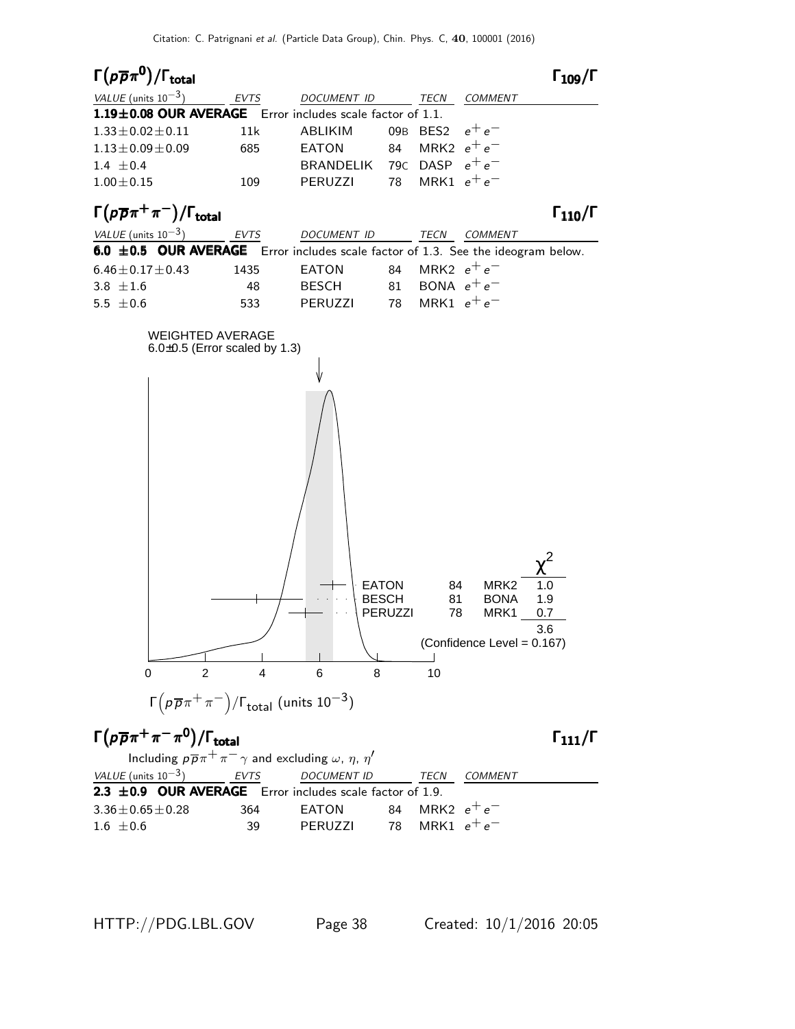## $\Gamma(p\overline{p}\pi^0)/\Gamma_{\text{total}}$ $\Gamma_{109}/\Gamma$

| VALUE (units $10^{-3}$) | EVTS | DOCUMENT ID | | TECN | COMMENT |
|---|---|---|---|---|---|
| **1.19±0.08 OUR AVERAGE** | Error includes scale factor of 1.1. | | | | |
| 1.33±0.02±0.11 | 11k | ABLIKIM | 09B | BES2 | $e^+e^-$ |
| 1.13±0.09±0.09 | 685 | EATON | 84 | MRK2 | $e^+e^-$ |
| 1.4 ±0.4 | | BRANDELIK | 79C | DASP | $e^+e^-$ |
| 1.00±0.15 | 109 | PERUZZI | 78 | MRK1 | $e^+e^-$ |

## $\Gamma(p\overline{p}\pi^+\pi^-)/\Gamma_{\text{total}}$ $\Gamma_{110}/\Gamma$

| VALUE (units $10^{-3}$) | EVTS | DOCUMENT ID | | TECN | COMMENT |
|---|---|---|---|---|---|
| **6.0 ±0.5 OUR AVERAGE** | Error includes scale factor of 1.3. See the ideogram below. | | | | |
| 6.46±0.17±0.43 | 1435 | EATON | 84 | MRK2 | $e^+e^-$ |
| 3.8 ±1.6 | 48 | BESCH | 81 | BONA | $e^+e^-$ |
| 5.5 ±0.6 | 533 | PERUZZI | 78 | MRK1 | $e^+e^-$ |

WEIGHTED AVERAGE
6.0±0.5 (Error scaled by 1.3)

$\chi^2$
EATON 84 MRK2 1.0
BESCH 81 BONA 1.9
PERUZZI 78 MRK1 0.7
3.6
(Confidence Level = 0.167)

0 2 4 6 8 10

$\Gamma\left(p\overline{p}\pi^+\pi^-\right)/\Gamma_{\text{total}}$ (units $10^{-3}$)

## $\Gamma(p\overline{p}\pi^+\pi^-\pi^0)/\Gamma_{\text{total}}$ $\Gamma_{111}/\Gamma$

Including $p\overline{p}\pi^+\pi^-\gamma$ and excluding $\omega$, $\eta$, $\eta'$

| VALUE (units $10^{-3}$) | EVTS | DOCUMENT ID | | TECN | COMMENT |
|---|---|---|---|---|---|
| **2.3 ±0.9 OUR AVERAGE** | Error includes scale factor of 1.9. | | | | |
| 3.36±0.65±0.28 | 364 | EATON | 84 | MRK2 | $e^+e^-$ |
| 1.6 ±0.6 | 39 | PERUZZI | 78 | MRK1 | $e^+e^-$ |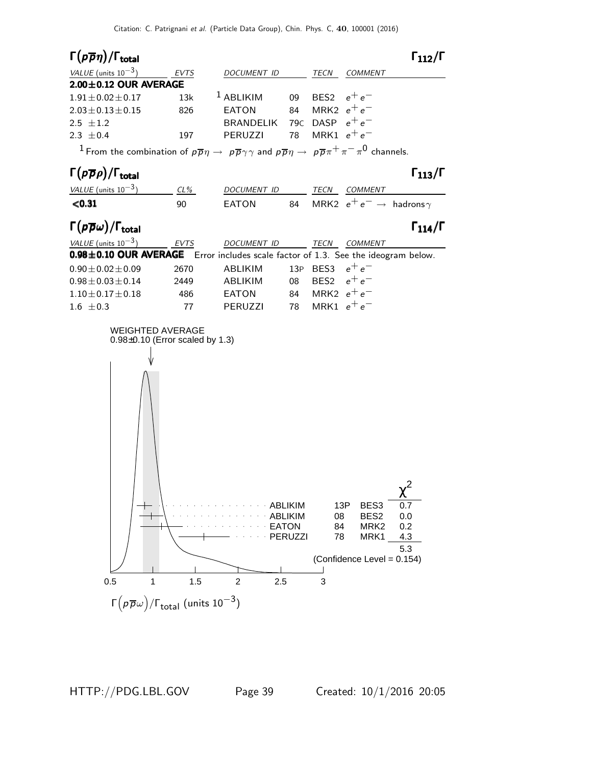## $\Gamma(p\overline{p}\eta)/\Gamma_{\text{total}}$ $\Gamma_{112}/\Gamma$

| VALUE (units $10^{-3}$) | EVTS | DOCUMENT ID | | TECN | COMMENT |
|---|---|---|---|---|---|
| **2.00±0.12 OUR AVERAGE** | | | | | |
| $1.91\pm0.02\pm0.17$ | 13k | [1] ABLIKIM | 09 | BES2 | $e^+e^-$ |
| $2.03\pm0.13\pm0.15$ | 826 | EATON | 84 | MRK2 | $e^+e^-$ |
| $2.5\ \pm1.2$ | | BRANDELIK | 79C | DASP | $e^+e^-$ |
| $2.3\ \pm0.4$ | 197 | PERUZZI | 78 | MRK1 | $e^+e^-$ |

[1] From the combination of $p\overline{p}\eta \rightarrow\ p\overline{p}\gamma\gamma$ and $p\overline{p}\eta \rightarrow\ p\overline{p}\pi^+\pi^-\pi^0$ channels.

## $\Gamma(p\overline{p}\rho)/\Gamma_{\text{total}}$ $\Gamma_{113}/\Gamma$

| VALUE (units $10^{-3}$) | CL% | DOCUMENT ID | | TECN | COMMENT |
|---|---|---|---|---|---|
| **<0.31** | 90 | EATON | 84 | MRK2 | $e^+e^- \rightarrow$ hadrons$\gamma$ |

## $\Gamma(p\overline{p}\omega)/\Gamma_{\text{total}}$ $\Gamma_{114}/\Gamma$

| VALUE (units $10^{-3}$) | EVTS | DOCUMENT ID | | TECN | COMMENT |
|---|---|---|---|---|---|
| **0.98±0.10 OUR AVERAGE** | Error includes scale factor of 1.3. See the ideogram below. | | | | |
| $0.90\pm0.02\pm0.09$ | 2670 | ABLIKIM | 13P | BES3 | $e^+e^-$ |
| $0.98\pm0.03\pm0.14$ | 2449 | ABLIKIM | 08 | BES2 | $e^+e^-$ |
| $1.10\pm0.17\pm0.18$ | 486 | EATON | 84 | MRK2 | $e^+e^-$ |
| $1.6\ \pm0.3$ | 77 | PERUZZI | 78 | MRK1 | $e^+e^-$ |

WEIGHTED AVERAGE
0.98±0.10 (Error scaled by 1.3)

$\chi^2$

ABLIKIM 13P BES3 0.7
ABLIKIM 08 BES2 0.0
EATON 84 MRK2 0.2
PERUZZI 78 MRK1 4.3

5.3
(Confidence Level = 0.154)

0.5 1 1.5 2 2.5 3

$\Gamma\left(p\overline{p}\omega\right)/\Gamma_{\text{total}}$ (units $10^{-3}$)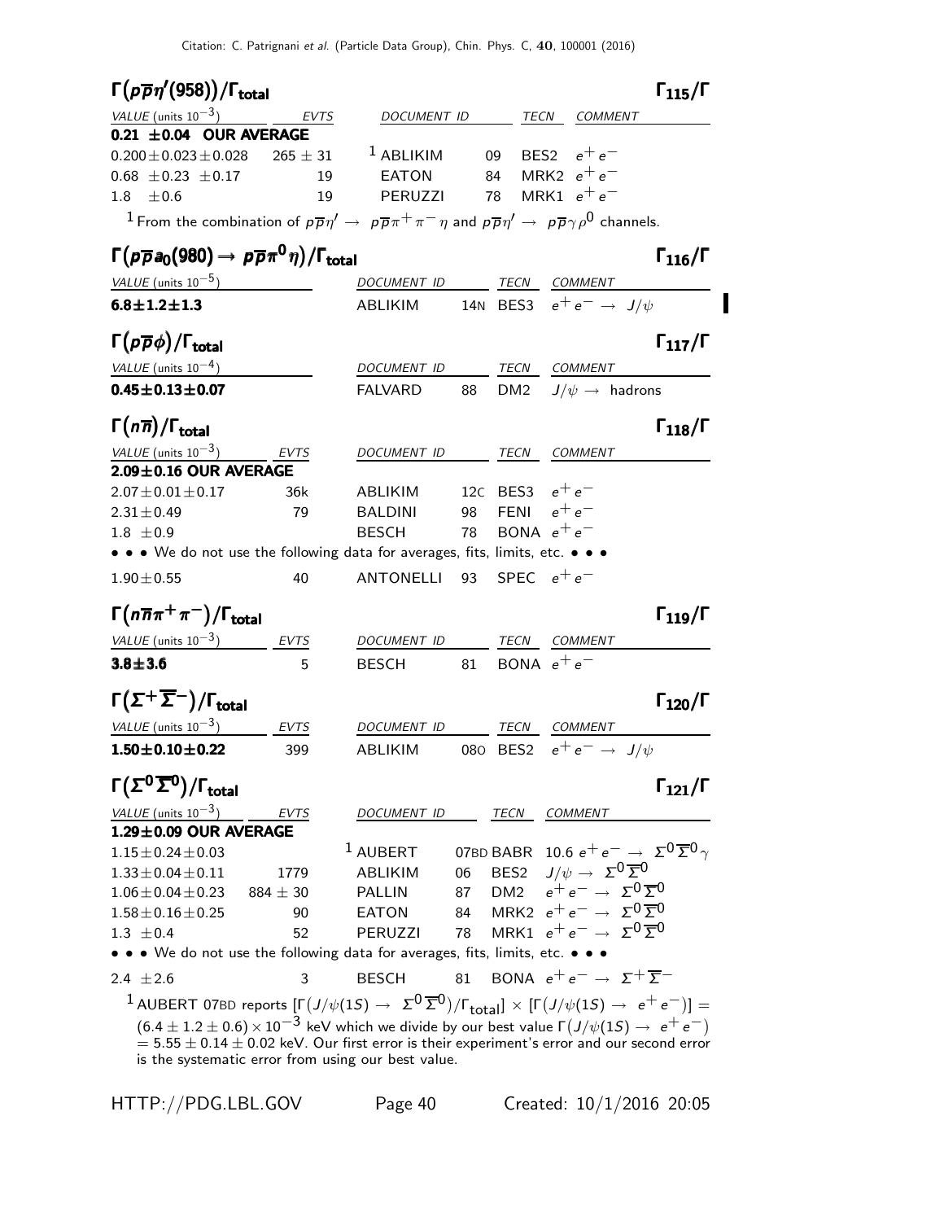### $\Gamma(p\overline{p}\eta'(958))/\Gamma_{\text{total}}$ — $\Gamma_{115}/\Gamma$

| VALUE (units $10^{-3}$) | EVTS | DOCUMENT ID | | TECN | COMMENT |
|---|---|---|---|---|---|
| **0.21 ±0.04 OUR AVERAGE** | | | | | |
| $0.200\pm0.023\pm0.028$ | $265\pm31$ | [1] ABLIKIM | 09 | BES2 | $e^+e^-$ |
| $0.68\ \pm0.23\ \pm0.17$ | 19 | EATON | 84 | MRK2 | $e^+e^-$ |
| $1.8\ \ \pm0.6$ | 19 | PERUZZI | 78 | MRK1 | $e^+e^-$ |

[1] From the combination of $p\overline{p}\eta' \rightarrow\ p\overline{p}\pi^+\pi^-\eta$ and $p\overline{p}\eta' \rightarrow\ p\overline{p}\gamma\rho^0$ channels.

### $\Gamma(p\overline{p}a_0(980) \rightarrow p\overline{p}\pi^0\eta)/\Gamma_{\text{total}}$ — $\Gamma_{116}/\Gamma$

| VALUE (units $10^{-5}$) | DOCUMENT ID | | TECN | COMMENT |
|---|---|---|---|---|
| **6.8±1.2±1.3** | ABLIKIM | 14N | BES3 | $e^+e^- \rightarrow\ J/\psi$ |

### $\Gamma(p\overline{p}\phi)/\Gamma_{\text{total}}$ — $\Gamma_{117}/\Gamma$

| VALUE (units $10^{-4}$) | DOCUMENT ID | | TECN | COMMENT |
|---|---|---|---|---|
| **0.45±0.13±0.07** | FALVARD | 88 | DM2 | $J/\psi \rightarrow$ hadrons |

### $\Gamma(n\overline{n})/\Gamma_{\text{total}}$ — $\Gamma_{118}/\Gamma$

| VALUE (units $10^{-3}$) | EVTS | DOCUMENT ID | | TECN | COMMENT |
|---|---|---|---|---|---|
| **2.09±0.16 OUR AVERAGE** | | | | | |
| $2.07\pm0.01\pm0.17$ | 36k | ABLIKIM | 12C | BES3 | $e^+e^-$ |
| $2.31\pm0.49$ | 79 | BALDINI | 98 | FENI | $e^+e^-$ |
| $1.8\ \pm0.9$ | | BESCH | 78 | BONA | $e^+e^-$ |
| • • • We do not use the following data for averages, fits, limits, etc. • • • | | | | | |
| $1.90\pm0.55$ | 40 | ANTONELLI | 93 | SPEC | $e^+e^-$ |

### $\Gamma(n\overline{n}\pi^+\pi^-)/\Gamma_{\text{total}}$ — $\Gamma_{119}/\Gamma$

| VALUE (units $10^{-3}$) | EVTS | DOCUMENT ID | | TECN | COMMENT |
|---|---|---|---|---|---|
| **3.8±3.6** | 5 | BESCH | 81 | BONA | $e^+e^-$ |

### $\Gamma(\Sigma^+\overline{\Sigma}^-)/\Gamma_{\text{total}}$ — $\Gamma_{120}/\Gamma$

| VALUE (units $10^{-3}$) | EVTS | DOCUMENT ID | | TECN | COMMENT |
|---|---|---|---|---|---|
| **1.50±0.10±0.22** | 399 | ABLIKIM | 08O | BES2 | $e^+e^- \rightarrow\ J/\psi$ |

### $\Gamma(\Sigma^0\overline{\Sigma}^0)/\Gamma_{\text{total}}$ — $\Gamma_{121}/\Gamma$

| VALUE (units $10^{-3}$) | EVTS | DOCUMENT ID | | TECN | COMMENT |
|---|---|---|---|---|---|
| **1.29±0.09 OUR AVERAGE** | | | | | |
| $1.15\pm0.24\pm0.03$ | | [1] AUBERT | 07BD | BABR | $10.6\ e^+e^- \rightarrow\ \Sigma^0\overline{\Sigma}^0\gamma$ |
| $1.33\pm0.04\pm0.11$ | 1779 | ABLIKIM | 06 | BES2 | $J/\psi \rightarrow\ \Sigma^0\overline{\Sigma}^0$ |
| $1.06\pm0.04\pm0.23$ | $884\pm30$ | PALLIN | 87 | DM2 | $e^+e^- \rightarrow\ \Sigma^0\overline{\Sigma}^0$ |
| $1.58\pm0.16\pm0.25$ | 90 | EATON | 84 | MRK2 | $e^+e^- \rightarrow\ \Sigma^0\overline{\Sigma}^0$ |
| $1.3\ \pm0.4$ | 52 | PERUZZI | 78 | MRK1 | $e^+e^- \rightarrow\ \Sigma^0\overline{\Sigma}^0$ |
| • • • We do not use the following data for averages, fits, limits, etc. • • • | | | | | |
| $2.4\ \pm2.6$ | 3 | BESCH | 81 | BONA | $e^+e^- \rightarrow\ \Sigma^+\overline{\Sigma}^-$ |

[1] AUBERT 07BD reports $[\Gamma(J/\psi(1S) \rightarrow\ \Sigma^0\overline{\Sigma}^0)/\Gamma_{\text{total}}] \times [\Gamma(J/\psi(1S) \rightarrow\ e^+e^-)] = (6.4\pm1.2\pm0.6)\times10^{-3}$ keV which we divide by our best value $\Gamma(J/\psi(1S) \rightarrow\ e^+e^-) = 5.55\pm0.14\pm0.02$ keV. Our first error is their experiment's error and our second error is the systematic error from using our best value.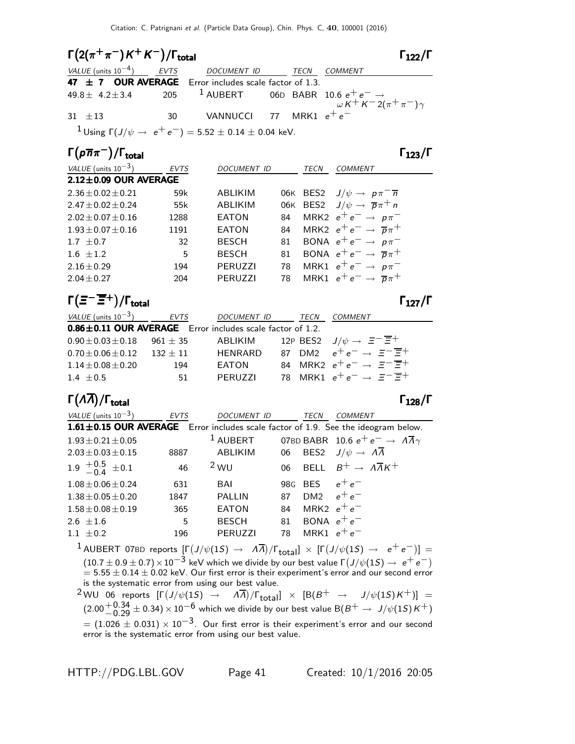## $\Gamma(2(\pi^+\pi^-)K^+K^-)/\Gamma_{total}$ $\Gamma_{122}/\Gamma$

| VALUE (units $10^{-4}$) | EVTS | DOCUMENT ID | | TECN | COMMENT |
|---|---|---|---|---|---|
| **47 ± 7 OUR AVERAGE** Error includes scale factor of 1.3. | | | | | |
| $49.8 \pm 4.2 \pm 3.4$ | 205 | [1] AUBERT | 06D | BABR | $10.6\ e^+e^- \to \omega K^+K^-2(\pi^+\pi^-)\gamma$ |
| $31 \pm 13$ | 30 | VANNUCCI | 77 | MRK1 | $e^+e^-$ |

[1] Using $\Gamma(J/\psi \to e^+e^-) = 5.52 \pm 0.14 \pm 0.04$ keV.

## $\Gamma(p\overline{n}\pi^-)/\Gamma_{total}$ $\Gamma_{123}/\Gamma$

| VALUE (units $10^{-3}$) | EVTS | DOCUMENT ID | | TECN | COMMENT |
|---|---|---|---|---|---|
| **2.12±0.09 OUR AVERAGE** | | | | | |
| $2.36 \pm 0.02 \pm 0.21$ | 59k | ABLIKIM | 06K | BES2 | $J/\psi \to p\pi^-\overline{n}$ |
| $2.47 \pm 0.02 \pm 0.24$ | 55k | ABLIKIM | 06K | BES2 | $J/\psi \to \overline{p}\pi^+n$ |
| $2.02 \pm 0.07 \pm 0.16$ | 1288 | EATON | 84 | MRK2 | $e^+e^- \to p\pi^-$ |
| $1.93 \pm 0.07 \pm 0.16$ | 1191 | EATON | 84 | MRK2 | $e^+e^- \to \overline{p}\pi^+$ |
| $1.7 \pm 0.7$ | 32 | BESCH | 81 | BONA | $e^+e^- \to p\pi^-$ |
| $1.6 \pm 1.2$ | 5 | BESCH | 81 | BONA | $e^+e^- \to \overline{p}\pi^+$ |
| $2.16 \pm 0.29$ | 194 | PERUZZI | 78 | MRK1 | $e^+e^- \to p\pi^-$ |
| $2.04 \pm 0.27$ | 204 | PERUZZI | 78 | MRK1 | $e^+e^- \to \overline{p}\pi^+$ |

## $\Gamma(\Xi^-\overline{\Xi}^+)/\Gamma_{total}$ $\Gamma_{127}/\Gamma$

| VALUE (units $10^{-3}$) | EVTS | DOCUMENT ID | | TECN | COMMENT |
|---|---|---|---|---|---|
| **0.86±0.11 OUR AVERAGE** Error includes scale factor of 1.2. | | | | | |
| $0.90 \pm 0.03 \pm 0.18$ | $961 \pm 35$ | ABLIKIM | 12P | BES2 | $J/\psi \to \Xi^-\overline{\Xi}^+$ |
| $0.70 \pm 0.06 \pm 0.12$ | $132 \pm 11$ | HENRARD | 87 | DM2 | $e^+e^- \to \Xi^-\overline{\Xi}^+$ |
| $1.14 \pm 0.08 \pm 0.20$ | 194 | EATON | 84 | MRK2 | $e^+e^- \to \Xi^-\overline{\Xi}^+$ |
| $1.4 \pm 0.5$ | 51 | PERUZZI | 78 | MRK1 | $e^+e^- \to \Xi^-\overline{\Xi}^+$ |

## $\Gamma(\Lambda\overline{\Lambda})/\Gamma_{total}$ $\Gamma_{128}/\Gamma$

| VALUE (units $10^{-3}$) | EVTS | DOCUMENT ID | | TECN | COMMENT |
|---|---|---|---|---|---|
| **1.61±0.15 OUR AVERAGE** Error includes scale factor of 1.9. See the ideogram below. | | | | | |
| $1.93 \pm 0.21 \pm 0.05$ | | [1] AUBERT | 07BD | BABR | $10.6\ e^+e^- \to \Lambda\overline{\Lambda}\gamma$ |
| $2.03 \pm 0.03 \pm 0.15$ | 8887 | ABLIKIM | 06 | BES2 | $J/\psi \to \Lambda\overline{\Lambda}$ |
| $1.9\ ^{+0.5}_{-0.4} \pm 0.1$ | 46 | [2] WU | 06 | BELL | $B^+ \to \Lambda\overline{\Lambda}K^+$ |
| $1.08 \pm 0.06 \pm 0.24$ | 631 | BAI | 98G | BES | $e^+e^-$ |
| $1.38 \pm 0.05 \pm 0.20$ | 1847 | PALLIN | 87 | DM2 | $e^+e^-$ |
| $1.58 \pm 0.08 \pm 0.19$ | 365 | EATON | 84 | MRK2 | $e^+e^-$ |
| $2.6 \pm 1.6$ | 5 | BESCH | 81 | BONA | $e^+e^-$ |
| $1.1 \pm 0.2$ | 196 | PERUZZI | 78 | MRK1 | $e^+e^-$ |

[1] AUBERT 07BD reports $[\Gamma(J/\psi(1S) \to \Lambda\overline{\Lambda})/\Gamma_{total}] \times [\Gamma(J/\psi(1S) \to e^+e^-)] = (10.7 \pm 0.9 \pm 0.7) \times 10^{-3}$ keV which we divide by our best value $\Gamma(J/\psi(1S) \to e^+e^-) = 5.55 \pm 0.14 \pm 0.02$ keV. Our first error is their experiment's error and our second error is the systematic error from using our best value.

[2] WU 06 reports $[\Gamma(J/\psi(1S) \to \Lambda\overline{\Lambda})/\Gamma_{total}] \times [B(B^+ \to J/\psi(1S)K^+)] = (2.00^{+0.34}_{-0.29} \pm 0.34) \times 10^{-6}$ which we divide by our best value $B(B^+ \to J/\psi(1S)K^+) = (1.026 \pm 0.031) \times 10^{-3}$. Our first error is their experiment's error and our second error is the systematic error from using our best value.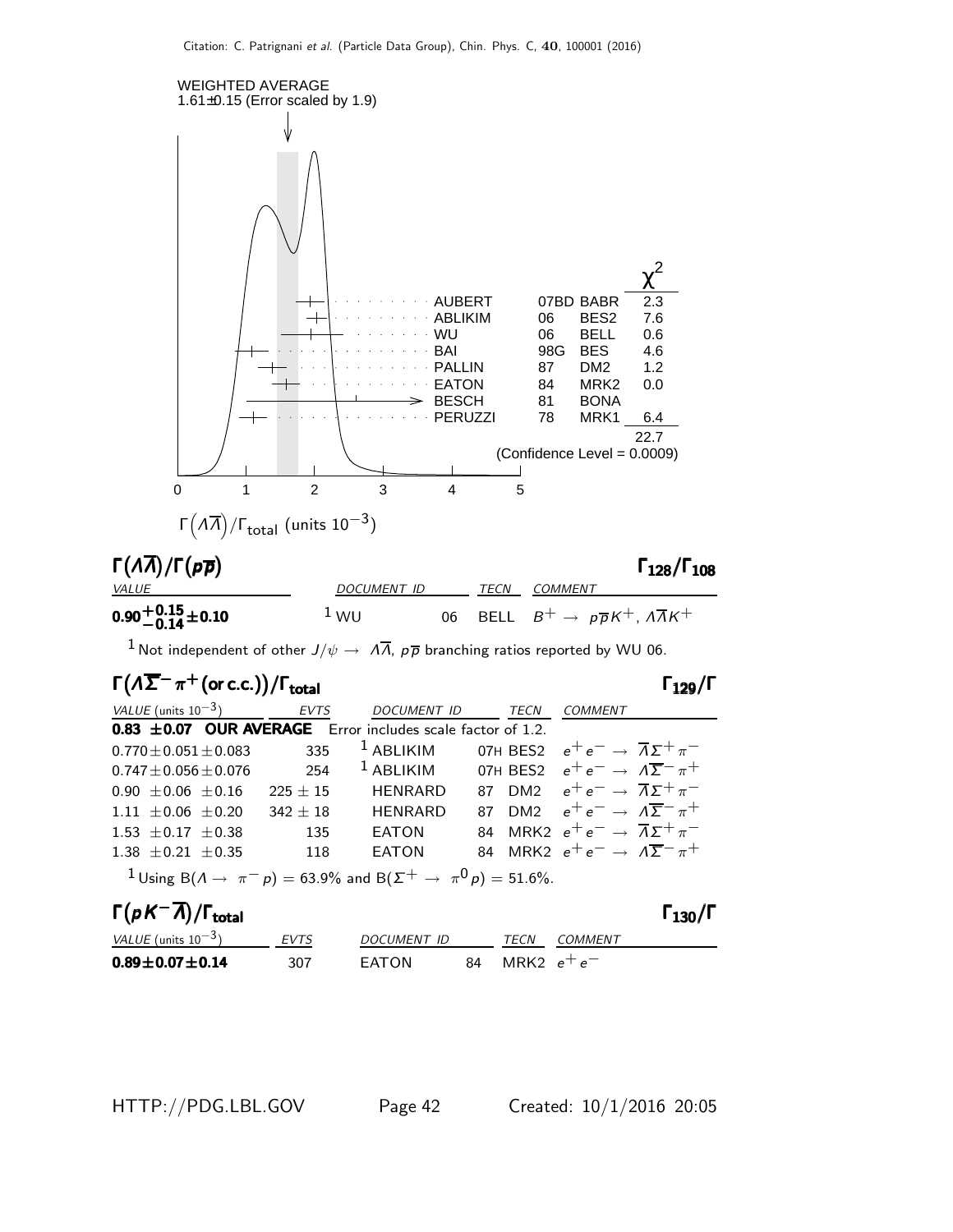WEIGHTED AVERAGE
1.61±0.15 (Error scaled by 1.9)

$\chi^2$

AUBERT 07BD BABR 2.3
ABLIKIM 06 BES2 7.6
WU 06 BELL 0.6
BAI 98G BES 4.6
PALLIN 87 DM2 1.2
EATON 84 MRK2 0.0
BESCH 81 BONA
PERUZZI 78 MRK1 6.4
22.7
(Confidence Level = 0.0009)

0 1 2 3 4 5

$\Gamma\left(\Lambda\overline{\Lambda}\right)/\Gamma_{\text{total}}$ (units $10^{-3}$)

## $\Gamma(\Lambda\overline{\Lambda})/\Gamma(p\overline{p})$ — $\Gamma_{128}/\Gamma_{108}$

| VALUE | DOCUMENT ID | | TECN | COMMENT |
|---|---|---|---|---|
| $\mathbf{0.90^{+0.15}_{-0.14}\pm0.10}$ | [1] WU | 06 | BELL | $B^+ \to p\overline{p}K^+$, $\Lambda\overline{\Lambda}K^+$ |

[1] Not independent of other $J/\psi \to \Lambda\overline{\Lambda}$, $p\overline{p}$ branching ratios reported by WU 06.

## $\Gamma(\Lambda\overline{\Sigma}^-\pi^+ \text{(or c.c.)})/\Gamma_{\text{total}}$ — $\Gamma_{129}/\Gamma$

| VALUE (units $10^{-3}$) | EVTS | DOCUMENT ID | | TECN | COMMENT |
|---|---|---|---|---|---|
| **0.83 ±0.07 OUR AVERAGE** | Error includes scale factor of 1.2. | | | | |
| $0.770\pm0.051\pm0.083$ | 335 | [1] ABLIKIM | 07H | BES2 | $e^+e^- \to \overline{\Lambda}\Sigma^+\pi^-$ |
| $0.747\pm0.056\pm0.076$ | 254 | [1] ABLIKIM | 07H | BES2 | $e^+e^- \to \Lambda\overline{\Sigma}^-\pi^+$ |
| $0.90\ \pm0.06\ \pm0.16$ | $225\pm15$ | HENRARD | 87 | DM2 | $e^+e^- \to \overline{\Lambda}\Sigma^+\pi^-$ |
| $1.11\ \pm0.06\ \pm0.20$ | $342\pm18$ | HENRARD | 87 | DM2 | $e^+e^- \to \Lambda\overline{\Sigma}^-\pi^+$ |
| $1.53\ \pm0.17\ \pm0.38$ | 135 | EATON | 84 | MRK2 | $e^+e^- \to \overline{\Lambda}\Sigma^+\pi^-$ |
| $1.38\ \pm0.21\ \pm0.35$ | 118 | EATON | 84 | MRK2 | $e^+e^- \to \Lambda\overline{\Sigma}^-\pi^+$ |

[1] Using $B(\Lambda \to \pi^- p) = 63.9\%$ and $B(\Sigma^+ \to \pi^0 p) = 51.6\%$.

## $\Gamma(pK^-\overline{\Lambda})/\Gamma_{\text{total}}$ — $\Gamma_{130}/\Gamma$

| VALUE (units $10^{-3}$) | EVTS | DOCUMENT ID | | TECN | COMMENT |
|---|---|---|---|---|---|
| $\mathbf{0.89\pm0.07\pm0.14}$ | 307 | EATON | 84 | MRK2 | $e^+e^-$ |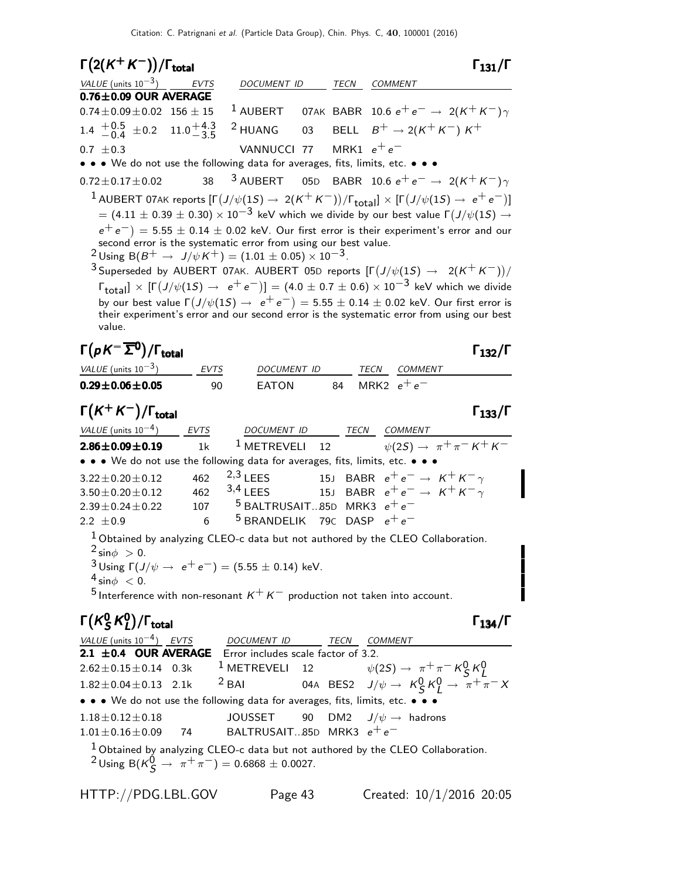## $\Gamma(2(K^+K^-))/\Gamma_{total}$ $\Gamma_{131}/\Gamma$

| VALUE (units $10^{-3}$) | EVTS | DOCUMENT ID | | TECN | COMMENT |
|---|---|---|---|---|---|
| **0.76±0.09 OUR AVERAGE** | | | | | |
| $0.74\pm0.09\pm0.02$ | $156\pm15$ | [1] AUBERT | 07AK | BABR | 10.6 $e^+e^- \to 2(K^+K^-)\gamma$ |
| $1.4\ ^{+0.5}_{-0.4}\ \pm0.2$ | $11.0^{+4.3}_{-3.5}$ | [2] HUANG | 03 | BELL | $B^+ \to 2(K^+K^-)\,K^+$ |
| $0.7\ \pm0.3$ | | VANNUCCI | 77 | MRK1 | $e^+e^-$ |
| • • • We do not use the following data for averages, fits, limits, etc. • • • | | | | | |
| $0.72\pm0.17\pm0.02$ | 38 | [3] AUBERT | 05D | BABR | 10.6 $e^+e^- \to 2(K^+K^-)\gamma$ |

[1] AUBERT 07AK reports $[\Gamma(J/\psi(1S) \to 2(K^+K^-))/\Gamma_{total}] \times [\Gamma(J/\psi(1S) \to e^+e^-)] = (4.11 \pm 0.39 \pm 0.30) \times 10^{-3}$ keV which we divide by our best value $\Gamma(J/\psi(1S) \to e^+e^-) = 5.55 \pm 0.14 \pm 0.02$ keV. Our first error is their experiment's error and our second error is the systematic error from using our best value.

[2] Using $B(B^+ \to J/\psi K^+) = (1.01 \pm 0.05) \times 10^{-3}$.

[3] Superseded by AUBERT 07AK. AUBERT 05D reports $[\Gamma(J/\psi(1S) \to 2(K^+K^-))/\Gamma_{total}] \times [\Gamma(J/\psi(1S) \to e^+e^-)] = (4.0 \pm 0.7 \pm 0.6) \times 10^{-3}$ keV which we divide by our best value $\Gamma(J/\psi(1S) \to e^+e^-) = 5.55 \pm 0.14 \pm 0.02$ keV. Our first error is their experiment's error and our second error is the systematic error from using our best value.

## $\Gamma(pK^-\overline{\Sigma}^0)/\Gamma_{total}$ $\Gamma_{132}/\Gamma$

| VALUE (units $10^{-3}$) | EVTS | DOCUMENT ID | | TECN | COMMENT |
|---|---|---|---|---|---|
| **0.29±0.06±0.05** | 90 | EATON | 84 | MRK2 | $e^+e^-$ |

## $\Gamma(K^+K^-)/\Gamma_{total}$ $\Gamma_{133}/\Gamma$

| VALUE (units $10^{-4}$) | EVTS | DOCUMENT ID | | TECN | COMMENT |
|---|---|---|---|---|---|
| **2.86±0.09±0.19** | 1k | [1] METREVELI | 12 | | $\psi(2S) \to \pi^+\pi^-K^+K^-$ |
| • • • We do not use the following data for averages, fits, limits, etc. • • • | | | | | |
| $3.22\pm0.20\pm0.12$ | 462 | [2,3] LEES | 15J | BABR | $e^+e^- \to K^+K^-\gamma$ |
| $3.50\pm0.20\pm0.12$ | 462 | [3,4] LEES | 15J | BABR | $e^+e^- \to K^+K^-\gamma$ |
| $2.39\pm0.24\pm0.22$ | 107 | [5] BALTRUSAIT...85D | | MRK3 | $e^+e^-$ |
| $2.2\ \pm0.9$ | 6 | [5] BRANDELIK | 79C | DASP | $e^+e^-$ |

[1] Obtained by analyzing CLEO-c data but not authored by the CLEO Collaboration.

[2] $\sin\phi > 0$.

[3] Using $\Gamma(J/\psi \to e^+e^-) = (5.55 \pm 0.14)$ keV.

[4] $\sin\phi < 0$.

[5] Interference with non-resonant $K^+K^-$ production not taken into account.

## $\Gamma(K^0_S K^0_L)/\Gamma_{total}$ $\Gamma_{134}/\Gamma$

| VALUE (units $10^{-4}$) | EVTS | DOCUMENT ID | | TECN | COMMENT |
|---|---|---|---|---|---|
| **2.1 ±0.4 OUR AVERAGE** | | Error includes scale factor of 3.2. | | | |
| $2.62\pm0.15\pm0.14$ | 0.3k | [1] METREVELI | 12 | | $\psi(2S) \to \pi^+\pi^-K^0_S K^0_L$ |
| $1.82\pm0.04\pm0.13$ | 2.1k | [2] BAI | 04A | BES2 | $J/\psi \to K^0_S K^0_L \to \pi^+\pi^- X$ |
| • • • We do not use the following data for averages, fits, limits, etc. • • • | | | | | |
| $1.18\pm0.12\pm0.18$ | | JOUSSET | 90 | DM2 | $J/\psi \to$ hadrons |
| $1.01\pm0.16\pm0.09$ | 74 | BALTRUSAIT...85D | | MRK3 | $e^+e^-$ |

[1] Obtained by analyzing CLEO-c data but not authored by the CLEO Collaboration.

[2] Using $B(K^0_S \to \pi^+\pi^-) = 0.6868 \pm 0.0027$.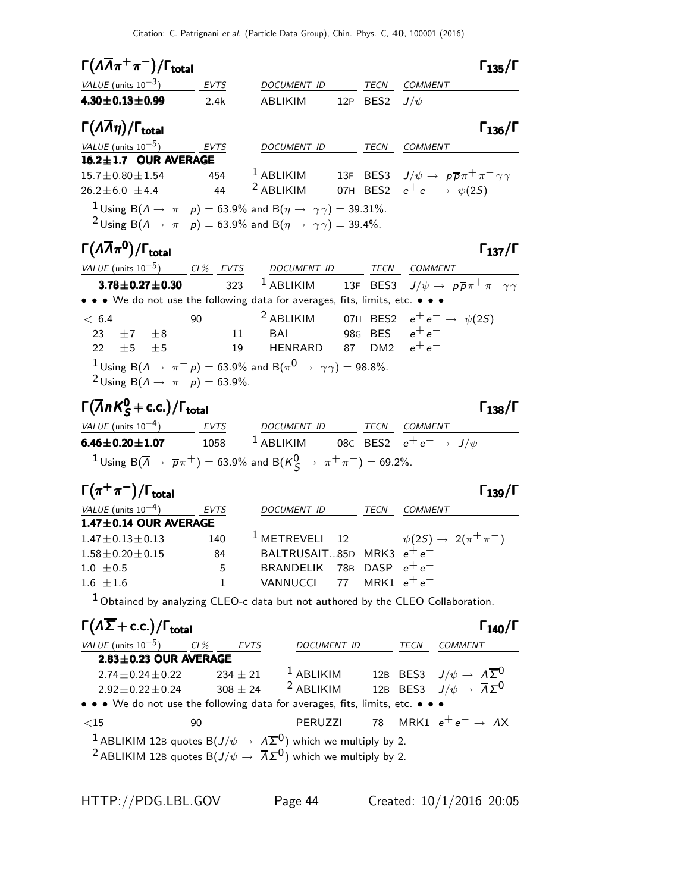### $\Gamma(\Lambda\overline{\Lambda}\pi^+\pi^-)/\Gamma_{\text{total}}$ — $\Gamma_{135}/\Gamma$

| VALUE (units $10^{-3}$) | EVTS | DOCUMENT ID | | TECN | COMMENT |
|---|---|---|---|---|---|
| **4.30±0.13±0.99** | 2.4k | ABLIKIM | 12P | BES2 | $J/\psi$ |

### $\Gamma(\Lambda\overline{\Lambda}\eta)/\Gamma_{\text{total}}$ — $\Gamma_{136}/\Gamma$

| VALUE (units $10^{-5}$) | EVTS | DOCUMENT ID | | TECN | COMMENT |
|---|---|---|---|---|---|
| **16.2±1.7 OUR AVERAGE** | | | | | |
| 15.7±0.80±1.54 | 454 | [1] ABLIKIM | 13F | BES3 | $J/\psi \to p\overline{p}\pi^+\pi^-\gamma\gamma$ |
| 26.2±6.0 ±4.4 | 44 | [2] ABLIKIM | 07H | BES2 | $e^+e^- \to \psi(2S)$ |

[1] Using $B(\Lambda \to \pi^- p) = 63.9\%$ and $B(\eta \to \gamma\gamma) = 39.31\%$.
[2] Using $B(\Lambda \to \pi^- p) = 63.9\%$ and $B(\eta \to \gamma\gamma) = 39.4\%$.

### $\Gamma(\Lambda\overline{\Lambda}\pi^0)/\Gamma_{\text{total}}$ — $\Gamma_{137}/\Gamma$

| VALUE (units $10^{-5}$) | CL% | EVTS | DOCUMENT ID | | TECN | COMMENT |
|---|---|---|---|---|---|---|
| **3.78±0.27±0.30** | | 323 | [1] ABLIKIM | 13F | BES3 | $J/\psi \to p\overline{p}\pi^+\pi^-\gamma\gamma$ |
| • • • We do not use the following data for averages, fits, limits, etc. • • • | | | | | | |
| < 6.4 | 90 | | [2] ABLIKIM | 07H | BES2 | $e^+e^- \to \psi(2S)$ |
| 23 ±7 ±8 | | 11 | BAI | 98G | BES | $e^+e^-$ |
| 22 ±5 ±5 | | 19 | HENRARD | 87 | DM2 | $e^+e^-$ |

[1] Using $B(\Lambda \to \pi^- p) = 63.9\%$ and $B(\pi^0 \to \gamma\gamma) = 98.8\%$.
[2] Using $B(\Lambda \to \pi^- p) = 63.9\%$.

### $\Gamma(\overline{\Lambda}nK^0_S + \text{c.c.})/\Gamma_{\text{total}}$ — $\Gamma_{138}/\Gamma$

| VALUE (units $10^{-4}$) | EVTS | DOCUMENT ID | | TECN | COMMENT |
|---|---|---|---|---|---|
| **6.46±0.20±1.07** | 1058 | [1] ABLIKIM | 08C | BES2 | $e^+e^- \to J/\psi$ |

[1] Using $B(\overline{\Lambda} \to \overline{p}\pi^+) = 63.9\%$ and $B(K^0_S \to \pi^+\pi^-) = 69.2\%$.

### $\Gamma(\pi^+\pi^-)/\Gamma_{\text{total}}$ — $\Gamma_{139}/\Gamma$

| VALUE (units $10^{-4}$) | EVTS | DOCUMENT ID | | TECN | COMMENT |
|---|---|---|---|---|---|
| **1.47±0.14 OUR AVERAGE** | | | | | |
| 1.47±0.13±0.13 | 140 | [1] METREVELI | 12 | | $\psi(2S) \to 2(\pi^+\pi^-)$ |
| 1.58±0.20±0.15 | 84 | BALTRUSAIT... | 85D | MRK3 | $e^+e^-$ |
| 1.0 ±0.5 | 5 | BRANDELIK | 78B | DASP | $e^+e^-$ |
| 1.6 ±1.6 | 1 | VANNUCCI | 77 | MRK1 | $e^+e^-$ |

[1] Obtained by analyzing CLEO-c data but not authored by the CLEO Collaboration.

### $\Gamma(\Lambda\overline{\Sigma} + \text{c.c.})/\Gamma_{\text{total}}$ — $\Gamma_{140}/\Gamma$

| VALUE (units $10^{-5}$) | CL% | EVTS | DOCUMENT ID | | TECN | COMMENT |
|---|---|---|---|---|---|---|
| **2.83±0.23 OUR AVERAGE** | | | | | | |
| 2.74±0.24±0.22 | | 234 ± 21 | [1] ABLIKIM | 12B | BES3 | $J/\psi \to \Lambda\overline{\Sigma}^0$ |
| 2.92±0.22±0.24 | | 308 ± 24 | [2] ABLIKIM | 12B | BES3 | $J/\psi \to \overline{\Lambda}\Sigma^0$ |
| • • • We do not use the following data for averages, fits, limits, etc. • • • | | | | | | |
| <15 | 90 | | PERUZZI | 78 | MRK1 | $e^+e^- \to \Lambda X$ |

[1] ABLIKIM 12B quotes $B(J/\psi \to \Lambda\overline{\Sigma}^0)$ which we multiply by 2.
[2] ABLIKIM 12B quotes $B(J/\psi \to \overline{\Lambda}\Sigma^0)$ which we multiply by 2.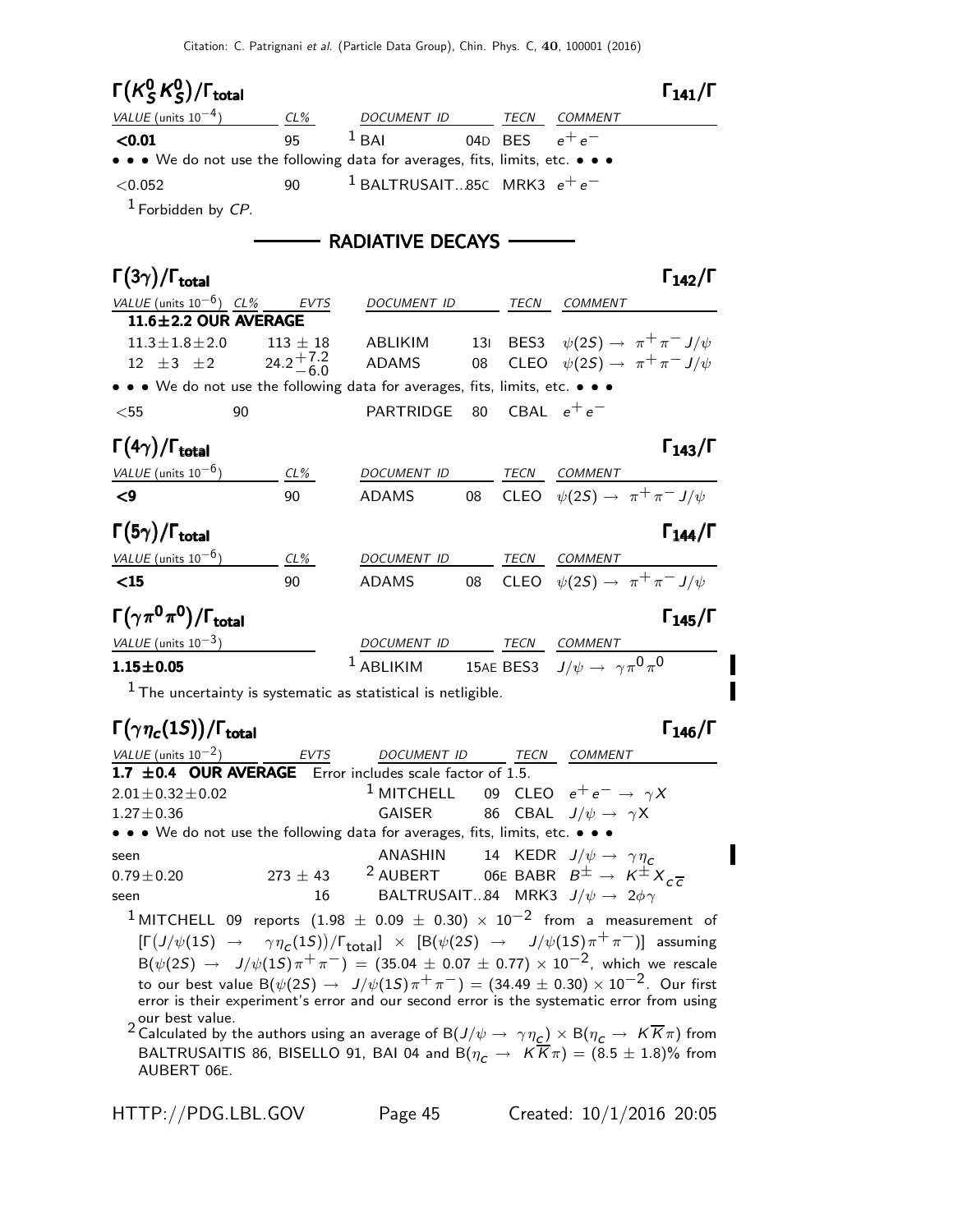### $\Gamma(K^0_S K^0_S)/\Gamma_{total}$ — $\Gamma_{141}/\Gamma$

| VALUE (units $10^{-4}$) | CL% | DOCUMENT ID | | TECN | COMMENT |
|---|---|---|---|---|---|
| **<0.01** | 95 | [1] BAI | 04D | BES | $e^+e^-$ |
| • • • We do not use the following data for averages, fits, limits, etc. • • • | | | | | |
| <0.052 | 90 | [1] BALTRUSAIT...85C | | MRK3 | $e^+e^-$ |

[1] Forbidden by *CP*.

## RADIATIVE DECAYS

### $\Gamma(3\gamma)/\Gamma_{total}$ — $\Gamma_{142}/\Gamma$

| VALUE (units $10^{-6}$) | CL% | EVTS | DOCUMENT ID | | TECN | COMMENT |
|---|---|---|---|---|---|---|
| **11.6±2.2 OUR AVERAGE** | | | | | | |
| $11.3\pm1.8\pm2.0$ | | $113\pm18$ | ABLIKIM | 13I | BES3 | $\psi(2S)\to\pi^+\pi^- J/\psi$ |
| $12\ \pm3\ \pm2$ | | $24.2^{+7.2}_{-6.0}$ | ADAMS | 08 | CLEO | $\psi(2S)\to\pi^+\pi^- J/\psi$ |
| • • • We do not use the following data for averages, fits, limits, etc. • • • | | | | | | |
| <55 | 90 | | PARTRIDGE | 80 | CBAL | $e^+e^-$ |

### $\Gamma(4\gamma)/\Gamma_{total}$ — $\Gamma_{143}/\Gamma$

| VALUE (units $10^{-6}$) | CL% | DOCUMENT ID | | TECN | COMMENT |
|---|---|---|---|---|---|
| **<9** | 90 | ADAMS | 08 | CLEO | $\psi(2S)\to\pi^+\pi^- J/\psi$ |

### $\Gamma(5\gamma)/\Gamma_{total}$ — $\Gamma_{144}/\Gamma$

| VALUE (units $10^{-6}$) | CL% | DOCUMENT ID | | TECN | COMMENT |
|---|---|---|---|---|---|
| **<15** | 90 | ADAMS | 08 | CLEO | $\psi(2S)\to\pi^+\pi^- J/\psi$ |

### $\Gamma(\gamma\pi^0\pi^0)/\Gamma_{total}$ — $\Gamma_{145}/\Gamma$

| VALUE (units $10^{-3}$) | DOCUMENT ID | | TECN | COMMENT |
|---|---|---|---|---|
| **1.15±0.05** | [1] ABLIKIM | 15AE | BES3 | $J/\psi\to\gamma\pi^0\pi^0$ |

[1] The uncertainty is systematic as statistical is netligible.

### $\Gamma(\gamma\eta_c(1S))/\Gamma_{total}$ — $\Gamma_{146}/\Gamma$

| VALUE (units $10^{-2}$) | EVTS | DOCUMENT ID | | TECN | COMMENT |
|---|---|---|---|---|---|
| **1.7 ±0.4 OUR AVERAGE** Error includes scale factor of 1.5. | | | | | |
| $2.01\pm0.32\pm0.02$ | | [1] MITCHELL | 09 | CLEO | $e^+e^-\to\gamma X$ |
| $1.27\pm0.36$ | | GAISER | 86 | CBAL | $J/\psi\to\gamma X$ |
| • • • We do not use the following data for averages, fits, limits, etc. • • • | | | | | |
| seen | | ANASHIN | 14 | KEDR | $J/\psi\to\gamma\eta_c$ |
| $0.79\pm0.20$ | $273\pm43$ | [2] AUBERT | 06E | BABR | $B^\pm\to K^\pm X_{c\overline{c}}$ |
| seen | 16 | BALTRUSAIT...84 | | MRK3 | $J/\psi\to 2\phi\gamma$ |

[1] MITCHELL 09 reports $(1.98\pm0.09\pm0.30)\times10^{-2}$ from a measurement of $[\Gamma(J/\psi(1S)\to\gamma\eta_c(1S))/\Gamma_{total}]\times[B(\psi(2S)\to J/\psi(1S)\pi^+\pi^-)]$ assuming $B(\psi(2S)\to J/\psi(1S)\pi^+\pi^-) = (35.04\pm0.07\pm0.77)\times10^{-2}$, which we rescale to our best value $B(\psi(2S)\to J/\psi(1S)\pi^+\pi^-) = (34.49\pm0.30)\times10^{-2}$. Our first error is their experiment's error and our second error is the systematic error from using our best value.

[2] Calculated by the authors using an average of $B(J/\psi\to\gamma\eta_c)\times B(\eta_c\to K\overline{K}\pi)$ from BALTRUSAITIS 86, BISELLO 91, BAI 04 and $B(\eta_c\to K\overline{K}\pi) = (8.5\pm1.8)\%$ from AUBERT 06E.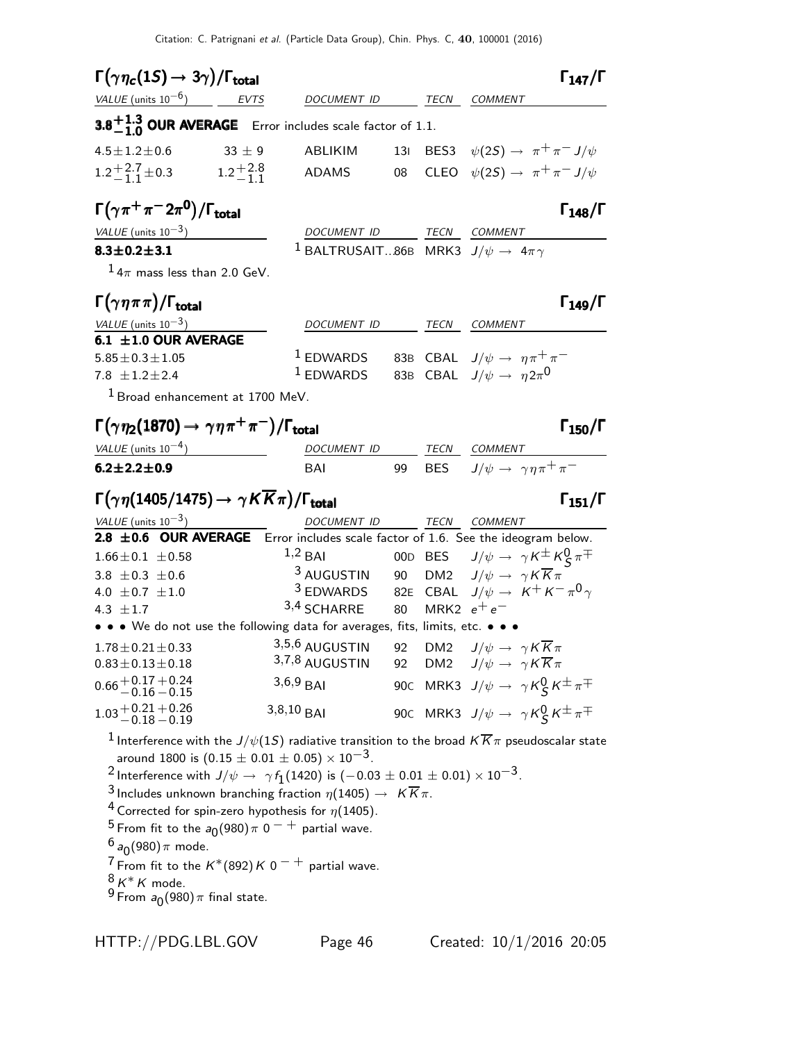## $\Gamma(\gamma\eta_c(1S) \to 3\gamma)/\Gamma_{total}$ — $\Gamma_{147}/\Gamma$

| VALUE (units $10^{-6}$) | EVTS | DOCUMENT ID | | TECN | COMMENT |
|---|---|---|---|---|---|
| **$3.8^{+1.3}_{-1.0}$ OUR AVERAGE** | Error includes scale factor of 1.1. | | | | |
| $4.5 \pm 1.2 \pm 0.6$ | $33 \pm 9$ | ABLIKIM | 13I | BES3 | $\psi(2S) \to \pi^+\pi^- J/\psi$ |
| $1.2^{+2.7}_{-1.1} \pm 0.3$ | $1.2^{+2.8}_{-1.1}$ | ADAMS | 08 | CLEO | $\psi(2S) \to \pi^+\pi^- J/\psi$ |

## $\Gamma(\gamma\pi^+\pi^- 2\pi^0)/\Gamma_{total}$ — $\Gamma_{148}/\Gamma$

| VALUE (units $10^{-3}$) | DOCUMENT ID | | TECN | COMMENT |
|---|---|---|---|---|
| **$8.3 \pm 0.2 \pm 3.1$** | [1] BALTRUSAIT...86B | | MRK3 | $J/\psi \to 4\pi\gamma$ |

[1] $4\pi$ mass less than 2.0 GeV.

## $\Gamma(\gamma\eta\pi\pi)/\Gamma_{total}$ — $\Gamma_{149}/\Gamma$

| VALUE (units $10^{-3}$) | DOCUMENT ID | | TECN | COMMENT |
|---|---|---|---|---|
| **$6.1 \pm 1.0$ OUR AVERAGE** | | | | |
| $5.85 \pm 0.3 \pm 1.05$ | [1] EDWARDS | 83B | CBAL | $J/\psi \to \eta\pi^+\pi^-$ |
| $7.8 \pm 1.2 \pm 2.4$ | [1] EDWARDS | 83B | CBAL | $J/\psi \to \eta 2\pi^0$ |

[1] Broad enhancement at 1700 MeV.

## $\Gamma(\gamma\eta_2(1870) \to \gamma\eta\pi^+\pi^-)/\Gamma_{total}$ — $\Gamma_{150}/\Gamma$

| VALUE (units $10^{-4}$) | DOCUMENT ID | | TECN | COMMENT |
|---|---|---|---|---|
| **$6.2 \pm 2.2 \pm 0.9$** | BAI | 99 | BES | $J/\psi \to \gamma\eta\pi^+\pi^-$ |

## $\Gamma(\gamma\eta(1405/1475) \to \gamma K\overline{K}\pi)/\Gamma_{total}$ — $\Gamma_{151}/\Gamma$

| VALUE (units $10^{-3}$) | DOCUMENT ID | | TECN | COMMENT |
|---|---|---|---|---|
| **$2.8 \pm 0.6$ OUR AVERAGE** | Error includes scale factor of 1.6. See the ideogram below. | | | |
| $1.66 \pm 0.1 \pm 0.58$ | [1,2] BAI | 00D | BES | $J/\psi \to \gamma K^\pm K^0_S \pi^\mp$ |
| $3.8 \pm 0.3 \pm 0.6$ | [3] AUGUSTIN | 90 | DM2 | $J/\psi \to \gamma K\overline{K}\pi$ |
| $4.0 \pm 0.7 \pm 1.0$ | [3] EDWARDS | 82E | CBAL | $J/\psi \to K^+K^-\pi^0\gamma$ |
| $4.3 \pm 1.7$ | [3,4] SCHARRE | 80 | MRK2 | $e^+e^-$ |
| • • • We do not use the following data for averages, fits, limits, etc. • • • | | | | |
| $1.78 \pm 0.21 \pm 0.33$ | [3,5,6] AUGUSTIN | 92 | DM2 | $J/\psi \to \gamma K\overline{K}\pi$ |
| $0.83 \pm 0.13 \pm 0.18$ | [3,7,8] AUGUSTIN | 92 | DM2 | $J/\psi \to \gamma K\overline{K}\pi$ |
| $0.66^{+0.17}_{-0.16}{}^{+0.24}_{-0.15}$ | [3,6,9] BAI | 90C | MRK3 | $J/\psi \to \gamma K^0_S K^\pm\pi^\mp$ |
| $1.03^{+0.21}_{-0.18}{}^{+0.26}_{-0.19}$ | [3,8,10] BAI | 90C | MRK3 | $J/\psi \to \gamma K^0_S K^\pm\pi^\mp$ |

[1] Interference with the $J/\psi(1S)$ radiative transition to the broad $K\overline{K}\pi$ pseudoscalar state around 1800 is $(0.15 \pm 0.01 \pm 0.05) \times 10^{-3}$.

[2] Interference with $J/\psi \to \gamma f_1(1420)$ is $(-0.03 \pm 0.01 \pm 0.01) \times 10^{-3}$.

[3] Includes unknown branching fraction $\eta(1405) \to K\overline{K}\pi$.

[4] Corrected for spin-zero hypothesis for $\eta(1405)$.

[5] From fit to the $a_0(980)\pi\ 0^{-+}$ partial wave.

[6] $a_0(980)\pi$ mode.

[7] From fit to the $K^*(892)K\ 0^{-+}$ partial wave.

[8] $K^* K$ mode.

[9] From $a_0(980)\pi$ final state.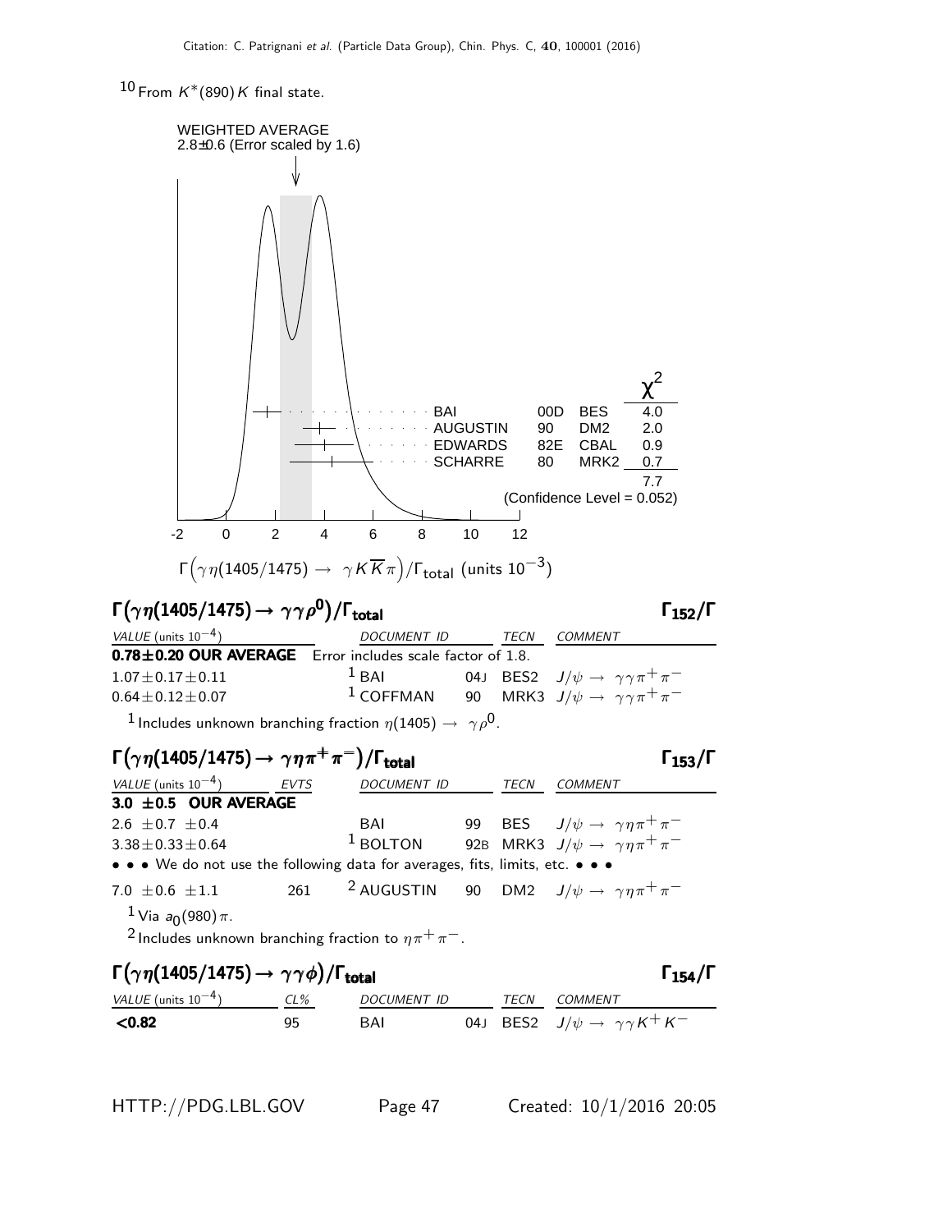[10] From $K^*(890)K$ final state.

WEIGHTED AVERAGE
2.8±0.6 (Error scaled by 1.6)

$\chi^2$

BAI 00D BES 4.0
AUGUSTIN 90 DM2 2.0
EDWARDS 82E CBAL 0.9
SCHARRE 80 MRK2 0.7
7.7
(Confidence Level = 0.052)

-2 0 2 4 6 8 10 12

$\Gamma\big(\gamma\eta(1405/1475) \rightarrow \gamma K\overline{K}\pi\big)/\Gamma_{\text{total}}$ (units $10^{-3}$)

## $\Gamma\big(\gamma\eta(1405/1475) \rightarrow \gamma\gamma\rho^0\big)/\Gamma_{\text{total}}$ $\qquad \Gamma_{152}/\Gamma$

| VALUE (units $10^{-4}$) | DOCUMENT ID | | TECN | COMMENT |
|---|---|---|---|---|
| **0.78±0.20 OUR AVERAGE** | Error includes scale factor of 1.8. | | | |
| $1.07\pm0.17\pm0.11$ | [1] BAI | 04J | BES2 | $J/\psi \rightarrow \gamma\gamma\pi^+\pi^-$ |
| $0.64\pm0.12\pm0.07$ | [1] COFFMAN | 90 | MRK3 | $J/\psi \rightarrow \gamma\gamma\pi^+\pi^-$ |

[1] Includes unknown branching fraction $\eta(1405) \rightarrow \gamma\rho^0$.

## $\Gamma\big(\gamma\eta(1405/1475) \rightarrow \gamma\eta\pi^+\pi^-\big)/\Gamma_{\text{total}}$ $\qquad \Gamma_{153}/\Gamma$

| VALUE (units $10^{-4}$) | EVTS | DOCUMENT ID | | TECN | COMMENT |
|---|---|---|---|---|---|
| **3.0 ±0.5 OUR AVERAGE** | | | | | |
| $2.6\ \pm0.7\ \pm0.4$ | | BAI | 99 | BES | $J/\psi \rightarrow \gamma\eta\pi^+\pi^-$ |
| $3.38\pm0.33\pm0.64$ | | [1] BOLTON | 92B | MRK3 | $J/\psi \rightarrow \gamma\eta\pi^+\pi^-$ |
| • • • We do not use the following data for averages, fits, limits, etc. • • • | | | | | |
| $7.0\ \pm0.6\ \pm1.1$ | 261 | [2] AUGUSTIN | 90 | DM2 | $J/\psi \rightarrow \gamma\eta\pi^+\pi^-$ |

[1] Via $a_0(980)\pi$.

[2] Includes unknown branching fraction to $\eta\pi^+\pi^-$.

## $\Gamma\big(\gamma\eta(1405/1475) \rightarrow \gamma\gamma\phi\big)/\Gamma_{\text{total}}$ $\qquad \Gamma_{154}/\Gamma$

| VALUE (units $10^{-4}$) | CL% | DOCUMENT ID | | TECN | COMMENT |
|---|---|---|---|---|---|
| **<0.82** | 95 | BAI | 04J | BES2 | $J/\psi \rightarrow \gamma\gamma K^+K^-$ |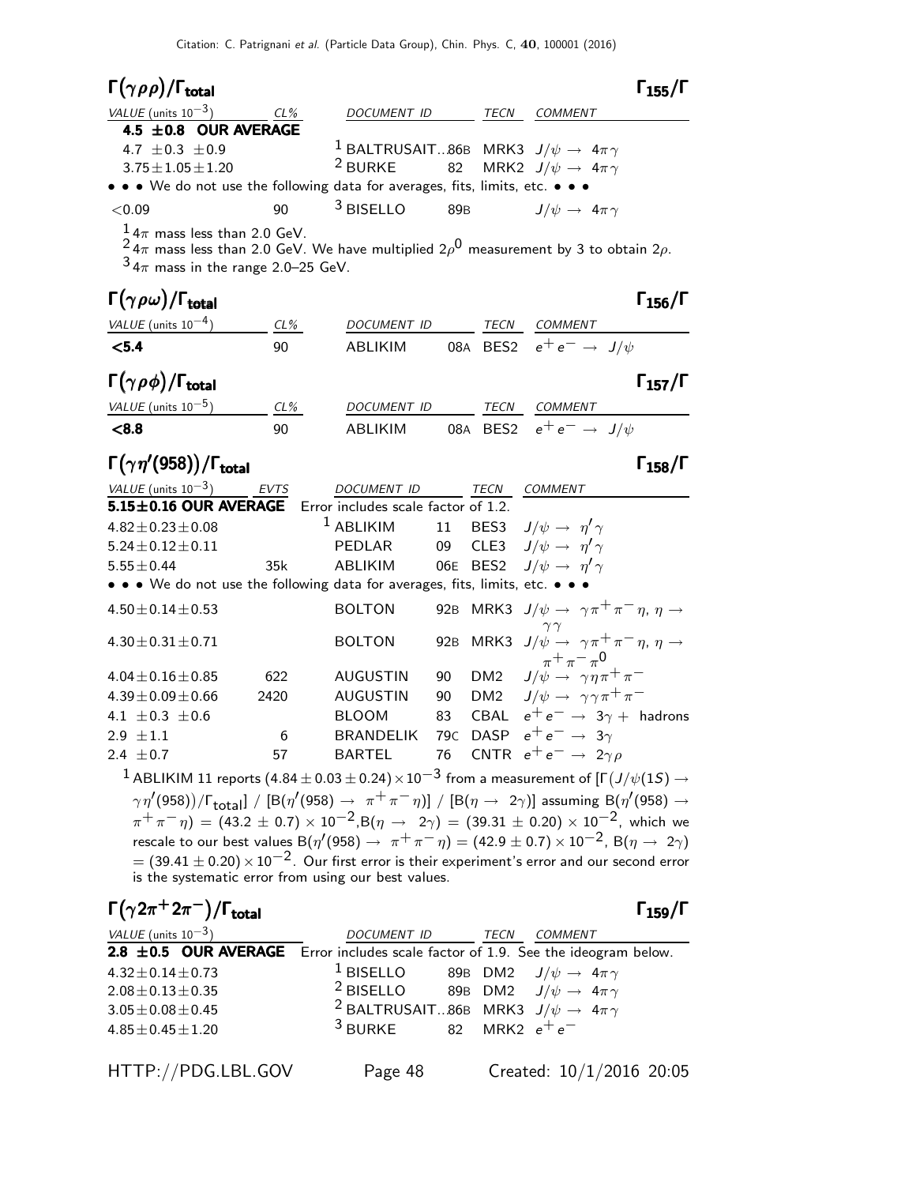## $\Gamma(\gamma\rho\rho)/\Gamma_{\text{total}}$ $\Gamma_{155}/\Gamma$

| VALUE (units $10^{-3}$) | CL% | DOCUMENT ID | | TECN | COMMENT |
|---|---|---|---|---|---|
| **4.5 ±0.8 OUR AVERAGE** | | | | | |
| 4.7 ±0.3 ±0.9 | | [1] BALTRUSAIT... | 86B | MRK3 | $J/\psi \rightarrow 4\pi\gamma$ |
| 3.75±1.05±1.20 | | [2] BURKE | 82 | MRK2 | $J/\psi \rightarrow 4\pi\gamma$ |
| • • • We do not use the following data for averages, fits, limits, etc. • • • | | | | | |
| <0.09 | 90 | [3] BISELLO | 89B | | $J/\psi \rightarrow 4\pi\gamma$ |

[1] $4\pi$ mass less than 2.0 GeV.
[2] $4\pi$ mass less than 2.0 GeV. We have multiplied $2\rho^0$ measurement by 3 to obtain $2\rho$.
[3] $4\pi$ mass in the range 2.0–25 GeV.

## $\Gamma(\gamma\rho\omega)/\Gamma_{\text{total}}$ $\Gamma_{156}/\Gamma$

| VALUE (units $10^{-4}$) | CL% | DOCUMENT ID | | TECN | COMMENT |
|---|---|---|---|---|---|
| **<5.4** | 90 | ABLIKIM | 08A | BES2 | $e^+e^- \rightarrow J/\psi$ |

## $\Gamma(\gamma\rho\phi)/\Gamma_{\text{total}}$ $\Gamma_{157}/\Gamma$

| VALUE (units $10^{-5}$) | CL% | DOCUMENT ID | | TECN | COMMENT |
|---|---|---|---|---|---|
| **<8.8** | 90 | ABLIKIM | 08A | BES2 | $e^+e^- \rightarrow J/\psi$ |

## $\Gamma(\gamma\eta'(958))/\Gamma_{\text{total}}$ $\Gamma_{158}/\Gamma$

| VALUE (units $10^{-3}$) | EVTS | DOCUMENT ID | | TECN | COMMENT |
|---|---|---|---|---|---|
| **5.15±0.16 OUR AVERAGE** | | Error includes scale factor of 1.2. | | | |
| 4.82±0.23±0.08 | | [1] ABLIKIM | 11 | BES3 | $J/\psi \rightarrow \eta'\gamma$ |
| 5.24±0.12±0.11 | | PEDLAR | 09 | CLE3 | $J/\psi \rightarrow \eta'\gamma$ |
| 5.55±0.44 | 35k | ABLIKIM | 06E | BES2 | $J/\psi \rightarrow \eta'\gamma$ |
| • • • We do not use the following data for averages, fits, limits, etc. • • • | | | | | |
| 4.50±0.14±0.53 | | BOLTON | 92B | MRK3 | $J/\psi \rightarrow \gamma\pi^+\pi^-\eta$, $\eta \rightarrow \gamma\gamma$ |
| 4.30±0.31±0.71 | | BOLTON | 92B | MRK3 | $J/\psi \rightarrow \gamma\pi^+\pi^-\eta$, $\eta \rightarrow \pi^+\pi^-\pi^0$ |
| 4.04±0.16±0.85 | 622 | AUGUSTIN | 90 | DM2 | $J/\psi \rightarrow \gamma\eta\pi^+\pi^-$ |
| 4.39±0.09±0.66 | 2420 | AUGUSTIN | 90 | DM2 | $J/\psi \rightarrow \gamma\gamma\pi^+\pi^-$ |
| 4.1 ±0.3 ±0.6 | | BLOOM | 83 | CBAL | $e^+e^- \rightarrow 3\gamma +$ hadrons |
| 2.9 ±1.1 | 6 | BRANDELIK | 79C | DASP | $e^+e^- \rightarrow 3\gamma$ |
| 2.4 ±0.7 | 57 | BARTEL | 76 | CNTR | $e^+e^- \rightarrow 2\gamma\rho$ |

[1] ABLIKIM 11 reports $(4.84 \pm 0.03 \pm 0.24) \times 10^{-3}$ from a measurement of $[\Gamma(J/\psi(1S) \rightarrow \gamma\eta'(958))/\Gamma_{\text{total}}]$ / $[B(\eta'(958) \rightarrow \pi^+\pi^-\eta)]$ / $[B(\eta \rightarrow 2\gamma)]$ assuming $B(\eta'(958) \rightarrow \pi^+\pi^-\eta) = (43.2 \pm 0.7) \times 10^{-2}$, $B(\eta \rightarrow 2\gamma) = (39.31 \pm 0.20) \times 10^{-2}$, which we rescale to our best values $B(\eta'(958) \rightarrow \pi^+\pi^-\eta) = (42.9 \pm 0.7) \times 10^{-2}$, $B(\eta \rightarrow 2\gamma) = (39.41 \pm 0.20) \times 10^{-2}$. Our first error is their experiment's error and our second error is the systematic error from using our best values.

## $\Gamma(\gamma 2\pi^+ 2\pi^-)/\Gamma_{\text{total}}$ $\Gamma_{159}/\Gamma$

| VALUE (units $10^{-3}$) | DOCUMENT ID | | TECN | COMMENT |
|---|---|---|---|---|
| **2.8 ±0.5 OUR AVERAGE** | Error includes scale factor of 1.9. See the ideogram below. | | | |
| 4.32±0.14±0.73 | [1] BISELLO | 89B | DM2 | $J/\psi \rightarrow 4\pi\gamma$ |
| 2.08±0.13±0.35 | [2] BISELLO | 89B | DM2 | $J/\psi \rightarrow 4\pi\gamma$ |
| 3.05±0.08±0.45 | [2] BALTRUSAIT...86B | | MRK3 | $J/\psi \rightarrow 4\pi\gamma$ |
| 4.85±0.45±1.20 | [3] BURKE | 82 | MRK2 | $e^+e^-$ |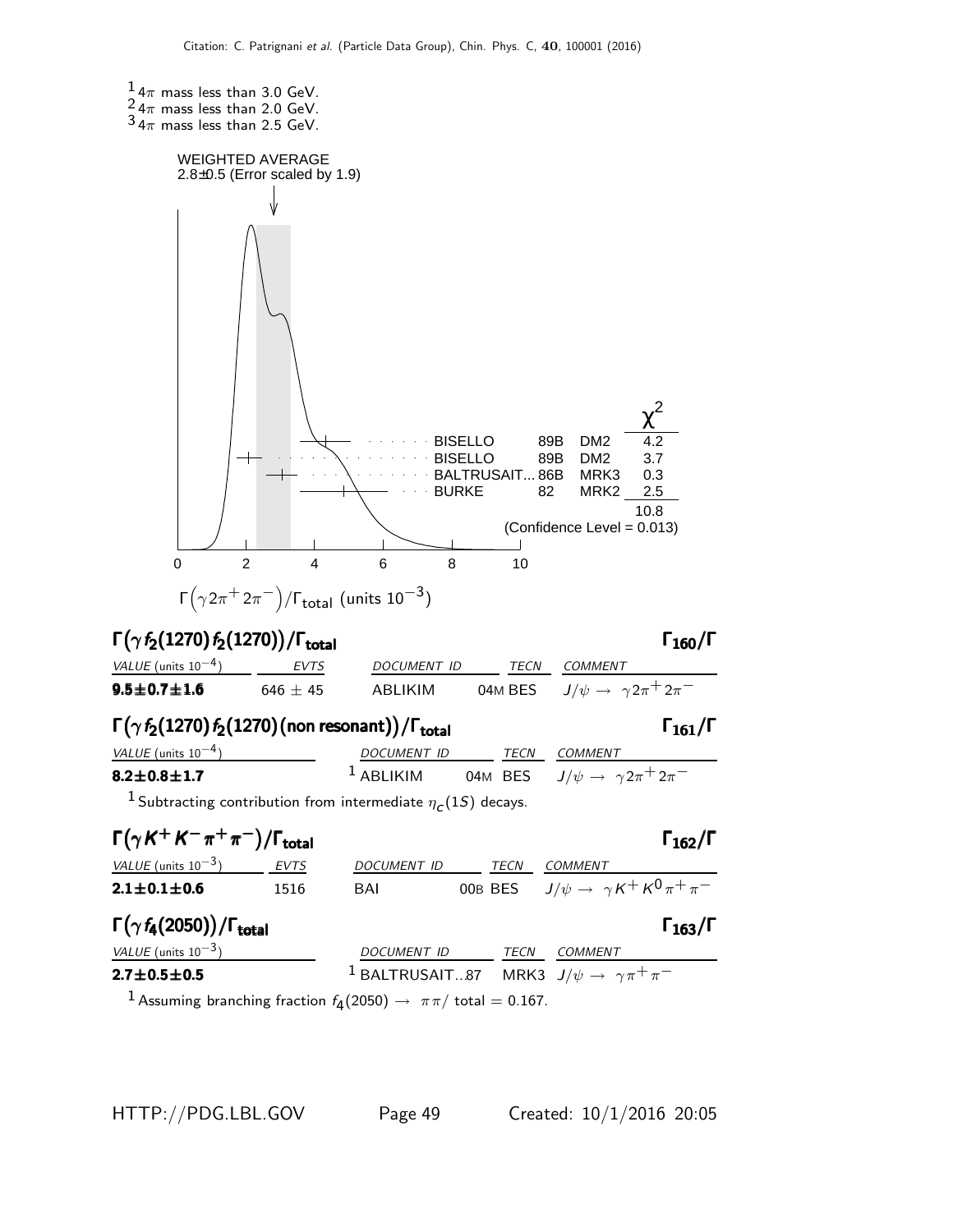[1] $4\pi$ mass less than 3.0 GeV.
[2] $4\pi$ mass less than 2.0 GeV.
[3] $4\pi$ mass less than 2.5 GeV.

WEIGHTED AVERAGE
2.8±0.5 (Error scaled by 1.9)

$\chi^2$

BISELLO 89B DM2 4.2
BISELLO 89B DM2 3.7
BALTRUSAIT... 86B MRK3 0.3
BURKE 82 MRK2 2.5

10.8
(Confidence Level = 0.013)

0 2 4 6 8 10

$\Gamma\left(\gamma 2\pi^+ 2\pi^-\right)/\Gamma_{\text{total}}$ (units $10^{-3}$)

### $\Gamma\left(\gamma f_2(1270) f_2(1270)\right)/\Gamma_{\text{total}}$ $\qquad\Gamma_{160}/\Gamma$

| VALUE (units $10^{-4}$) | EVTS | DOCUMENT ID | TECN | COMMENT |
|---|---|---|---|---|
| **9.5±0.7±1.6** | 646 ± 45 | ABLIKIM | 04M BES | $J/\psi \to \gamma 2\pi^+ 2\pi^-$ |

### $\Gamma\left(\gamma f_2(1270) f_2(1270)(\text{non resonant})\right)/\Gamma_{\text{total}}$ $\qquad\Gamma_{161}/\Gamma$

| VALUE (units $10^{-4}$) | DOCUMENT ID | TECN | COMMENT |
|---|---|---|---|
| **8.2±0.8±1.7** | [1] ABLIKIM | 04M BES | $J/\psi \to \gamma 2\pi^+ 2\pi^-$ |

[1] Subtracting contribution from intermediate $\eta_c(1S)$ decays.

### $\Gamma\left(\gamma K^+ K^- \pi^+ \pi^-\right)/\Gamma_{\text{total}}$ $\qquad\Gamma_{162}/\Gamma$

| VALUE (units $10^{-3}$) | EVTS | DOCUMENT ID | TECN | COMMENT |
|---|---|---|---|---|
| **2.1±0.1±0.6** | 1516 | BAI | 00B BES | $J/\psi \to \gamma K^+ K^0 \pi^+ \pi^-$ |

### $\Gamma\left(\gamma f_4(2050)\right)/\Gamma_{\text{total}}$ $\qquad\Gamma_{163}/\Gamma$

| VALUE (units $10^{-3}$) | DOCUMENT ID | TECN | COMMENT |
|---|---|---|---|
| **2.7±0.5±0.5** | [1] BALTRUSAIT...87 | MRK3 | $J/\psi \to \gamma \pi^+ \pi^-$ |

[1] Assuming branching fraction $f_4(2050) \to \pi\pi/$ total = 0.167.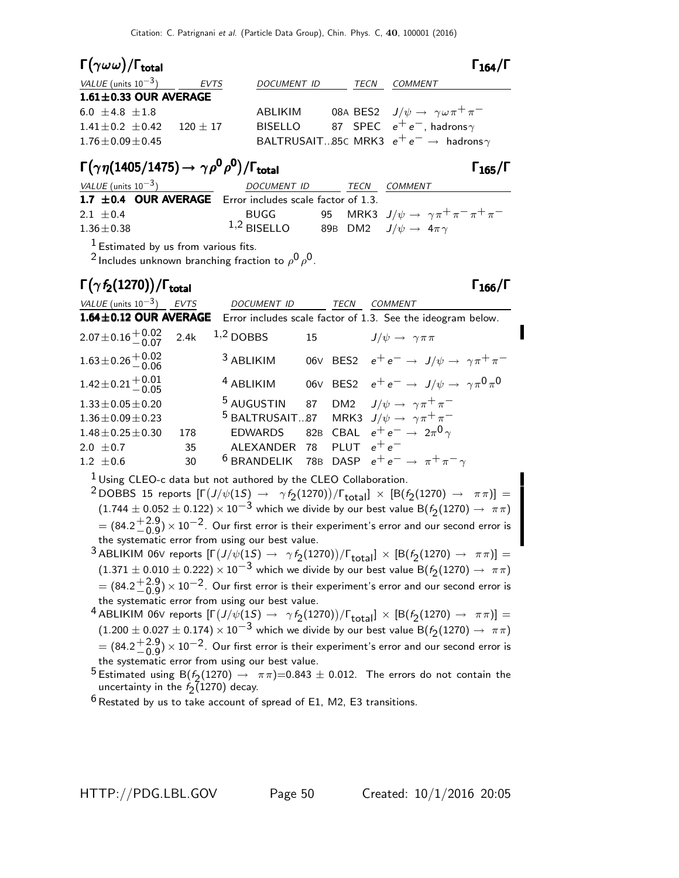## $\Gamma(\gamma\omega\omega)/\Gamma_{\rm total}$ $\Gamma_{164}/\Gamma$

| VALUE (units $10^{-3}$) | EVTS | DOCUMENT ID | | TECN | COMMENT |
|---|---|---|---|---|---|
| **1.61±0.33 OUR AVERAGE** | | | | | |
| $6.0 \pm 4.8 \pm 1.8$ | | ABLIKIM | 08A | BES2 | $J/\psi \to \gamma\omega\pi^+\pi^-$ |
| $1.41\pm0.2 \pm0.42$ | $120\pm17$ | BISELLO | 87 | SPEC | $e^+e^-$, hadrons$\gamma$ |
| $1.76\pm0.09\pm0.45$ | | BALTRUSAIT... | 85C | MRK3 | $e^+e^- \to$ hadrons$\gamma$ |

## $\Gamma(\gamma\eta(1405/1475) \to \gamma\rho^0\rho^0)/\Gamma_{\rm total}$ $\Gamma_{165}/\Gamma$

| VALUE (units $10^{-3}$) | DOCUMENT ID | | TECN | COMMENT |
|---|---|---|---|---|
| **1.7 ±0.4 OUR AVERAGE** | Error includes scale factor of 1.3. | | | |
| $2.1 \pm0.4$ | BUGG | 95 | MRK3 | $J/\psi \to \gamma\pi^+\pi^-\pi^+\pi^-$ |
| $1.36\pm0.38$ | [1,2] BISELLO | 89B | DM2 | $J/\psi \to 4\pi\gamma$ |

[1] Estimated by us from various fits.

[2] Includes unknown branching fraction to $\rho^0\rho^0$.

## $\Gamma(\gamma f_2(1270))/\Gamma_{\rm total}$ $\Gamma_{166}/\Gamma$

| VALUE (units $10^{-3}$) | EVTS | DOCUMENT ID | | TECN | COMMENT |
|---|---|---|---|---|---|
| **1.64±0.12 OUR AVERAGE** | | Error includes scale factor of 1.3. See the ideogram below. | | | |
| $2.07\pm0.16^{+0.02}_{-0.07}$ | 2.4k | [1,2] DOBBS | 15 | | $J/\psi \to \gamma\pi\pi$ |
| $1.63\pm0.26^{+0.02}_{-0.06}$ | | [3] ABLIKIM | 06V | BES2 | $e^+e^- \to J/\psi \to \gamma\pi^+\pi^-$ |
| $1.42\pm0.21^{+0.01}_{-0.05}$ | | [4] ABLIKIM | 06V | BES2 | $e^+e^- \to J/\psi \to \gamma\pi^0\pi^0$ |
| $1.33\pm0.05\pm0.20$ | | [5] AUGUSTIN | 87 | DM2 | $J/\psi \to \gamma\pi^+\pi^-$ |
| $1.36\pm0.09\pm0.23$ | | [5] BALTRUSAIT... | 87 | MRK3 | $J/\psi \to \gamma\pi^+\pi^-$ |
| $1.48\pm0.25\pm0.30$ | 178 | EDWARDS | 82B | CBAL | $e^+e^- \to 2\pi^0\gamma$ |
| $2.0 \pm0.7$ | 35 | ALEXANDER | 78 | PLUT | $e^+e^-$ |
| $1.2 \pm0.6$ | 30 | [6] BRANDELIK | 78B | DASP | $e^+e^- \to \pi^+\pi^-\gamma$ |

[1] Using CLEO-c data but not authored by the CLEO Collaboration.

[2] DOBBS 15 reports $[\Gamma(J/\psi(1S) \to \gamma f_2(1270))/\Gamma_{\rm total}] \times [B(f_2(1270) \to \pi\pi)] = (1.744 \pm 0.052 \pm 0.122) \times 10^{-3}$ which we divide by our best value $B(f_2(1270) \to \pi\pi) = (84.2^{+2.9}_{-0.9}) \times 10^{-2}$. Our first error is their experiment's error and our second error is the systematic error from using our best value.

[3] ABLIKIM 06V reports $[\Gamma(J/\psi(1S) \to \gamma f_2(1270))/\Gamma_{\rm total}] \times [B(f_2(1270) \to \pi\pi)] = (1.371 \pm 0.010 \pm 0.222) \times 10^{-3}$ which we divide by our best value $B(f_2(1270) \to \pi\pi) = (84.2^{+2.9}_{-0.9}) \times 10^{-2}$. Our first error is their experiment's error and our second error is the systematic error from using our best value.

[4] ABLIKIM 06V reports $[\Gamma(J/\psi(1S) \to \gamma f_2(1270))/\Gamma_{\rm total}] \times [B(f_2(1270) \to \pi\pi)] = (1.200 \pm 0.027 \pm 0.174) \times 10^{-3}$ which we divide by our best value $B(f_2(1270) \to \pi\pi) = (84.2^{+2.9}_{-0.9}) \times 10^{-2}$. Our first error is their experiment's error and our second error is the systematic error from using our best value.

[5] Estimated using $B(f_2(1270) \to \pi\pi)=0.843 \pm 0.012$. The errors do not contain the uncertainty in the $f_2(1270)$ decay.

[6] Restated by us to take account of spread of E1, M2, E3 transitions.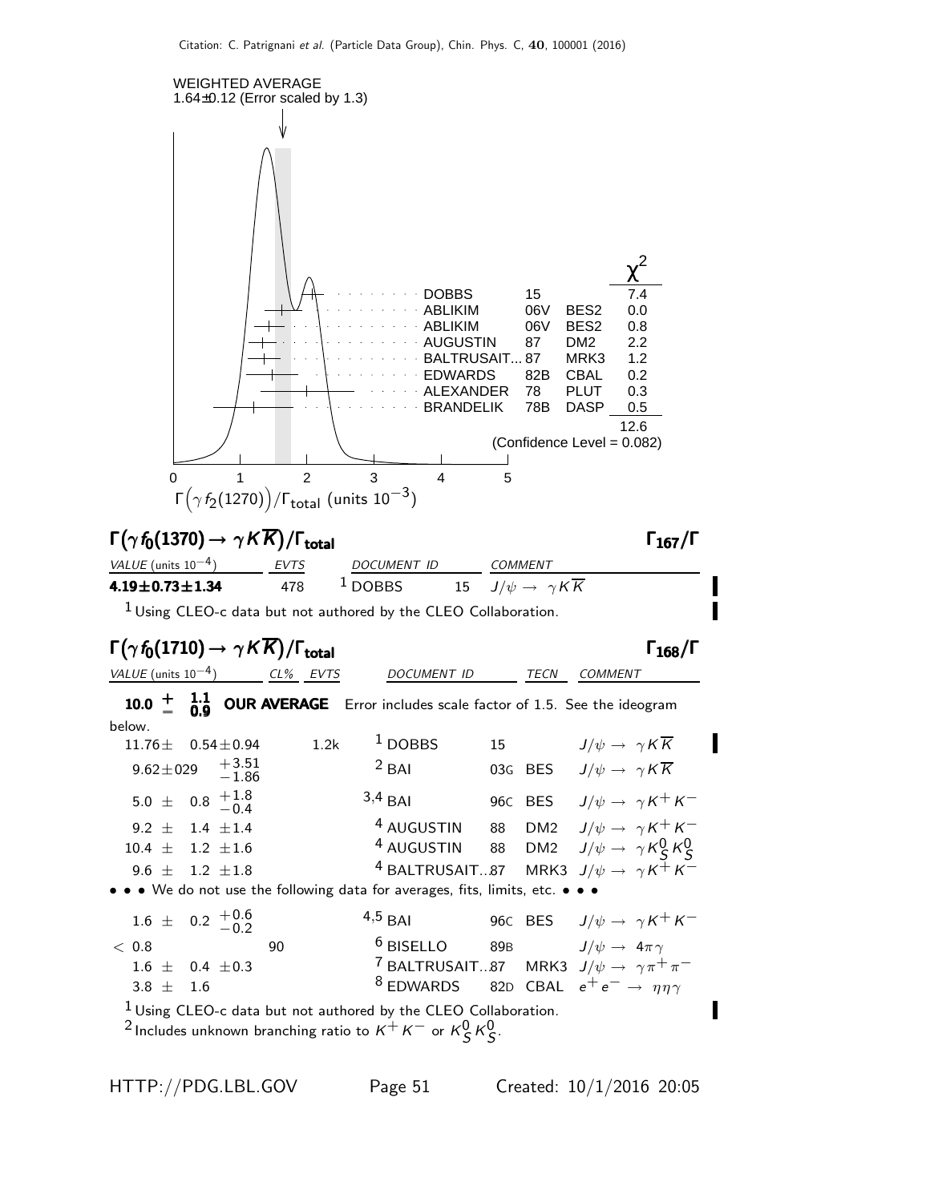WEIGHTED AVERAGE
1.64±0.12 (Error scaled by 1.3)

$\chi^2$

DOBBS 15 7.4
ABLIKIM 06V BES2 0.0
ABLIKIM 06V BES2 0.8
AUGUSTIN 87 DM2 2.2
BALTRUSAIT... 87 MRK3 1.2
EDWARDS 82B CBAL 0.2
ALEXANDER 78 PLUT 0.3
BRANDELIK 78B DASP 0.5
12.6
(Confidence Level = 0.082)

0 1 2 3 4 5

$\Gamma\left(\gamma f_2(1270)\right)/\Gamma_{\text{total}}$ (units $10^{-3}$)

## $\Gamma(\gamma f_0(1370) \to \gamma K\overline{K})/\Gamma_{\text{total}}$ — $\Gamma_{167}/\Gamma$

| VALUE (units $10^{-4}$) | EVTS | DOCUMENT ID | | COMMENT |
|---|---|---|---|---|
| **4.19±0.73±1.34** | 478 | [1] DOBBS | 15 | $J/\psi \to \gamma K\overline{K}$ |

[1] Using CLEO-c data but not authored by the CLEO Collaboration.

## $\Gamma(\gamma f_0(1710) \to \gamma K\overline{K})/\Gamma_{\text{total}}$ — $\Gamma_{168}/\Gamma$

| VALUE (units $10^{-4}$) | CL% | EVTS | DOCUMENT ID | | TECN | COMMENT |
|---|---|---|---|---|---|---|
| **$10.0^{+1.1}_{-0.9}$ OUR AVERAGE** Error includes scale factor of 1.5. See the ideogram below. | | | | | | |
| $11.76\pm 0.54\pm 0.94$ | | 1.2k | [1] DOBBS | 15 | | $J/\psi \to \gamma K\overline{K}$ |
| $9.62\pm 029\ ^{+3.51}_{-1.86}$ | | | [2] BAI | 03G | BES | $J/\psi \to \gamma K\overline{K}$ |
| $5.0\pm 0.8\ ^{+1.8}_{-0.4}$ | | | [3,4] BAI | 96C | BES | $J/\psi \to \gamma K^+K^-$ |
| $9.2\pm 1.4\pm 1.4$ | | | [4] AUGUSTIN | 88 | DM2 | $J/\psi \to \gamma K^+K^-$ |
| $10.4\pm 1.2\pm 1.6$ | | | [4] AUGUSTIN | 88 | DM2 | $J/\psi \to \gamma K^0_S K^0_S$ |
| $9.6\pm 1.2\pm 1.8$ | | | [4] BALTRUSAIT...87 | | MRK3 | $J/\psi \to \gamma K^+K^-$ |
| • • • We do not use the following data for averages, fits, limits, etc. • • • | | | | | | |
| $1.6\pm 0.2\ ^{+0.6}_{-0.2}$ | | | [4,5] BAI | 96C | BES | $J/\psi \to \gamma K^+K^-$ |
| $<0.8$ | 90 | | [6] BISELLO | 89B | | $J/\psi \to 4\pi\gamma$ |
| $1.6\pm 0.4\pm 0.3$ | | | [7] BALTRUSAIT...87 | | MRK3 | $J/\psi \to \gamma\pi^+\pi^-$ |
| $3.8\pm 1.6$ | | | [8] EDWARDS | 82D | CBAL | $e^+e^- \to \eta\eta\gamma$ |

[1] Using CLEO-c data but not authored by the CLEO Collaboration.
[2] Includes unknown branching ratio to $K^+K^-$ or $K^0_S K^0_S$.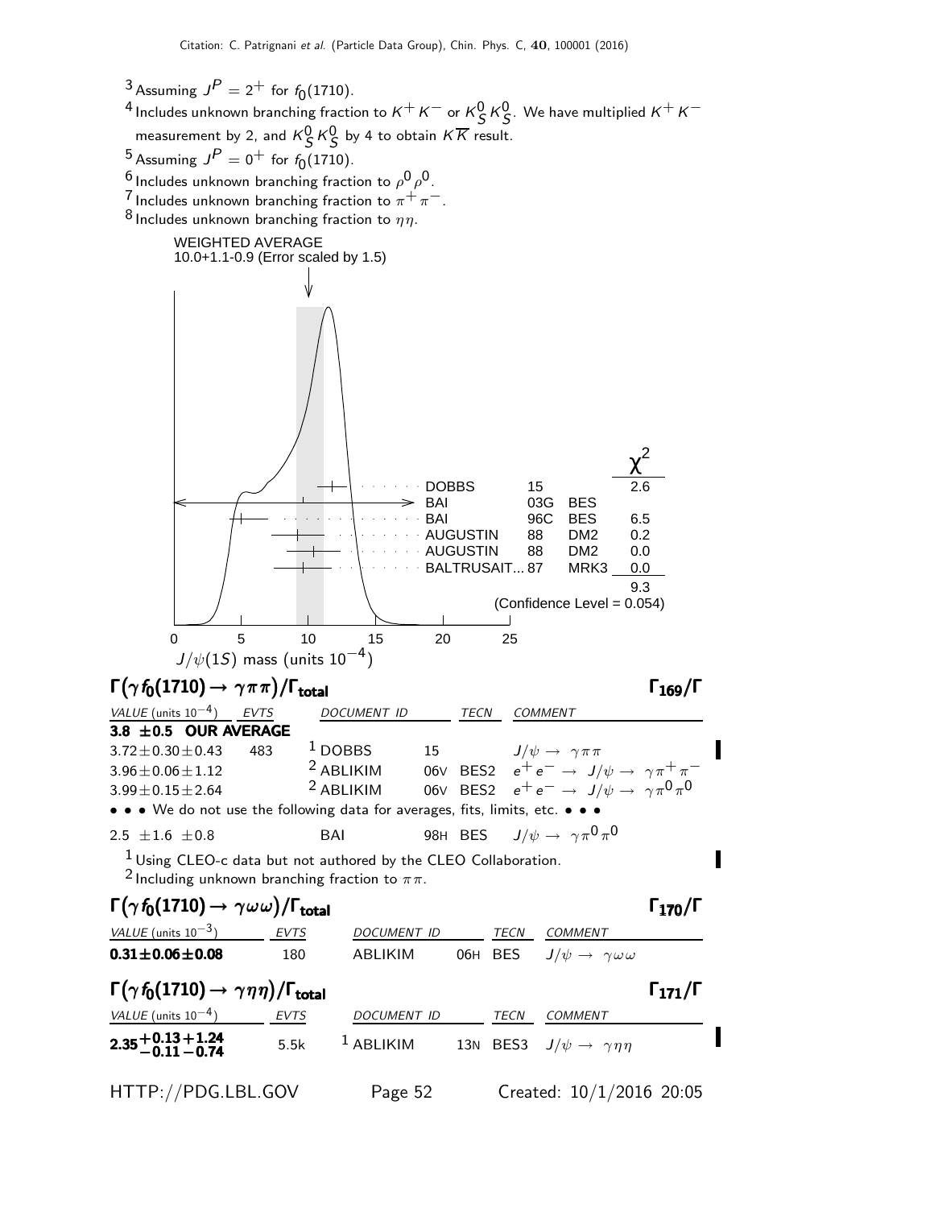[3] Assuming $J^P = 2^+$ for $f_0(1710)$.

[4] Includes unknown branching fraction to $K^+ K^-$ or $K^0_S K^0_S$. We have multiplied $K^+ K^-$ measurement by 2, and $K^0_S K^0_S$ by 4 to obtain $K\overline{K}$ result.

[5] Assuming $J^P = 0^+$ for $f_0(1710)$.

[6] Includes unknown branching fraction to $\rho^0 \rho^0$.

[7] Includes unknown branching fraction to $\pi^+ \pi^-$.

[8] Includes unknown branching fraction to $\eta\eta$.

WEIGHTED AVERAGE
10.0+1.1-0.9 (Error scaled by 1.5)

$\chi^2$

DOBBS 15 2.6
BAI 03G BES
BAI 96C BES 6.5
AUGUSTIN 88 DM2 0.2
AUGUSTIN 88 DM2 0.0
BALTRUSAIT... 87 MRK3 0.0
9.3
(Confidence Level = 0.054)

0 5 10 15 20 25

$J/\psi(1S)$ mass (units $10^{-4}$)

## $\Gamma(\gamma f_0(1710) \to \gamma\pi\pi)/\Gamma_{\text{total}}$ — $\Gamma_{169}/\Gamma$

| VALUE (units $10^{-4}$) | EVTS | DOCUMENT ID | | TECN | COMMENT |
|---|---|---|---|---|---|
| **3.8 ±0.5 OUR AVERAGE** | | | | | |
| $3.72\pm0.30\pm0.43$ | 483 | [1] DOBBS | 15 | | $J/\psi \to \gamma\pi\pi$ |
| $3.96\pm0.06\pm1.12$ | | [2] ABLIKIM | 06V | BES2 | $e^+e^- \to J/\psi \to \gamma\pi^+\pi^-$ |
| $3.99\pm0.15\pm2.64$ | | [2] ABLIKIM | 06V | BES2 | $e^+e^- \to J/\psi \to \gamma\pi^0\pi^0$ |
| • • • We do not use the following data for averages, fits, limits, etc. • • • | | | | | |
| $2.5\ \pm1.6\ \pm0.8$ | | BAI | 98H | BES | $J/\psi \to \gamma\pi^0\pi^0$ |

[1] Using CLEO-c data but not authored by the CLEO Collaboration.

[2] Including unknown branching fraction to $\pi\pi$.

## $\Gamma(\gamma f_0(1710) \to \gamma\omega\omega)/\Gamma_{\text{total}}$ — $\Gamma_{170}/\Gamma$

| VALUE (units $10^{-3}$) | EVTS | DOCUMENT ID | | TECN | COMMENT |
|---|---|---|---|---|---|
| **$0.31\pm0.06\pm0.08$** | 180 | ABLIKIM | 06H | BES | $J/\psi \to \gamma\omega\omega$ |

## $\Gamma(\gamma f_0(1710) \to \gamma\eta\eta)/\Gamma_{\text{total}}$ — $\Gamma_{171}/\Gamma$

| VALUE (units $10^{-4}$) | EVTS | DOCUMENT ID | | TECN | COMMENT |
|---|---|---|---|---|---|
| **$2.35^{+0.13+1.24}_{-0.11-0.74}$** | 5.5k | [1] ABLIKIM | 13N | BES3 | $J/\psi \to \gamma\eta\eta$ |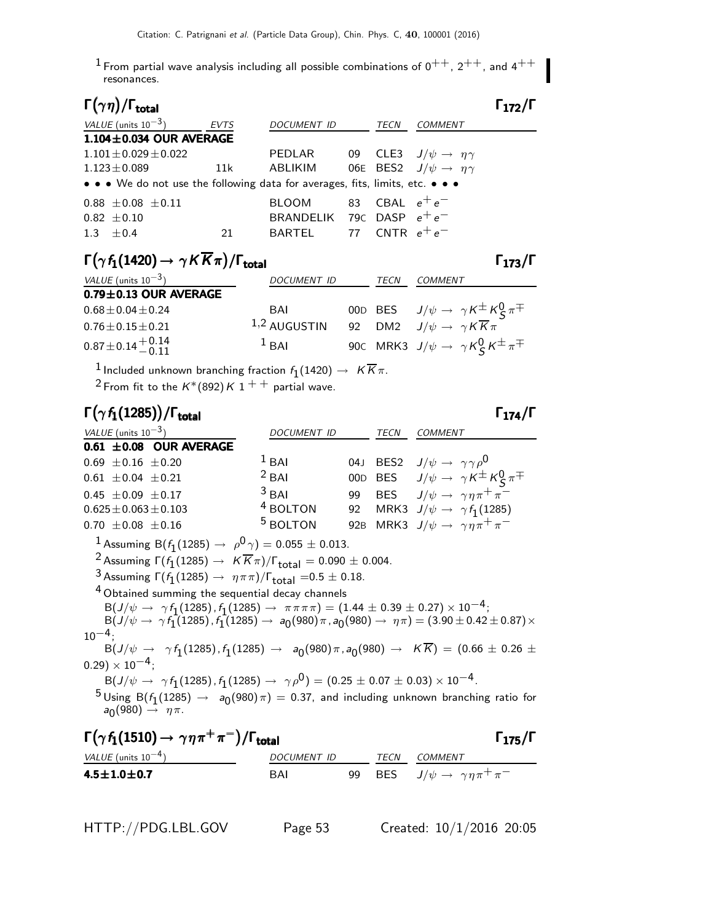[1] From partial wave analysis including all possible combinations of $0^{++}$, $2^{++}$, and $4^{++}$ resonances.

## $\Gamma(\gamma\eta)/\Gamma_{\rm total}$ — $\Gamma_{172}/\Gamma$

| VALUE (units $10^{-3}$) | EVTS | DOCUMENT ID | | TECN | COMMENT |
|---|---|---|---|---|---|
| **1.104±0.034 OUR AVERAGE** | | | | | |
| $1.101\pm0.029\pm0.022$ | | PEDLAR | 09 | CLE3 | $J/\psi \rightarrow \eta\gamma$ |
| $1.123\pm0.089$ | 11k | ABLIKIM | 06E | BES2 | $J/\psi \rightarrow \eta\gamma$ |
| • • • We do not use the following data for averages, fits, limits, etc. • • • | | | | | |
| $0.88\ \pm0.08\ \pm0.11$ | | BLOOM | 83 | CBAL | $e^+e^-$ |
| $0.82\ \pm0.10$ | | BRANDELIK | 79C | DASP | $e^+e^-$ |
| $1.3\ \ \pm0.4$ | 21 | BARTEL | 77 | CNTR | $e^+e^-$ |

## $\Gamma(\gamma f_1(1420) \rightarrow \gamma K\overline{K}\pi)/\Gamma_{\rm total}$ — $\Gamma_{173}/\Gamma$

| VALUE (units $10^{-3}$) | DOCUMENT ID | | TECN | COMMENT |
|---|---|---|---|---|
| **0.79±0.13 OUR AVERAGE** | | | | |
| $0.68\pm0.04\pm0.24$ | BAI | 00D | BES | $J/\psi \rightarrow \gamma K^\pm K^0_S\pi^\mp$ |
| $0.76\pm0.15\pm0.21$ | [1,2] AUGUSTIN | 92 | DM2 | $J/\psi \rightarrow \gamma K\overline{K}\pi$ |
| $0.87\pm0.14^{+0.14}_{-0.11}$ | [1] BAI | 90C | MRK3 | $J/\psi \rightarrow \gamma K^0_S K^\pm\pi^\mp$ |

[1] Included unknown branching fraction $f_1(1420) \rightarrow K\overline{K}\pi$.

[2] From fit to the $K^*(892)K\ 1^{++}$ partial wave.

## $\Gamma(\gamma f_1(1285))/\Gamma_{\rm total}$ — $\Gamma_{174}/\Gamma$

| VALUE (units $10^{-3}$) | DOCUMENT ID | | TECN | COMMENT |
|---|---|---|---|---|
| **0.61 ±0.08 OUR AVERAGE** | | | | |
| $0.69\ \pm0.16\ \pm0.20$ | [1] BAI | 04J | BES2 | $J/\psi \rightarrow \gamma\gamma\rho^0$ |
| $0.61\ \pm0.04\ \pm0.21$ | [2] BAI | 00D | BES | $J/\psi \rightarrow \gamma K^\pm K^0_S\pi^\mp$ |
| $0.45\ \pm0.09\ \pm0.17$ | [3] BAI | 99 | BES | $J/\psi \rightarrow \gamma\eta\pi^+\pi^-$ |
| $0.625\pm0.063\pm0.103$ | [4] BOLTON | 92 | MRK3 | $J/\psi \rightarrow \gamma f_1(1285)$ |
| $0.70\ \pm0.08\ \pm0.16$ | [5] BOLTON | 92B | MRK3 | $J/\psi \rightarrow \gamma\eta\pi^+\pi^-$ |

[1] Assuming $B(f_1(1285) \rightarrow \rho^0\gamma) = 0.055 \pm 0.013$.

[2] Assuming $\Gamma(f_1(1285) \rightarrow K\overline{K}\pi)/\Gamma_{\rm total} = 0.090 \pm 0.004$.

[3] Assuming $\Gamma(f_1(1285) \rightarrow \eta\pi\pi)/\Gamma_{\rm total} = 0.5 \pm 0.18$.

[4] Obtained summing the sequential decay channels
$B(J/\psi \rightarrow \gamma f_1(1285), f_1(1285) \rightarrow \pi\pi\pi\pi) = (1.44 \pm 0.39 \pm 0.27)\times 10^{-4}$;
$B(J/\psi \rightarrow \gamma f_1(1285), f_1(1285) \rightarrow a_0(980)\pi, a_0(980) \rightarrow \eta\pi) = (3.90 \pm 0.42 \pm 0.87)\times 10^{-4}$;
$B(J/\psi \rightarrow \gamma f_1(1285), f_1(1285) \rightarrow a_0(980)\pi, a_0(980) \rightarrow K\overline{K}) = (0.66 \pm 0.26 \pm 0.29)\times 10^{-4}$;
$B(J/\psi \rightarrow \gamma f_1(1285), f_1(1285) \rightarrow \gamma\rho^0) = (0.25 \pm 0.07 \pm 0.03)\times 10^{-4}$.

[5] Using $B(f_1(1285) \rightarrow a_0(980)\pi) = 0.37$, and including unknown branching ratio for $a_0(980) \rightarrow \eta\pi$.

## $\Gamma(\gamma f_1(1510) \rightarrow \gamma\eta\pi^+\pi^-)/\Gamma_{\rm total}$ — $\Gamma_{175}/\Gamma$

| VALUE (units $10^{-4}$) | DOCUMENT ID | | TECN | COMMENT |
|---|---|---|---|---|
| **4.5±1.0±0.7** | BAI | 99 | BES | $J/\psi \rightarrow \gamma\eta\pi^+\pi^-$ |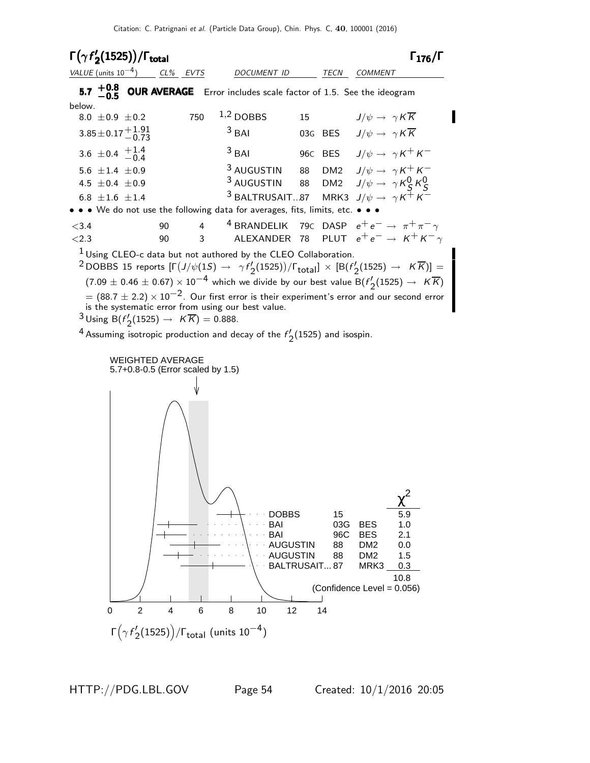## $\Gamma(\gamma f'_2(1525))/\Gamma_{total}$ $\Gamma_{176}/\Gamma$

| VALUE (units $10^{-4}$) | CL% | EVTS | DOCUMENT ID | | TECN | COMMENT |
|---|---|---|---|---|---|---|
| $5.7^{+0.8}_{-0.5}$ **OUR AVERAGE** Error includes scale factor of 1.5. See the ideogram below. | | | | | | |
| $8.0 \pm 0.9 \pm 0.2$ | | 750 | [1,2] DOBBS | 15 | | $J/\psi \to \gamma K\overline{K}$ |
| $3.85 \pm 0.17^{+1.91}_{-0.73}$ | | | [3] BAI | 03G | BES | $J/\psi \to \gamma K\overline{K}$ |
| $3.6 \pm 0.4\ ^{+1.4}_{-0.4}$ | | | [3] BAI | 96C | BES | $J/\psi \to \gamma K^+ K^-$ |
| $5.6 \pm 1.4 \pm 0.9$ | | | [3] AUGUSTIN | 88 | DM2 | $J/\psi \to \gamma K^+ K^-$ |
| $4.5 \pm 0.4 \pm 0.9$ | | | [3] AUGUSTIN | 88 | DM2 | $J/\psi \to \gamma K^0_S K^0_S$ |
| $6.8 \pm 1.6 \pm 1.4$ | | | [3] BALTRUSAIT...87 | | MRK3 | $J/\psi \to \gamma K^+ K^-$ |
| • • • We do not use the following data for averages, fits, limits, etc. • • • | | | | | | |
| $<3.4$ | 90 | 4 | [4] BRANDELIK | 79C | DASP | $e^+ e^- \to \pi^+ \pi^- \gamma$ |
| $<2.3$ | 90 | 3 | ALEXANDER | 78 | PLUT | $e^+ e^- \to K^+ K^- \gamma$ |

[1] Using CLEO-c data but not authored by the CLEO Collaboration.

[2] DOBBS 15 reports $[\Gamma(J/\psi(1S) \to \gamma f'_2(1525))/\Gamma_{total}] \times [B(f'_2(1525) \to K\overline{K})] = (7.09 \pm 0.46 \pm 0.67) \times 10^{-4}$ which we divide by our best value $B(f'_2(1525) \to K\overline{K}) = (88.7 \pm 2.2) \times 10^{-2}$. Our first error is their experiment's error and our second error is the systematic error from using our best value.

[3] Using $B(f'_2(1525) \to K\overline{K}) = 0.888$.

[4] Assuming isotropic production and decay of the $f'_2(1525)$ and isospin.

WEIGHTED AVERAGE
5.7+0.8-0.5 (Error scaled by 1.5)

$\chi^2$
DOBBS 15 5.9
BAI 03G BES 1.0
BAI 96C BES 2.1
AUGUSTIN 88 DM2 0.0
AUGUSTIN 88 DM2 1.5
BALTRUSAIT... 87 MRK3 0.3
10.8
(Confidence Level = 0.056)

0 2 4 6 8 10 12 14

$\Gamma(\gamma f'_2(1525))/\Gamma_{total}$ (units $10^{-4}$)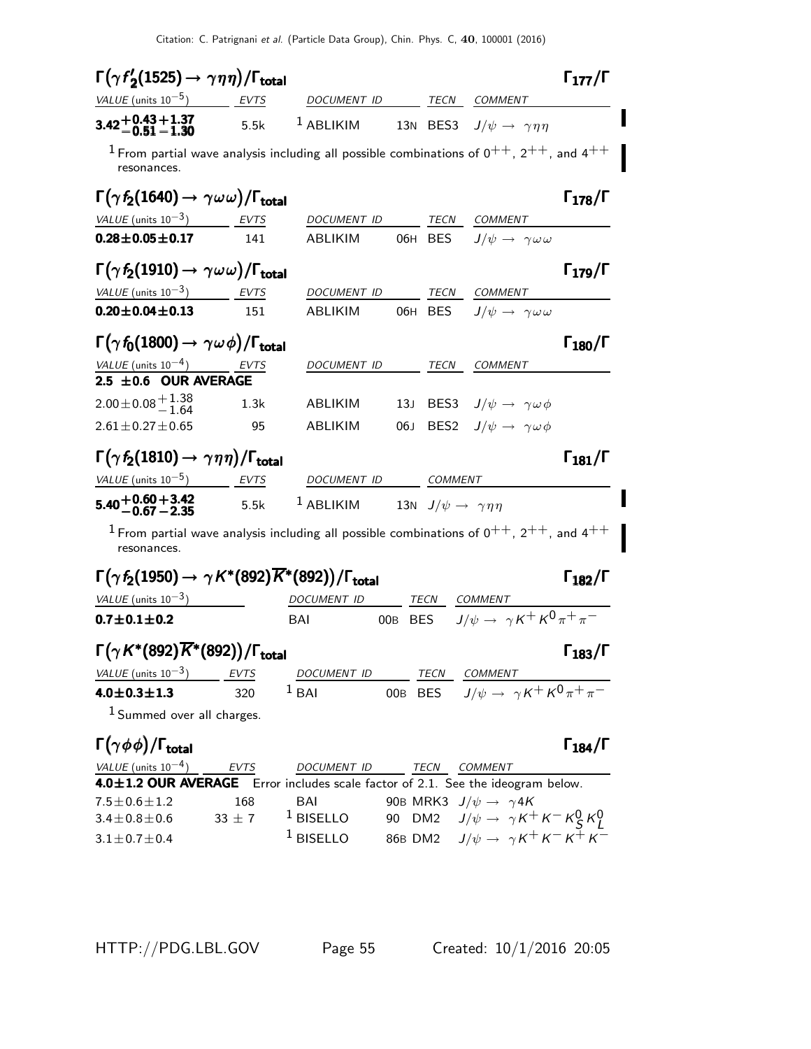### $\Gamma(\gamma f_2'(1525) \to \gamma\eta\eta)/\Gamma_{\text{total}}$ $\Gamma_{177}/\Gamma$

| VALUE (units $10^{-5}$) | EVTS | DOCUMENT ID | | TECN | COMMENT |
|---|---|---|---|---|---|
| $\mathbf{3.42^{+0.43+1.37}_{-0.51-1.30}}$ | 5.5k | [1] ABLIKIM | 13N | BES3 | $J/\psi \to \gamma\eta\eta$ |

[1] From partial wave analysis including all possible combinations of $0^{++}$, $2^{++}$, and $4^{++}$ resonances.

### $\Gamma(\gamma f_2(1640) \to \gamma\omega\omega)/\Gamma_{\text{total}}$ $\Gamma_{178}/\Gamma$

| VALUE (units $10^{-3}$) | EVTS | DOCUMENT ID | | TECN | COMMENT |
|---|---|---|---|---|---|
| $\mathbf{0.28 \pm 0.05 \pm 0.17}$ | 141 | ABLIKIM | 06H | BES | $J/\psi \to \gamma\omega\omega$ |

### $\Gamma(\gamma f_2(1910) \to \gamma\omega\omega)/\Gamma_{\text{total}}$ $\Gamma_{179}/\Gamma$

| VALUE (units $10^{-3}$) | EVTS | DOCUMENT ID | | TECN | COMMENT |
|---|---|---|---|---|---|
| $\mathbf{0.20 \pm 0.04 \pm 0.13}$ | 151 | ABLIKIM | 06H | BES | $J/\psi \to \gamma\omega\omega$ |

### $\Gamma(\gamma f_0(1800) \to \gamma\omega\phi)/\Gamma_{\text{total}}$ $\Gamma_{180}/\Gamma$

| VALUE (units $10^{-4}$) | EVTS | DOCUMENT ID | | TECN | COMMENT |
|---|---|---|---|---|---|
| **2.5 ±0.6 OUR AVERAGE** | | | | | |
| $2.00 \pm 0.08^{+1.38}_{-1.64}$ | 1.3k | ABLIKIM | 13J | BES3 | $J/\psi \to \gamma\omega\phi$ |
| $2.61 \pm 0.27 \pm 0.65$ | 95 | ABLIKIM | 06J | BES2 | $J/\psi \to \gamma\omega\phi$ |

### $\Gamma(\gamma f_2(1810) \to \gamma\eta\eta)/\Gamma_{\text{total}}$ $\Gamma_{181}/\Gamma$

| VALUE (units $10^{-5}$) | EVTS | DOCUMENT ID | | COMMENT |
|---|---|---|---|---|
| $\mathbf{5.40^{+0.60+3.42}_{-0.67-2.35}}$ | 5.5k | [1] ABLIKIM | 13N | $J/\psi \to \gamma\eta\eta$ |

[1] From partial wave analysis including all possible combinations of $0^{++}$, $2^{++}$, and $4^{++}$ resonances.

### $\Gamma(\gamma f_2(1950) \to \gamma K^*(892)\overline{K}^*(892))/\Gamma_{\text{total}}$ $\Gamma_{182}/\Gamma$

| VALUE (units $10^{-3}$) | DOCUMENT ID | | TECN | COMMENT |
|---|---|---|---|---|
| $\mathbf{0.7 \pm 0.1 \pm 0.2}$ | BAI | 00B | BES | $J/\psi \to \gamma K^+ K^0 \pi^+ \pi^-$ |

### $\Gamma(\gamma K^*(892)\overline{K}^*(892))/\Gamma_{\text{total}}$ $\Gamma_{183}/\Gamma$

| VALUE (units $10^{-3}$) | EVTS | DOCUMENT ID | | TECN | COMMENT |
|---|---|---|---|---|---|
| $\mathbf{4.0 \pm 0.3 \pm 1.3}$ | 320 | [1] BAI | 00B | BES | $J/\psi \to \gamma K^+ K^0 \pi^+ \pi^-$ |

[1] Summed over all charges.

### $\Gamma(\gamma\phi\phi)/\Gamma_{\text{total}}$ $\Gamma_{184}/\Gamma$

| VALUE (units $10^{-4}$) | EVTS | DOCUMENT ID | | TECN | COMMENT |
|---|---|---|---|---|---|
| **4.0±1.2 OUR AVERAGE** Error includes scale factor of 2.1. See the ideogram below. | | | | | |
| $7.5 \pm 0.6 \pm 1.2$ | 168 | BAI | 90B | MRK3 | $J/\psi \to \gamma 4K$ |
| $3.4 \pm 0.8 \pm 0.6$ | $33 \pm 7$ | [1] BISELLO | 90 | DM2 | $J/\psi \to \gamma K^+ K^- K^0_S K^0_L$ |
| $3.1 \pm 0.7 \pm 0.4$ | | [1] BISELLO | 86B | DM2 | $J/\psi \to \gamma K^+ K^- K^+ K^-$ |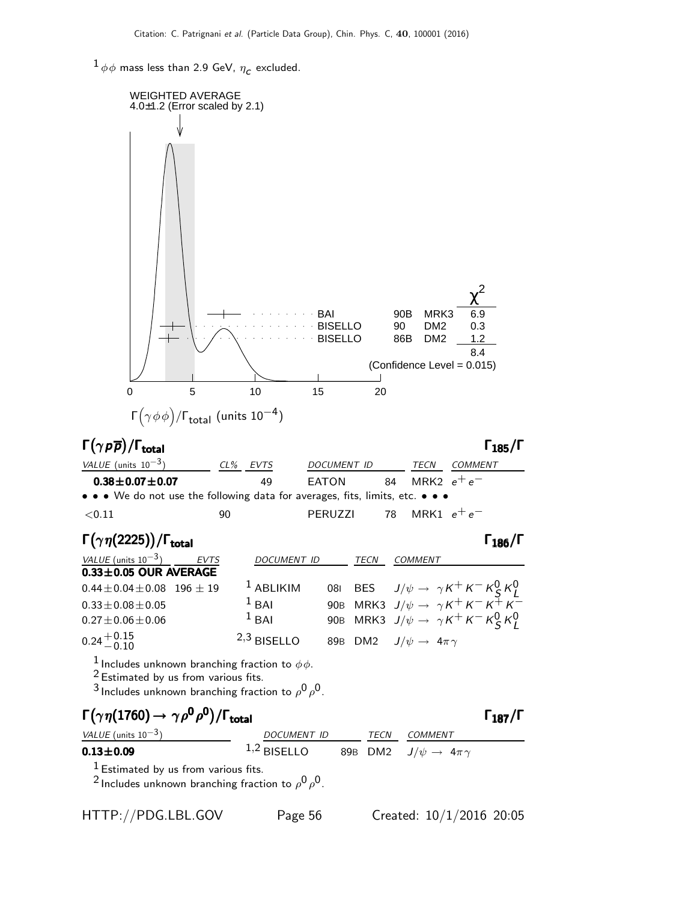[1] $\phi\phi$ mass less than 2.9 GeV, $\eta_c$ excluded.

WEIGHTED AVERAGE
4.0±1.2 (Error scaled by 2.1)

BAI 90B MRK3 6.9
BISELLO 90 DM2 0.3
BISELLO 86B DM2 1.2
8.4
(Confidence Level = 0.015)

0 5 10 15 20

$\Gamma(\gamma\phi\phi)/\Gamma_{total}$ (units $10^{-4}$)

## $\Gamma(\gamma p\overline{p})/\Gamma_{total}$ $\Gamma_{185}/\Gamma$

| VALUE (units $10^{-3}$) | CL% | EVTS | DOCUMENT ID | | TECN | COMMENT |
|---|---|---|---|---|---|---|
| **$0.38\pm0.07\pm0.07$** | | 49 | EATON | 84 | MRK2 | $e^+e^-$ |
| • • • We do not use the following data for averages, fits, limits, etc. • • • | | | | | | |
| $<0.11$ | 90 | | PERUZZI | 78 | MRK1 | $e^+e^-$ |

## $\Gamma(\gamma\eta(2225))/\Gamma_{total}$ $\Gamma_{186}/\Gamma$

| VALUE (units $10^{-3}$) | EVTS | DOCUMENT ID | | TECN | COMMENT |
|---|---|---|---|---|---|
| **$0.33\pm0.05$ OUR AVERAGE** | | | | | |
| $0.44\pm0.04\pm0.08$ | $196\pm19$ | [1] ABLIKIM | 08I | BES | $J/\psi \rightarrow \gamma K^+ K^- K^0_S K^0_L$ |
| $0.33\pm0.08\pm0.05$ | | [1] BAI | 90B | MRK3 | $J/\psi \rightarrow \gamma K^+ K^- K^+ K^-$ |
| $0.27\pm0.06\pm0.06$ | | [1] BAI | 90B | MRK3 | $J/\psi \rightarrow \gamma K^+ K^- K^0_S K^0_L$ |
| $0.24^{+0.15}_{-0.10}$ | | [2,3] BISELLO | 89B | DM2 | $J/\psi \rightarrow 4\pi\gamma$ |

[1] Includes unknown branching fraction to $\phi\phi$.
[2] Estimated by us from various fits.
[3] Includes unknown branching fraction to $\rho^0\rho^0$.

## $\Gamma(\gamma\eta(1760) \rightarrow \gamma\rho^0\rho^0)/\Gamma_{total}$ $\Gamma_{187}/\Gamma$

| VALUE (units $10^{-3}$) | DOCUMENT ID | | TECN | COMMENT |
|---|---|---|---|---|
| **$0.13\pm0.09$** | [1,2] BISELLO | 89B | DM2 | $J/\psi \rightarrow 4\pi\gamma$ |

[1] Estimated by us from various fits.
[2] Includes unknown branching fraction to $\rho^0\rho^0$.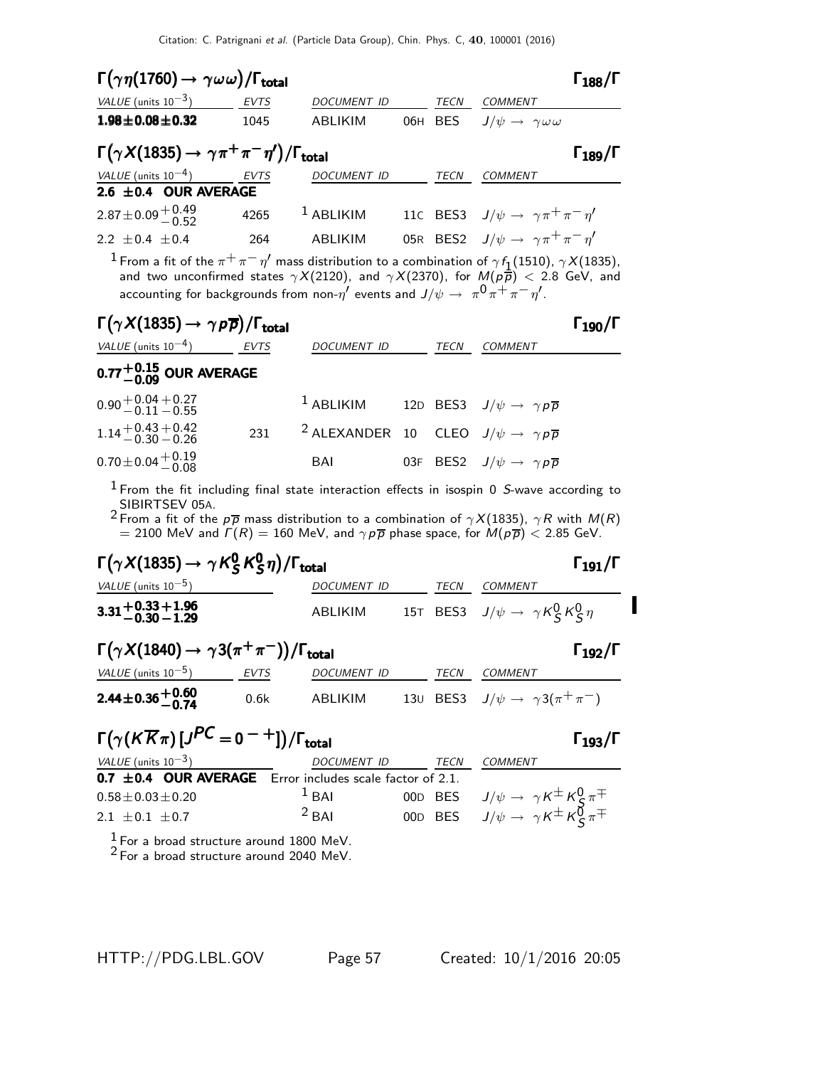### $\Gamma(\gamma\eta(1760) \to \gamma\omega\omega)/\Gamma_{total}$ — $\Gamma_{188}/\Gamma$

| VALUE (units $10^{-3}$) | EVTS | DOCUMENT ID | | TECN | COMMENT |
|---|---|---|---|---|---|
| **$1.98 \pm 0.08 \pm 0.32$** | 1045 | ABLIKIM | 06H | BES | $J/\psi \to \gamma\omega\omega$ |

### $\Gamma(\gamma X(1835) \to \gamma\pi^+\pi^-\eta')/\Gamma_{total}$ — $\Gamma_{189}/\Gamma$

| VALUE (units $10^{-4}$) | EVTS | DOCUMENT ID | | TECN | COMMENT |
|---|---|---|---|---|---|
| **$2.6 \pm 0.4$ OUR AVERAGE** | | | | | |
| $2.87 \pm 0.09^{+0.49}_{-0.52}$ | 4265 | [1] ABLIKIM | 11C | BES3 | $J/\psi \to \gamma\pi^+\pi^-\eta'$ |
| $2.2 \pm 0.4 \pm 0.4$ | 264 | ABLIKIM | 05R | BES2 | $J/\psi \to \gamma\pi^+\pi^-\eta'$ |

[1] From a fit of the $\pi^+\pi^-\eta'$ mass distribution to a combination of $\gamma f_1(1510)$, $\gamma X(1835)$, and two unconfirmed states $\gamma X(2120)$, and $\gamma X(2370)$, for $M(p\overline{p}) < 2.8$ GeV, and accounting for backgrounds from non-$\eta'$ events and $J/\psi \to \pi^0\pi^+\pi^-\eta'$.

### $\Gamma(\gamma X(1835) \to \gamma p\overline{p})/\Gamma_{total}$ — $\Gamma_{190}/\Gamma$

| VALUE (units $10^{-4}$) | EVTS | DOCUMENT ID | | TECN | COMMENT |
|---|---|---|---|---|---|
| **$0.77^{+0.15}_{-0.09}$ OUR AVERAGE** | | | | | |
| $0.90^{+0.04}_{-0.11}{}^{+0.27}_{-0.55}$ | | [1] ABLIKIM | 12D | BES3 | $J/\psi \to \gamma p\overline{p}$ |
| $1.14^{+0.43}_{-0.30}{}^{+0.42}_{-0.26}$ | 231 | [2] ALEXANDER | 10 | CLEO | $J/\psi \to \gamma p\overline{p}$ |
| $0.70 \pm 0.04^{+0.19}_{-0.08}$ | | BAI | 03F | BES2 | $J/\psi \to \gamma p\overline{p}$ |

[1] From the fit including final state interaction effects in isospin 0 $S$-wave according to SIBIRTSEV 05A.

[2] From a fit of the $p\overline{p}$ mass distribution to a combination of $\gamma X(1835)$, $\gamma R$ with $M(R) = 2100$ MeV and $\Gamma(R) = 160$ MeV, and $\gamma p\overline{p}$ phase space, for $M(p\overline{p}) < 2.85$ GeV.

### $\Gamma(\gamma X(1835) \to \gamma K^0_S K^0_S \eta)/\Gamma_{total}$ — $\Gamma_{191}/\Gamma$

| VALUE (units $10^{-5}$) | DOCUMENT ID | | TECN | COMMENT |
|---|---|---|---|---|
| **$3.31^{+0.33}_{-0.30}{}^{+1.96}_{-1.29}$** | ABLIKIM | 15T | BES3 | $J/\psi \to \gamma K^0_S K^0_S \eta$ |

### $\Gamma(\gamma X(1840) \to \gamma 3(\pi^+\pi^-))/\Gamma_{total}$ — $\Gamma_{192}/\Gamma$

| VALUE (units $10^{-5}$) | EVTS | DOCUMENT ID | | TECN | COMMENT |
|---|---|---|---|---|---|
| **$2.44 \pm 0.36^{+0.60}_{-0.74}$** | 0.6k | ABLIKIM | 13U | BES3 | $J/\psi \to \gamma 3(\pi^+\pi^-)$ |

### $\Gamma(\gamma(K\overline{K}\pi)[J^{PC} = 0^{-+}])/\Gamma_{total}$ — $\Gamma_{193}/\Gamma$

| VALUE (units $10^{-3}$) | DOCUMENT ID | | TECN | COMMENT |
|---|---|---|---|---|
| **$0.7 \pm 0.4$ OUR AVERAGE** Error includes scale factor of 2.1. | | | | |
| $0.58 \pm 0.03 \pm 0.20$ | [1] BAI | 00D | BES | $J/\psi \to \gamma K^\pm K^0_S \pi^\mp$ |
| $2.1 \pm 0.1 \pm 0.7$ | [2] BAI | 00D | BES | $J/\psi \to \gamma K^\pm K^0_S \pi^\mp$ |

[1] For a broad structure around 1800 MeV.

[2] For a broad structure around 2040 MeV.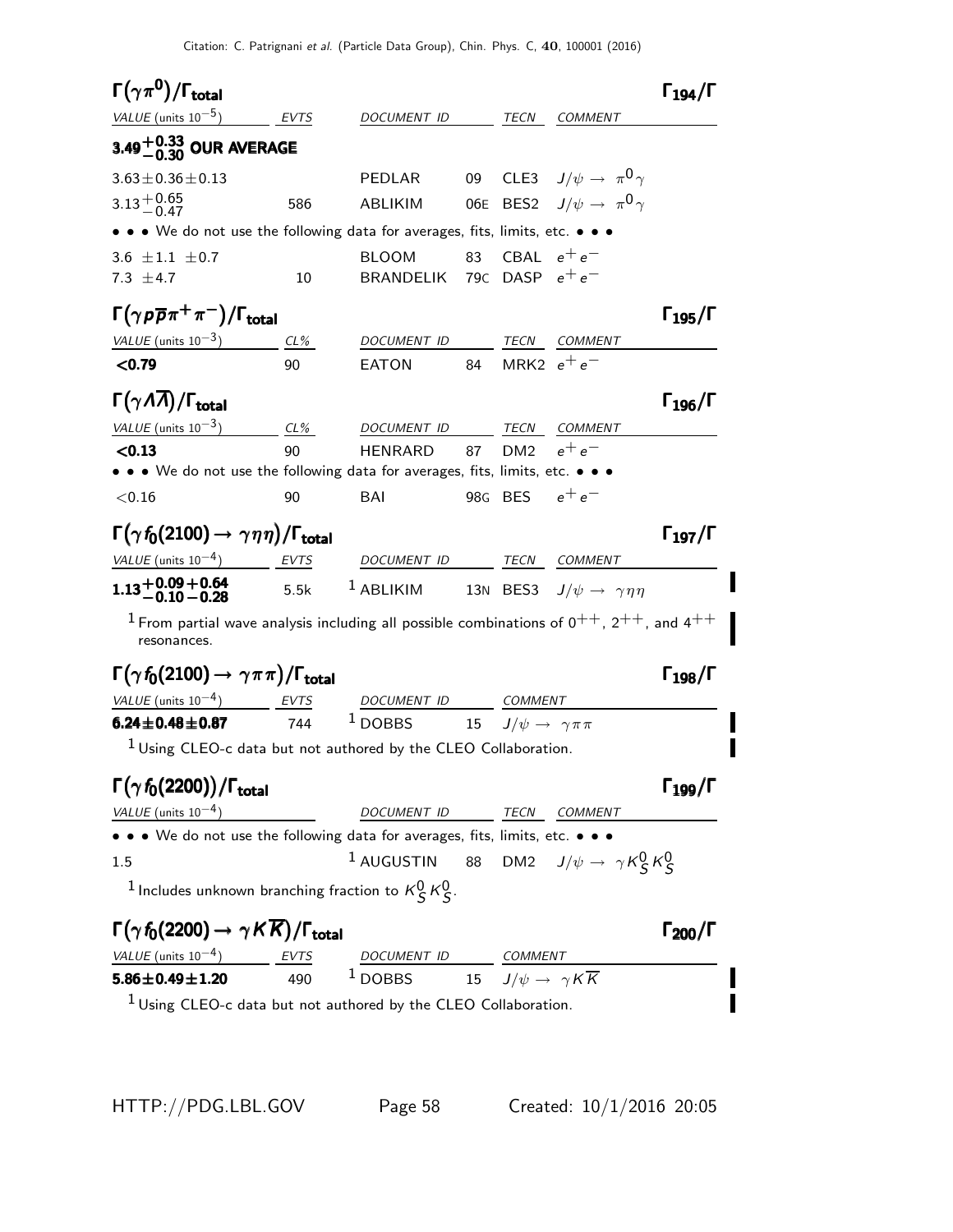## $\Gamma(\gamma\pi^0)/\Gamma_{total}$ — $\Gamma_{194}/\Gamma$

| VALUE (units $10^{-5}$) | EVTS | DOCUMENT ID | | TECN | COMMENT |
|---|---|---|---|---|---|
| $3.49^{+0.33}_{-0.30}$ **OUR AVERAGE** | | | | | |
| $3.63\pm0.36\pm0.13$ | | PEDLAR | 09 | CLE3 | $J/\psi\to\pi^0\gamma$ |
| $3.13^{+0.65}_{-0.47}$ | 586 | ABLIKIM | 06E | BES2 | $J/\psi\to\pi^0\gamma$ |
| • • • We do not use the following data for averages, fits, limits, etc. • • • | | | | | |
| $3.6\ \pm1.1\ \pm0.7$ | | BLOOM | 83 | CBAL | $e^+e^-$ |
| $7.3\ \pm4.7$ | 10 | BRANDELIK | 79C | DASP | $e^+e^-$ |

## $\Gamma(\gamma p\overline{p}\pi^+\pi^-)/\Gamma_{total}$ — $\Gamma_{195}/\Gamma$

| VALUE (units $10^{-3}$) | CL% | DOCUMENT ID | | TECN | COMMENT |
|---|---|---|---|---|---|
| **<0.79** | 90 | EATON | 84 | MRK2 | $e^+e^-$ |

## $\Gamma(\gamma\Lambda\overline{\Lambda})/\Gamma_{total}$ — $\Gamma_{196}/\Gamma$

| VALUE (units $10^{-3}$) | CL% | DOCUMENT ID | | TECN | COMMENT |
|---|---|---|---|---|---|
| **<0.13** | 90 | HENRARD | 87 | DM2 | $e^+e^-$ |
| • • • We do not use the following data for averages, fits, limits, etc. • • • | | | | | |
| <0.16 | 90 | BAI | 98G | BES | $e^+e^-$ |

## $\Gamma(\gamma f_0(2100)\to\gamma\eta\eta)/\Gamma_{total}$ — $\Gamma_{197}/\Gamma$

| VALUE (units $10^{-4}$) | EVTS | DOCUMENT ID | | TECN | COMMENT |
|---|---|---|---|---|---|
| $\mathbf{1.13^{+0.09+0.64}_{-0.10-0.28}}$ | 5.5k | [1] ABLIKIM | 13N | BES3 | $J/\psi\to\gamma\eta\eta$ |

[1] From partial wave analysis including all possible combinations of $0^{++}$, $2^{++}$, and $4^{++}$ resonances.

## $\Gamma(\gamma f_0(2100)\to\gamma\pi\pi)/\Gamma_{total}$ — $\Gamma_{198}/\Gamma$

| VALUE (units $10^{-4}$) | EVTS | DOCUMENT ID | | COMMENT |
|---|---|---|---|---|
| $\mathbf{6.24\pm0.48\pm0.87}$ | 744 | [1] DOBBS | 15 | $J/\psi\to\gamma\pi\pi$ |

[1] Using CLEO-c data but not authored by the CLEO Collaboration.

## $\Gamma(\gamma f_0(2200))/\Gamma_{total}$ — $\Gamma_{199}/\Gamma$

| VALUE (units $10^{-4}$) | DOCUMENT ID | | TECN | COMMENT |
|---|---|---|---|---|
| • • • We do not use the following data for averages, fits, limits, etc. • • • | | | | |
| 1.5 | [1] AUGUSTIN | 88 | DM2 | $J/\psi\to\gamma K^0_S K^0_S$ |

[1] Includes unknown branching fraction to $K^0_S K^0_S$.

## $\Gamma(\gamma f_0(2200)\to\gamma K\overline{K})/\Gamma_{total}$ — $\Gamma_{200}/\Gamma$

| VALUE (units $10^{-4}$) | EVTS | DOCUMENT ID | | COMMENT |
|---|---|---|---|---|
| $\mathbf{5.86\pm0.49\pm1.20}$ | 490 | [1] DOBBS | 15 | $J/\psi\to\gamma K\overline{K}$ |

[1] Using CLEO-c data but not authored by the CLEO Collaboration.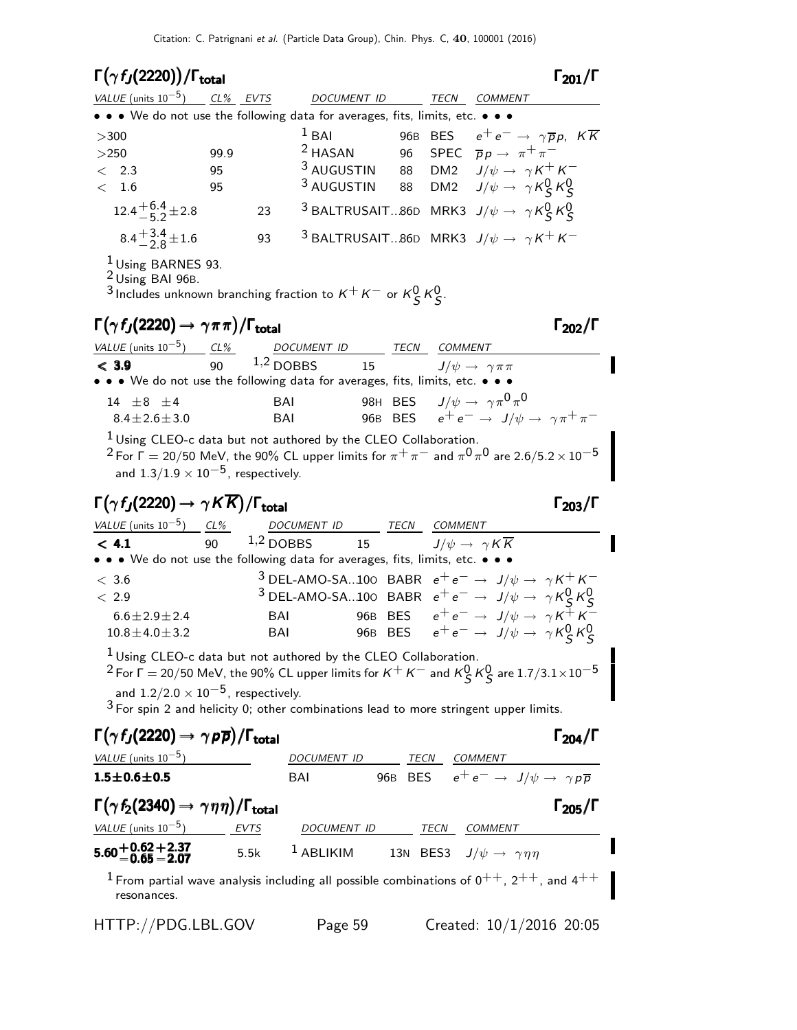## $\Gamma(\gamma f_J(2220))/\Gamma_{total}$ $\Gamma_{201}/\Gamma$

| VALUE (units $10^{-5}$) | CL% | EVTS | DOCUMENT ID | | TECN | COMMENT |
|---|---|---|---|---|---|---|
| • • • We do not use the following data for averages, fits, limits, etc. • • • | | | | | | |
| >300 | | | [1] BAI | 96B | BES | $e^+e^- \rightarrow \gamma \overline{p}p$, $K\overline{K}$ |
| >250 | 99.9 | | [2] HASAN | 96 | SPEC | $\overline{p}p \rightarrow \pi^+\pi^-$ |
| < 2.3 | 95 | | [3] AUGUSTIN | 88 | DM2 | $J/\psi \rightarrow \gamma K^+K^-$ |
| < 1.6 | 95 | | [3] AUGUSTIN | 88 | DM2 | $J/\psi \rightarrow \gamma K^0_S K^0_S$ |
| $12.4^{+6.4}_{-5.2}\pm2.8$ | | 23 | [3] BALTRUSAIT... | 86D | MRK3 | $J/\psi \rightarrow \gamma K^0_S K^0_S$ |
| $8.4^{+3.4}_{-2.8}\pm1.6$ | | 93 | [3] BALTRUSAIT... | 86D | MRK3 | $J/\psi \rightarrow \gamma K^+K^-$ |

[1] Using BARNES 93.
[2] Using BAI 96B.
[3] Includes unknown branching fraction to $K^+K^-$ or $K^0_S K^0_S$.

## $\Gamma(\gamma f_J(2220) \rightarrow \gamma\pi\pi)/\Gamma_{total}$ $\Gamma_{202}/\Gamma$

| VALUE (units $10^{-5}$) | CL% | DOCUMENT ID | | TECN | COMMENT |
|---|---|---|---|---|---|
| **< 3.9** | 90 | [1,2] DOBBS | 15 | | $J/\psi \rightarrow \gamma\pi\pi$ |
| • • • We do not use the following data for averages, fits, limits, etc. • • • | | | | | |
| $14 \pm8 \pm4$ | | BAI | 98H | BES | $J/\psi \rightarrow \gamma\pi^0\pi^0$ |
| $8.4\pm2.6\pm3.0$ | | BAI | 96B | BES | $e^+e^- \rightarrow J/\psi \rightarrow \gamma\pi^+\pi^-$ |

[1] Using CLEO-c data but not authored by the CLEO Collaboration.
[2] For $\Gamma = 20/50$ MeV, the 90% CL upper limits for $\pi^+\pi^-$ and $\pi^0\pi^0$ are $2.6/5.2 \times 10^{-5}$ and $1.3/1.9 \times 10^{-5}$, respectively.

## $\Gamma(\gamma f_J(2220) \rightarrow \gamma K\overline{K})/\Gamma_{total}$ $\Gamma_{203}/\Gamma$

| VALUE (units $10^{-5}$) | CL% | DOCUMENT ID | | TECN | COMMENT |
|---|---|---|---|---|---|
| **< 4.1** | 90 | [1,2] DOBBS | 15 | | $J/\psi \rightarrow \gamma K\overline{K}$ |
| • • • We do not use the following data for averages, fits, limits, etc. • • • | | | | | |
| < 3.6 | | [3] DEL-AMO-SA... | 10O | BABR | $e^+e^- \rightarrow J/\psi \rightarrow \gamma K^+K^-$ |
| < 2.9 | | [3] DEL-AMO-SA... | 10O | BABR | $e^+e^- \rightarrow J/\psi \rightarrow \gamma K^0_S K^0_S$ |
| $6.6\pm2.9\pm2.4$ | | BAI | 96B | BES | $e^+e^- \rightarrow J/\psi \rightarrow \gamma K^+K^-$ |
| $10.8\pm4.0\pm3.2$ | | BAI | 96B | BES | $e^+e^- \rightarrow J/\psi \rightarrow \gamma K^0_S K^0_S$ |

[1] Using CLEO-c data but not authored by the CLEO Collaboration.
[2] For $\Gamma = 20/50$ MeV, the 90% CL upper limits for $K^+K^-$ and $K^0_S K^0_S$ are $1.7/3.1\times10^{-5}$ and $1.2/2.0 \times 10^{-5}$, respectively.
[3] For spin 2 and helicity 0; other combinations lead to more stringent upper limits.

## $\Gamma(\gamma f_J(2220) \rightarrow \gamma p\overline{p})/\Gamma_{total}$ $\Gamma_{204}/\Gamma$

| VALUE (units $10^{-5}$) | DOCUMENT ID | | TECN | COMMENT |
|---|---|---|---|---|
| **1.5±0.6±0.5** | BAI | 96B | BES | $e^+e^- \rightarrow J/\psi \rightarrow \gamma p\overline{p}$ |

## $\Gamma(\gamma f_2(2340) \rightarrow \gamma\eta\eta)/\Gamma_{total}$ $\Gamma_{205}/\Gamma$

| VALUE (units $10^{-5}$) | EVTS | DOCUMENT ID | | TECN | COMMENT |
|---|---|---|---|---|---|
| $\mathbf{5.60^{+0.62}_{-0.65}{}^{+2.37}_{-2.07}}$ | 5.5k | [1] ABLIKIM | 13N | BES3 | $J/\psi \rightarrow \gamma\eta\eta$ |

[1] From partial wave analysis including all possible combinations of $0^{++}$, $2^{++}$, and $4^{++}$ resonances.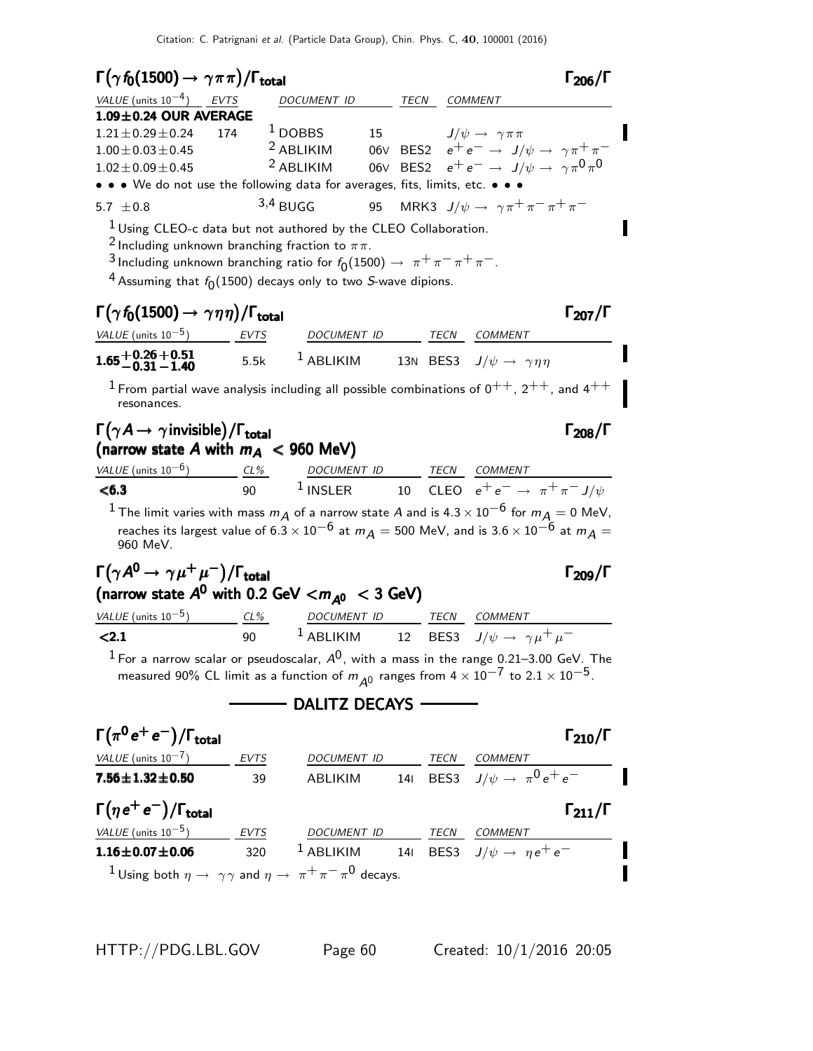### $\Gamma(\gamma f_0(1500) \to \gamma\pi\pi)/\Gamma_{total}$ — $\Gamma_{206}/\Gamma$

| VALUE (units $10^{-4}$) | EVTS | DOCUMENT ID | | TECN | COMMENT |
|---|---|---|---|---|---|
| **1.09±0.24 OUR AVERAGE** | | | | | |
| $1.21\pm0.29\pm0.24$ | 174 | [1] DOBBS | 15 | | $J/\psi \to \gamma\pi\pi$ |
| $1.00\pm0.03\pm0.45$ | | [2] ABLIKIM | 06V | BES2 | $e^+e^- \to J/\psi \to \gamma\pi^+\pi^-$ |
| $1.02\pm0.09\pm0.45$ | | [2] ABLIKIM | 06V | BES2 | $e^+e^- \to J/\psi \to \gamma\pi^0\pi^0$ |
| • • • We do not use the following data for averages, fits, limits, etc. • • • | | | | | |
| $5.7\ \pm0.8$ | | [3,4] BUGG | 95 | MRK3 | $J/\psi \to \gamma\pi^+\pi^-\pi^+\pi^-$ |

[1] Using CLEO-c data but not authored by the CLEO Collaboration.
[2] Including unknown branching fraction to $\pi\pi$.
[3] Including unknown branching ratio for $f_0(1500) \to \pi^+\pi^-\pi^+\pi^-$.
[4] Assuming that $f_0(1500)$ decays only to two $S$-wave dipions.

### $\Gamma(\gamma f_0(1500) \to \gamma\eta\eta)/\Gamma_{total}$ — $\Gamma_{207}/\Gamma$

| VALUE (units $10^{-5}$) | EVTS | DOCUMENT ID | | TECN | COMMENT |
|---|---|---|---|---|---|
| $\mathbf{1.65^{+0.26+0.51}_{-0.31-1.40}}$ | 5.5k | [1] ABLIKIM | 13N | BES3 | $J/\psi \to \gamma\eta\eta$ |

[1] From partial wave analysis including all possible combinations of $0^{++}$, $2^{++}$, and $4^{++}$ resonances.

### $\Gamma(\gamma A \to \gamma\,\text{invisible})/\Gamma_{total}$ (narrow state $A$ with $m_A$ < 960 MeV) — $\Gamma_{208}/\Gamma$

| VALUE (units $10^{-6}$) | CL% | DOCUMENT ID | | TECN | COMMENT |
|---|---|---|---|---|---|
| **<6.3** | 90 | [1] INSLER | 10 | CLEO | $e^+e^- \to \pi^+\pi^- J/\psi$ |

[1] The limit varies with mass $m_A$ of a narrow state $A$ and is $4.3\times10^{-6}$ for $m_A = 0$ MeV, reaches its largest value of $6.3\times10^{-6}$ at $m_A = 500$ MeV, and is $3.6\times10^{-6}$ at $m_A = 960$ MeV.

### $\Gamma(\gamma A^0 \to \gamma\mu^+\mu^-)/\Gamma_{total}$ (narrow state $A^0$ with 0.2 GeV < $m_{A^0}$ < 3 GeV) — $\Gamma_{209}/\Gamma$

| VALUE (units $10^{-5}$) | CL% | DOCUMENT ID | | TECN | COMMENT |
|---|---|---|---|---|---|
| **<2.1** | 90 | [1] ABLIKIM | 12 | BES3 | $J/\psi \to \gamma\mu^+\mu^-$ |

[1] For a narrow scalar or pseudoscalar, $A^0$, with a mass in the range 0.21–3.00 GeV. The measured 90% CL limit as a function of $m_{A^0}$ ranges from $4\times10^{-7}$ to $2.1\times10^{-5}$.

## DALITZ DECAYS

### $\Gamma(\pi^0 e^+e^-)/\Gamma_{total}$ — $\Gamma_{210}/\Gamma$

| VALUE (units $10^{-7}$) | EVTS | DOCUMENT ID | | TECN | COMMENT |
|---|---|---|---|---|---|
| **7.56±1.32±0.50** | 39 | ABLIKIM | 14I | BES3 | $J/\psi \to \pi^0 e^+e^-$ |

### $\Gamma(\eta e^+e^-)/\Gamma_{total}$ — $\Gamma_{211}/\Gamma$

| VALUE (units $10^{-5}$) | EVTS | DOCUMENT ID | | TECN | COMMENT |
|---|---|---|---|---|---|
| **1.16±0.07±0.06** | 320 | [1] ABLIKIM | 14I | BES3 | $J/\psi \to \eta e^+e^-$ |

[1] Using both $\eta \to \gamma\gamma$ and $\eta \to \pi^+\pi^-\pi^0$ decays.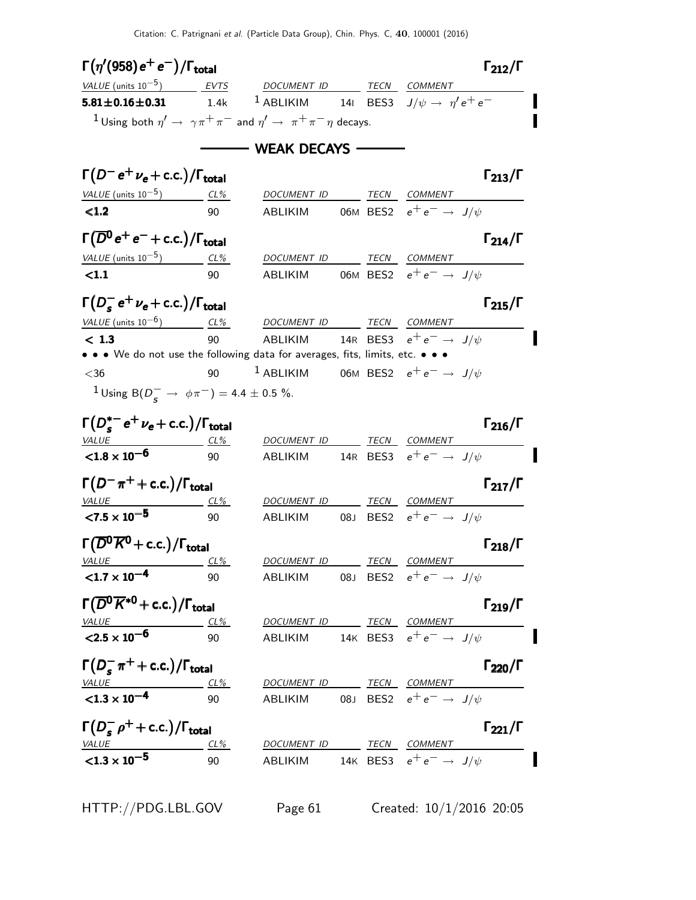### $\Gamma(\eta'(958) e^+ e^-)/\Gamma_{\text{total}}$ — $\Gamma_{212}/\Gamma$

| VALUE (units $10^{-5}$) | EVTS | DOCUMENT ID | | TECN | COMMENT |
|---|---|---|---|---|---|
| **5.81±0.16±0.31** | 1.4k | [1] ABLIKIM | 14I | BES3 | $J/\psi \to \eta' e^+ e^-$ |

[1] Using both $\eta' \to \gamma\pi^+\pi^-$ and $\eta' \to \pi^+\pi^-\eta$ decays.

## WEAK DECAYS

### $\Gamma(D^- e^+ \nu_e + \text{c.c.})/\Gamma_{\text{total}}$ — $\Gamma_{213}/\Gamma$

| VALUE (units $10^{-5}$) | CL% | DOCUMENT ID | | TECN | COMMENT |
|---|---|---|---|---|---|
| **<1.2** | 90 | ABLIKIM | 06M | BES2 | $e^+e^- \to J/\psi$ |

### $\Gamma(\overline{D}^0 e^+ e^- + \text{c.c.})/\Gamma_{\text{total}}$ — $\Gamma_{214}/\Gamma$

| VALUE (units $10^{-5}$) | CL% | DOCUMENT ID | | TECN | COMMENT |
|---|---|---|---|---|---|
| **<1.1** | 90 | ABLIKIM | 06M | BES2 | $e^+e^- \to J/\psi$ |

### $\Gamma(D_s^- e^+ \nu_e + \text{c.c.})/\Gamma_{\text{total}}$ — $\Gamma_{215}/\Gamma$

| VALUE (units $10^{-6}$) | CL% | DOCUMENT ID | | TECN | COMMENT |
|---|---|---|---|---|---|
| **< 1.3** | 90 | ABLIKIM | 14R | BES3 | $e^+e^- \to J/\psi$ |
| • • • We do not use the following data for averages, fits, limits, etc. • • • | | | | | |
| <36 | 90 | [1] ABLIKIM | 06M | BES2 | $e^+e^- \to J/\psi$ |

[1] Using $B(D_s^- \to \phi\pi^-) = 4.4 \pm 0.5$ %.

### $\Gamma(D_s^{*-} e^+ \nu_e + \text{c.c.})/\Gamma_{\text{total}}$ — $\Gamma_{216}/\Gamma$

| VALUE | CL% | DOCUMENT ID | | TECN | COMMENT |
|---|---|---|---|---|---|
| **$<1.8 \times 10^{-6}$** | 90 | ABLIKIM | 14R | BES3 | $e^+e^- \to J/\psi$ |

### $\Gamma(D^- \pi^+ + \text{c.c.})/\Gamma_{\text{total}}$ — $\Gamma_{217}/\Gamma$

| VALUE | CL% | DOCUMENT ID | | TECN | COMMENT |
|---|---|---|---|---|---|
| **$<7.5 \times 10^{-5}$** | 90 | ABLIKIM | 08J | BES2 | $e^+e^- \to J/\psi$ |

### $\Gamma(\overline{D}^0 \overline{K}^0 + \text{c.c.})/\Gamma_{\text{total}}$ — $\Gamma_{218}/\Gamma$

| VALUE | CL% | DOCUMENT ID | | TECN | COMMENT |
|---|---|---|---|---|---|
| **$<1.7 \times 10^{-4}$** | 90 | ABLIKIM | 08J | BES2 | $e^+e^- \to J/\psi$ |

### $\Gamma(\overline{D}^0 \overline{K}^{*0} + \text{c.c.})/\Gamma_{\text{total}}$ — $\Gamma_{219}/\Gamma$

| VALUE | CL% | DOCUMENT ID | | TECN | COMMENT |
|---|---|---|---|---|---|
| **$<2.5 \times 10^{-6}$** | 90 | ABLIKIM | 14K | BES3 | $e^+e^- \to J/\psi$ |

### $\Gamma(D_s^- \pi^+ + \text{c.c.})/\Gamma_{\text{total}}$ — $\Gamma_{220}/\Gamma$

| VALUE | CL% | DOCUMENT ID | | TECN | COMMENT |
|---|---|---|---|---|---|
| **$<1.3 \times 10^{-4}$** | 90 | ABLIKIM | 08J | BES2 | $e^+e^- \to J/\psi$ |

### $\Gamma(D_s^- \rho^+ + \text{c.c.})/\Gamma_{\text{total}}$ — $\Gamma_{221}/\Gamma$

| VALUE | CL% | DOCUMENT ID | | TECN | COMMENT |
|---|---|---|---|---|---|
| **$<1.3 \times 10^{-5}$** | 90 | ABLIKIM | 14K | BES3 | $e^+e^- \to J/\psi$ |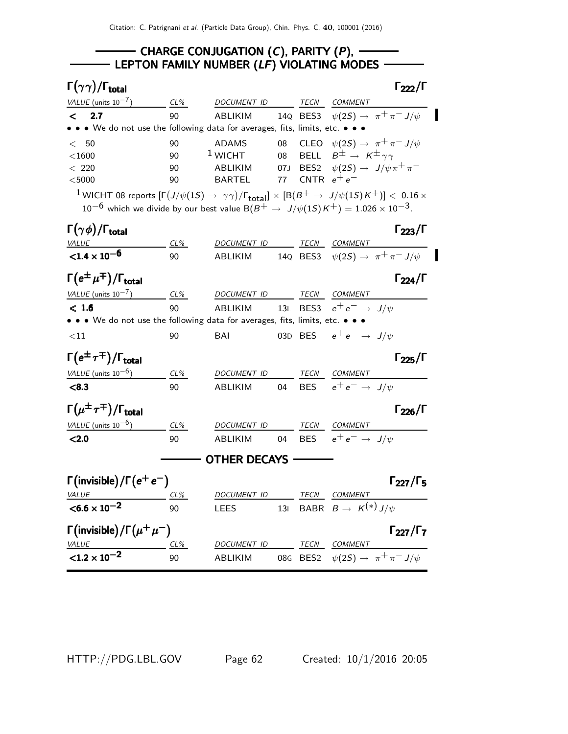## CHARGE CONJUGATION ($C$), PARITY ($P$), LEPTON FAMILY NUMBER ($LF$) VIOLATING MODES

### $\Gamma(\gamma\gamma)/\Gamma_{total}$ — $\Gamma_{222}/\Gamma$

| VALUE (units $10^{-7}$) | CL% | DOCUMENT ID | | TECN | COMMENT |
|---|---|---|---|---|---|
| **< 2.7** | 90 | ABLIKIM | 14Q | BES3 | $\psi(2S) \to \pi^+\pi^- J/\psi$ |
| • • • We do not use the following data for averages, fits, limits, etc. • • • | | | | | |
| < 50 | 90 | ADAMS | 08 | CLEO | $\psi(2S) \to \pi^+\pi^- J/\psi$ |
| <1600 | 90 | [1] WICHT | 08 | BELL | $B^\pm \to K^\pm \gamma\gamma$ |
| < 220 | 90 | ABLIKIM | 07J | BES2 | $\psi(2S) \to J/\psi \pi^+\pi^-$ |
| <5000 | 90 | BARTEL | 77 | CNTR | $e^+e^-$ |

[1] WICHT 08 reports $[\Gamma(J/\psi(1S) \to \gamma\gamma)/\Gamma_{total}] \times [B(B^+ \to J/\psi(1S) K^+)] < 0.16 \times 10^{-6}$ which we divide by our best value $B(B^+ \to J/\psi(1S) K^+) = 1.026 \times 10^{-3}$.

### $\Gamma(\gamma\phi)/\Gamma_{total}$ — $\Gamma_{223}/\Gamma$

| VALUE | CL% | DOCUMENT ID | | TECN | COMMENT |
|---|---|---|---|---|---|
| **$<1.4 \times 10^{-6}$** | 90 | ABLIKIM | 14Q | BES3 | $\psi(2S) \to \pi^+\pi^- J/\psi$ |

### $\Gamma(e^\pm\mu^\mp)/\Gamma_{total}$ — $\Gamma_{224}/\Gamma$

| VALUE (units $10^{-7}$) | CL% | DOCUMENT ID | | TECN | COMMENT |
|---|---|---|---|---|---|
| **< 1.6** | 90 | ABLIKIM | 13L | BES3 | $e^+e^- \to J/\psi$ |
| • • • We do not use the following data for averages, fits, limits, etc. • • • | | | | | |
| <11 | 90 | BAI | 03D | BES | $e^+e^- \to J/\psi$ |

### $\Gamma(e^\pm\tau^\mp)/\Gamma_{total}$ — $\Gamma_{225}/\Gamma$

| VALUE (units $10^{-6}$) | CL% | DOCUMENT ID | | TECN | COMMENT |
|---|---|---|---|---|---|
| **<8.3** | 90 | ABLIKIM | 04 | BES | $e^+e^- \to J/\psi$ |

### $\Gamma(\mu^\pm\tau^\mp)/\Gamma_{total}$ — $\Gamma_{226}/\Gamma$

| VALUE (units $10^{-6}$) | CL% | DOCUMENT ID | | TECN | COMMENT |
|---|---|---|---|---|---|
| **<2.0** | 90 | ABLIKIM | 04 | BES | $e^+e^- \to J/\psi$ |

## OTHER DECAYS

### $\Gamma(\text{invisible})/\Gamma(e^+e^-)$ — $\Gamma_{227}/\Gamma_5$

| VALUE | CL% | DOCUMENT ID | | TECN | COMMENT |
|---|---|---|---|---|---|
| **$<6.6 \times 10^{-2}$** | 90 | LEES | 13I | BABR | $B \to K^{(*)} J/\psi$ |

### $\Gamma(\text{invisible})/\Gamma(\mu^+\mu^-)$ — $\Gamma_{227}/\Gamma_7$

| VALUE | CL% | DOCUMENT ID | | TECN | COMMENT |
|---|---|---|---|---|---|
| **$<1.2 \times 10^{-2}$** | 90 | ABLIKIM | 08G | BES2 | $\psi(2S) \to \pi^+\pi^- J/\psi$ |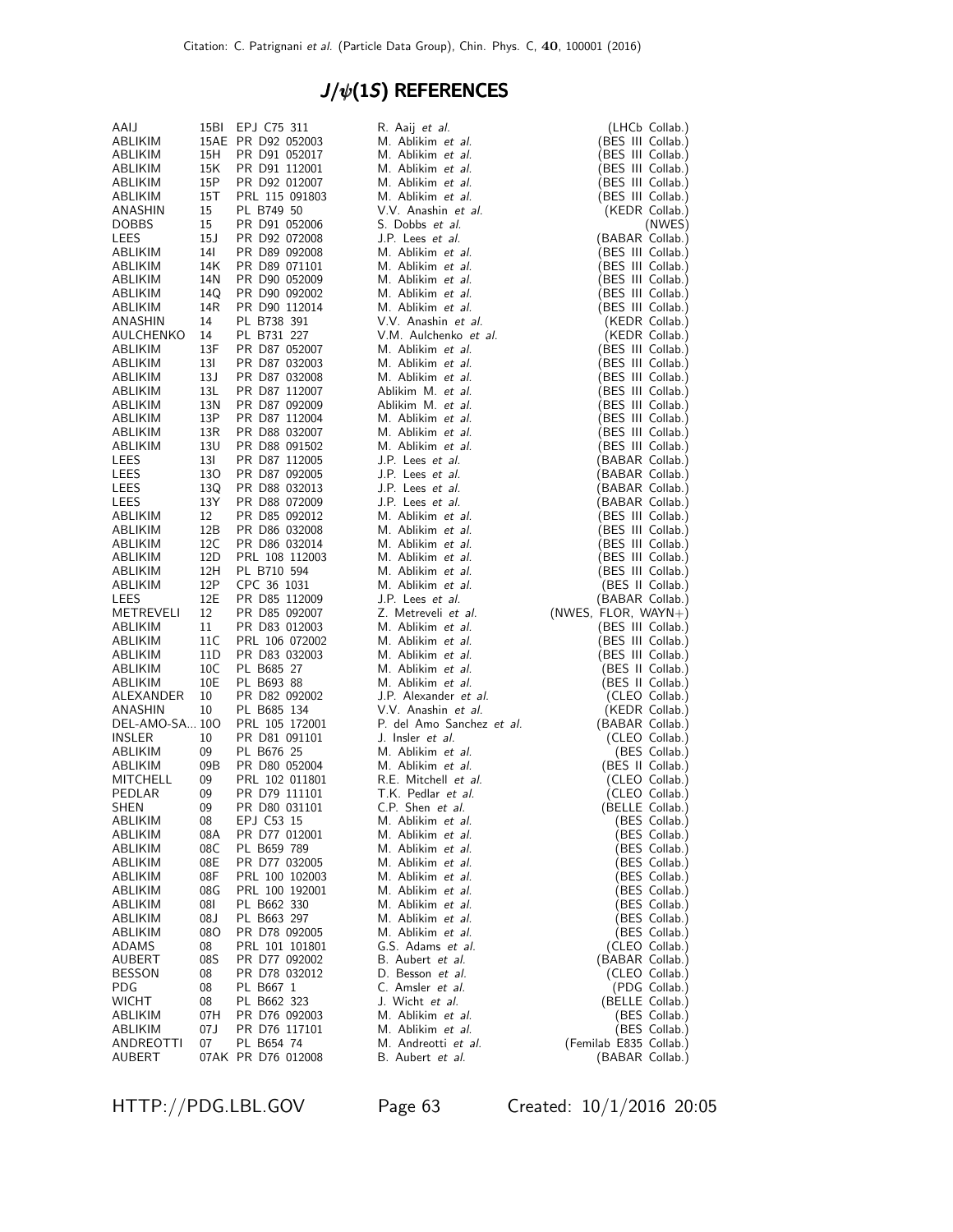# $J/\psi(1S)$ REFERENCES

| | | | | |
|---|---|---|---|---|
| AAIJ | 15BI | EPJ C75 311 | R. Aaij *et al.* | (LHCb Collab.) |
| ABLIKIM | 15AE | PR D92 052003 | M. Ablikim *et al.* | (BES III Collab.) |
| ABLIKIM | 15H | PR D91 052017 | M. Ablikim *et al.* | (BES III Collab.) |
| ABLIKIM | 15K | PR D91 112001 | M. Ablikim *et al.* | (BES III Collab.) |
| ABLIKIM | 15P | PR D92 012007 | M. Ablikim *et al.* | (BES III Collab.) |
| ABLIKIM | 15T | PRL 115 091803 | M. Ablikim *et al.* | (BES III Collab.) |
| ANASHIN | 15 | PL B749 50 | V.V. Anashin *et al.* | (KEDR Collab.) |
| DOBBS | 15 | PR D91 052006 | S. Dobbs *et al.* | (NWES) |
| LEES | 15J | PR D92 072008 | J.P. Lees *et al.* | (BABAR Collab.) |
| ABLIKIM | 14I | PR D89 092008 | M. Ablikim *et al.* | (BES III Collab.) |
| ABLIKIM | 14K | PR D89 071101 | M. Ablikim *et al.* | (BES III Collab.) |
| ABLIKIM | 14N | PR D90 052009 | M. Ablikim *et al.* | (BES III Collab.) |
| ABLIKIM | 14Q | PR D90 092002 | M. Ablikim *et al.* | (BES III Collab.) |
| ABLIKIM | 14R | PR D90 112014 | M. Ablikim *et al.* | (BES III Collab.) |
| ANASHIN | 14 | PL B738 391 | V.V. Anashin *et al.* | (KEDR Collab.) |
| AULCHENKO | 14 | PL B731 227 | V.M. Aulchenko *et al.* | (KEDR Collab.) |
| ABLIKIM | 13F | PR D87 052007 | M. Ablikim *et al.* | (BES III Collab.) |
| ABLIKIM | 13I | PR D87 032003 | M. Ablikim *et al.* | (BES III Collab.) |
| ABLIKIM | 13J | PR D87 032008 | M. Ablikim *et al.* | (BES III Collab.) |
| ABLIKIM | 13L | PR D87 112007 | Ablikim M. *et al.* | (BES III Collab.) |
| ABLIKIM | 13N | PR D87 092009 | Ablikim M. *et al.* | (BES III Collab.) |
| ABLIKIM | 13P | PR D87 112004 | M. Ablikim *et al.* | (BES III Collab.) |
| ABLIKIM | 13R | PR D88 032007 | M. Ablikim *et al.* | (BES III Collab.) |
| ABLIKIM | 13U | PR D88 091502 | M. Ablikim *et al.* | (BES III Collab.) |
| LEES | 13I | PR D87 112005 | J.P. Lees *et al.* | (BABAR Collab.) |
| LEES | 13O | PR D87 092005 | J.P. Lees *et al.* | (BABAR Collab.) |
| LEES | 13Q | PR D88 032013 | J.P. Lees *et al.* | (BABAR Collab.) |
| LEES | 13Y | PR D88 072009 | J.P. Lees *et al.* | (BABAR Collab.) |
| ABLIKIM | 12 | PR D85 092012 | M. Ablikim *et al.* | (BES III Collab.) |
| ABLIKIM | 12B | PR D86 032008 | M. Ablikim *et al.* | (BES III Collab.) |
| ABLIKIM | 12C | PR D86 032014 | M. Ablikim *et al.* | (BES III Collab.) |
| ABLIKIM | 12D | PRL 108 112003 | M. Ablikim *et al.* | (BES III Collab.) |
| ABLIKIM | 12H | PL B710 594 | M. Ablikim *et al.* | (BES III Collab.) |
| ABLIKIM | 12P | CPC 36 1031 | M. Ablikim *et al.* | (BES II Collab.) |
| LEES | 12E | PR D85 112009 | J.P. Lees *et al.* | (BABAR Collab.) |
| METREVELI | 12 | PR D85 092007 | Z. Metreveli *et al.* | (NWES, FLOR, WAYN+) |
| ABLIKIM | 11 | PR D83 012003 | M. Ablikim *et al.* | (BES III Collab.) |
| ABLIKIM | 11C | PRL 106 072002 | M. Ablikim *et al.* | (BES III Collab.) |
| ABLIKIM | 11D | PR D83 032003 | M. Ablikim *et al.* | (BES III Collab.) |
| ABLIKIM | 10C | PL B685 27 | M. Ablikim *et al.* | (BES II Collab.) |
| ABLIKIM | 10E | PL B693 88 | M. Ablikim *et al.* | (BES II Collab.) |
| ALEXANDER | 10 | PR D82 092002 | J.P. Alexander *et al.* | (CLEO Collab.) |
| ANASHIN | 10 | PL B685 134 | V.V. Anashin *et al.* | (KEDR Collab.) |
| DEL-AMO-SA... | 10O | PRL 105 172001 | P. del Amo Sanchez *et al.* | (BABAR Collab.) |
| INSLER | 10 | PR D81 091101 | J. Insler *et al.* | (CLEO Collab.) |
| ABLIKIM | 09 | PL B676 25 | M. Ablikim *et al.* | (BES Collab.) |
| ABLIKIM | 09B | PR D80 052004 | M. Ablikim *et al.* | (BES II Collab.) |
| MITCHELL | 09 | PRL 102 011801 | R.E. Mitchell *et al.* | (CLEO Collab.) |
| PEDLAR | 09 | PR D79 111101 | T.K. Pedlar *et al.* | (CLEO Collab.) |
| SHEN | 09 | PR D80 031101 | C.P. Shen *et al.* | (BELLE Collab.) |
| ABLIKIM | 08 | EPJ C53 15 | M. Ablikim *et al.* | (BES Collab.) |
| ABLIKIM | 08A | PR D77 012001 | M. Ablikim *et al.* | (BES Collab.) |
| ABLIKIM | 08C | PL B659 789 | M. Ablikim *et al.* | (BES Collab.) |
| ABLIKIM | 08E | PR D77 032005 | M. Ablikim *et al.* | (BES Collab.) |
| ABLIKIM | 08F | PRL 100 102003 | M. Ablikim *et al.* | (BES Collab.) |
| ABLIKIM | 08G | PRL 100 192001 | M. Ablikim *et al.* | (BES Collab.) |
| ABLIKIM | 08I | PL B662 330 | M. Ablikim *et al.* | (BES Collab.) |
| ABLIKIM | 08J | PL B663 297 | M. Ablikim *et al.* | (BES Collab.) |
| ABLIKIM | 08O | PR D78 092005 | M. Ablikim *et al.* | (BES Collab.) |
| ADAMS | 08 | PRL 101 101801 | G.S. Adams *et al.* | (CLEO Collab.) |
| AUBERT | 08S | PR D77 092002 | B. Aubert *et al.* | (BABAR Collab.) |
| BESSON | 08 | PR D78 032012 | D. Besson *et al.* | (CLEO Collab.) |
| PDG | 08 | PL B667 1 | C. Amsler *et al.* | (PDG Collab.) |
| WICHT | 08 | PL B662 323 | J. Wicht *et al.* | (BELLE Collab.) |
| ABLIKIM | 07H | PR D76 092003 | M. Ablikim *et al.* | (BES Collab.) |
| ABLIKIM | 07J | PR D76 117101 | M. Ablikim *et al.* | (BES Collab.) |
| ANDREOTTI | 07 | PL B654 74 | M. Andreotti *et al.* | (Femilab E835 Collab.) |
| AUBERT | 07AK | PR D76 012008 | B. Aubert *et al.* | (BABAR Collab.) |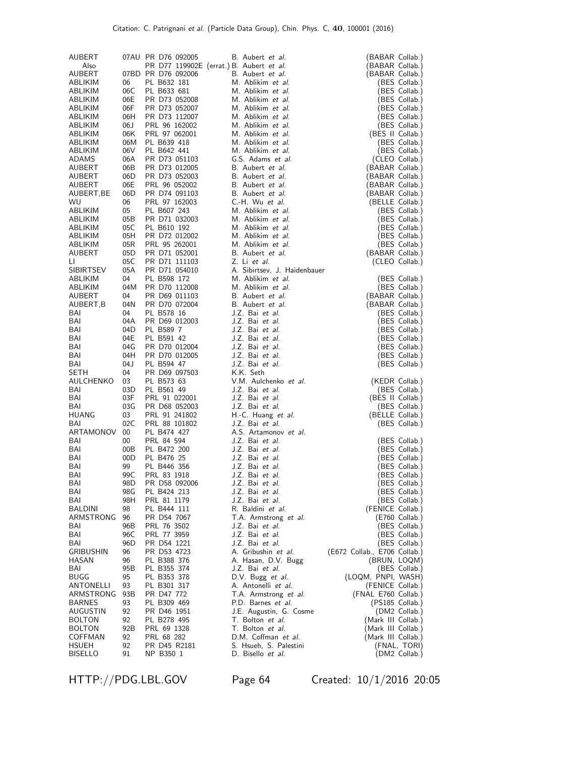| | | | | |
|---|---|---|---|---|
| AUBERT | 07AU | PR D76 092005 | B. Aubert *et al.* | (BABAR Collab.) |
| Also | | PR D77 119902E (errat.) | B. Aubert *et al.* | (BABAR Collab.) |
| AUBERT | 07BD | PR D76 092006 | B. Aubert *et al.* | (BABAR Collab.) |
| ABLIKIM | 06 | PL B632 181 | M. Ablikim *et al.* | (BES Collab.) |
| ABLIKIM | 06C | PL B633 681 | M. Ablikim *et al.* | (BES Collab.) |
| ABLIKIM | 06E | PR D73 052008 | M. Ablikim *et al.* | (BES Collab.) |
| ABLIKIM | 06F | PR D73 052007 | M. Ablikim *et al.* | (BES Collab.) |
| ABLIKIM | 06H | PR D73 112007 | M. Ablikim *et al.* | (BES Collab.) |
| ABLIKIM | 06J | PRL 96 162002 | M. Ablikim *et al.* | (BES Collab.) |
| ABLIKIM | 06K | PRL 97 062001 | M. Ablikim *et al.* | (BES II Collab.) |
| ABLIKIM | 06M | PL B639 418 | M. Ablikim *et al.* | (BES Collab.) |
| ABLIKIM | 06V | PL B642 441 | M. Ablikim *et al.* | (BES Collab.) |
| ADAMS | 06A | PR D73 051103 | G.S. Adams *et al.* | (CLEO Collab.) |
| AUBERT | 06B | PR D73 012005 | B. Aubert *et al.* | (BABAR Collab.) |
| AUBERT | 06D | PR D73 052003 | B. Aubert *et al.* | (BABAR Collab.) |
| AUBERT | 06E | PRL 96 052002 | B. Aubert *et al.* | (BABAR Collab.) |
| AUBERT,BE | 06D | PR D74 091103 | B. Aubert *et al.* | (BABAR Collab.) |
| WU | 06 | PRL 97 162003 | C.-H. Wu *et al.* | (BELLE Collab.) |
| ABLIKIM | 05 | PL B607 243 | M. Ablikim *et al.* | (BES Collab.) |
| ABLIKIM | 05B | PR D71 032003 | M. Ablikim *et al.* | (BES Collab.) |
| ABLIKIM | 05C | PL B610 192 | M. Ablikim *et al.* | (BES Collab.) |
| ABLIKIM | 05H | PR D72 012002 | M. Ablikim *et al.* | (BES Collab.) |
| ABLIKIM | 05R | PRL 95 262001 | M. Ablikim *et al.* | (BES Collab.) |
| AUBERT | 05D | PR D71 052001 | B. Aubert *et al.* | (BABAR Collab.) |
| LI | 05C | PR D71 111103 | Z. Li *et al.* | (CLEO Collab.) |
| SIBIRTSEV | 05A | PR D71 054010 | A. Sibirtsev, J. Haidenbauer | |
| ABLIKIM | 04 | PL B598 172 | M. Ablikim *et al.* | (BES Collab.) |
| ABLIKIM | 04M | PR D70 112008 | M. Ablikim *et al.* | (BES Collab.) |
| AUBERT | 04 | PR D69 011103 | B. Aubert *et al.* | (BABAR Collab.) |
| AUBERT,B | 04N | PR D70 072004 | B. Aubert *et al.* | (BABAR Collab.) |
| BAI | 04 | PL B578 16 | J.Z. Bai *et al.* | (BES Collab.) |
| BAI | 04A | PR D69 012003 | J.Z. Bai *et al.* | (BES Collab.) |
| BAI | 04D | PL B589 7 | J.Z. Bai *et al.* | (BES Collab.) |
| BAI | 04E | PL B591 42 | J.Z. Bai *et al.* | (BES Collab.) |
| BAI | 04G | PR D70 012004 | J.Z. Bai *et al.* | (BES Collab.) |
| BAI | 04H | PR D70 012005 | J.Z. Bai *et al.* | (BES Collab.) |
| BAI | 04J | PL B594 47 | J.Z. Bai *et al.* | (BES Collab.) |
| SETH | 04 | PR D69 097503 | K.K. Seth | |
| AULCHENKO | 03 | PL B573 63 | V.M. Aulchenko *et al.* | (KEDR Collab.) |
| BAI | 03D | PL B561 49 | J.Z. Bai *et al.* | (BES Collab.) |
| BAI | 03F | PRL 91 022001 | J.Z. Bai *et al.* | (BES II Collab.) |
| BAI | 03G | PR D68 052003 | J.Z. Bai *et al.* | (BES Collab.) |
| HUANG | 03 | PRL 91 241802 | H.-C. Huang *et al.* | (BELLE Collab.) |
| BAI | 02C | PRL 88 101802 | J.Z. Bai *et al.* | (BES Collab.) |
| ARTAMONOV | 00 | PL B474 427 | A.S. Artamonov *et al.* | |
| BAI | 00 | PRL 84 594 | J.Z. Bai *et al.* | (BES Collab.) |
| BAI | 00B | PL B472 200 | J.Z. Bai *et al.* | (BES Collab.) |
| BAI | 00D | PL B476 25 | J.Z. Bai *et al.* | (BES Collab.) |
| BAI | 99 | PL B446 356 | J.Z. Bai *et al.* | (BES Collab.) |
| BAI | 99C | PRL 83 1918 | J.Z. Bai *et al.* | (BES Collab.) |
| BAI | 98D | PR D58 092006 | J.Z. Bai *et al.* | (BES Collab.) |
| BAI | 98G | PL B424 213 | J.Z. Bai *et al.* | (BES Collab.) |
| BAI | 98H | PRL 81 1179 | J.Z. Bai *et al.* | (BES Collab.) |
| BALDINI | 98 | PL B444 111 | R. Baldini *et al.* | (FENICE Collab.) |
| ARMSTRONG | 96 | PR D54 7067 | T.A. Armstrong *et al.* | (E760 Collab.) |
| BAI | 96B | PRL 76 3502 | J.Z. Bai *et al.* | (BES Collab.) |
| BAI | 96C | PRL 77 3959 | J.Z. Bai *et al.* | (BES Collab.) |
| BAI | 96D | PR D54 1221 | J.Z. Bai *et al.* | (BES Collab.) |
| GRIBUSHIN | 96 | PR D53 4723 | A. Gribushin *et al.* | (E672 Collab., E706 Collab.) |
| HASAN | 96 | PL B388 376 | A. Hasan, D.V. Bugg | (BRUN, LOQM) |
| BAI | 95B | PL B355 374 | J.Z. Bai *et al.* | (BES Collab.) |
| BUGG | 95 | PL B353 378 | D.V. Bugg *et al.* | (LOQM, PNPI, WASH) |
| ANTONELLI | 93 | PL B301 317 | A. Antonelli *et al.* | (FENICE Collab.) |
| ARMSTRONG | 93B | PR D47 772 | T.A. Armstrong *et al.* | (FNAL E760 Collab.) |
| BARNES | 93 | PL B309 469 | P.D. Barnes *et al.* | (PS185 Collab.) |
| AUGUSTIN | 92 | PR D46 1951 | J.E. Augustin, G. Cosme | (DM2 Collab.) |
| BOLTON | 92 | PL B278 495 | T. Bolton *et al.* | (Mark III Collab.) |
| BOLTON | 92B | PRL 69 1328 | T. Bolton *et al.* | (Mark III Collab.) |
| COFFMAN | 92 | PRL 68 282 | D.M. Coffman *et al.* | (Mark III Collab.) |
| HSUEH | 92 | PR D45 R2181 | S. Hsueh, S. Palestini | (FNAL, TORI) |
| BISELLO | 91 | NP B350 1 | D. Bisello *et al.* | (DM2 Collab.) |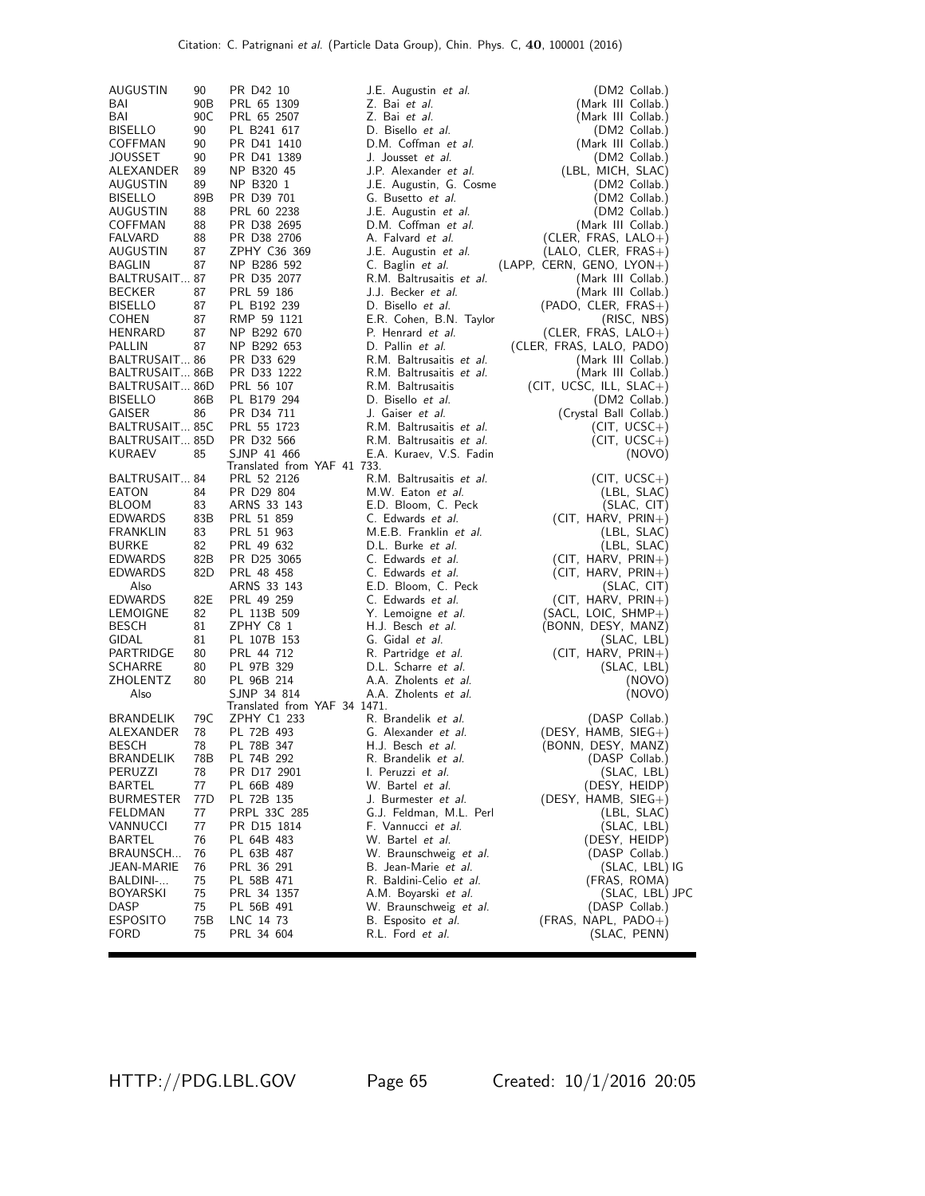| | | | | |
|---|---|---|---|---|
| AUGUSTIN | 90 | PR D42 10 | J.E. Augustin *et al.* | (DM2 Collab.) |
| BAI | 90B | PRL 65 1309 | Z. Bai *et al.* | (Mark III Collab.) |
| BAI | 90C | PRL 65 2507 | Z. Bai *et al.* | (Mark III Collab.) |
| BISELLO | 90 | PL B241 617 | D. Bisello *et al.* | (DM2 Collab.) |
| COFFMAN | 90 | PR D41 1410 | D.M. Coffman *et al.* | (Mark III Collab.) |
| JOUSSET | 90 | PR D41 1389 | J. Jousset *et al.* | (DM2 Collab.) |
| ALEXANDER | 89 | NP B320 45 | J.P. Alexander *et al.* | (LBL, MICH, SLAC) |
| AUGUSTIN | 89 | NP B320 1 | J.E. Augustin, G. Cosme | (DM2 Collab.) |
| BISELLO | 89B | PR D39 701 | G. Busetto *et al.* | (DM2 Collab.) |
| AUGUSTIN | 88 | PRL 60 2238 | J.E. Augustin *et al.* | (DM2 Collab.) |
| COFFMAN | 88 | PR D38 2695 | D.M. Coffman *et al.* | (Mark III Collab.) |
| FALVARD | 88 | PR D38 2706 | A. Falvard *et al.* | (CLER, FRAS, LALO+) |
| AUGUSTIN | 87 | ZPHY C36 369 | J.E. Augustin *et al.* | (LALO, CLER, FRAS+) |
| BAGLIN | 87 | NP B286 592 | C. Baglin *et al.* | (LAPP, CERN, GENO, LYON+) |
| BALTRUSAIT... | 87 | PR D35 2077 | R.M. Baltrusaitis *et al.* | (Mark III Collab.) |
| BECKER | 87 | PRL 59 186 | J.J. Becker *et al.* | (Mark III Collab.) |
| BISELLO | 87 | PL B192 239 | D. Bisello *et al.* | (PADO, CLER, FRAS+) |
| COHEN | 87 | RMP 59 1121 | E.R. Cohen, B.N. Taylor | (RISC, NBS) |
| HENRARD | 87 | NP B292 670 | P. Henrard *et al.* | (CLER, FRAS, LALO+) |
| PALLIN | 87 | NP B292 653 | D. Pallin *et al.* | (CLER, FRAS, LALO, PADO) |
| BALTRUSAIT... | 86 | PR D33 629 | R.M. Baltrusaitis *et al.* | (Mark III Collab.) |
| BALTRUSAIT... | 86B | PR D33 1222 | R.M. Baltrusaitis *et al.* | (Mark III Collab.) |
| BALTRUSAIT... | 86D | PRL 56 107 | R.M. Baltrusaitis | (CIT, UCSC, ILL, SLAC+) |
| BISELLO | 86B | PL B179 294 | D. Bisello *et al.* | (DM2 Collab.) |
| GAISER | 86 | PR D34 711 | J. Gaiser *et al.* | (Crystal Ball Collab.) |
| BALTRUSAIT... | 85C | PRL 55 1723 | R.M. Baltrusaitis *et al.* | (CIT, UCSC+) |
| BALTRUSAIT... | 85D | PR D32 566 | R.M. Baltrusaitis *et al.* | (CIT, UCSC+) |
| KURAEV | 85 | SJNP 41 466 | E.A. Kuraev, V.S. Fadin | (NOVO) |
| | | Translated from YAF 41 733. | | |
| BALTRUSAIT... | 84 | PRL 52 2126 | R.M. Baltrusaitis *et al.* | (CIT, UCSC+) |
| EATON | 84 | PR D29 804 | M.W. Eaton *et al.* | (LBL, SLAC) |
| BLOOM | 83 | ARNS 33 143 | E.D. Bloom, C. Peck | (SLAC, CIT) |
| EDWARDS | 83B | PRL 51 859 | C. Edwards *et al.* | (CIT, HARV, PRIN+) |
| FRANKLIN | 83 | PRL 51 963 | M.E.B. Franklin *et al.* | (LBL, SLAC) |
| BURKE | 82 | PRL 49 632 | D.L. Burke *et al.* | (LBL, SLAC) |
| EDWARDS | 82B | PR D25 3065 | C. Edwards *et al.* | (CIT, HARV, PRIN+) |
| EDWARDS | 82D | PRL 48 458 | C. Edwards *et al.* | (CIT, HARV, PRIN+) |
| Also | | ARNS 33 143 | E.D. Bloom, C. Peck | (SLAC, CIT) |
| EDWARDS | 82E | PRL 49 259 | C. Edwards *et al.* | (CIT, HARV, PRIN+) |
| LEMOIGNE | 82 | PL 113B 509 | Y. Lemoigne *et al.* | (SACL, LOIC, SHMP+) |
| BESCH | 81 | ZPHY C8 1 | H.J. Besch *et al.* | (BONN, DESY, MANZ) |
| GIDAL | 81 | PL 107B 153 | G. Gidal *et al.* | (SLAC, LBL) |
| PARTRIDGE | 80 | PRL 44 712 | R. Partridge *et al.* | (CIT, HARV, PRIN+) |
| SCHARRE | 80 | PL 97B 329 | D.L. Scharre *et al.* | (SLAC, LBL) |
| ZHOLENTZ | 80 | PL 96B 214 | A.A. Zholents *et al.* | (NOVO) |
| Also | | SJNP 34 814 | A.A. Zholents *et al.* | (NOVO) |
| | | Translated from YAF 34 1471. | | |
| BRANDELIK | 79C | ZPHY C1 233 | R. Brandelik *et al.* | (DASP Collab.) |
| ALEXANDER | 78 | PL 72B 493 | G. Alexander *et al.* | (DESY, HAMB, SIEG+) |
| BESCH | 78 | PL 78B 347 | H.J. Besch *et al.* | (BONN, DESY, MANZ) |
| BRANDELIK | 78B | PL 74B 292 | R. Brandelik *et al.* | (DASP Collab.) |
| PERUZZI | 78 | PR D17 2901 | I. Peruzzi *et al.* | (SLAC, LBL) |
| BARTEL | 77 | PL 66B 489 | W. Bartel *et al.* | (DESY, HEIDP) |
| BURMESTER | 77D | PL 72B 135 | J. Burmester *et al.* | (DESY, HAMB, SIEG+) |
| FELDMAN | 77 | PRPL 33C 285 | G.J. Feldman, M.L. Perl | (LBL, SLAC) |
| VANNUCCI | 77 | PR D15 1814 | F. Vannucci *et al.* | (SLAC, LBL) |
| BARTEL | 76 | PL 64B 483 | W. Bartel *et al.* | (DESY, HEIDP) |
| BRAUNSCH... | 76 | PL 63B 487 | W. Braunschweig *et al.* | (DASP Collab.) |
| JEAN-MARIE | 76 | PRL 36 291 | B. Jean-Marie *et al.* | (SLAC, LBL) IG |
| BALDINI-... | 75 | PL 58B 471 | R. Baldini-Celio *et al.* | (FRAS, ROMA) |
| BOYARSKI | 75 | PRL 34 1357 | A.M. Boyarski *et al.* | (SLAC, LBL) JPC |
| DASP | 75 | PL 56B 491 | W. Braunschweig *et al.* | (DASP Collab.) |
| ESPOSITO | 75B | LNC 14 73 | B. Esposito *et al.* | (FRAS, NAPL, PADO+) |
| FORD | 75 | PRL 34 604 | R.L. Ford *et al.* | (SLAC, PENN) |